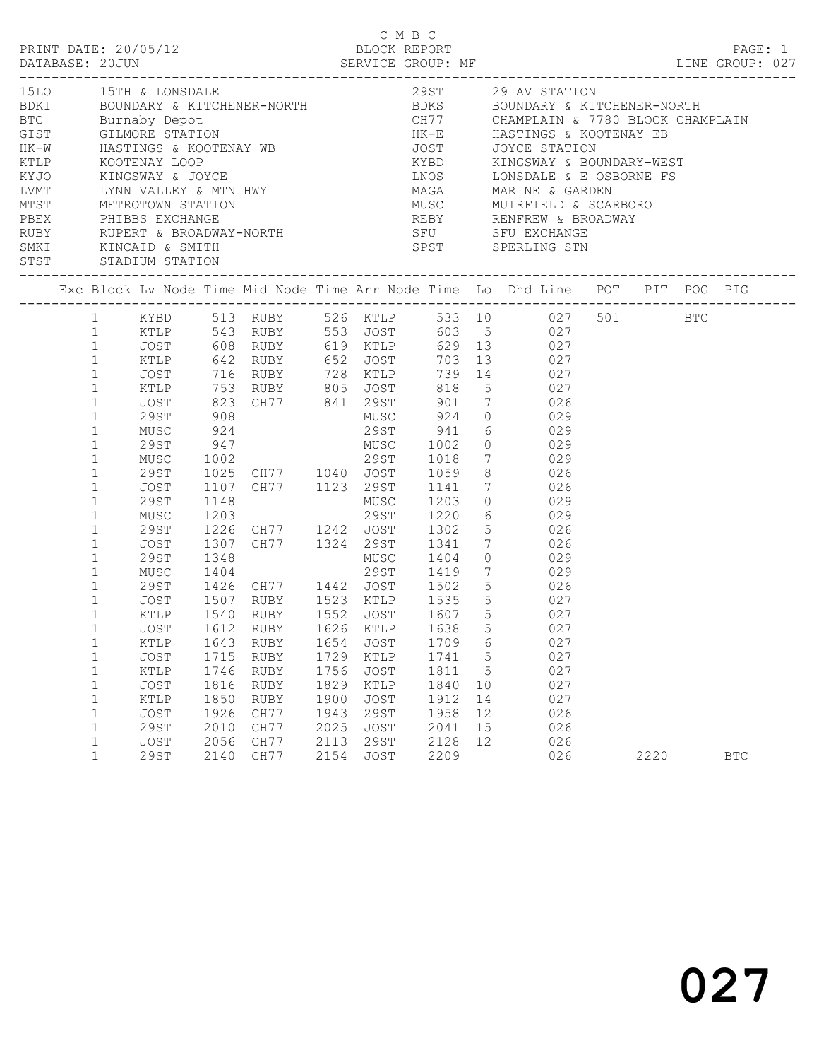C M B C

PRINT DATE: 20/05/12 BLOCK REPORT
DATABASE: 20JUN SERVICE GROUP: MF LINE GROUP: 027

| Code | Name | Code | Name |
|---|---|---|---|
| 15LO | 15TH & LONSDALE | 29ST | 29 AV STATION |
| BDKI | BOUNDARY & KITCHENER-NORTH | BDKS | BOUNDARY & KITCHENER-NORTH |
| BTC | Burnaby Depot | CH77 | CHAMPLAIN & 7780 BLOCK CHAMPLAIN |
| GIST | GILMORE STATION | HK-E | HASTINGS & KOOTENAY EB |
| HK-W | HASTINGS & KOOTENAY WB | JOST | JOYCE STATION |
| KTLP | KOOTENAY LOOP | KYBD | KINGSWAY & BOUNDARY-WEST |
| KYJO | KINGSWAY & JOYCE | LNOS | LONSDALE & E OSBORNE FS |
| LVMT | LYNN VALLEY & MTN HWY | MAGA | MARINE & GARDEN |
| MTST | METROTOWN STATION | MUSC | MUIRFIELD & SCARBORO |
| PBEX | PHIBBS EXCHANGE | REBY | RENFREW & BROADWAY |
| RUBY | RUPERT & BROADWAY-NORTH | SFU | SFU EXCHANGE |
| SMKI | KINCAID & SMITH | SPST | SPERLING STN |
| STST | STADIUM STATION | | |

| Exc | Block | Lv Node | Time | Mid Node | Time | Arr Node | Time | Lo | Dhd Line | POT | PIT | POG | PIG |
|---|---|---|---|---|---|---|---|---|---|---|---|---|---|
| | 1 | KYBD | 513 | RUBY | 526 | KTLP | 533 | 10 | 027 | 501 | | BTC | |
| | 1 | KTLP | 543 | RUBY | 553 | JOST | 603 | 5 | 027 | | | | |
| | 1 | JOST | 608 | RUBY | 619 | KTLP | 629 | 13 | 027 | | | | |
| | 1 | KTLP | 642 | RUBY | 652 | JOST | 703 | 13 | 027 | | | | |
| | 1 | JOST | 716 | RUBY | 728 | KTLP | 739 | 14 | 027 | | | | |
| | 1 | KTLP | 753 | RUBY | 805 | JOST | 818 | 5 | 027 | | | | |
| | 1 | JOST | 823 | CH77 | 841 | 29ST | 901 | 7 | 026 | | | | |
| | 1 | 29ST | 908 | | | MUSC | 924 | 0 | 029 | | | | |
| | 1 | MUSC | 924 | | | 29ST | 941 | 6 | 029 | | | | |
| | 1 | 29ST | 947 | | | MUSC | 1002 | 0 | 029 | | | | |
| | 1 | MUSC | 1002 | | | 29ST | 1018 | 7 | 029 | | | | |
| | 1 | 29ST | 1025 | CH77 | 1040 | JOST | 1059 | 8 | 026 | | | | |
| | 1 | JOST | 1107 | CH77 | 1123 | 29ST | 1141 | 7 | 026 | | | | |
| | 1 | 29ST | 1148 | | | MUSC | 1203 | 0 | 029 | | | | |
| | 1 | MUSC | 1203 | | | 29ST | 1220 | 6 | 029 | | | | |
| | 1 | 29ST | 1226 | CH77 | 1242 | JOST | 1302 | 5 | 026 | | | | |
| | 1 | JOST | 1307 | CH77 | 1324 | 29ST | 1341 | 7 | 026 | | | | |
| | 1 | 29ST | 1348 | | | MUSC | 1404 | 0 | 029 | | | | |
| | 1 | MUSC | 1404 | | | 29ST | 1419 | 7 | 029 | | | | |
| | 1 | 29ST | 1426 | CH77 | 1442 | JOST | 1502 | 5 | 026 | | | | |
| | 1 | JOST | 1507 | RUBY | 1523 | KTLP | 1535 | 5 | 027 | | | | |
| | 1 | KTLP | 1540 | RUBY | 1552 | JOST | 1607 | 5 | 027 | | | | |
| | 1 | JOST | 1612 | RUBY | 1626 | KTLP | 1638 | 5 | 027 | | | | |
| | 1 | KTLP | 1643 | RUBY | 1654 | JOST | 1709 | 6 | 027 | | | | |
| | 1 | JOST | 1715 | RUBY | 1729 | KTLP | 1741 | 5 | 027 | | | | |
| | 1 | KTLP | 1746 | RUBY | 1756 | JOST | 1811 | 5 | 027 | | | | |
| | 1 | JOST | 1816 | RUBY | 1829 | KTLP | 1840 | 10 | 027 | | | | |
| | 1 | KTLP | 1850 | RUBY | 1900 | JOST | 1912 | 14 | 027 | | | | |
| | 1 | JOST | 1926 | CH77 | 1943 | 29ST | 1958 | 12 | 026 | | | | |
| | 1 | 29ST | 2010 | CH77 | 2025 | JOST | 2041 | 15 | 026 | | | | |
| | 1 | JOST | 2056 | CH77 | 2113 | 29ST | 2128 | 12 | 026 | | | | |
| | 1 | 29ST | 2140 | CH77 | 2154 | JOST | 2209 | | 026 | | 2220 | | BTC |

027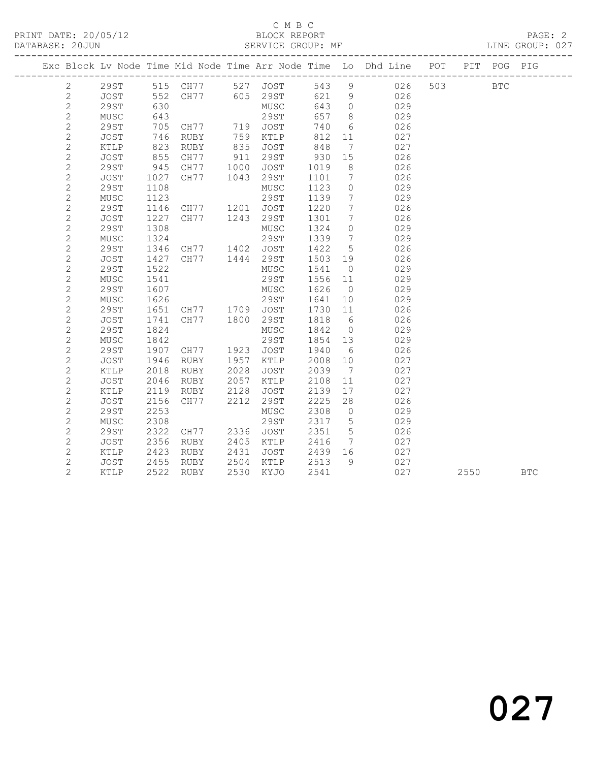C M B C

PRINT DATE: 20/05/12 BLOCK REPORT

DATABASE: 20JUN SERVICE GROUP: MF LINE GROUP: 027

| Exc | Block | Lv Node | Time | Mid Node | Time | Arr Node | Time | Lo | Dhd Line | POT | PIT | POG | PIG |
|---|---|---|---|---|---|---|---|---|---|---|---|---|---|
| | 2 | 29ST | 515 | CH77 | 527 | JOST | 543 | 9 | 026 | 503 | | BTC | |
| | 2 | JOST | 552 | CH77 | 605 | 29ST | 621 | 9 | 026 | | | | |
| | 2 | 29ST | 630 | | | MUSC | 643 | 0 | 029 | | | | |
| | 2 | MUSC | 643 | | | 29ST | 657 | 8 | 029 | | | | |
| | 2 | 29ST | 705 | CH77 | 719 | JOST | 740 | 6 | 026 | | | | |
| | 2 | JOST | 746 | RUBY | 759 | KTLP | 812 | 11 | 027 | | | | |
| | 2 | KTLP | 823 | RUBY | 835 | JOST | 848 | 7 | 027 | | | | |
| | 2 | JOST | 855 | CH77 | 911 | 29ST | 930 | 15 | 026 | | | | |
| | 2 | 29ST | 945 | CH77 | 1000 | JOST | 1019 | 8 | 026 | | | | |
| | 2 | JOST | 1027 | CH77 | 1043 | 29ST | 1101 | 7 | 026 | | | | |
| | 2 | 29ST | 1108 | | | MUSC | 1123 | 0 | 029 | | | | |
| | 2 | MUSC | 1123 | | | 29ST | 1139 | 7 | 029 | | | | |
| | 2 | 29ST | 1146 | CH77 | 1201 | JOST | 1220 | 7 | 026 | | | | |
| | 2 | JOST | 1227 | CH77 | 1243 | 29ST | 1301 | 7 | 026 | | | | |
| | 2 | 29ST | 1308 | | | MUSC | 1324 | 0 | 029 | | | | |
| | 2 | MUSC | 1324 | | | 29ST | 1339 | 7 | 029 | | | | |
| | 2 | 29ST | 1346 | CH77 | 1402 | JOST | 1422 | 5 | 026 | | | | |
| | 2 | JOST | 1427 | CH77 | 1444 | 29ST | 1503 | 19 | 026 | | | | |
| | 2 | 29ST | 1522 | | | MUSC | 1541 | 0 | 029 | | | | |
| | 2 | MUSC | 1541 | | | 29ST | 1556 | 11 | 029 | | | | |
| | 2 | 29ST | 1607 | | | MUSC | 1626 | 0 | 029 | | | | |
| | 2 | MUSC | 1626 | | | 29ST | 1641 | 10 | 029 | | | | |
| | 2 | 29ST | 1651 | CH77 | 1709 | JOST | 1730 | 11 | 026 | | | | |
| | 2 | JOST | 1741 | CH77 | 1800 | 29ST | 1818 | 6 | 026 | | | | |
| | 2 | 29ST | 1824 | | | MUSC | 1842 | 0 | 029 | | | | |
| | 2 | MUSC | 1842 | | | 29ST | 1854 | 13 | 029 | | | | |
| | 2 | 29ST | 1907 | CH77 | 1923 | JOST | 1940 | 6 | 026 | | | | |
| | 2 | JOST | 1946 | RUBY | 1957 | KTLP | 2008 | 10 | 027 | | | | |
| | 2 | KTLP | 2018 | RUBY | 2028 | JOST | 2039 | 7 | 027 | | | | |
| | 2 | JOST | 2046 | RUBY | 2057 | KTLP | 2108 | 11 | 027 | | | | |
| | 2 | KTLP | 2119 | RUBY | 2128 | JOST | 2139 | 17 | 027 | | | | |
| | 2 | JOST | 2156 | CH77 | 2212 | 29ST | 2225 | 28 | 026 | | | | |
| | 2 | 29ST | 2253 | | | MUSC | 2308 | 0 | 029 | | | | |
| | 2 | MUSC | 2308 | | | 29ST | 2317 | 5 | 029 | | | | |
| | 2 | 29ST | 2322 | CH77 | 2336 | JOST | 2351 | 5 | 026 | | | | |
| | 2 | JOST | 2356 | RUBY | 2405 | KTLP | 2416 | 7 | 027 | | | | |
| | 2 | KTLP | 2423 | RUBY | 2431 | JOST | 2439 | 16 | 027 | | | | |
| | 2 | JOST | 2455 | RUBY | 2504 | KTLP | 2513 | 9 | 027 | | | | |
| | 2 | KTLP | 2522 | RUBY | 2530 | KYJO | 2541 | | 027 | | 2550 | | BTC |

027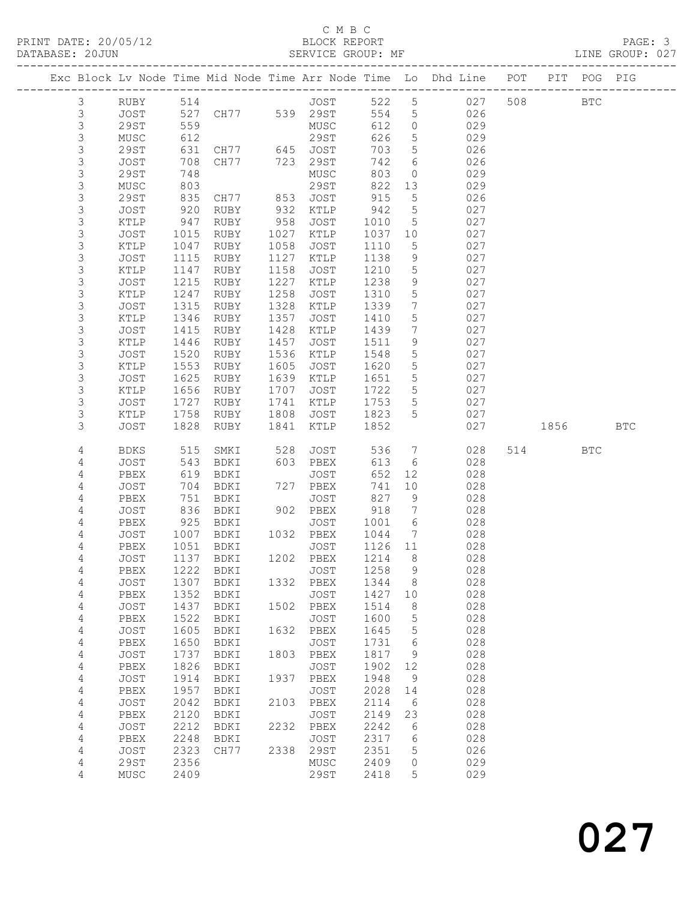C M B C
PRINT DATE: 20/05/12 BLOCK REPORT
DATABASE: 20JUN SERVICE GROUP: MF LINE GROUP: 027

| Exc | Block | Lv | Node | Time | Mid Node | Time | Arr Node | Time | Lo | Dhd Line | POT | PIT | POG | PIG |
|---|---|---|---|---|---|---|---|---|---|---|---|---|---|---|
| | 3 | | RUBY | 514 | | | JOST | 522 | 5 | 027 | 508 | | BTC | |
| | 3 | | JOST | 527 | CH77 | 539 | 29ST | 554 | 5 | 026 | | | | |
| | 3 | | 29ST | 559 | | | MUSC | 612 | 0 | 029 | | | | |
| | 3 | | MUSC | 612 | | | 29ST | 626 | 5 | 029 | | | | |
| | 3 | | 29ST | 631 | CH77 | 645 | JOST | 703 | 5 | 026 | | | | |
| | 3 | | JOST | 708 | CH77 | 723 | 29ST | 742 | 6 | 026 | | | | |
| | 3 | | 29ST | 748 | | | MUSC | 803 | 0 | 029 | | | | |
| | 3 | | MUSC | 803 | | | 29ST | 822 | 13 | 029 | | | | |
| | 3 | | 29ST | 835 | CH77 | 853 | JOST | 915 | 5 | 026 | | | | |
| | 3 | | JOST | 920 | RUBY | 932 | KTLP | 942 | 5 | 027 | | | | |
| | 3 | | KTLP | 947 | RUBY | 958 | JOST | 1010 | 5 | 027 | | | | |
| | 3 | | JOST | 1015 | RUBY | 1027 | KTLP | 1037 | 10 | 027 | | | | |
| | 3 | | KTLP | 1047 | RUBY | 1058 | JOST | 1110 | 5 | 027 | | | | |
| | 3 | | JOST | 1115 | RUBY | 1127 | KTLP | 1138 | 9 | 027 | | | | |
| | 3 | | KTLP | 1147 | RUBY | 1158 | JOST | 1210 | 5 | 027 | | | | |
| | 3 | | JOST | 1215 | RUBY | 1227 | KTLP | 1238 | 9 | 027 | | | | |
| | 3 | | KTLP | 1247 | RUBY | 1258 | JOST | 1310 | 5 | 027 | | | | |
| | 3 | | JOST | 1315 | RUBY | 1328 | KTLP | 1339 | 7 | 027 | | | | |
| | 3 | | KTLP | 1346 | RUBY | 1357 | JOST | 1410 | 5 | 027 | | | | |
| | 3 | | JOST | 1415 | RUBY | 1428 | KTLP | 1439 | 7 | 027 | | | | |
| | 3 | | KTLP | 1446 | RUBY | 1457 | JOST | 1511 | 9 | 027 | | | | |
| | 3 | | JOST | 1520 | RUBY | 1536 | KTLP | 1548 | 5 | 027 | | | | |
| | 3 | | KTLP | 1553 | RUBY | 1605 | JOST | 1620 | 5 | 027 | | | | |
| | 3 | | JOST | 1625 | RUBY | 1639 | KTLP | 1651 | 5 | 027 | | | | |
| | 3 | | KTLP | 1656 | RUBY | 1707 | JOST | 1722 | 5 | 027 | | | | |
| | 3 | | JOST | 1727 | RUBY | 1741 | KTLP | 1753 | 5 | 027 | | | | |
| | 3 | | KTLP | 1758 | RUBY | 1808 | JOST | 1823 | 5 | 027 | | | | |
| | 3 | | JOST | 1828 | RUBY | 1841 | KTLP | 1852 | | 027 | | 1856 | | BTC |
| | 4 | | BDKS | 515 | SMKI | 528 | JOST | 536 | 7 | 028 | 514 | | BTC | |
| | 4 | | JOST | 543 | BDKI | 603 | PBEX | 613 | 6 | 028 | | | | |
| | 4 | | PBEX | 619 | BDKI | | JOST | 652 | 12 | 028 | | | | |
| | 4 | | JOST | 704 | BDKI | 727 | PBEX | 741 | 10 | 028 | | | | |
| | 4 | | PBEX | 751 | BDKI | | JOST | 827 | 9 | 028 | | | | |
| | 4 | | JOST | 836 | BDKI | 902 | PBEX | 918 | 7 | 028 | | | | |
| | 4 | | PBEX | 925 | BDKI | | JOST | 1001 | 6 | 028 | | | | |
| | 4 | | JOST | 1007 | BDKI | 1032 | PBEX | 1044 | 7 | 028 | | | | |
| | 4 | | PBEX | 1051 | BDKI | | JOST | 1126 | 11 | 028 | | | | |
| | 4 | | JOST | 1137 | BDKI | 1202 | PBEX | 1214 | 8 | 028 | | | | |
| | 4 | | PBEX | 1222 | BDKI | | JOST | 1258 | 9 | 028 | | | | |
| | 4 | | JOST | 1307 | BDKI | 1332 | PBEX | 1344 | 8 | 028 | | | | |
| | 4 | | PBEX | 1352 | BDKI | | JOST | 1427 | 10 | 028 | | | | |
| | 4 | | JOST | 1437 | BDKI | 1502 | PBEX | 1514 | 8 | 028 | | | | |
| | 4 | | PBEX | 1522 | BDKI | | JOST | 1600 | 5 | 028 | | | | |
| | 4 | | JOST | 1605 | BDKI | 1632 | PBEX | 1645 | 5 | 028 | | | | |
| | 4 | | PBEX | 1650 | BDKI | | JOST | 1731 | 6 | 028 | | | | |
| | 4 | | JOST | 1737 | BDKI | 1803 | PBEX | 1817 | 9 | 028 | | | | |
| | 4 | | PBEX | 1826 | BDKI | | JOST | 1902 | 12 | 028 | | | | |
| | 4 | | JOST | 1914 | BDKI | 1937 | PBEX | 1948 | 9 | 028 | | | | |
| | 4 | | PBEX | 1957 | BDKI | | JOST | 2028 | 14 | 028 | | | | |
| | 4 | | JOST | 2042 | BDKI | 2103 | PBEX | 2114 | 6 | 028 | | | | |
| | 4 | | PBEX | 2120 | BDKI | | JOST | 2149 | 23 | 028 | | | | |
| | 4 | | JOST | 2212 | BDKI | 2232 | PBEX | 2242 | 6 | 028 | | | | |
| | 4 | | PBEX | 2248 | BDKI | | JOST | 2317 | 6 | 028 | | | | |
| | 4 | | JOST | 2323 | CH77 | 2338 | 29ST | 2351 | 5 | 026 | | | | |
| | 4 | | 29ST | 2356 | | | MUSC | 2409 | 0 | 029 | | | | |
| | 4 | | MUSC | 2409 | | | 29ST | 2418 | 5 | 029 | | | | |

027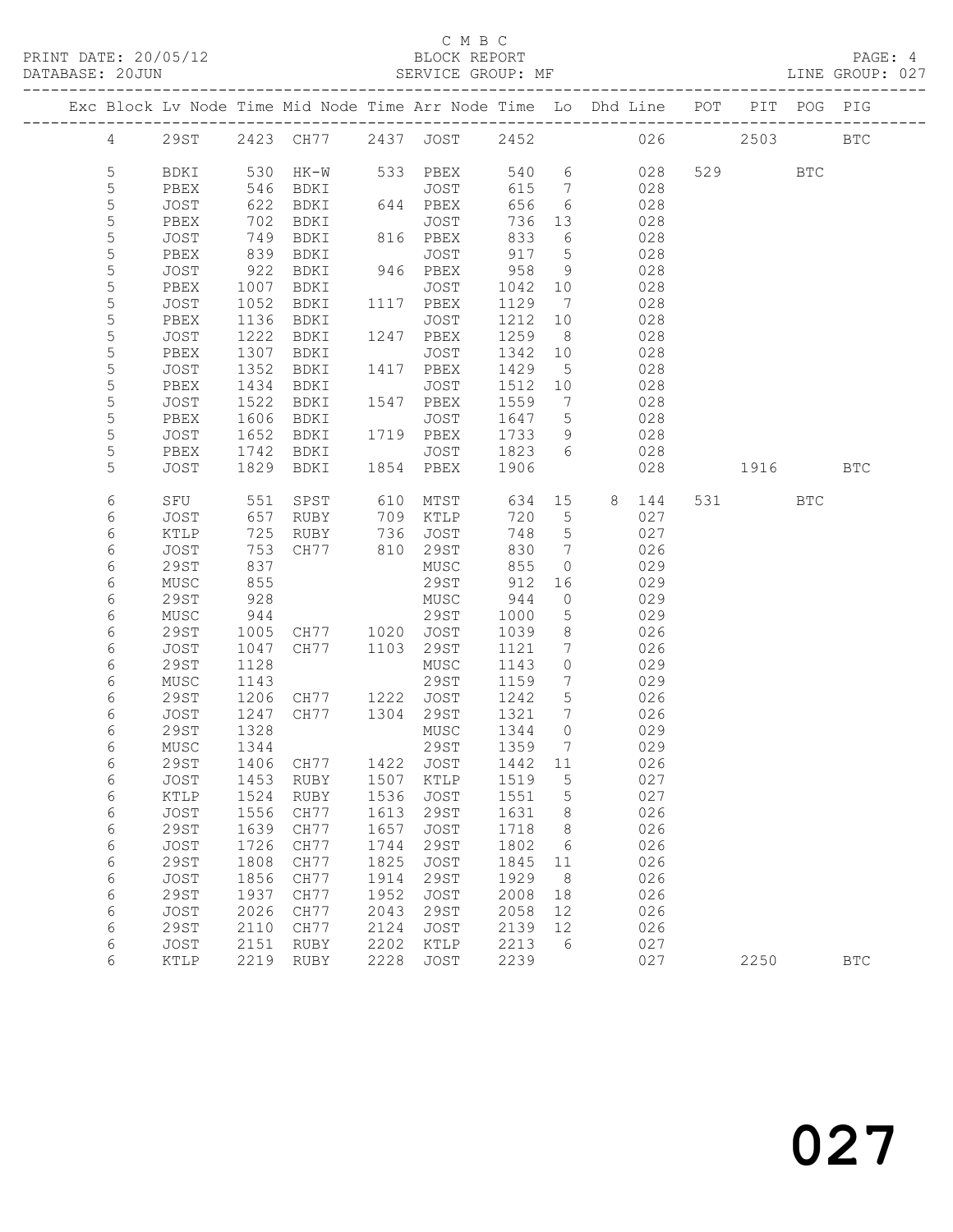C M B C

PRINT DATE: 20/05/12 BLOCK REPORT PAGE: 4
DATABASE: 20JUN SERVICE GROUP: MF LINE GROUP: 027

| Exc | Block | Lv | Node | Time | Mid Node | Time | Arr Node | Time | Lo | Dhd | Line | POT | PIT | POG | PIG |
|---|---|---|---|---|---|---|---|---|---|---|---|---|---|---|---|
| | 4 | | 29ST | 2423 | CH77 | 2437 | JOST | 2452 | | | 026 | | 2503 | | BTC |
| | 5 | | BDKI | 530 | HK-W | 533 | PBEX | 540 | 6 | | 028 | 529 | | BTC | |
| | 5 | | PBEX | 546 | BDKI | | JOST | 615 | 7 | | 028 | | | | |
| | 5 | | JOST | 622 | BDKI | 644 | PBEX | 656 | 6 | | 028 | | | | |
| | 5 | | PBEX | 702 | BDKI | | JOST | 736 | 13 | | 028 | | | | |
| | 5 | | JOST | 749 | BDKI | 816 | PBEX | 833 | 6 | | 028 | | | | |
| | 5 | | PBEX | 839 | BDKI | | JOST | 917 | 5 | | 028 | | | | |
| | 5 | | JOST | 922 | BDKI | 946 | PBEX | 958 | 9 | | 028 | | | | |
| | 5 | | PBEX | 1007 | BDKI | | JOST | 1042 | 10 | | 028 | | | | |
| | 5 | | JOST | 1052 | BDKI | 1117 | PBEX | 1129 | 7 | | 028 | | | | |
| | 5 | | PBEX | 1136 | BDKI | | JOST | 1212 | 10 | | 028 | | | | |
| | 5 | | JOST | 1222 | BDKI | 1247 | PBEX | 1259 | 8 | | 028 | | | | |
| | 5 | | PBEX | 1307 | BDKI | | JOST | 1342 | 10 | | 028 | | | | |
| | 5 | | JOST | 1352 | BDKI | 1417 | PBEX | 1429 | 5 | | 028 | | | | |
| | 5 | | PBEX | 1434 | BDKI | | JOST | 1512 | 10 | | 028 | | | | |
| | 5 | | JOST | 1522 | BDKI | 1547 | PBEX | 1559 | 7 | | 028 | | | | |
| | 5 | | PBEX | 1606 | BDKI | | JOST | 1647 | 5 | | 028 | | | | |
| | 5 | | JOST | 1652 | BDKI | 1719 | PBEX | 1733 | 9 | | 028 | | | | |
| | 5 | | PBEX | 1742 | BDKI | | JOST | 1823 | 6 | | 028 | | | | |
| | 5 | | JOST | 1829 | BDKI | 1854 | PBEX | 1906 | | | 028 | | 1916 | | BTC |
| | 6 | | SFU | 551 | SPST | 610 | MTST | 634 | 15 | 8 | 144 | 531 | | BTC | |
| | 6 | | JOST | 657 | RUBY | 709 | KTLP | 720 | 5 | | 027 | | | | |
| | 6 | | KTLP | 725 | RUBY | 736 | JOST | 748 | 5 | | 027 | | | | |
| | 6 | | JOST | 753 | CH77 | 810 | 29ST | 830 | 7 | | 026 | | | | |
| | 6 | | 29ST | 837 | | | MUSC | 855 | 0 | | 029 | | | | |
| | 6 | | MUSC | 855 | | | 29ST | 912 | 16 | | 029 | | | | |
| | 6 | | 29ST | 928 | | | MUSC | 944 | 0 | | 029 | | | | |
| | 6 | | MUSC | 944 | | | 29ST | 1000 | 5 | | 029 | | | | |
| | 6 | | 29ST | 1005 | CH77 | 1020 | JOST | 1039 | 8 | | 026 | | | | |
| | 6 | | JOST | 1047 | CH77 | 1103 | 29ST | 1121 | 7 | | 026 | | | | |
| | 6 | | 29ST | 1128 | | | MUSC | 1143 | 0 | | 029 | | | | |
| | 6 | | MUSC | 1143 | | | 29ST | 1159 | 7 | | 029 | | | | |
| | 6 | | 29ST | 1206 | CH77 | 1222 | JOST | 1242 | 5 | | 026 | | | | |
| | 6 | | JOST | 1247 | CH77 | 1304 | 29ST | 1321 | 7 | | 026 | | | | |
| | 6 | | 29ST | 1328 | | | MUSC | 1344 | 0 | | 029 | | | | |
| | 6 | | MUSC | 1344 | | | 29ST | 1359 | 7 | | 029 | | | | |
| | 6 | | 29ST | 1406 | CH77 | 1422 | JOST | 1442 | 11 | | 026 | | | | |
| | 6 | | JOST | 1453 | RUBY | 1507 | KTLP | 1519 | 5 | | 027 | | | | |
| | 6 | | KTLP | 1524 | RUBY | 1536 | JOST | 1551 | 5 | | 027 | | | | |
| | 6 | | JOST | 1556 | CH77 | 1613 | 29ST | 1631 | 8 | | 026 | | | | |
| | 6 | | 29ST | 1639 | CH77 | 1657 | JOST | 1718 | 8 | | 026 | | | | |
| | 6 | | JOST | 1726 | CH77 | 1744 | 29ST | 1802 | 6 | | 026 | | | | |
| | 6 | | 29ST | 1808 | CH77 | 1825 | JOST | 1845 | 11 | | 026 | | | | |
| | 6 | | JOST | 1856 | CH77 | 1914 | 29ST | 1929 | 8 | | 026 | | | | |
| | 6 | | 29ST | 1937 | CH77 | 1952 | JOST | 2008 | 18 | | 026 | | | | |
| | 6 | | JOST | 2026 | CH77 | 2043 | 29ST | 2058 | 12 | | 026 | | | | |
| | 6 | | 29ST | 2110 | CH77 | 2124 | JOST | 2139 | 12 | | 026 | | | | |
| | 6 | | JOST | 2151 | RUBY | 2202 | KTLP | 2213 | 6 | | 027 | | | | |
| | 6 | | KTLP | 2219 | RUBY | 2228 | JOST | 2239 | | | 027 | | 2250 | | BTC |

027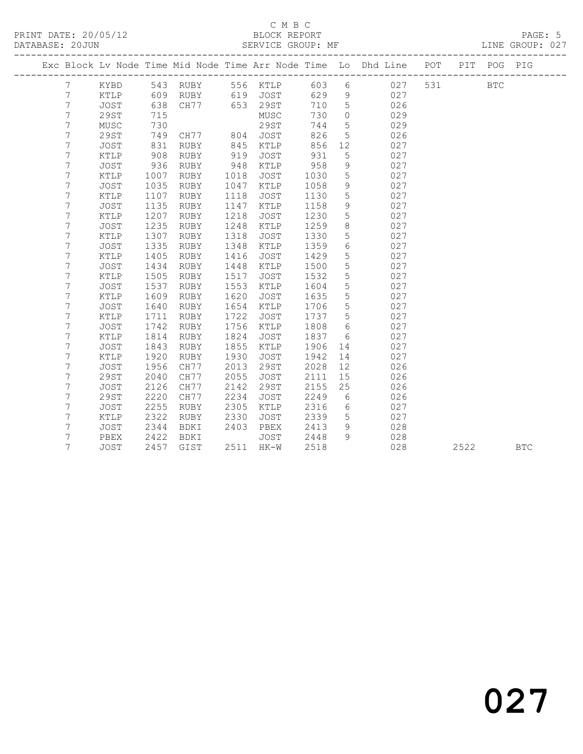C M B C

PRINT DATE: 20/05/12 BLOCK REPORT

DATABASE: 20JUN SERVICE GROUP: MF LINE GROUP: 027

| Exc | Block | Lv Node | Time | Mid Node | Time | Arr Node | Time | Lo | Dhd Line | POT | PIT | POG | PIG |
|---|---|---|---|---|---|---|---|---|---|---|---|---|---|
| | 7 | KYBD | 543 | RUBY | 556 | KTLP | 603 | 6 | 027 | 531 | | BTC | |
| | 7 | KTLP | 609 | RUBY | 619 | JOST | 629 | 9 | 027 | | | | |
| | 7 | JOST | 638 | CH77 | 653 | 29ST | 710 | 5 | 026 | | | | |
| | 7 | 29ST | 715 | | | MUSC | 730 | 0 | 029 | | | | |
| | 7 | MUSC | 730 | | | 29ST | 744 | 5 | 029 | | | | |
| | 7 | 29ST | 749 | CH77 | 804 | JOST | 826 | 5 | 026 | | | | |
| | 7 | JOST | 831 | RUBY | 845 | KTLP | 856 | 12 | 027 | | | | |
| | 7 | KTLP | 908 | RUBY | 919 | JOST | 931 | 5 | 027 | | | | |
| | 7 | JOST | 936 | RUBY | 948 | KTLP | 958 | 9 | 027 | | | | |
| | 7 | KTLP | 1007 | RUBY | 1018 | JOST | 1030 | 5 | 027 | | | | |
| | 7 | JOST | 1035 | RUBY | 1047 | KTLP | 1058 | 9 | 027 | | | | |
| | 7 | KTLP | 1107 | RUBY | 1118 | JOST | 1130 | 5 | 027 | | | | |
| | 7 | JOST | 1135 | RUBY | 1147 | KTLP | 1158 | 9 | 027 | | | | |
| | 7 | KTLP | 1207 | RUBY | 1218 | JOST | 1230 | 5 | 027 | | | | |
| | 7 | JOST | 1235 | RUBY | 1248 | KTLP | 1259 | 8 | 027 | | | | |
| | 7 | KTLP | 1307 | RUBY | 1318 | JOST | 1330 | 5 | 027 | | | | |
| | 7 | JOST | 1335 | RUBY | 1348 | KTLP | 1359 | 6 | 027 | | | | |
| | 7 | KTLP | 1405 | RUBY | 1416 | JOST | 1429 | 5 | 027 | | | | |
| | 7 | JOST | 1434 | RUBY | 1448 | KTLP | 1500 | 5 | 027 | | | | |
| | 7 | KTLP | 1505 | RUBY | 1517 | JOST | 1532 | 5 | 027 | | | | |
| | 7 | JOST | 1537 | RUBY | 1553 | KTLP | 1604 | 5 | 027 | | | | |
| | 7 | KTLP | 1609 | RUBY | 1620 | JOST | 1635 | 5 | 027 | | | | |
| | 7 | JOST | 1640 | RUBY | 1654 | KTLP | 1706 | 5 | 027 | | | | |
| | 7 | KTLP | 1711 | RUBY | 1722 | JOST | 1737 | 5 | 027 | | | | |
| | 7 | JOST | 1742 | RUBY | 1756 | KTLP | 1808 | 6 | 027 | | | | |
| | 7 | KTLP | 1814 | RUBY | 1824 | JOST | 1837 | 6 | 027 | | | | |
| | 7 | JOST | 1843 | RUBY | 1855 | KTLP | 1906 | 14 | 027 | | | | |
| | 7 | KTLP | 1920 | RUBY | 1930 | JOST | 1942 | 14 | 027 | | | | |
| | 7 | JOST | 1956 | CH77 | 2013 | 29ST | 2028 | 12 | 026 | | | | |
| | 7 | 29ST | 2040 | CH77 | 2055 | JOST | 2111 | 15 | 026 | | | | |
| | 7 | JOST | 2126 | CH77 | 2142 | 29ST | 2155 | 25 | 026 | | | | |
| | 7 | 29ST | 2220 | CH77 | 2234 | JOST | 2249 | 6 | 026 | | | | |
| | 7 | JOST | 2255 | RUBY | 2305 | KTLP | 2316 | 6 | 027 | | | | |
| | 7 | KTLP | 2322 | RUBY | 2330 | JOST | 2339 | 5 | 027 | | | | |
| | 7 | JOST | 2344 | BDKI | 2403 | PBEX | 2413 | 9 | 028 | | | | |
| | 7 | PBEX | 2422 | BDKI | | JOST | 2448 | 9 | 028 | | | | |
| | 7 | JOST | 2457 | GIST | 2511 | HK-W | 2518 | | 028 | | 2522 | | BTC |

027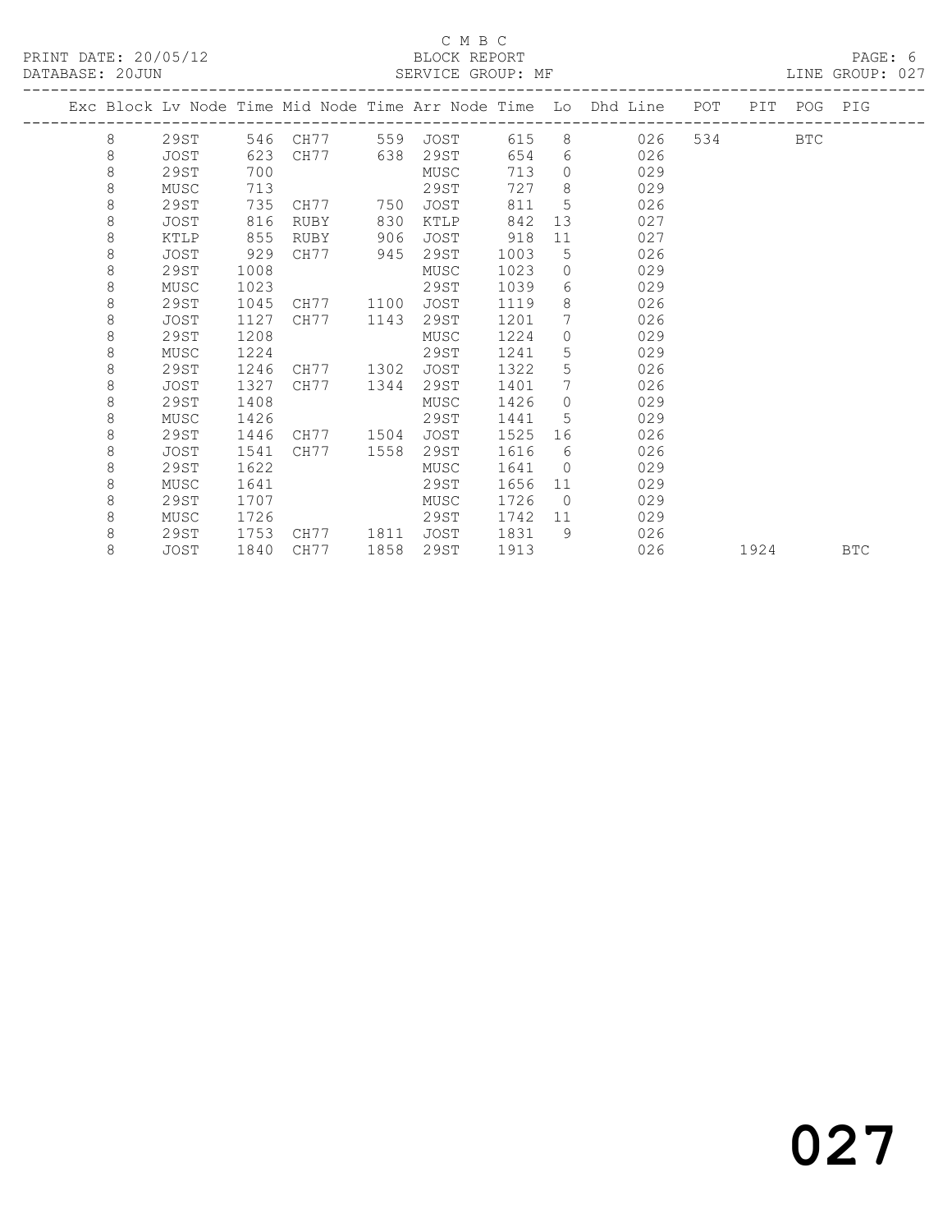C M B C

PRINT DATE: 20/05/12 BLOCK REPORT

DATABASE: 20JUN SERVICE GROUP: MF LINE GROUP: 027

| Exc | Block | Lv Node | Time | Mid Node | Time | Arr Node | Time | Lo | Dhd Line | POT | PIT | POG | PIG |
|---|---|---|---|---|---|---|---|---|---|---|---|---|---|
| | 8 | 29ST | 546 | CH77 | 559 | JOST | 615 | 8 | 026 | 534 | | BTC | |
| | 8 | JOST | 623 | CH77 | 638 | 29ST | 654 | 6 | 026 | | | | |
| | 8 | 29ST | 700 | | | MUSC | 713 | 0 | 029 | | | | |
| | 8 | MUSC | 713 | | | 29ST | 727 | 8 | 029 | | | | |
| | 8 | 29ST | 735 | CH77 | 750 | JOST | 811 | 5 | 026 | | | | |
| | 8 | JOST | 816 | RUBY | 830 | KTLP | 842 | 13 | 027 | | | | |
| | 8 | KTLP | 855 | RUBY | 906 | JOST | 918 | 11 | 027 | | | | |
| | 8 | JOST | 929 | CH77 | 945 | 29ST | 1003 | 5 | 026 | | | | |
| | 8 | 29ST | 1008 | | | MUSC | 1023 | 0 | 029 | | | | |
| | 8 | MUSC | 1023 | | | 29ST | 1039 | 6 | 029 | | | | |
| | 8 | 29ST | 1045 | CH77 | 1100 | JOST | 1119 | 8 | 026 | | | | |
| | 8 | JOST | 1127 | CH77 | 1143 | 29ST | 1201 | 7 | 026 | | | | |
| | 8 | 29ST | 1208 | | | MUSC | 1224 | 0 | 029 | | | | |
| | 8 | MUSC | 1224 | | | 29ST | 1241 | 5 | 029 | | | | |
| | 8 | 29ST | 1246 | CH77 | 1302 | JOST | 1322 | 5 | 026 | | | | |
| | 8 | JOST | 1327 | CH77 | 1344 | 29ST | 1401 | 7 | 026 | | | | |
| | 8 | 29ST | 1408 | | | MUSC | 1426 | 0 | 029 | | | | |
| | 8 | MUSC | 1426 | | | 29ST | 1441 | 5 | 029 | | | | |
| | 8 | 29ST | 1446 | CH77 | 1504 | JOST | 1525 | 16 | 026 | | | | |
| | 8 | JOST | 1541 | CH77 | 1558 | 29ST | 1616 | 6 | 026 | | | | |
| | 8 | 29ST | 1622 | | | MUSC | 1641 | 0 | 029 | | | | |
| | 8 | MUSC | 1641 | | | 29ST | 1656 | 11 | 029 | | | | |
| | 8 | 29ST | 1707 | | | MUSC | 1726 | 0 | 029 | | | | |
| | 8 | MUSC | 1726 | | | 29ST | 1742 | 11 | 029 | | | | |
| | 8 | 29ST | 1753 | CH77 | 1811 | JOST | 1831 | 9 | 026 | | | | |
| | 8 | JOST | 1840 | CH77 | 1858 | 29ST | 1913 | | 026 | | 1924 | | BTC |

027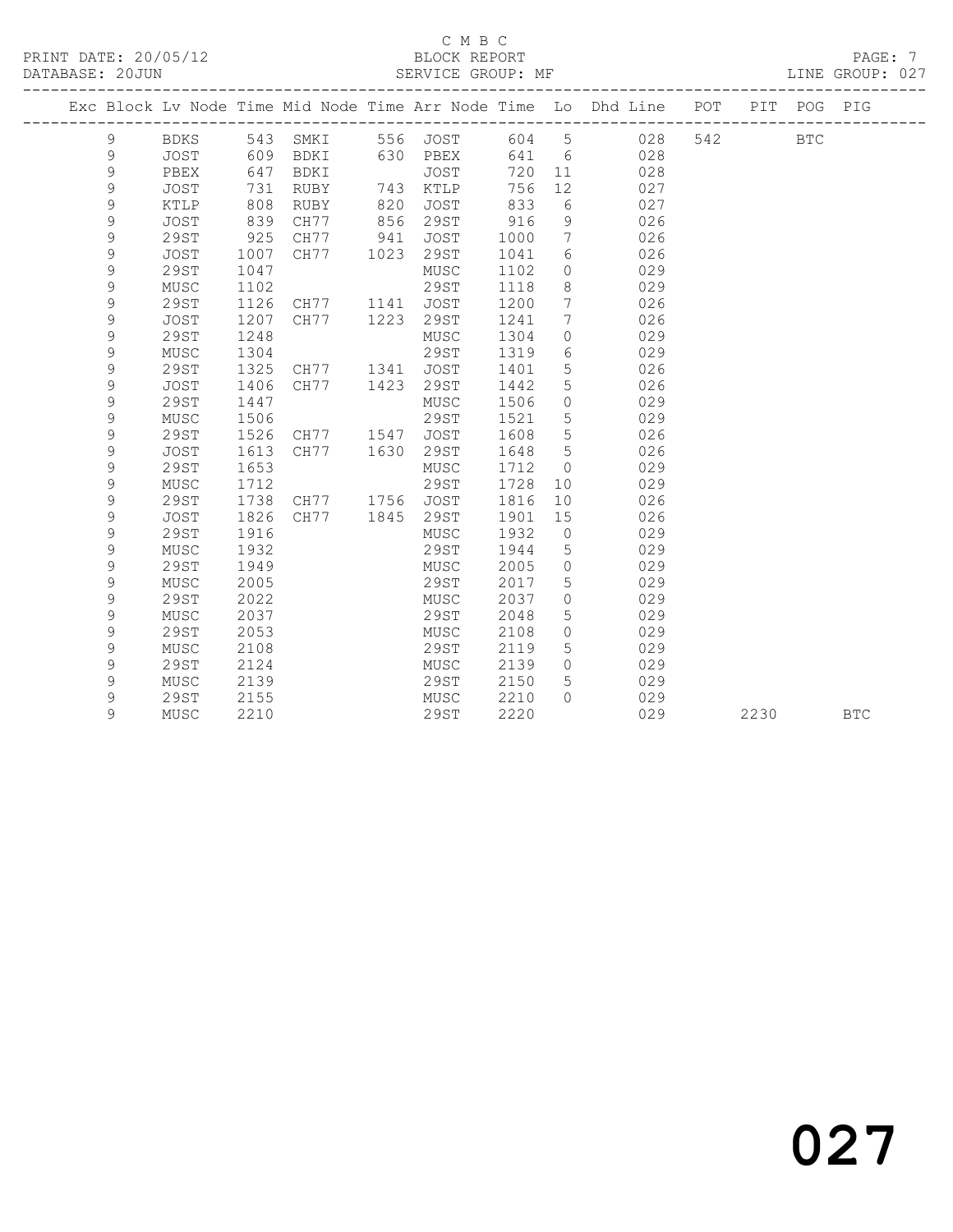C M B C
PRINT DATE: 20/05/12 BLOCK REPORT
DATABASE: 20JUN SERVICE GROUP: MF LINE GROUP: 027

| Exc | Block | Lv | Node | Time | Mid Node | Time | Arr Node | Time | Lo | Dhd Line | POT | PIT | POG | PIG |
|---|---|---|---|---|---|---|---|---|---|---|---|---|---|---|
| | 9 | | BDKS | 543 | SMKI | 556 | JOST | 604 | 5 | 028 | 542 | | BTC | |
| | 9 | | JOST | 609 | BDKI | 630 | PBEX | 641 | 6 | 028 | | | | |
| | 9 | | PBEX | 647 | BDKI | | JOST | 720 | 11 | 028 | | | | |
| | 9 | | JOST | 731 | RUBY | 743 | KTLP | 756 | 12 | 027 | | | | |
| | 9 | | KTLP | 808 | RUBY | 820 | JOST | 833 | 6 | 027 | | | | |
| | 9 | | JOST | 839 | CH77 | 856 | 29ST | 916 | 9 | 026 | | | | |
| | 9 | | 29ST | 925 | CH77 | 941 | JOST | 1000 | 7 | 026 | | | | |
| | 9 | | JOST | 1007 | CH77 | 1023 | 29ST | 1041 | 6 | 026 | | | | |
| | 9 | | 29ST | 1047 | | | MUSC | 1102 | 0 | 029 | | | | |
| | 9 | | MUSC | 1102 | | | 29ST | 1118 | 8 | 029 | | | | |
| | 9 | | 29ST | 1126 | CH77 | 1141 | JOST | 1200 | 7 | 026 | | | | |
| | 9 | | JOST | 1207 | CH77 | 1223 | 29ST | 1241 | 7 | 026 | | | | |
| | 9 | | 29ST | 1248 | | | MUSC | 1304 | 0 | 029 | | | | |
| | 9 | | MUSC | 1304 | | | 29ST | 1319 | 6 | 029 | | | | |
| | 9 | | 29ST | 1325 | CH77 | 1341 | JOST | 1401 | 5 | 026 | | | | |
| | 9 | | JOST | 1406 | CH77 | 1423 | 29ST | 1442 | 5 | 026 | | | | |
| | 9 | | 29ST | 1447 | | | MUSC | 1506 | 0 | 029 | | | | |
| | 9 | | MUSC | 1506 | | | 29ST | 1521 | 5 | 029 | | | | |
| | 9 | | 29ST | 1526 | CH77 | 1547 | JOST | 1608 | 5 | 026 | | | | |
| | 9 | | JOST | 1613 | CH77 | 1630 | 29ST | 1648 | 5 | 026 | | | | |
| | 9 | | 29ST | 1653 | | | MUSC | 1712 | 0 | 029 | | | | |
| | 9 | | MUSC | 1712 | | | 29ST | 1728 | 10 | 029 | | | | |
| | 9 | | 29ST | 1738 | CH77 | 1756 | JOST | 1816 | 10 | 026 | | | | |
| | 9 | | JOST | 1826 | CH77 | 1845 | 29ST | 1901 | 15 | 026 | | | | |
| | 9 | | 29ST | 1916 | | | MUSC | 1932 | 0 | 029 | | | | |
| | 9 | | MUSC | 1932 | | | 29ST | 1944 | 5 | 029 | | | | |
| | 9 | | 29ST | 1949 | | | MUSC | 2005 | 0 | 029 | | | | |
| | 9 | | MUSC | 2005 | | | 29ST | 2017 | 5 | 029 | | | | |
| | 9 | | 29ST | 2022 | | | MUSC | 2037 | 0 | 029 | | | | |
| | 9 | | MUSC | 2037 | | | 29ST | 2048 | 5 | 029 | | | | |
| | 9 | | 29ST | 2053 | | | MUSC | 2108 | 0 | 029 | | | | |
| | 9 | | MUSC | 2108 | | | 29ST | 2119 | 5 | 029 | | | | |
| | 9 | | 29ST | 2124 | | | MUSC | 2139 | 0 | 029 | | | | |
| | 9 | | MUSC | 2139 | | | 29ST | 2150 | 5 | 029 | | | | |
| | 9 | | 29ST | 2155 | | | MUSC | 2210 | 0 | 029 | | | | |
| | 9 | | MUSC | 2210 | | | 29ST | 2220 | | 029 | | 2230 | | BTC |

027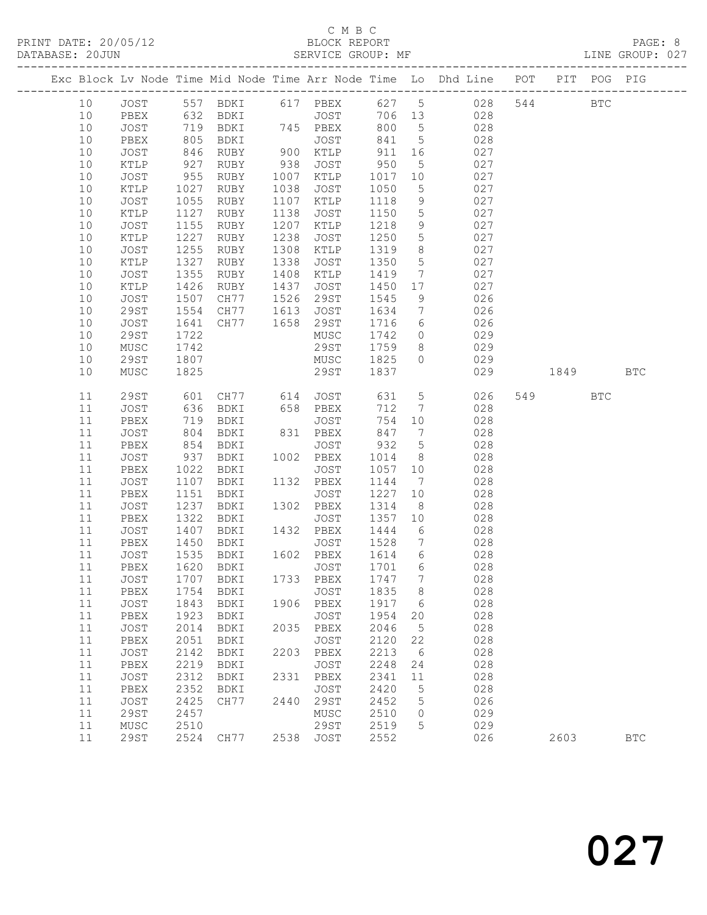C M B C
PRINT DATE: 20/05/12 BLOCK REPORT
DATABASE: 20JUN SERVICE GROUP: MF LINE GROUP: 027

| Exc | Block | Lv | Node | Time | Mid Node | Time | Arr Node | Time | Lo | Dhd Line | POT | PIT | POG | PIG |
|---|---|---|---|---|---|---|---|---|---|---|---|---|---|---|
| | 10 | | JOST | 557 | BDKI | 617 | PBEX | 627 | 5 | 028 | 544 | | BTC | |
| | 10 | | PBEX | 632 | BDKI | | JOST | 706 | 13 | 028 | | | | |
| | 10 | | JOST | 719 | BDKI | 745 | PBEX | 800 | 5 | 028 | | | | |
| | 10 | | PBEX | 805 | BDKI | | JOST | 841 | 5 | 028 | | | | |
| | 10 | | JOST | 846 | RUBY | 900 | KTLP | 911 | 16 | 027 | | | | |
| | 10 | | KTLP | 927 | RUBY | 938 | JOST | 950 | 5 | 027 | | | | |
| | 10 | | JOST | 955 | RUBY | 1007 | KTLP | 1017 | 10 | 027 | | | | |
| | 10 | | KTLP | 1027 | RUBY | 1038 | JOST | 1050 | 5 | 027 | | | | |
| | 10 | | JOST | 1055 | RUBY | 1107 | KTLP | 1118 | 9 | 027 | | | | |
| | 10 | | KTLP | 1127 | RUBY | 1138 | JOST | 1150 | 5 | 027 | | | | |
| | 10 | | JOST | 1155 | RUBY | 1207 | KTLP | 1218 | 9 | 027 | | | | |
| | 10 | | KTLP | 1227 | RUBY | 1238 | JOST | 1250 | 5 | 027 | | | | |
| | 10 | | JOST | 1255 | RUBY | 1308 | KTLP | 1319 | 8 | 027 | | | | |
| | 10 | | KTLP | 1327 | RUBY | 1338 | JOST | 1350 | 5 | 027 | | | | |
| | 10 | | JOST | 1355 | RUBY | 1408 | KTLP | 1419 | 7 | 027 | | | | |
| | 10 | | KTLP | 1426 | RUBY | 1437 | JOST | 1450 | 17 | 027 | | | | |
| | 10 | | JOST | 1507 | CH77 | 1526 | 29ST | 1545 | 9 | 026 | | | | |
| | 10 | | 29ST | 1554 | CH77 | 1613 | JOST | 1634 | 7 | 026 | | | | |
| | 10 | | JOST | 1641 | CH77 | 1658 | 29ST | 1716 | 6 | 026 | | | | |
| | 10 | | 29ST | 1722 | | | MUSC | 1742 | 0 | 029 | | | | |
| | 10 | | MUSC | 1742 | | | 29ST | 1759 | 8 | 029 | | | | |
| | 10 | | 29ST | 1807 | | | MUSC | 1825 | 0 | 029 | | | | |
| | 10 | | MUSC | 1825 | | | 29ST | 1837 | | 029 | | 1849 | | BTC |
| | 11 | | 29ST | 601 | CH77 | 614 | JOST | 631 | 5 | 026 | 549 | | BTC | |
| | 11 | | JOST | 636 | BDKI | 658 | PBEX | 712 | 7 | 028 | | | | |
| | 11 | | PBEX | 719 | BDKI | | JOST | 754 | 10 | 028 | | | | |
| | 11 | | JOST | 804 | BDKI | 831 | PBEX | 847 | 7 | 028 | | | | |
| | 11 | | PBEX | 854 | BDKI | | JOST | 932 | 5 | 028 | | | | |
| | 11 | | JOST | 937 | BDKI | 1002 | PBEX | 1014 | 8 | 028 | | | | |
| | 11 | | PBEX | 1022 | BDKI | | JOST | 1057 | 10 | 028 | | | | |
| | 11 | | JOST | 1107 | BDKI | 1132 | PBEX | 1144 | 7 | 028 | | | | |
| | 11 | | PBEX | 1151 | BDKI | | JOST | 1227 | 10 | 028 | | | | |
| | 11 | | JOST | 1237 | BDKI | 1302 | PBEX | 1314 | 8 | 028 | | | | |
| | 11 | | PBEX | 1322 | BDKI | | JOST | 1357 | 10 | 028 | | | | |
| | 11 | | JOST | 1407 | BDKI | 1432 | PBEX | 1444 | 6 | 028 | | | | |
| | 11 | | PBEX | 1450 | BDKI | | JOST | 1528 | 7 | 028 | | | | |
| | 11 | | JOST | 1535 | BDKI | 1602 | PBEX | 1614 | 6 | 028 | | | | |
| | 11 | | PBEX | 1620 | BDKI | | JOST | 1701 | 6 | 028 | | | | |
| | 11 | | JOST | 1707 | BDKI | 1733 | PBEX | 1747 | 7 | 028 | | | | |
| | 11 | | PBEX | 1754 | BDKI | | JOST | 1835 | 8 | 028 | | | | |
| | 11 | | JOST | 1843 | BDKI | 1906 | PBEX | 1917 | 6 | 028 | | | | |
| | 11 | | PBEX | 1923 | BDKI | | JOST | 1954 | 20 | 028 | | | | |
| | 11 | | JOST | 2014 | BDKI | 2035 | PBEX | 2046 | 5 | 028 | | | | |
| | 11 | | PBEX | 2051 | BDKI | | JOST | 2120 | 22 | 028 | | | | |
| | 11 | | JOST | 2142 | BDKI | 2203 | PBEX | 2213 | 6 | 028 | | | | |
| | 11 | | PBEX | 2219 | BDKI | | JOST | 2248 | 24 | 028 | | | | |
| | 11 | | JOST | 2312 | BDKI | 2331 | PBEX | 2341 | 11 | 028 | | | | |
| | 11 | | PBEX | 2352 | BDKI | | JOST | 2420 | 5 | 028 | | | | |
| | 11 | | JOST | 2425 | CH77 | 2440 | 29ST | 2452 | 5 | 026 | | | | |
| | 11 | | 29ST | 2457 | | | MUSC | 2510 | 0 | 029 | | | | |
| | 11 | | MUSC | 2510 | | | 29ST | 2519 | 5 | 029 | | | | |
| | 11 | | 29ST | 2524 | CH77 | 2538 | JOST | 2552 | | 026 | | 2603 | | BTC |

027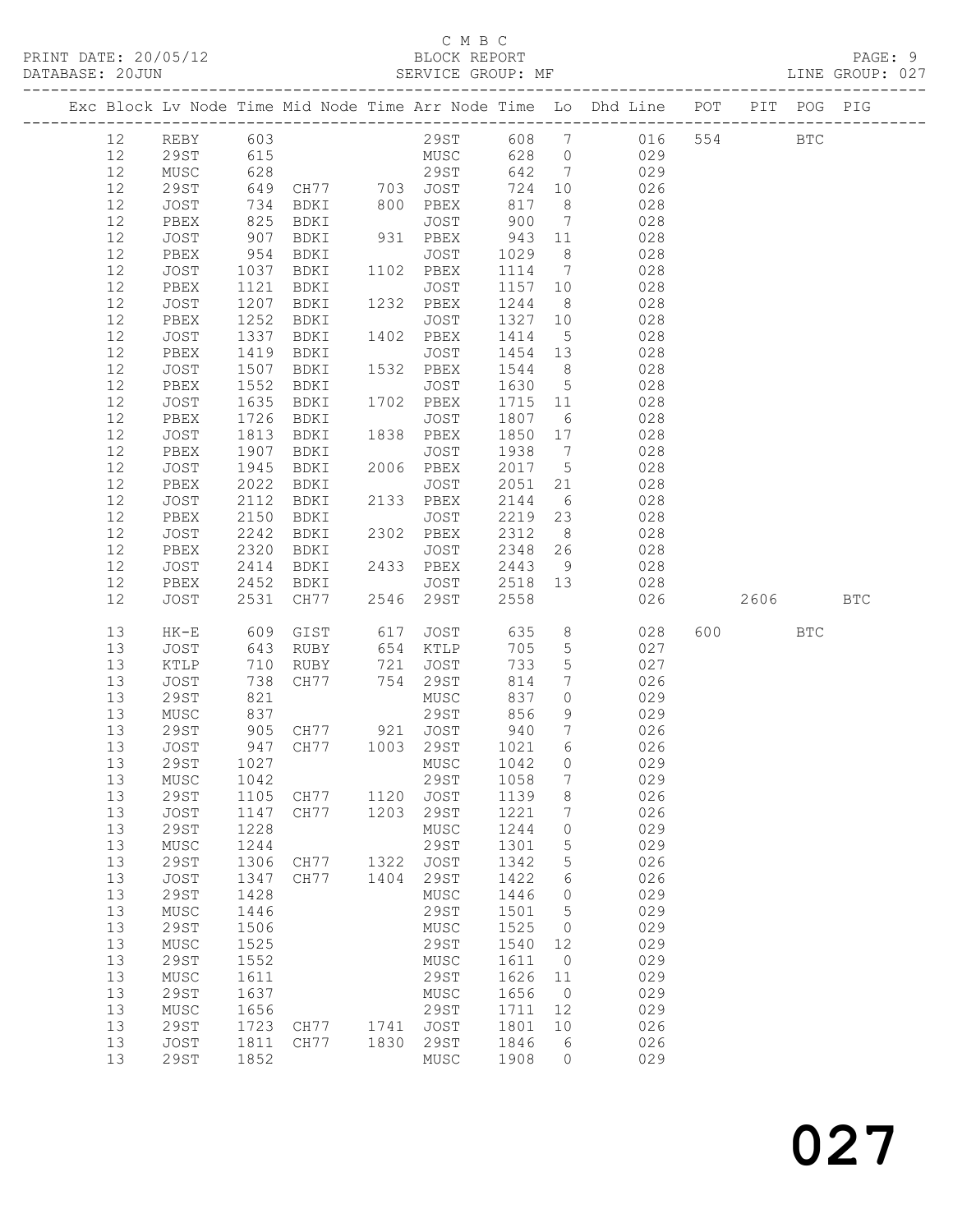C M B C
BLOCK REPORT
SERVICE GROUP: MF

PRINT DATE: 20/05/12
DATABASE: 20JUN
LINE GROUP: 027

| Exc | Block | Lv | Node | Time | Mid Node | Time | Arr Node | Time | Lo | Dhd Line | POT | PIT | POG | PIG |
|---|---|---|---|---|---|---|---|---|---|---|---|---|---|---|
| | 12 | | REBY | 603 | | | 29ST | 608 | 7 | 016 | 554 | | BTC | |
| | 12 | | 29ST | 615 | | | MUSC | 628 | 0 | 029 | | | | |
| | 12 | | MUSC | 628 | | | 29ST | 642 | 7 | 029 | | | | |
| | 12 | | 29ST | 649 | CH77 | 703 | JOST | 724 | 10 | 026 | | | | |
| | 12 | | JOST | 734 | BDKI | 800 | PBEX | 817 | 8 | 028 | | | | |
| | 12 | | PBEX | 825 | BDKI | | JOST | 900 | 7 | 028 | | | | |
| | 12 | | JOST | 907 | BDKI | 931 | PBEX | 943 | 11 | 028 | | | | |
| | 12 | | PBEX | 954 | BDKI | | JOST | 1029 | 8 | 028 | | | | |
| | 12 | | JOST | 1037 | BDKI | 1102 | PBEX | 1114 | 7 | 028 | | | | |
| | 12 | | PBEX | 1121 | BDKI | | JOST | 1157 | 10 | 028 | | | | |
| | 12 | | JOST | 1207 | BDKI | 1232 | PBEX | 1244 | 8 | 028 | | | | |
| | 12 | | PBEX | 1252 | BDKI | | JOST | 1327 | 10 | 028 | | | | |
| | 12 | | JOST | 1337 | BDKI | 1402 | PBEX | 1414 | 5 | 028 | | | | |
| | 12 | | PBEX | 1419 | BDKI | | JOST | 1454 | 13 | 028 | | | | |
| | 12 | | JOST | 1507 | BDKI | 1532 | PBEX | 1544 | 8 | 028 | | | | |
| | 12 | | PBEX | 1552 | BDKI | | JOST | 1630 | 5 | 028 | | | | |
| | 12 | | JOST | 1635 | BDKI | 1702 | PBEX | 1715 | 11 | 028 | | | | |
| | 12 | | PBEX | 1726 | BDKI | | JOST | 1807 | 6 | 028 | | | | |
| | 12 | | JOST | 1813 | BDKI | 1838 | PBEX | 1850 | 17 | 028 | | | | |
| | 12 | | PBEX | 1907 | BDKI | | JOST | 1938 | 7 | 028 | | | | |
| | 12 | | JOST | 1945 | BDKI | 2006 | PBEX | 2017 | 5 | 028 | | | | |
| | 12 | | PBEX | 2022 | BDKI | | JOST | 2051 | 21 | 028 | | | | |
| | 12 | | JOST | 2112 | BDKI | 2133 | PBEX | 2144 | 6 | 028 | | | | |
| | 12 | | PBEX | 2150 | BDKI | | JOST | 2219 | 23 | 028 | | | | |
| | 12 | | JOST | 2242 | BDKI | 2302 | PBEX | 2312 | 8 | 028 | | | | |
| | 12 | | PBEX | 2320 | BDKI | | JOST | 2348 | 26 | 028 | | | | |
| | 12 | | JOST | 2414 | BDKI | 2433 | PBEX | 2443 | 9 | 028 | | | | |
| | 12 | | PBEX | 2452 | BDKI | | JOST | 2518 | 13 | 028 | | | | |
| | 12 | | JOST | 2531 | CH77 | 2546 | 29ST | 2558 | | 026 | | 2606 | | BTC |
| | 13 | | HK-E | 609 | GIST | 617 | JOST | 635 | 8 | 028 | 600 | | BTC | |
| | 13 | | JOST | 643 | RUBY | 654 | KTLP | 705 | 5 | 027 | | | | |
| | 13 | | KTLP | 710 | RUBY | 721 | JOST | 733 | 5 | 027 | | | | |
| | 13 | | JOST | 738 | CH77 | 754 | 29ST | 814 | 7 | 026 | | | | |
| | 13 | | 29ST | 821 | | | MUSC | 837 | 0 | 029 | | | | |
| | 13 | | MUSC | 837 | | | 29ST | 856 | 9 | 029 | | | | |
| | 13 | | 29ST | 905 | CH77 | 921 | JOST | 940 | 7 | 026 | | | | |
| | 13 | | JOST | 947 | CH77 | 1003 | 29ST | 1021 | 6 | 026 | | | | |
| | 13 | | 29ST | 1027 | | | MUSC | 1042 | 0 | 029 | | | | |
| | 13 | | MUSC | 1042 | | | 29ST | 1058 | 7 | 029 | | | | |
| | 13 | | 29ST | 1105 | CH77 | 1120 | JOST | 1139 | 8 | 026 | | | | |
| | 13 | | JOST | 1147 | CH77 | 1203 | 29ST | 1221 | 7 | 026 | | | | |
| | 13 | | 29ST | 1228 | | | MUSC | 1244 | 0 | 029 | | | | |
| | 13 | | MUSC | 1244 | | | 29ST | 1301 | 5 | 029 | | | | |
| | 13 | | 29ST | 1306 | CH77 | 1322 | JOST | 1342 | 5 | 026 | | | | |
| | 13 | | JOST | 1347 | CH77 | 1404 | 29ST | 1422 | 6 | 026 | | | | |
| | 13 | | 29ST | 1428 | | | MUSC | 1446 | 0 | 029 | | | | |
| | 13 | | MUSC | 1446 | | | 29ST | 1501 | 5 | 029 | | | | |
| | 13 | | 29ST | 1506 | | | MUSC | 1525 | 0 | 029 | | | | |
| | 13 | | MUSC | 1525 | | | 29ST | 1540 | 12 | 029 | | | | |
| | 13 | | 29ST | 1552 | | | MUSC | 1611 | 0 | 029 | | | | |
| | 13 | | MUSC | 1611 | | | 29ST | 1626 | 11 | 029 | | | | |
| | 13 | | 29ST | 1637 | | | MUSC | 1656 | 0 | 029 | | | | |
| | 13 | | MUSC | 1656 | | | 29ST | 1711 | 12 | 029 | | | | |
| | 13 | | 29ST | 1723 | CH77 | 1741 | JOST | 1801 | 10 | 026 | | | | |
| | 13 | | JOST | 1811 | CH77 | 1830 | 29ST | 1846 | 6 | 026 | | | | |
| | 13 | | 29ST | 1852 | | | MUSC | 1908 | 0 | 029 | | | | |

# 027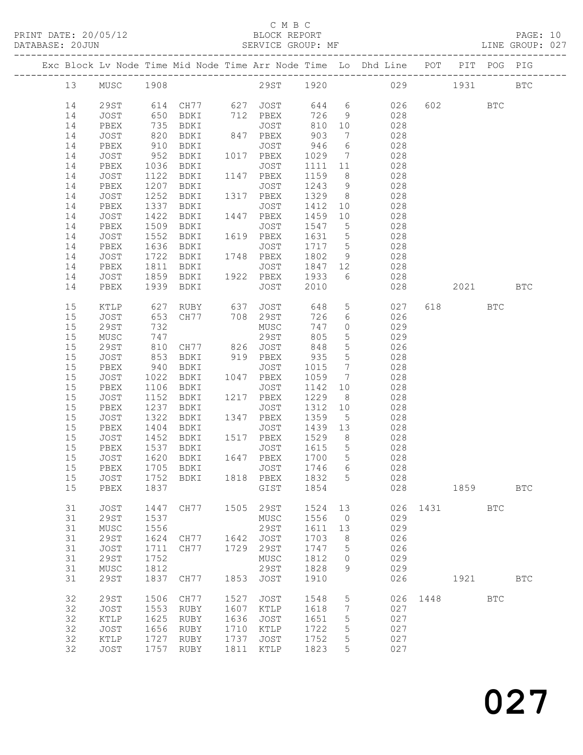C M B C

PRINT DATE: 20/05/12 BLOCK REPORT

DATABASE: 20JUN SERVICE GROUP: MF LINE GROUP: 027

| Exc | Block | Lv | Node | Time | Mid Node | Time | Arr Node | Time | Lo | Dhd Line | POT | PIT | POG | PIG |
|---|---|---|---|---|---|---|---|---|---|---|---|---|---|---|
| | 13 | | MUSC | 1908 | | | 29ST | 1920 | | 029 | | 1931 | | BTC |
| | 14 | | 29ST | 614 | CH77 | 627 | JOST | 644 | 6 | 026 | 602 | | BTC | |
| | 14 | | JOST | 650 | BDKI | 712 | PBEX | 726 | 9 | 028 | | | | |
| | 14 | | PBEX | 735 | BDKI | | JOST | 810 | 10 | 028 | | | | |
| | 14 | | JOST | 820 | BDKI | 847 | PBEX | 903 | 7 | 028 | | | | |
| | 14 | | PBEX | 910 | BDKI | | JOST | 946 | 6 | 028 | | | | |
| | 14 | | JOST | 952 | BDKI | 1017 | PBEX | 1029 | 7 | 028 | | | | |
| | 14 | | PBEX | 1036 | BDKI | | JOST | 1111 | 11 | 028 | | | | |
| | 14 | | JOST | 1122 | BDKI | 1147 | PBEX | 1159 | 8 | 028 | | | | |
| | 14 | | PBEX | 1207 | BDKI | | JOST | 1243 | 9 | 028 | | | | |
| | 14 | | JOST | 1252 | BDKI | 1317 | PBEX | 1329 | 8 | 028 | | | | |
| | 14 | | PBEX | 1337 | BDKI | | JOST | 1412 | 10 | 028 | | | | |
| | 14 | | JOST | 1422 | BDKI | 1447 | PBEX | 1459 | 10 | 028 | | | | |
| | 14 | | PBEX | 1509 | BDKI | | JOST | 1547 | 5 | 028 | | | | |
| | 14 | | JOST | 1552 | BDKI | 1619 | PBEX | 1631 | 5 | 028 | | | | |
| | 14 | | PBEX | 1636 | BDKI | | JOST | 1717 | 5 | 028 | | | | |
| | 14 | | JOST | 1722 | BDKI | 1748 | PBEX | 1802 | 9 | 028 | | | | |
| | 14 | | PBEX | 1811 | BDKI | | JOST | 1847 | 12 | 028 | | | | |
| | 14 | | JOST | 1859 | BDKI | 1922 | PBEX | 1933 | 6 | 028 | | | | |
| | 14 | | PBEX | 1939 | BDKI | | JOST | 2010 | | 028 | | 2021 | | BTC |
| | 15 | | KTLP | 627 | RUBY | 637 | JOST | 648 | 5 | 027 | 618 | | BTC | |
| | 15 | | JOST | 653 | CH77 | 708 | 29ST | 726 | 6 | 026 | | | | |
| | 15 | | 29ST | 732 | | | MUSC | 747 | 0 | 029 | | | | |
| | 15 | | MUSC | 747 | | | 29ST | 805 | 5 | 029 | | | | |
| | 15 | | 29ST | 810 | CH77 | 826 | JOST | 848 | 5 | 026 | | | | |
| | 15 | | JOST | 853 | BDKI | 919 | PBEX | 935 | 5 | 028 | | | | |
| | 15 | | PBEX | 940 | BDKI | | JOST | 1015 | 7 | 028 | | | | |
| | 15 | | JOST | 1022 | BDKI | 1047 | PBEX | 1059 | 7 | 028 | | | | |
| | 15 | | PBEX | 1106 | BDKI | | JOST | 1142 | 10 | 028 | | | | |
| | 15 | | JOST | 1152 | BDKI | 1217 | PBEX | 1229 | 8 | 028 | | | | |
| | 15 | | PBEX | 1237 | BDKI | | JOST | 1312 | 10 | 028 | | | | |
| | 15 | | JOST | 1322 | BDKI | 1347 | PBEX | 1359 | 5 | 028 | | | | |
| | 15 | | PBEX | 1404 | BDKI | | JOST | 1439 | 13 | 028 | | | | |
| | 15 | | JOST | 1452 | BDKI | 1517 | PBEX | 1529 | 8 | 028 | | | | |
| | 15 | | PBEX | 1537 | BDKI | | JOST | 1615 | 5 | 028 | | | | |
| | 15 | | JOST | 1620 | BDKI | 1647 | PBEX | 1700 | 5 | 028 | | | | |
| | 15 | | PBEX | 1705 | BDKI | | JOST | 1746 | 6 | 028 | | | | |
| | 15 | | JOST | 1752 | BDKI | 1818 | PBEX | 1832 | 5 | 028 | | | | |
| | 15 | | PBEX | 1837 | | | GIST | 1854 | | 028 | | 1859 | | BTC |
| | 31 | | JOST | 1447 | CH77 | 1505 | 29ST | 1524 | 13 | 026 | 1431 | | BTC | |
| | 31 | | 29ST | 1537 | | | MUSC | 1556 | 0 | 029 | | | | |
| | 31 | | MUSC | 1556 | | | 29ST | 1611 | 13 | 029 | | | | |
| | 31 | | 29ST | 1624 | CH77 | 1642 | JOST | 1703 | 8 | 026 | | | | |
| | 31 | | JOST | 1711 | CH77 | 1729 | 29ST | 1747 | 5 | 026 | | | | |
| | 31 | | 29ST | 1752 | | | MUSC | 1812 | 0 | 029 | | | | |
| | 31 | | MUSC | 1812 | | | 29ST | 1828 | 9 | 029 | | | | |
| | 31 | | 29ST | 1837 | CH77 | 1853 | JOST | 1910 | | 026 | | 1921 | | BTC |
| | 32 | | 29ST | 1506 | CH77 | 1527 | JOST | 1548 | 5 | 026 | 1448 | | BTC | |
| | 32 | | JOST | 1553 | RUBY | 1607 | KTLP | 1618 | 7 | 027 | | | | |
| | 32 | | KTLP | 1625 | RUBY | 1636 | JOST | 1651 | 5 | 027 | | | | |
| | 32 | | JOST | 1656 | RUBY | 1710 | KTLP | 1722 | 5 | 027 | | | | |
| | 32 | | KTLP | 1727 | RUBY | 1737 | JOST | 1752 | 5 | 027 | | | | |
| | 32 | | JOST | 1757 | RUBY | 1811 | KTLP | 1823 | 5 | 027 | | | | |

# 027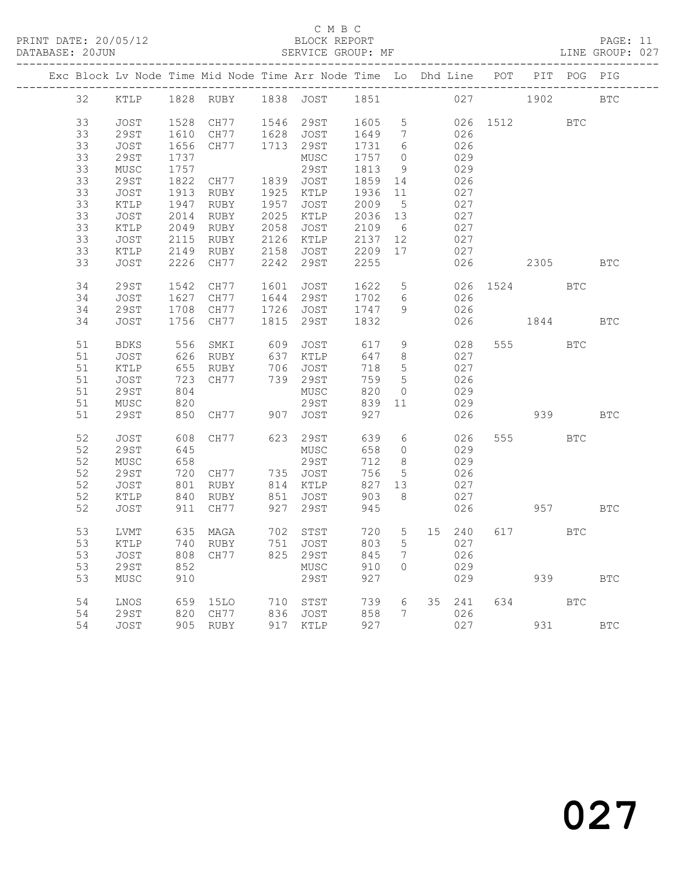C M B C

PRINT DATE: 20/05/12 BLOCK REPORT

DATABASE: 20JUN SERVICE GROUP: MF LINE GROUP: 027

| Exc | Block | Lv | Node | Time | Mid Node | Time | Arr Node | Time | Lo | Dhd | Line | POT | PIT | POG | PIG |
|---|---|---|---|---|---|---|---|---|---|---|---|---|---|---|---|
| | 32 | | KTLP | 1828 | RUBY | 1838 | JOST | 1851 | | | 027 | | 1902 | | BTC |
| | 33 | | JOST | 1528 | CH77 | 1546 | 29ST | 1605 | 5 | | 026 | 1512 | | BTC | |
| | 33 | | 29ST | 1610 | CH77 | 1628 | JOST | 1649 | 7 | | 026 | | | | |
| | 33 | | JOST | 1656 | CH77 | 1713 | 29ST | 1731 | 6 | | 026 | | | | |
| | 33 | | 29ST | 1737 | | | MUSC | 1757 | 0 | | 029 | | | | |
| | 33 | | MUSC | 1757 | | | 29ST | 1813 | 9 | | 029 | | | | |
| | 33 | | 29ST | 1822 | CH77 | 1839 | JOST | 1859 | 14 | | 026 | | | | |
| | 33 | | JOST | 1913 | RUBY | 1925 | KTLP | 1936 | 11 | | 027 | | | | |
| | 33 | | KTLP | 1947 | RUBY | 1957 | JOST | 2009 | 5 | | 027 | | | | |
| | 33 | | JOST | 2014 | RUBY | 2025 | KTLP | 2036 | 13 | | 027 | | | | |
| | 33 | | KTLP | 2049 | RUBY | 2058 | JOST | 2109 | 6 | | 027 | | | | |
| | 33 | | JOST | 2115 | RUBY | 2126 | KTLP | 2137 | 12 | | 027 | | | | |
| | 33 | | KTLP | 2149 | RUBY | 2158 | JOST | 2209 | 17 | | 027 | | | | |
| | 33 | | JOST | 2226 | CH77 | 2242 | 29ST | 2255 | | | 026 | | 2305 | | BTC |
| | 34 | | 29ST | 1542 | CH77 | 1601 | JOST | 1622 | 5 | | 026 | 1524 | | BTC | |
| | 34 | | JOST | 1627 | CH77 | 1644 | 29ST | 1702 | 6 | | 026 | | | | |
| | 34 | | 29ST | 1708 | CH77 | 1726 | JOST | 1747 | 9 | | 026 | | | | |
| | 34 | | JOST | 1756 | CH77 | 1815 | 29ST | 1832 | | | 026 | | 1844 | | BTC |
| | 51 | | BDKS | 556 | SMKI | 609 | JOST | 617 | 9 | | 028 | 555 | | BTC | |
| | 51 | | JOST | 626 | RUBY | 637 | KTLP | 647 | 8 | | 027 | | | | |
| | 51 | | KTLP | 655 | RUBY | 706 | JOST | 718 | 5 | | 027 | | | | |
| | 51 | | JOST | 723 | CH77 | 739 | 29ST | 759 | 5 | | 026 | | | | |
| | 51 | | 29ST | 804 | | | MUSC | 820 | 0 | | 029 | | | | |
| | 51 | | MUSC | 820 | | | 29ST | 839 | 11 | | 029 | | | | |
| | 51 | | 29ST | 850 | CH77 | 907 | JOST | 927 | | | 026 | | 939 | | BTC |
| | 52 | | JOST | 608 | CH77 | 623 | 29ST | 639 | 6 | | 026 | 555 | | BTC | |
| | 52 | | 29ST | 645 | | | MUSC | 658 | 0 | | 029 | | | | |
| | 52 | | MUSC | 658 | | | 29ST | 712 | 8 | | 029 | | | | |
| | 52 | | 29ST | 720 | CH77 | 735 | JOST | 756 | 5 | | 026 | | | | |
| | 52 | | JOST | 801 | RUBY | 814 | KTLP | 827 | 13 | | 027 | | | | |
| | 52 | | KTLP | 840 | RUBY | 851 | JOST | 903 | 8 | | 027 | | | | |
| | 52 | | JOST | 911 | CH77 | 927 | 29ST | 945 | | | 026 | | 957 | | BTC |
| | 53 | | LVMT | 635 | MAGA | 702 | STST | 720 | 5 | 15 | 240 | 617 | | BTC | |
| | 53 | | KTLP | 740 | RUBY | 751 | JOST | 803 | 5 | | 027 | | | | |
| | 53 | | JOST | 808 | CH77 | 825 | 29ST | 845 | 7 | | 026 | | | | |
| | 53 | | 29ST | 852 | | | MUSC | 910 | 0 | | 029 | | | | |
| | 53 | | MUSC | 910 | | | 29ST | 927 | | | 029 | | 939 | | BTC |
| | 54 | | LNOS | 659 | 15LO | 710 | STST | 739 | 6 | 35 | 241 | 634 | | BTC | |
| | 54 | | 29ST | 820 | CH77 | 836 | JOST | 858 | 7 | | 026 | | | | |
| | 54 | | JOST | 905 | RUBY | 917 | KTLP | 927 | | | 027 | | 931 | | BTC |

027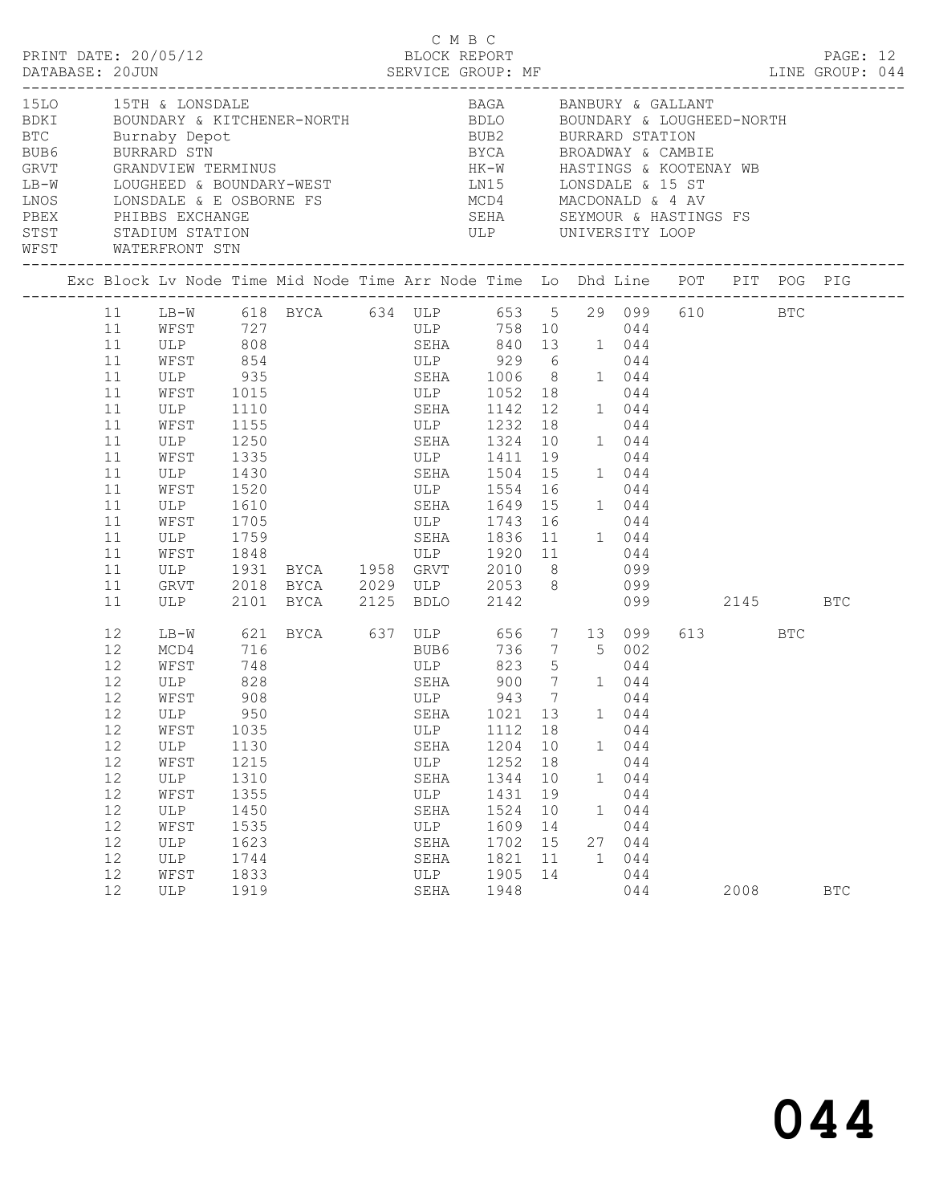C M B C

PRINT DATE: 20/05/12 BLOCK REPORT

DATABASE: 20JUN SERVICE GROUP: MF LINE GROUP: 044

| Code | Description | Code | Description |
|---|---|---|---|
| 15LO | 15TH & LONSDALE | BAGA | BANBURY & GALLANT |
| BDKI | BOUNDARY & KITCHENER-NORTH | BDLO | BOUNDARY & LOUGHEED-NORTH |
| BTC | Burnaby Depot | BUB2 | BURRARD STATION |
| BUB6 | BURRARD STN | BYCA | BROADWAY & CAMBIE |
| GRVT | GRANDVIEW TERMINUS | HK-W | HASTINGS & KOOTENAY WB |
| LB-W | LOUGHEED & BOUNDARY-WEST | LN15 | LONSDALE & 15 ST |
| LNOS | LONSDALE & E OSBORNE FS | MCD4 | MACDONALD & 4 AV |
| PBEX | PHIBBS EXCHANGE | SEHA | SEYMOUR & HASTINGS FS |
| STST | STADIUM STATION | ULP | UNIVERSITY LOOP |
| WFST | WATERFRONT STN | | |

| Exc | Block | Lv Node | Time | Mid Node | Time | Arr Node | Time | Lo | Dhd | Line | POT | PIT | POG | PIG |
|---|---|---|---|---|---|---|---|---|---|---|---|---|---|---|
| | 11 | LB-W | 618 | BYCA | 634 | ULP | 653 | 5 | 29 | 099 | 610 | | BTC | |
| | 11 | WFST | 727 | | | ULP | 758 | 10 | | 044 | | | | |
| | 11 | ULP | 808 | | | SEHA | 840 | 13 | 1 | 044 | | | | |
| | 11 | WFST | 854 | | | ULP | 929 | 6 | | 044 | | | | |
| | 11 | ULP | 935 | | | SEHA | 1006 | 8 | 1 | 044 | | | | |
| | 11 | WFST | 1015 | | | ULP | 1052 | 18 | | 044 | | | | |
| | 11 | ULP | 1110 | | | SEHA | 1142 | 12 | 1 | 044 | | | | |
| | 11 | WFST | 1155 | | | ULP | 1232 | 18 | | 044 | | | | |
| | 11 | ULP | 1250 | | | SEHA | 1324 | 10 | 1 | 044 | | | | |
| | 11 | WFST | 1335 | | | ULP | 1411 | 19 | | 044 | | | | |
| | 11 | ULP | 1430 | | | SEHA | 1504 | 15 | 1 | 044 | | | | |
| | 11 | WFST | 1520 | | | ULP | 1554 | 16 | | 044 | | | | |
| | 11 | ULP | 1610 | | | SEHA | 1649 | 15 | 1 | 044 | | | | |
| | 11 | WFST | 1705 | | | ULP | 1743 | 16 | | 044 | | | | |
| | 11 | ULP | 1759 | | | SEHA | 1836 | 11 | 1 | 044 | | | | |
| | 11 | WFST | 1848 | | | ULP | 1920 | 11 | | 044 | | | | |
| | 11 | ULP | 1931 | BYCA | 1958 | GRVT | 2010 | 8 | | 099 | | | | |
| | 11 | GRVT | 2018 | BYCA | 2029 | ULP | 2053 | 8 | | 099 | | | | |
| | 11 | ULP | 2101 | BYCA | 2125 | BDLO | 2142 | | | 099 | | 2145 | | BTC |
| | 12 | LB-W | 621 | BYCA | 637 | ULP | 656 | 7 | 13 | 099 | 613 | | BTC | |
| | 12 | MCD4 | 716 | | | BUB6 | 736 | 7 | 5 | 002 | | | | |
| | 12 | WFST | 748 | | | ULP | 823 | 5 | | 044 | | | | |
| | 12 | ULP | 828 | | | SEHA | 900 | 7 | 1 | 044 | | | | |
| | 12 | WFST | 908 | | | ULP | 943 | 7 | | 044 | | | | |
| | 12 | ULP | 950 | | | SEHA | 1021 | 13 | 1 | 044 | | | | |
| | 12 | WFST | 1035 | | | ULP | 1112 | 18 | | 044 | | | | |
| | 12 | ULP | 1130 | | | SEHA | 1204 | 10 | 1 | 044 | | | | |
| | 12 | WFST | 1215 | | | ULP | 1252 | 18 | | 044 | | | | |
| | 12 | ULP | 1310 | | | SEHA | 1344 | 10 | 1 | 044 | | | | |
| | 12 | WFST | 1355 | | | ULP | 1431 | 19 | | 044 | | | | |
| | 12 | ULP | 1450 | | | SEHA | 1524 | 10 | 1 | 044 | | | | |
| | 12 | WFST | 1535 | | | ULP | 1609 | 14 | | 044 | | | | |
| | 12 | ULP | 1623 | | | SEHA | 1702 | 15 | 27 | 044 | | | | |
| | 12 | ULP | 1744 | | | SEHA | 1821 | 11 | 1 | 044 | | | | |
| | 12 | WFST | 1833 | | | ULP | 1905 | 14 | | 044 | | | | |
| | 12 | ULP | 1919 | | | SEHA | 1948 | | | 044 | | 2008 | | BTC |

**044**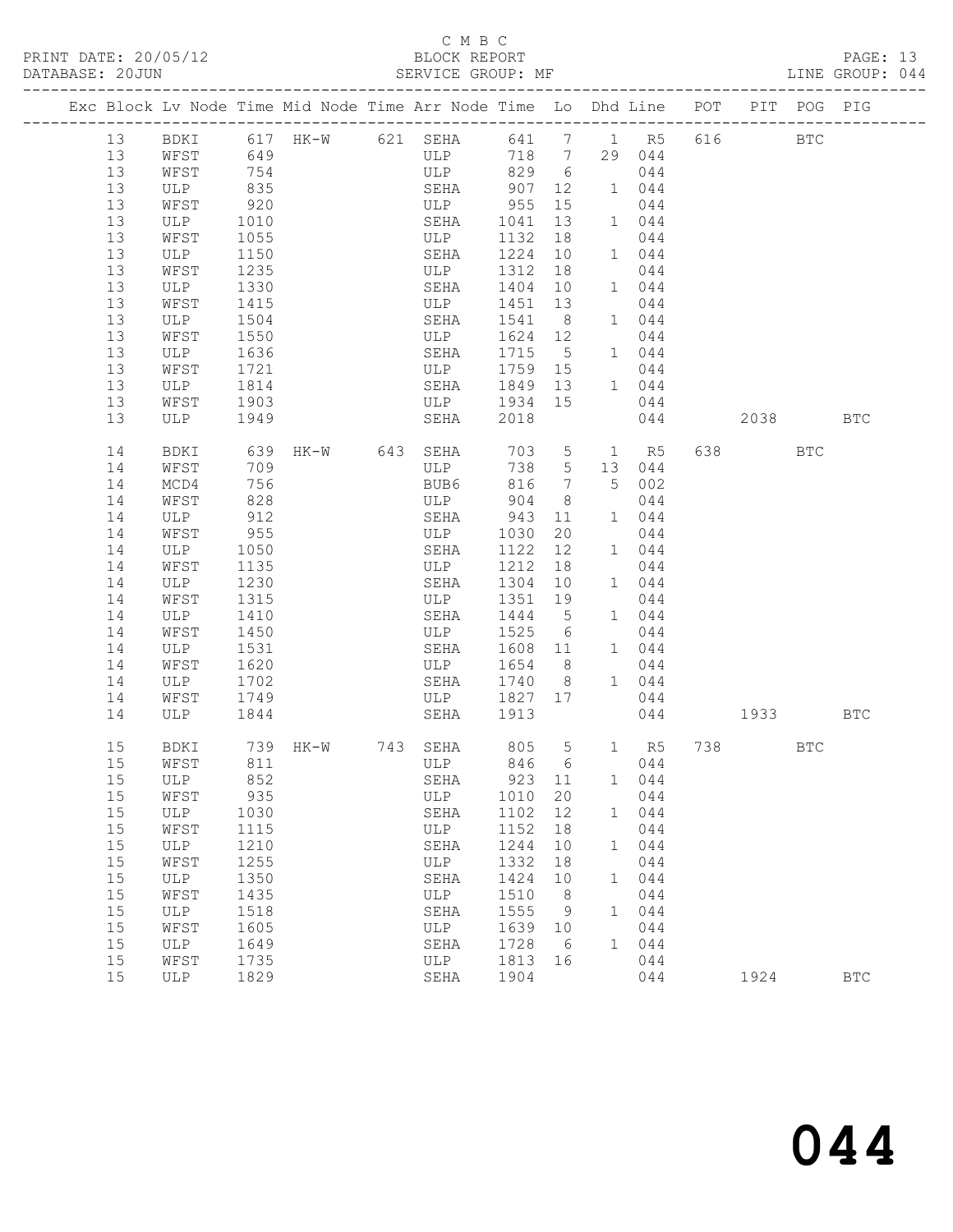C M B C

PRINT DATE: 20/05/12 BLOCK REPORT

DATABASE: 20JUN SERVICE GROUP: MF LINE GROUP: 044

| Exc | Block | Lv | Node | Time | Mid Node | Time | Arr Node | Time | Lo | Dhd | Line | POT | PIT | POG | PIG |
|---|---|---|---|---|---|---|---|---|---|---|---|---|---|---|---|
| | 13 | | BDKI | 617 | HK-W | 621 | SEHA | 641 | 7 | 1 | R5 | 616 | | BTC | |
| | 13 | | WFST | 649 | | | ULP | 718 | 7 | 29 | 044 | | | | |
| | 13 | | WFST | 754 | | | ULP | 829 | 6 | | 044 | | | | |
| | 13 | | ULP | 835 | | | SEHA | 907 | 12 | 1 | 044 | | | | |
| | 13 | | WFST | 920 | | | ULP | 955 | 15 | | 044 | | | | |
| | 13 | | ULP | 1010 | | | SEHA | 1041 | 13 | 1 | 044 | | | | |
| | 13 | | WFST | 1055 | | | ULP | 1132 | 18 | | 044 | | | | |
| | 13 | | ULP | 1150 | | | SEHA | 1224 | 10 | 1 | 044 | | | | |
| | 13 | | WFST | 1235 | | | ULP | 1312 | 18 | | 044 | | | | |
| | 13 | | ULP | 1330 | | | SEHA | 1404 | 10 | 1 | 044 | | | | |
| | 13 | | WFST | 1415 | | | ULP | 1451 | 13 | | 044 | | | | |
| | 13 | | ULP | 1504 | | | SEHA | 1541 | 8 | 1 | 044 | | | | |
| | 13 | | WFST | 1550 | | | ULP | 1624 | 12 | | 044 | | | | |
| | 13 | | ULP | 1636 | | | SEHA | 1715 | 5 | 1 | 044 | | | | |
| | 13 | | WFST | 1721 | | | ULP | 1759 | 15 | | 044 | | | | |
| | 13 | | ULP | 1814 | | | SEHA | 1849 | 13 | 1 | 044 | | | | |
| | 13 | | WFST | 1903 | | | ULP | 1934 | 15 | | 044 | | | | |
| | 13 | | ULP | 1949 | | | SEHA | 2018 | | | 044 | | 2038 | | BTC |
| | 14 | | BDKI | 639 | HK-W | 643 | SEHA | 703 | 5 | 1 | R5 | 638 | | BTC | |
| | 14 | | WFST | 709 | | | ULP | 738 | 5 | 13 | 044 | | | | |
| | 14 | | MCD4 | 756 | | | BUB6 | 816 | 7 | 5 | 002 | | | | |
| | 14 | | WFST | 828 | | | ULP | 904 | 8 | | 044 | | | | |
| | 14 | | ULP | 912 | | | SEHA | 943 | 11 | 1 | 044 | | | | |
| | 14 | | WFST | 955 | | | ULP | 1030 | 20 | | 044 | | | | |
| | 14 | | ULP | 1050 | | | SEHA | 1122 | 12 | 1 | 044 | | | | |
| | 14 | | WFST | 1135 | | | ULP | 1212 | 18 | | 044 | | | | |
| | 14 | | ULP | 1230 | | | SEHA | 1304 | 10 | 1 | 044 | | | | |
| | 14 | | WFST | 1315 | | | ULP | 1351 | 19 | | 044 | | | | |
| | 14 | | ULP | 1410 | | | SEHA | 1444 | 5 | 1 | 044 | | | | |
| | 14 | | WFST | 1450 | | | ULP | 1525 | 6 | | 044 | | | | |
| | 14 | | ULP | 1531 | | | SEHA | 1608 | 11 | 1 | 044 | | | | |
| | 14 | | WFST | 1620 | | | ULP | 1654 | 8 | | 044 | | | | |
| | 14 | | ULP | 1702 | | | SEHA | 1740 | 8 | 1 | 044 | | | | |
| | 14 | | WFST | 1749 | | | ULP | 1827 | 17 | | 044 | | | | |
| | 14 | | ULP | 1844 | | | SEHA | 1913 | | | 044 | | 1933 | | BTC |
| | 15 | | BDKI | 739 | HK-W | 743 | SEHA | 805 | 5 | 1 | R5 | 738 | | BTC | |
| | 15 | | WFST | 811 | | | ULP | 846 | 6 | | 044 | | | | |
| | 15 | | ULP | 852 | | | SEHA | 923 | 11 | 1 | 044 | | | | |
| | 15 | | WFST | 935 | | | ULP | 1010 | 20 | | 044 | | | | |
| | 15 | | ULP | 1030 | | | SEHA | 1102 | 12 | 1 | 044 | | | | |
| | 15 | | WFST | 1115 | | | ULP | 1152 | 18 | | 044 | | | | |
| | 15 | | ULP | 1210 | | | SEHA | 1244 | 10 | 1 | 044 | | | | |
| | 15 | | WFST | 1255 | | | ULP | 1332 | 18 | | 044 | | | | |
| | 15 | | ULP | 1350 | | | SEHA | 1424 | 10 | 1 | 044 | | | | |
| | 15 | | WFST | 1435 | | | ULP | 1510 | 8 | | 044 | | | | |
| | 15 | | ULP | 1518 | | | SEHA | 1555 | 9 | 1 | 044 | | | | |
| | 15 | | WFST | 1605 | | | ULP | 1639 | 10 | | 044 | | | | |
| | 15 | | ULP | 1649 | | | SEHA | 1728 | 6 | 1 | 044 | | | | |
| | 15 | | WFST | 1735 | | | ULP | 1813 | 16 | | 044 | | | | |
| | 15 | | ULP | 1829 | | | SEHA | 1904 | | | 044 | | 1924 | | BTC |

# 044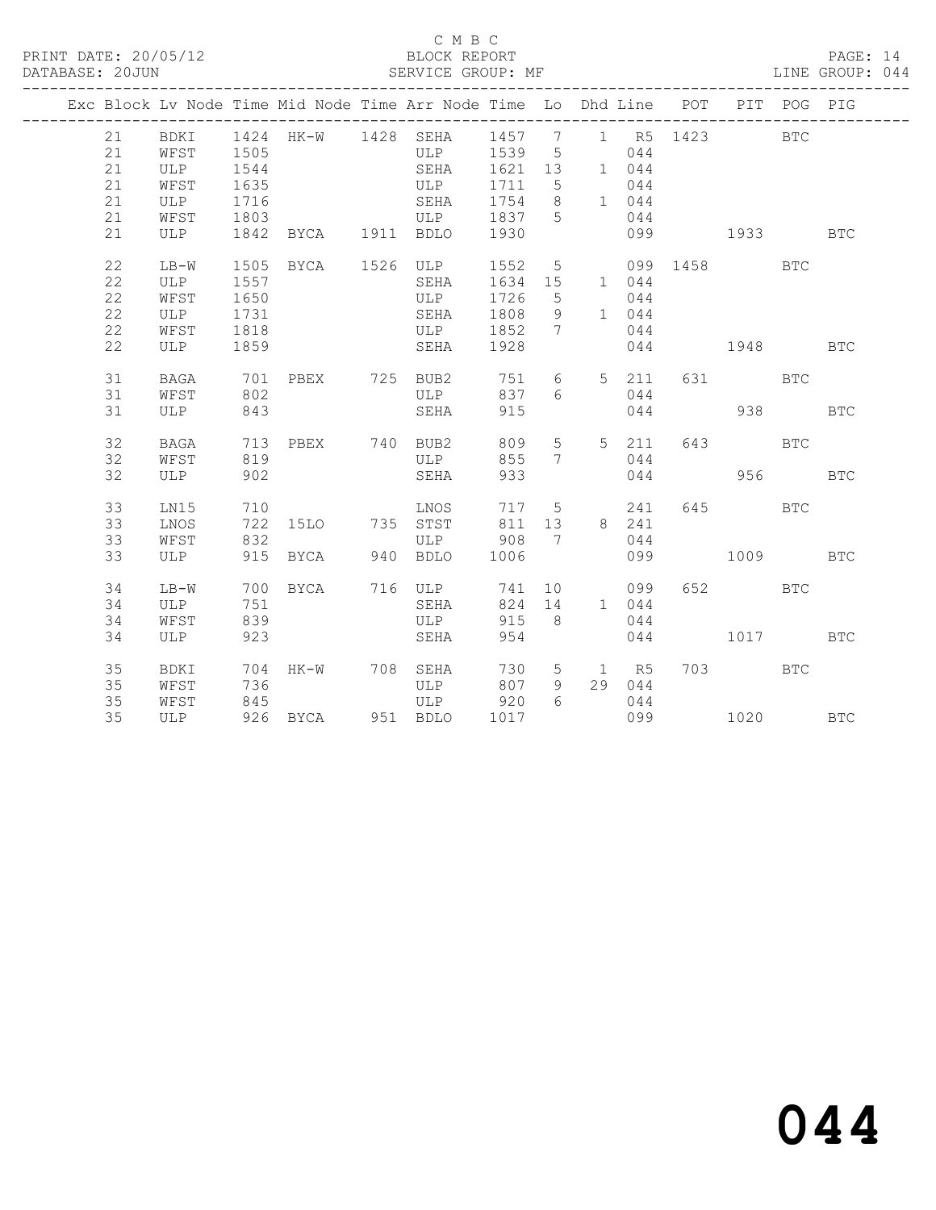C M B C

BLOCK REPORT

SERVICE GROUP: MF

PRINT DATE: 20/05/12

DATABASE: 20JUN

LINE GROUP: 044

| Exc | Block | Lv Node | Time | Mid Node | Time | Arr Node | Time | Lo | Dhd | Line | POT | PIT | POG | PIG |
|---|---|---|---|---|---|---|---|---|---|---|---|---|---|---|
| | 21 | BDKI | 1424 | HK-W | 1428 | SEHA | 1457 | 7 | 1 | R5 | 1423 | | BTC | |
| | 21 | WFST | 1505 | | | ULP | 1539 | 5 | | 044 | | | | |
| | 21 | ULP | 1544 | | | SEHA | 1621 | 13 | 1 | 044 | | | | |
| | 21 | WFST | 1635 | | | ULP | 1711 | 5 | | 044 | | | | |
| | 21 | ULP | 1716 | | | SEHA | 1754 | 8 | 1 | 044 | | | | |
| | 21 | WFST | 1803 | | | ULP | 1837 | 5 | | 044 | | | | |
| | 21 | ULP | 1842 | BYCA | 1911 | BDLO | 1930 | | | 099 | | 1933 | | BTC |
| | 22 | LB-W | 1505 | BYCA | 1526 | ULP | 1552 | 5 | | 099 | 1458 | | BTC | |
| | 22 | ULP | 1557 | | | SEHA | 1634 | 15 | 1 | 044 | | | | |
| | 22 | WFST | 1650 | | | ULP | 1726 | 5 | | 044 | | | | |
| | 22 | ULP | 1731 | | | SEHA | 1808 | 9 | 1 | 044 | | | | |
| | 22 | WFST | 1818 | | | ULP | 1852 | 7 | | 044 | | | | |
| | 22 | ULP | 1859 | | | SEHA | 1928 | | | 044 | | 1948 | | BTC |
| | 31 | BAGA | 701 | PBEX | 725 | BUB2 | 751 | 6 | 5 | 211 | 631 | | BTC | |
| | 31 | WFST | 802 | | | ULP | 837 | 6 | | 044 | | | | |
| | 31 | ULP | 843 | | | SEHA | 915 | | | 044 | | 938 | | BTC |
| | 32 | BAGA | 713 | PBEX | 740 | BUB2 | 809 | 5 | 5 | 211 | 643 | | BTC | |
| | 32 | WFST | 819 | | | ULP | 855 | 7 | | 044 | | | | |
| | 32 | ULP | 902 | | | SEHA | 933 | | | 044 | | 956 | | BTC |
| | 33 | LN15 | 710 | | | LNOS | 717 | 5 | | 241 | 645 | | BTC | |
| | 33 | LNOS | 722 | 15LO | 735 | STST | 811 | 13 | 8 | 241 | | | | |
| | 33 | WFST | 832 | | | ULP | 908 | 7 | | 044 | | | | |
| | 33 | ULP | 915 | BYCA | 940 | BDLO | 1006 | | | 099 | | 1009 | | BTC |
| | 34 | LB-W | 700 | BYCA | 716 | ULP | 741 | 10 | | 099 | 652 | | BTC | |
| | 34 | ULP | 751 | | | SEHA | 824 | 14 | 1 | 044 | | | | |
| | 34 | WFST | 839 | | | ULP | 915 | 8 | | 044 | | | | |
| | 34 | ULP | 923 | | | SEHA | 954 | | | 044 | | 1017 | | BTC |
| | 35 | BDKI | 704 | HK-W | 708 | SEHA | 730 | 5 | 1 | R5 | 703 | | BTC | |
| | 35 | WFST | 736 | | | ULP | 807 | 9 | 29 | 044 | | | | |
| | 35 | WFST | 845 | | | ULP | 920 | 6 | | 044 | | | | |
| | 35 | ULP | 926 | BYCA | 951 | BDLO | 1017 | | | 099 | | 1020 | | BTC |

044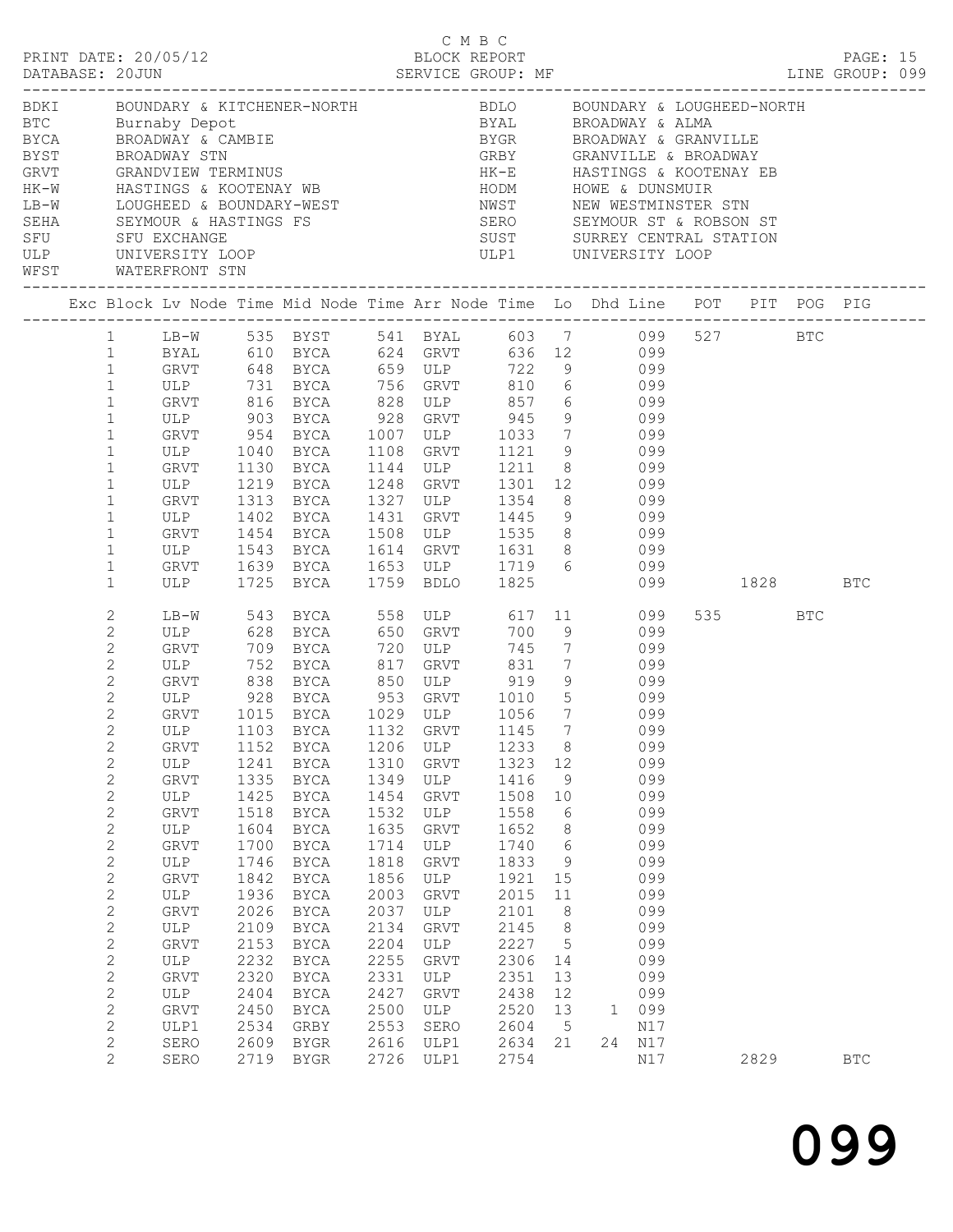C M B C
BLOCK REPORT
SERVICE GROUP: MF

PRINT DATE: 20/05/12
DATABASE: 20JUN
LINE GROUP: 099

| Code | Description | Code | Description |
|---|---|---|---|
| BDKI | BOUNDARY & KITCHENER-NORTH | BDLO | BOUNDARY & LOUGHEED-NORTH |
| BTC | Burnaby Depot | BYAL | BROADWAY & ALMA |
| BYCA | BROADWAY & CAMBIE | BYGR | BROADWAY & GRANVILLE |
| BYST | BROADWAY STN | GRBY | GRANVILLE & BROADWAY |
| GRVT | GRANDVIEW TERMINUS | HK-E | HASTINGS & KOOTENAY EB |
| HK-W | HASTINGS & KOOTENAY WB | HODM | HOWE & DUNSMUIR |
| LB-W | LOUGHEED & BOUNDARY-WEST | NWST | NEW WESTMINSTER STN |
| SEHA | SEYMOUR & HASTINGS FS | SERO | SEYMOUR ST & ROBSON ST |
| SFU | SFU EXCHANGE | SUST | SURREY CENTRAL STATION |
| ULP | UNIVERSITY LOOP | ULP1 | UNIVERSITY LOOP |
| WFST | WATERFRONT STN | | |

| Exc | Block | Lv Node | Time | Mid Node | Time | Arr Node | Time | Lo | Dhd | Line | POT | PIT | POG | PIG |
|---|---|---|---|---|---|---|---|---|---|---|---|---|---|---|
| | 1 | LB-W | 535 | BYST | 541 | BYAL | 603 | 7 | | 099 | 527 | | BTC | |
| | 1 | BYAL | 610 | BYCA | 624 | GRVT | 636 | 12 | | 099 | | | | |
| | 1 | GRVT | 648 | BYCA | 659 | ULP | 722 | 9 | | 099 | | | | |
| | 1 | ULP | 731 | BYCA | 756 | GRVT | 810 | 6 | | 099 | | | | |
| | 1 | GRVT | 816 | BYCA | 828 | ULP | 857 | 6 | | 099 | | | | |
| | 1 | ULP | 903 | BYCA | 928 | GRVT | 945 | 9 | | 099 | | | | |
| | 1 | GRVT | 954 | BYCA | 1007 | ULP | 1033 | 7 | | 099 | | | | |
| | 1 | ULP | 1040 | BYCA | 1108 | GRVT | 1121 | 9 | | 099 | | | | |
| | 1 | GRVT | 1130 | BYCA | 1144 | ULP | 1211 | 8 | | 099 | | | | |
| | 1 | ULP | 1219 | BYCA | 1248 | GRVT | 1301 | 12 | | 099 | | | | |
| | 1 | GRVT | 1313 | BYCA | 1327 | ULP | 1354 | 8 | | 099 | | | | |
| | 1 | ULP | 1402 | BYCA | 1431 | GRVT | 1445 | 9 | | 099 | | | | |
| | 1 | GRVT | 1454 | BYCA | 1508 | ULP | 1535 | 8 | | 099 | | | | |
| | 1 | ULP | 1543 | BYCA | 1614 | GRVT | 1631 | 8 | | 099 | | | | |
| | 1 | GRVT | 1639 | BYCA | 1653 | ULP | 1719 | 6 | | 099 | | | | |
| | 1 | ULP | 1725 | BYCA | 1759 | BDLO | 1825 | | | 099 | | 1828 | | BTC |
| | 2 | LB-W | 543 | BYCA | 558 | ULP | 617 | 11 | | 099 | 535 | | BTC | |
| | 2 | ULP | 628 | BYCA | 650 | GRVT | 700 | 9 | | 099 | | | | |
| | 2 | GRVT | 709 | BYCA | 720 | ULP | 745 | 7 | | 099 | | | | |
| | 2 | ULP | 752 | BYCA | 817 | GRVT | 831 | 7 | | 099 | | | | |
| | 2 | GRVT | 838 | BYCA | 850 | ULP | 919 | 9 | | 099 | | | | |
| | 2 | ULP | 928 | BYCA | 953 | GRVT | 1010 | 5 | | 099 | | | | |
| | 2 | GRVT | 1015 | BYCA | 1029 | ULP | 1056 | 7 | | 099 | | | | |
| | 2 | ULP | 1103 | BYCA | 1132 | GRVT | 1145 | 7 | | 099 | | | | |
| | 2 | GRVT | 1152 | BYCA | 1206 | ULP | 1233 | 8 | | 099 | | | | |
| | 2 | ULP | 1241 | BYCA | 1310 | GRVT | 1323 | 12 | | 099 | | | | |
| | 2 | GRVT | 1335 | BYCA | 1349 | ULP | 1416 | 9 | | 099 | | | | |
| | 2 | ULP | 1425 | BYCA | 1454 | GRVT | 1508 | 10 | | 099 | | | | |
| | 2 | GRVT | 1518 | BYCA | 1532 | ULP | 1558 | 6 | | 099 | | | | |
| | 2 | ULP | 1604 | BYCA | 1635 | GRVT | 1652 | 8 | | 099 | | | | |
| | 2 | GRVT | 1700 | BYCA | 1714 | ULP | 1740 | 6 | | 099 | | | | |
| | 2 | ULP | 1746 | BYCA | 1818 | GRVT | 1833 | 9 | | 099 | | | | |
| | 2 | GRVT | 1842 | BYCA | 1856 | ULP | 1921 | 15 | | 099 | | | | |
| | 2 | ULP | 1936 | BYCA | 2003 | GRVT | 2015 | 11 | | 099 | | | | |
| | 2 | GRVT | 2026 | BYCA | 2037 | ULP | 2101 | 8 | | 099 | | | | |
| | 2 | ULP | 2109 | BYCA | 2134 | GRVT | 2145 | 8 | | 099 | | | | |
| | 2 | GRVT | 2153 | BYCA | 2204 | ULP | 2227 | 5 | | 099 | | | | |
| | 2 | ULP | 2232 | BYCA | 2255 | GRVT | 2306 | 14 | | 099 | | | | |
| | 2 | GRVT | 2320 | BYCA | 2331 | ULP | 2351 | 13 | | 099 | | | | |
| | 2 | ULP | 2404 | BYCA | 2427 | GRVT | 2438 | 12 | | 099 | | | | |
| | 2 | GRVT | 2450 | BYCA | 2500 | ULP | 2520 | 13 | 1 | 099 | | | | |
| | 2 | ULP1 | 2534 | GRBY | 2553 | SERO | 2604 | 5 | | N17 | | | | |
| | 2 | SERO | 2609 | BYGR | 2616 | ULP1 | 2634 | 21 | 24 | N17 | | | | |
| | 2 | SERO | 2719 | BYGR | 2726 | ULP1 | 2754 | | | N17 | | 2829 | | BTC |

099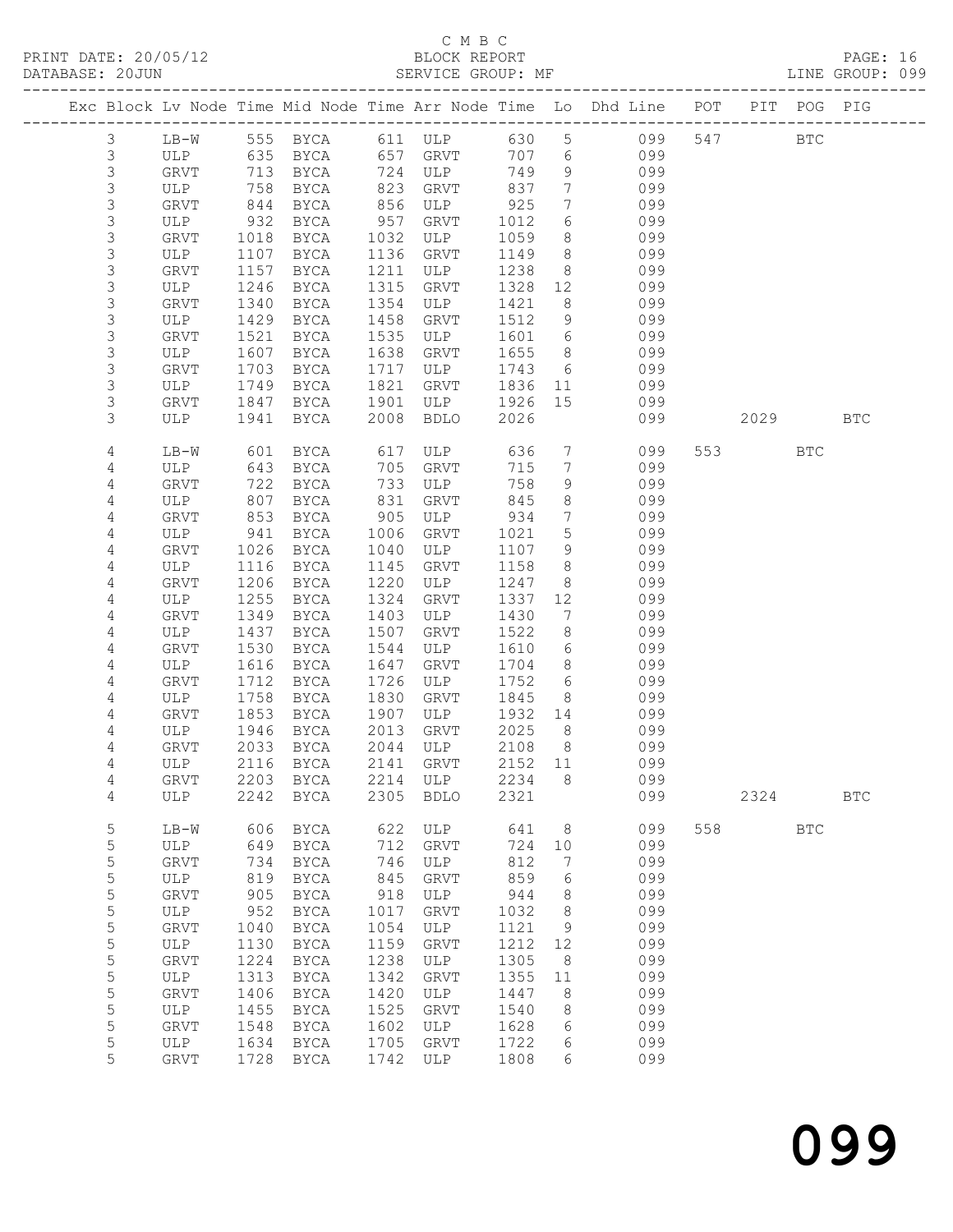C M B C
PRINT DATE: 20/05/12 BLOCK REPORT
DATABASE: 20JUN SERVICE GROUP: MF LINE GROUP: 099

| Exc | Block | Lv | Node | Time | Mid Node | Time | Arr Node | Time | Lo | Dhd Line | POT | PIT | POG | PIG |
|---|---|---|---|---|---|---|---|---|---|---|---|---|---|---|
| | 3 | | LB-W | 555 | BYCA | 611 | ULP | 630 | 5 | 099 | 547 | | BTC | |
| | 3 | | ULP | 635 | BYCA | 657 | GRVT | 707 | 6 | 099 | | | | |
| | 3 | | GRVT | 713 | BYCA | 724 | ULP | 749 | 9 | 099 | | | | |
| | 3 | | ULP | 758 | BYCA | 823 | GRVT | 837 | 7 | 099 | | | | |
| | 3 | | GRVT | 844 | BYCA | 856 | ULP | 925 | 7 | 099 | | | | |
| | 3 | | ULP | 932 | BYCA | 957 | GRVT | 1012 | 6 | 099 | | | | |
| | 3 | | GRVT | 1018 | BYCA | 1032 | ULP | 1059 | 8 | 099 | | | | |
| | 3 | | ULP | 1107 | BYCA | 1136 | GRVT | 1149 | 8 | 099 | | | | |
| | 3 | | GRVT | 1157 | BYCA | 1211 | ULP | 1238 | 8 | 099 | | | | |
| | 3 | | ULP | 1246 | BYCA | 1315 | GRVT | 1328 | 12 | 099 | | | | |
| | 3 | | GRVT | 1340 | BYCA | 1354 | ULP | 1421 | 8 | 099 | | | | |
| | 3 | | ULP | 1429 | BYCA | 1458 | GRVT | 1512 | 9 | 099 | | | | |
| | 3 | | GRVT | 1521 | BYCA | 1535 | ULP | 1601 | 6 | 099 | | | | |
| | 3 | | ULP | 1607 | BYCA | 1638 | GRVT | 1655 | 8 | 099 | | | | |
| | 3 | | GRVT | 1703 | BYCA | 1717 | ULP | 1743 | 6 | 099 | | | | |
| | 3 | | ULP | 1749 | BYCA | 1821 | GRVT | 1836 | 11 | 099 | | | | |
| | 3 | | GRVT | 1847 | BYCA | 1901 | ULP | 1926 | 15 | 099 | | | | |
| | 3 | | ULP | 1941 | BYCA | 2008 | BDLO | 2026 | | 099 | | 2029 | | BTC |
| | 4 | | LB-W | 601 | BYCA | 617 | ULP | 636 | 7 | 099 | 553 | | BTC | |
| | 4 | | ULP | 643 | BYCA | 705 | GRVT | 715 | 7 | 099 | | | | |
| | 4 | | GRVT | 722 | BYCA | 733 | ULP | 758 | 9 | 099 | | | | |
| | 4 | | ULP | 807 | BYCA | 831 | GRVT | 845 | 8 | 099 | | | | |
| | 4 | | GRVT | 853 | BYCA | 905 | ULP | 934 | 7 | 099 | | | | |
| | 4 | | ULP | 941 | BYCA | 1006 | GRVT | 1021 | 5 | 099 | | | | |
| | 4 | | GRVT | 1026 | BYCA | 1040 | ULP | 1107 | 9 | 099 | | | | |
| | 4 | | ULP | 1116 | BYCA | 1145 | GRVT | 1158 | 8 | 099 | | | | |
| | 4 | | GRVT | 1206 | BYCA | 1220 | ULP | 1247 | 8 | 099 | | | | |
| | 4 | | ULP | 1255 | BYCA | 1324 | GRVT | 1337 | 12 | 099 | | | | |
| | 4 | | GRVT | 1349 | BYCA | 1403 | ULP | 1430 | 7 | 099 | | | | |
| | 4 | | ULP | 1437 | BYCA | 1507 | GRVT | 1522 | 8 | 099 | | | | |
| | 4 | | GRVT | 1530 | BYCA | 1544 | ULP | 1610 | 6 | 099 | | | | |
| | 4 | | ULP | 1616 | BYCA | 1647 | GRVT | 1704 | 8 | 099 | | | | |
| | 4 | | GRVT | 1712 | BYCA | 1726 | ULP | 1752 | 6 | 099 | | | | |
| | 4 | | ULP | 1758 | BYCA | 1830 | GRVT | 1845 | 8 | 099 | | | | |
| | 4 | | GRVT | 1853 | BYCA | 1907 | ULP | 1932 | 14 | 099 | | | | |
| | 4 | | ULP | 1946 | BYCA | 2013 | GRVT | 2025 | 8 | 099 | | | | |
| | 4 | | GRVT | 2033 | BYCA | 2044 | ULP | 2108 | 8 | 099 | | | | |
| | 4 | | ULP | 2116 | BYCA | 2141 | GRVT | 2152 | 11 | 099 | | | | |
| | 4 | | GRVT | 2203 | BYCA | 2214 | ULP | 2234 | 8 | 099 | | | | |
| | 4 | | ULP | 2242 | BYCA | 2305 | BDLO | 2321 | | 099 | | 2324 | | BTC |
| | 5 | | LB-W | 606 | BYCA | 622 | ULP | 641 | 8 | 099 | 558 | | BTC | |
| | 5 | | ULP | 649 | BYCA | 712 | GRVT | 724 | 10 | 099 | | | | |
| | 5 | | GRVT | 734 | BYCA | 746 | ULP | 812 | 7 | 099 | | | | |
| | 5 | | ULP | 819 | BYCA | 845 | GRVT | 859 | 6 | 099 | | | | |
| | 5 | | GRVT | 905 | BYCA | 918 | ULP | 944 | 8 | 099 | | | | |
| | 5 | | ULP | 952 | BYCA | 1017 | GRVT | 1032 | 8 | 099 | | | | |
| | 5 | | GRVT | 1040 | BYCA | 1054 | ULP | 1121 | 9 | 099 | | | | |
| | 5 | | ULP | 1130 | BYCA | 1159 | GRVT | 1212 | 12 | 099 | | | | |
| | 5 | | GRVT | 1224 | BYCA | 1238 | ULP | 1305 | 8 | 099 | | | | |
| | 5 | | ULP | 1313 | BYCA | 1342 | GRVT | 1355 | 11 | 099 | | | | |
| | 5 | | GRVT | 1406 | BYCA | 1420 | ULP | 1447 | 8 | 099 | | | | |
| | 5 | | ULP | 1455 | BYCA | 1525 | GRVT | 1540 | 8 | 099 | | | | |
| | 5 | | GRVT | 1548 | BYCA | 1602 | ULP | 1628 | 6 | 099 | | | | |
| | 5 | | ULP | 1634 | BYCA | 1705 | GRVT | 1722 | 6 | 099 | | | | |
| | 5 | | GRVT | 1728 | BYCA | 1742 | ULP | 1808 | 6 | 099 | | | | |

099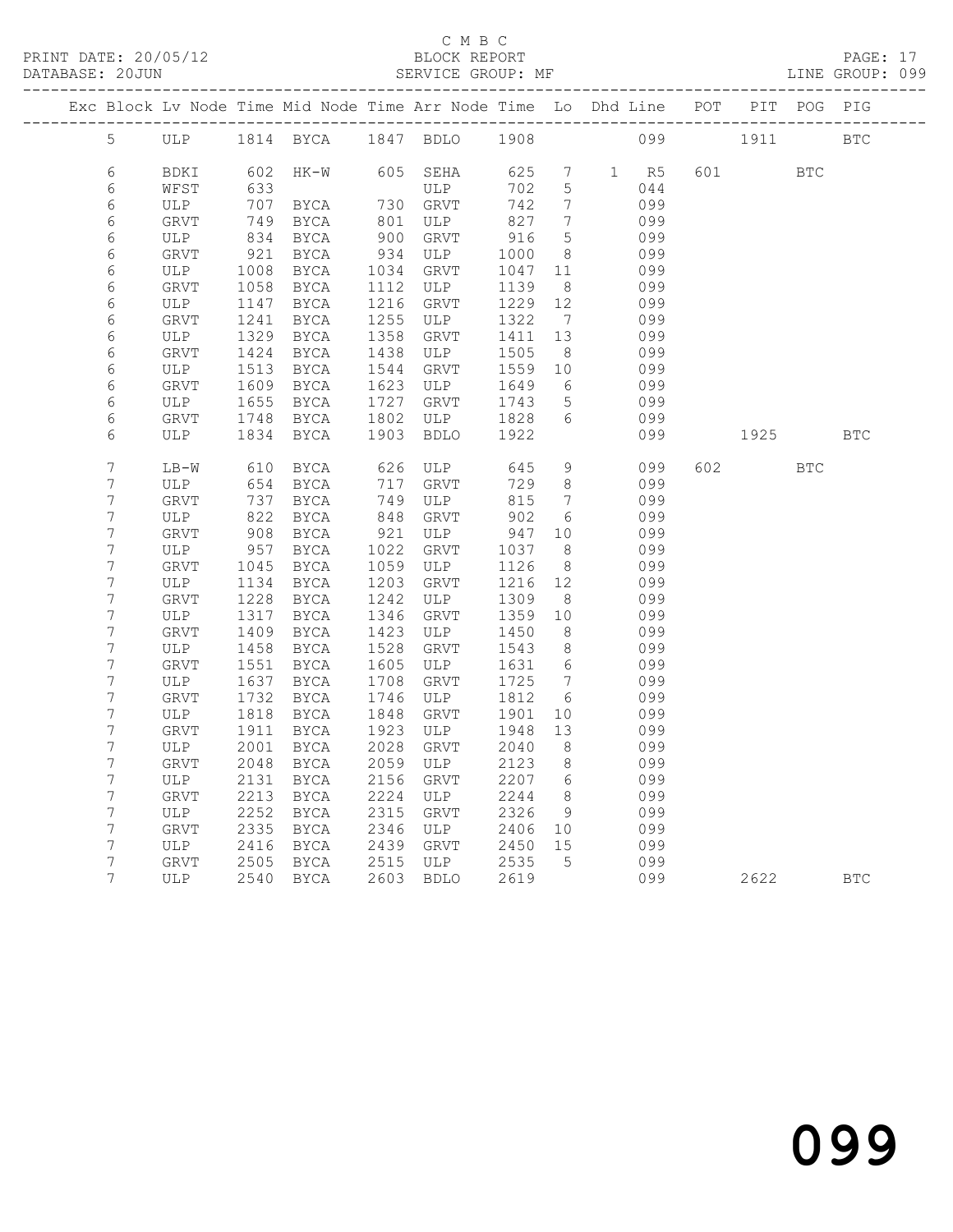C M B C

PRINT DATE: 20/05/12 BLOCK REPORT

DATABASE: 20JUN SERVICE GROUP: MF LINE GROUP: 099

| Exc | Block | Lv | Node | Time | Mid Node | Time | Arr Node | Time | Lo | Dhd Line | POT | PIT | POG | PIG |
|---|---|---|---|---|---|---|---|---|---|---|---|---|---|---|
| | 5 | | ULP | 1814 | BYCA | 1847 | BDLO | 1908 | | 099 | | 1911 | | BTC |
| | 6 | | BDKI | 602 | HK-W | 605 | SEHA | 625 | 7 | 1 R5 | 601 | | BTC | |
| | 6 | | WFST | 633 | | | ULP | 702 | 5 | 044 | | | | |
| | 6 | | ULP | 707 | BYCA | 730 | GRVT | 742 | 7 | 099 | | | | |
| | 6 | | GRVT | 749 | BYCA | 801 | ULP | 827 | 7 | 099 | | | | |
| | 6 | | ULP | 834 | BYCA | 900 | GRVT | 916 | 5 | 099 | | | | |
| | 6 | | GRVT | 921 | BYCA | 934 | ULP | 1000 | 8 | 099 | | | | |
| | 6 | | ULP | 1008 | BYCA | 1034 | GRVT | 1047 | 11 | 099 | | | | |
| | 6 | | GRVT | 1058 | BYCA | 1112 | ULP | 1139 | 8 | 099 | | | | |
| | 6 | | ULP | 1147 | BYCA | 1216 | GRVT | 1229 | 12 | 099 | | | | |
| | 6 | | GRVT | 1241 | BYCA | 1255 | ULP | 1322 | 7 | 099 | | | | |
| | 6 | | ULP | 1329 | BYCA | 1358 | GRVT | 1411 | 13 | 099 | | | | |
| | 6 | | GRVT | 1424 | BYCA | 1438 | ULP | 1505 | 8 | 099 | | | | |
| | 6 | | ULP | 1513 | BYCA | 1544 | GRVT | 1559 | 10 | 099 | | | | |
| | 6 | | GRVT | 1609 | BYCA | 1623 | ULP | 1649 | 6 | 099 | | | | |
| | 6 | | ULP | 1655 | BYCA | 1727 | GRVT | 1743 | 5 | 099 | | | | |
| | 6 | | GRVT | 1748 | BYCA | 1802 | ULP | 1828 | 6 | 099 | | | | |
| | 6 | | ULP | 1834 | BYCA | 1903 | BDLO | 1922 | | 099 | | 1925 | | BTC |
| | 7 | | LB-W | 610 | BYCA | 626 | ULP | 645 | 9 | 099 | 602 | | BTC | |
| | 7 | | ULP | 654 | BYCA | 717 | GRVT | 729 | 8 | 099 | | | | |
| | 7 | | GRVT | 737 | BYCA | 749 | ULP | 815 | 7 | 099 | | | | |
| | 7 | | ULP | 822 | BYCA | 848 | GRVT | 902 | 6 | 099 | | | | |
| | 7 | | GRVT | 908 | BYCA | 921 | ULP | 947 | 10 | 099 | | | | |
| | 7 | | ULP | 957 | BYCA | 1022 | GRVT | 1037 | 8 | 099 | | | | |
| | 7 | | GRVT | 1045 | BYCA | 1059 | ULP | 1126 | 8 | 099 | | | | |
| | 7 | | ULP | 1134 | BYCA | 1203 | GRVT | 1216 | 12 | 099 | | | | |
| | 7 | | GRVT | 1228 | BYCA | 1242 | ULP | 1309 | 8 | 099 | | | | |
| | 7 | | ULP | 1317 | BYCA | 1346 | GRVT | 1359 | 10 | 099 | | | | |
| | 7 | | GRVT | 1409 | BYCA | 1423 | ULP | 1450 | 8 | 099 | | | | |
| | 7 | | ULP | 1458 | BYCA | 1528 | GRVT | 1543 | 8 | 099 | | | | |
| | 7 | | GRVT | 1551 | BYCA | 1605 | ULP | 1631 | 6 | 099 | | | | |
| | 7 | | ULP | 1637 | BYCA | 1708 | GRVT | 1725 | 7 | 099 | | | | |
| | 7 | | GRVT | 1732 | BYCA | 1746 | ULP | 1812 | 6 | 099 | | | | |
| | 7 | | ULP | 1818 | BYCA | 1848 | GRVT | 1901 | 10 | 099 | | | | |
| | 7 | | GRVT | 1911 | BYCA | 1923 | ULP | 1948 | 13 | 099 | | | | |
| | 7 | | ULP | 2001 | BYCA | 2028 | GRVT | 2040 | 8 | 099 | | | | |
| | 7 | | GRVT | 2048 | BYCA | 2059 | ULP | 2123 | 8 | 099 | | | | |
| | 7 | | ULP | 2131 | BYCA | 2156 | GRVT | 2207 | 6 | 099 | | | | |
| | 7 | | GRVT | 2213 | BYCA | 2224 | ULP | 2244 | 8 | 099 | | | | |
| | 7 | | ULP | 2252 | BYCA | 2315 | GRVT | 2326 | 9 | 099 | | | | |
| | 7 | | GRVT | 2335 | BYCA | 2346 | ULP | 2406 | 10 | 099 | | | | |
| | 7 | | ULP | 2416 | BYCA | 2439 | GRVT | 2450 | 15 | 099 | | | | |
| | 7 | | GRVT | 2505 | BYCA | 2515 | ULP | 2535 | 5 | 099 | | | | |
| | 7 | | ULP | 2540 | BYCA | 2603 | BDLO | 2619 | | 099 | | 2622 | | BTC |

099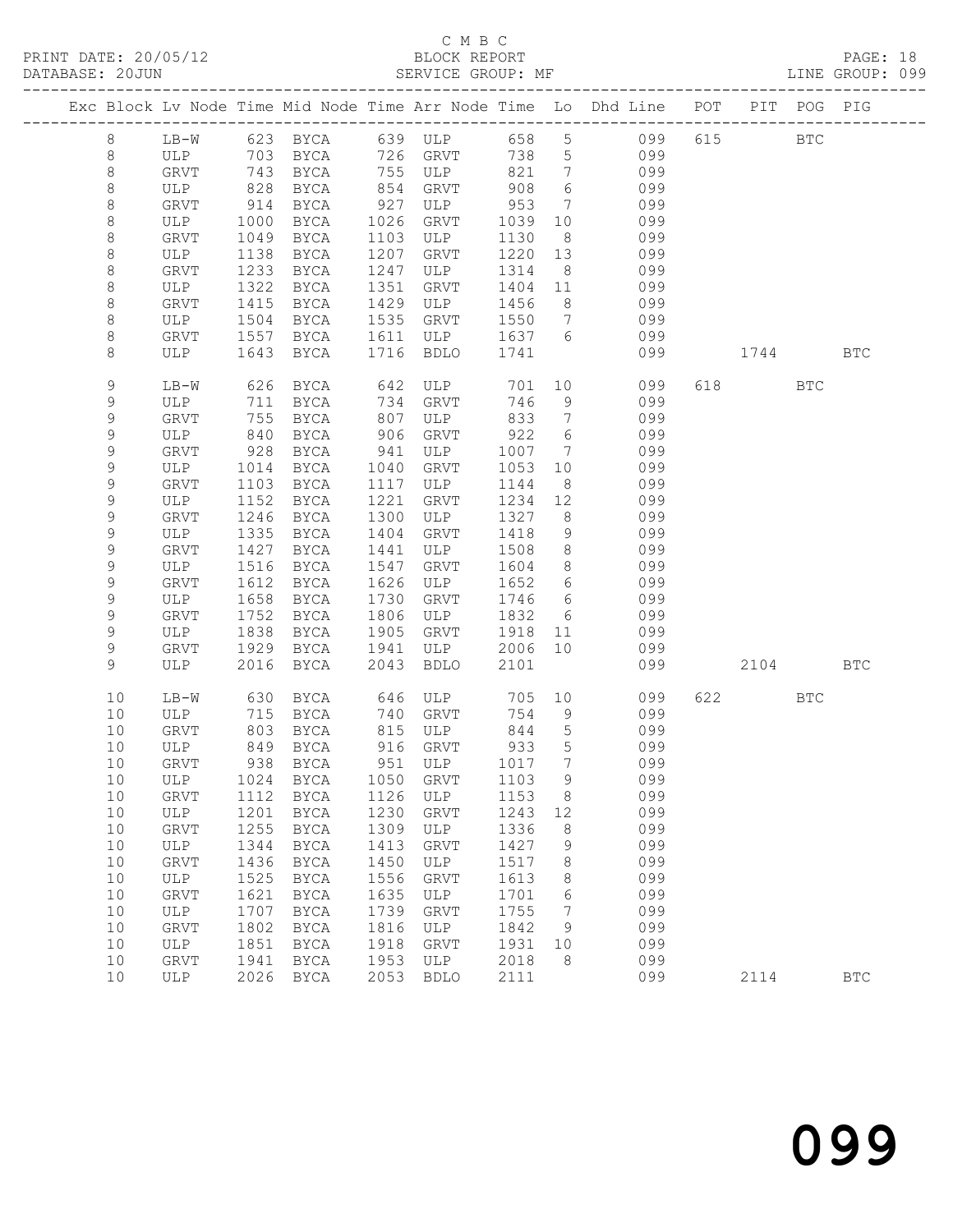C M B C

BLOCK REPORT

SERVICE GROUP: MF

PRINT DATE: 20/05/12
DATABASE: 20JUN

LINE GROUP: 099

| Exc | Block | Lv | Node | Time | Mid Node | Time | Arr Node | Time | Lo | Dhd Line | POT | PIT | POG | PIG |
|---|---|---|---|---|---|---|---|---|---|---|---|---|---|---|
| | 8 | | LB-W | 623 | BYCA | 639 | ULP | 658 | 5 | 099 | 615 | | BTC | |
| | 8 | | ULP | 703 | BYCA | 726 | GRVT | 738 | 5 | 099 | | | | |
| | 8 | | GRVT | 743 | BYCA | 755 | ULP | 821 | 7 | 099 | | | | |
| | 8 | | ULP | 828 | BYCA | 854 | GRVT | 908 | 6 | 099 | | | | |
| | 8 | | GRVT | 914 | BYCA | 927 | ULP | 953 | 7 | 099 | | | | |
| | 8 | | ULP | 1000 | BYCA | 1026 | GRVT | 1039 | 10 | 099 | | | | |
| | 8 | | GRVT | 1049 | BYCA | 1103 | ULP | 1130 | 8 | 099 | | | | |
| | 8 | | ULP | 1138 | BYCA | 1207 | GRVT | 1220 | 13 | 099 | | | | |
| | 8 | | GRVT | 1233 | BYCA | 1247 | ULP | 1314 | 8 | 099 | | | | |
| | 8 | | ULP | 1322 | BYCA | 1351 | GRVT | 1404 | 11 | 099 | | | | |
| | 8 | | GRVT | 1415 | BYCA | 1429 | ULP | 1456 | 8 | 099 | | | | |
| | 8 | | ULP | 1504 | BYCA | 1535 | GRVT | 1550 | 7 | 099 | | | | |
| | 8 | | GRVT | 1557 | BYCA | 1611 | ULP | 1637 | 6 | 099 | | | | |
| | 8 | | ULP | 1643 | BYCA | 1716 | BDLO | 1741 | | 099 | | 1744 | | BTC |
| | 9 | | LB-W | 626 | BYCA | 642 | ULP | 701 | 10 | 099 | 618 | | BTC | |
| | 9 | | ULP | 711 | BYCA | 734 | GRVT | 746 | 9 | 099 | | | | |
| | 9 | | GRVT | 755 | BYCA | 807 | ULP | 833 | 7 | 099 | | | | |
| | 9 | | ULP | 840 | BYCA | 906 | GRVT | 922 | 6 | 099 | | | | |
| | 9 | | GRVT | 928 | BYCA | 941 | ULP | 1007 | 7 | 099 | | | | |
| | 9 | | ULP | 1014 | BYCA | 1040 | GRVT | 1053 | 10 | 099 | | | | |
| | 9 | | GRVT | 1103 | BYCA | 1117 | ULP | 1144 | 8 | 099 | | | | |
| | 9 | | ULP | 1152 | BYCA | 1221 | GRVT | 1234 | 12 | 099 | | | | |
| | 9 | | GRVT | 1246 | BYCA | 1300 | ULP | 1327 | 8 | 099 | | | | |
| | 9 | | ULP | 1335 | BYCA | 1404 | GRVT | 1418 | 9 | 099 | | | | |
| | 9 | | GRVT | 1427 | BYCA | 1441 | ULP | 1508 | 8 | 099 | | | | |
| | 9 | | ULP | 1516 | BYCA | 1547 | GRVT | 1604 | 8 | 099 | | | | |
| | 9 | | GRVT | 1612 | BYCA | 1626 | ULP | 1652 | 6 | 099 | | | | |
| | 9 | | ULP | 1658 | BYCA | 1730 | GRVT | 1746 | 6 | 099 | | | | |
| | 9 | | GRVT | 1752 | BYCA | 1806 | ULP | 1832 | 6 | 099 | | | | |
| | 9 | | ULP | 1838 | BYCA | 1905 | GRVT | 1918 | 11 | 099 | | | | |
| | 9 | | GRVT | 1929 | BYCA | 1941 | ULP | 2006 | 10 | 099 | | | | |
| | 9 | | ULP | 2016 | BYCA | 2043 | BDLO | 2101 | | 099 | | 2104 | | BTC |
| | 10 | | LB-W | 630 | BYCA | 646 | ULP | 705 | 10 | 099 | 622 | | BTC | |
| | 10 | | ULP | 715 | BYCA | 740 | GRVT | 754 | 9 | 099 | | | | |
| | 10 | | GRVT | 803 | BYCA | 815 | ULP | 844 | 5 | 099 | | | | |
| | 10 | | ULP | 849 | BYCA | 916 | GRVT | 933 | 5 | 099 | | | | |
| | 10 | | GRVT | 938 | BYCA | 951 | ULP | 1017 | 7 | 099 | | | | |
| | 10 | | ULP | 1024 | BYCA | 1050 | GRVT | 1103 | 9 | 099 | | | | |
| | 10 | | GRVT | 1112 | BYCA | 1126 | ULP | 1153 | 8 | 099 | | | | |
| | 10 | | ULP | 1201 | BYCA | 1230 | GRVT | 1243 | 12 | 099 | | | | |
| | 10 | | GRVT | 1255 | BYCA | 1309 | ULP | 1336 | 8 | 099 | | | | |
| | 10 | | ULP | 1344 | BYCA | 1413 | GRVT | 1427 | 9 | 099 | | | | |
| | 10 | | GRVT | 1436 | BYCA | 1450 | ULP | 1517 | 8 | 099 | | | | |
| | 10 | | ULP | 1525 | BYCA | 1556 | GRVT | 1613 | 8 | 099 | | | | |
| | 10 | | GRVT | 1621 | BYCA | 1635 | ULP | 1701 | 6 | 099 | | | | |
| | 10 | | ULP | 1707 | BYCA | 1739 | GRVT | 1755 | 7 | 099 | | | | |
| | 10 | | GRVT | 1802 | BYCA | 1816 | ULP | 1842 | 9 | 099 | | | | |
| | 10 | | ULP | 1851 | BYCA | 1918 | GRVT | 1931 | 10 | 099 | | | | |
| | 10 | | GRVT | 1941 | BYCA | 1953 | ULP | 2018 | 8 | 099 | | | | |
| | 10 | | ULP | 2026 | BYCA | 2053 | BDLO | 2111 | | 099 | | 2114 | | BTC |

099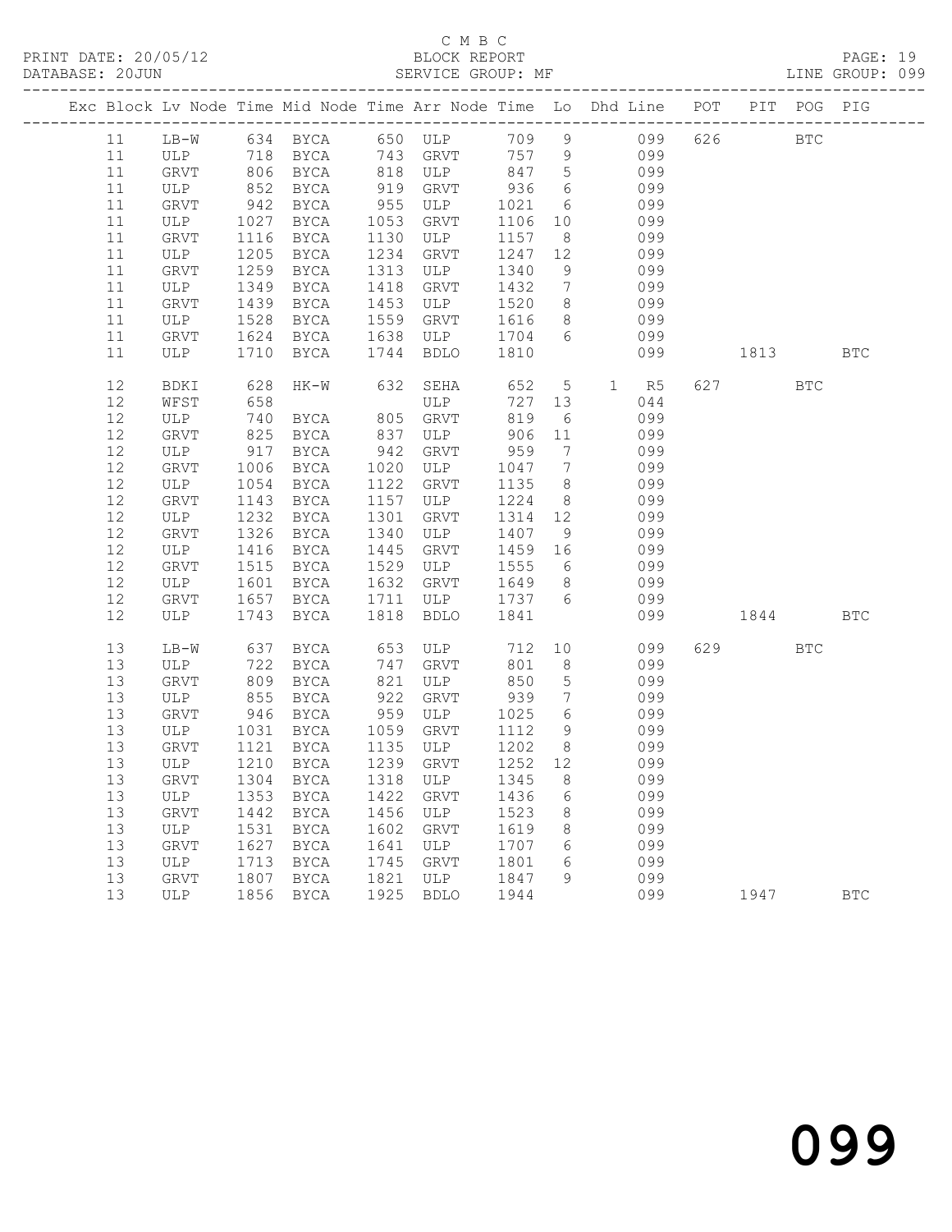C M B C

PRINT DATE: 20/05/12 BLOCK REPORT PAGE: 19
DATABASE: 20JUN SERVICE GROUP: MF LINE GROUP: 099

| Exc | Block | Lv | Node | Time | Mid Node | Time | Arr Node | Time | Lo | Dhd | Line | POT | PIT | POG | PIG |
|---|---|---|---|---|---|---|---|---|---|---|---|---|---|---|---|
| | 11 | | LB-W | 634 | BYCA | 650 | ULP | 709 | 9 | | 099 | 626 | | BTC | |
| | 11 | | ULP | 718 | BYCA | 743 | GRVT | 757 | 9 | | 099 | | | | |
| | 11 | | GRVT | 806 | BYCA | 818 | ULP | 847 | 5 | | 099 | | | | |
| | 11 | | ULP | 852 | BYCA | 919 | GRVT | 936 | 6 | | 099 | | | | |
| | 11 | | GRVT | 942 | BYCA | 955 | ULP | 1021 | 6 | | 099 | | | | |
| | 11 | | ULP | 1027 | BYCA | 1053 | GRVT | 1106 | 10 | | 099 | | | | |
| | 11 | | GRVT | 1116 | BYCA | 1130 | ULP | 1157 | 8 | | 099 | | | | |
| | 11 | | ULP | 1205 | BYCA | 1234 | GRVT | 1247 | 12 | | 099 | | | | |
| | 11 | | GRVT | 1259 | BYCA | 1313 | ULP | 1340 | 9 | | 099 | | | | |
| | 11 | | ULP | 1349 | BYCA | 1418 | GRVT | 1432 | 7 | | 099 | | | | |
| | 11 | | GRVT | 1439 | BYCA | 1453 | ULP | 1520 | 8 | | 099 | | | | |
| | 11 | | ULP | 1528 | BYCA | 1559 | GRVT | 1616 | 8 | | 099 | | | | |
| | 11 | | GRVT | 1624 | BYCA | 1638 | ULP | 1704 | 6 | | 099 | | | | |
| | 11 | | ULP | 1710 | BYCA | 1744 | BDLO | 1810 | | | 099 | | 1813 | | BTC |
| | 12 | | BDKI | 628 | HK-W | 632 | SEHA | 652 | 5 | 1 | R5 | 627 | | BTC | |
| | 12 | | WFST | 658 | | | ULP | 727 | 13 | | 044 | | | | |
| | 12 | | ULP | 740 | BYCA | 805 | GRVT | 819 | 6 | | 099 | | | | |
| | 12 | | GRVT | 825 | BYCA | 837 | ULP | 906 | 11 | | 099 | | | | |
| | 12 | | ULP | 917 | BYCA | 942 | GRVT | 959 | 7 | | 099 | | | | |
| | 12 | | GRVT | 1006 | BYCA | 1020 | ULP | 1047 | 7 | | 099 | | | | |
| | 12 | | ULP | 1054 | BYCA | 1122 | GRVT | 1135 | 8 | | 099 | | | | |
| | 12 | | GRVT | 1143 | BYCA | 1157 | ULP | 1224 | 8 | | 099 | | | | |
| | 12 | | ULP | 1232 | BYCA | 1301 | GRVT | 1314 | 12 | | 099 | | | | |
| | 12 | | GRVT | 1326 | BYCA | 1340 | ULP | 1407 | 9 | | 099 | | | | |
| | 12 | | ULP | 1416 | BYCA | 1445 | GRVT | 1459 | 16 | | 099 | | | | |
| | 12 | | GRVT | 1515 | BYCA | 1529 | ULP | 1555 | 6 | | 099 | | | | |
| | 12 | | ULP | 1601 | BYCA | 1632 | GRVT | 1649 | 8 | | 099 | | | | |
| | 12 | | GRVT | 1657 | BYCA | 1711 | ULP | 1737 | 6 | | 099 | | | | |
| | 12 | | ULP | 1743 | BYCA | 1818 | BDLO | 1841 | | | 099 | | 1844 | | BTC |
| | 13 | | LB-W | 637 | BYCA | 653 | ULP | 712 | 10 | | 099 | 629 | | BTC | |
| | 13 | | ULP | 722 | BYCA | 747 | GRVT | 801 | 8 | | 099 | | | | |
| | 13 | | GRVT | 809 | BYCA | 821 | ULP | 850 | 5 | | 099 | | | | |
| | 13 | | ULP | 855 | BYCA | 922 | GRVT | 939 | 7 | | 099 | | | | |
| | 13 | | GRVT | 946 | BYCA | 959 | ULP | 1025 | 6 | | 099 | | | | |
| | 13 | | ULP | 1031 | BYCA | 1059 | GRVT | 1112 | 9 | | 099 | | | | |
| | 13 | | GRVT | 1121 | BYCA | 1135 | ULP | 1202 | 8 | | 099 | | | | |
| | 13 | | ULP | 1210 | BYCA | 1239 | GRVT | 1252 | 12 | | 099 | | | | |
| | 13 | | GRVT | 1304 | BYCA | 1318 | ULP | 1345 | 8 | | 099 | | | | |
| | 13 | | ULP | 1353 | BYCA | 1422 | GRVT | 1436 | 6 | | 099 | | | | |
| | 13 | | GRVT | 1442 | BYCA | 1456 | ULP | 1523 | 8 | | 099 | | | | |
| | 13 | | ULP | 1531 | BYCA | 1602 | GRVT | 1619 | 8 | | 099 | | | | |
| | 13 | | GRVT | 1627 | BYCA | 1641 | ULP | 1707 | 6 | | 099 | | | | |
| | 13 | | ULP | 1713 | BYCA | 1745 | GRVT | 1801 | 6 | | 099 | | | | |
| | 13 | | GRVT | 1807 | BYCA | 1821 | ULP | 1847 | 9 | | 099 | | | | |
| | 13 | | ULP | 1856 | BYCA | 1925 | BDLO | 1944 | | | 099 | | 1947 | | BTC |

099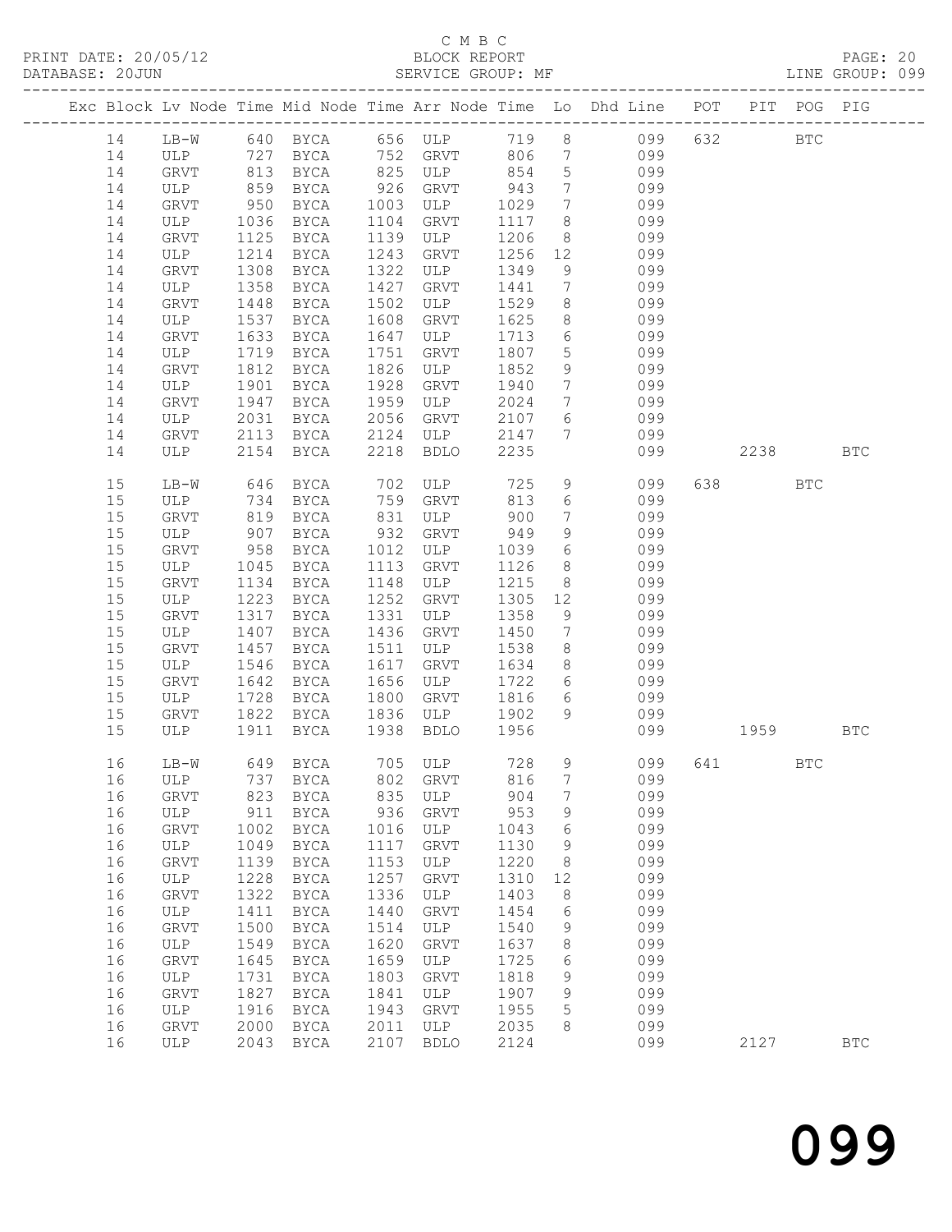C M B C
BLOCK REPORT
SERVICE GROUP: MF

PRINT DATE: 20/05/12
DATABASE: 20JUN
PAGE: 20
LINE GROUP: 099

| Exc | Block | Lv | Node | Time | Mid Node | Time | Arr Node | Time | Lo | Dhd Line | POT | PIT | POG | PIG |
|---|---|---|---|---|---|---|---|---|---|---|---|---|---|---|
| | 14 | | LB-W | 640 | BYCA | 656 | ULP | 719 | 8 | 099 | 632 | | BTC | |
| | 14 | | ULP | 727 | BYCA | 752 | GRVT | 806 | 7 | 099 | | | | |
| | 14 | | GRVT | 813 | BYCA | 825 | ULP | 854 | 5 | 099 | | | | |
| | 14 | | ULP | 859 | BYCA | 926 | GRVT | 943 | 7 | 099 | | | | |
| | 14 | | GRVT | 950 | BYCA | 1003 | ULP | 1029 | 7 | 099 | | | | |
| | 14 | | ULP | 1036 | BYCA | 1104 | GRVT | 1117 | 8 | 099 | | | | |
| | 14 | | GRVT | 1125 | BYCA | 1139 | ULP | 1206 | 8 | 099 | | | | |
| | 14 | | ULP | 1214 | BYCA | 1243 | GRVT | 1256 | 12 | 099 | | | | |
| | 14 | | GRVT | 1308 | BYCA | 1322 | ULP | 1349 | 9 | 099 | | | | |
| | 14 | | ULP | 1358 | BYCA | 1427 | GRVT | 1441 | 7 | 099 | | | | |
| | 14 | | GRVT | 1448 | BYCA | 1502 | ULP | 1529 | 8 | 099 | | | | |
| | 14 | | ULP | 1537 | BYCA | 1608 | GRVT | 1625 | 8 | 099 | | | | |
| | 14 | | GRVT | 1633 | BYCA | 1647 | ULP | 1713 | 6 | 099 | | | | |
| | 14 | | ULP | 1719 | BYCA | 1751 | GRVT | 1807 | 5 | 099 | | | | |
| | 14 | | GRVT | 1812 | BYCA | 1826 | ULP | 1852 | 9 | 099 | | | | |
| | 14 | | ULP | 1901 | BYCA | 1928 | GRVT | 1940 | 7 | 099 | | | | |
| | 14 | | GRVT | 1947 | BYCA | 1959 | ULP | 2024 | 7 | 099 | | | | |
| | 14 | | ULP | 2031 | BYCA | 2056 | GRVT | 2107 | 6 | 099 | | | | |
| | 14 | | GRVT | 2113 | BYCA | 2124 | ULP | 2147 | 7 | 099 | | | | |
| | 14 | | ULP | 2154 | BYCA | 2218 | BDLO | 2235 | | 099 | | 2238 | | BTC |
| | 15 | | LB-W | 646 | BYCA | 702 | ULP | 725 | 9 | 099 | 638 | | BTC | |
| | 15 | | ULP | 734 | BYCA | 759 | GRVT | 813 | 6 | 099 | | | | |
| | 15 | | GRVT | 819 | BYCA | 831 | ULP | 900 | 7 | 099 | | | | |
| | 15 | | ULP | 907 | BYCA | 932 | GRVT | 949 | 9 | 099 | | | | |
| | 15 | | GRVT | 958 | BYCA | 1012 | ULP | 1039 | 6 | 099 | | | | |
| | 15 | | ULP | 1045 | BYCA | 1113 | GRVT | 1126 | 8 | 099 | | | | |
| | 15 | | GRVT | 1134 | BYCA | 1148 | ULP | 1215 | 8 | 099 | | | | |
| | 15 | | ULP | 1223 | BYCA | 1252 | GRVT | 1305 | 12 | 099 | | | | |
| | 15 | | GRVT | 1317 | BYCA | 1331 | ULP | 1358 | 9 | 099 | | | | |
| | 15 | | ULP | 1407 | BYCA | 1436 | GRVT | 1450 | 7 | 099 | | | | |
| | 15 | | GRVT | 1457 | BYCA | 1511 | ULP | 1538 | 8 | 099 | | | | |
| | 15 | | ULP | 1546 | BYCA | 1617 | GRVT | 1634 | 8 | 099 | | | | |
| | 15 | | GRVT | 1642 | BYCA | 1656 | ULP | 1722 | 6 | 099 | | | | |
| | 15 | | ULP | 1728 | BYCA | 1800 | GRVT | 1816 | 6 | 099 | | | | |
| | 15 | | GRVT | 1822 | BYCA | 1836 | ULP | 1902 | 9 | 099 | | | | |
| | 15 | | ULP | 1911 | BYCA | 1938 | BDLO | 1956 | | 099 | | 1959 | | BTC |
| | 16 | | LB-W | 649 | BYCA | 705 | ULP | 728 | 9 | 099 | 641 | | BTC | |
| | 16 | | ULP | 737 | BYCA | 802 | GRVT | 816 | 7 | 099 | | | | |
| | 16 | | GRVT | 823 | BYCA | 835 | ULP | 904 | 7 | 099 | | | | |
| | 16 | | ULP | 911 | BYCA | 936 | GRVT | 953 | 9 | 099 | | | | |
| | 16 | | GRVT | 1002 | BYCA | 1016 | ULP | 1043 | 6 | 099 | | | | |
| | 16 | | ULP | 1049 | BYCA | 1117 | GRVT | 1130 | 9 | 099 | | | | |
| | 16 | | GRVT | 1139 | BYCA | 1153 | ULP | 1220 | 8 | 099 | | | | |
| | 16 | | ULP | 1228 | BYCA | 1257 | GRVT | 1310 | 12 | 099 | | | | |
| | 16 | | GRVT | 1322 | BYCA | 1336 | ULP | 1403 | 8 | 099 | | | | |
| | 16 | | ULP | 1411 | BYCA | 1440 | GRVT | 1454 | 6 | 099 | | | | |
| | 16 | | GRVT | 1500 | BYCA | 1514 | ULP | 1540 | 9 | 099 | | | | |
| | 16 | | ULP | 1549 | BYCA | 1620 | GRVT | 1637 | 8 | 099 | | | | |
| | 16 | | GRVT | 1645 | BYCA | 1659 | ULP | 1725 | 6 | 099 | | | | |
| | 16 | | ULP | 1731 | BYCA | 1803 | GRVT | 1818 | 9 | 099 | | | | |
| | 16 | | GRVT | 1827 | BYCA | 1841 | ULP | 1907 | 9 | 099 | | | | |
| | 16 | | ULP | 1916 | BYCA | 1943 | GRVT | 1955 | 5 | 099 | | | | |
| | 16 | | GRVT | 2000 | BYCA | 2011 | ULP | 2035 | 8 | 099 | | | | |
| | 16 | | ULP | 2043 | BYCA | 2107 | BDLO | 2124 | | 099 | | 2127 | | BTC |

099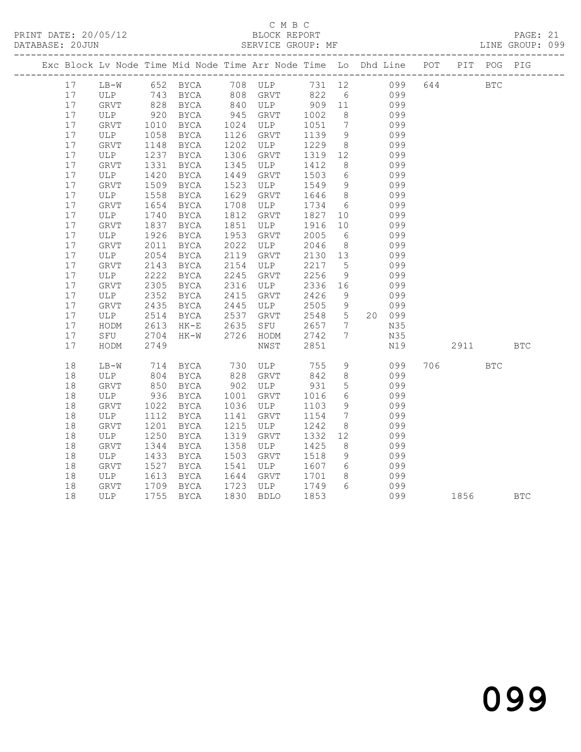C M B C
PRINT DATE: 20/05/12 BLOCK REPORT
DATABASE: 20JUN SERVICE GROUP: MF LINE GROUP: 099

| Exc | Block | Lv | Node | Time | Mid Node | Time | Arr Node | Time | Lo | Dhd | Line | POT | PIT | POG | PIG |
|---|---|---|---|---|---|---|---|---|---|---|---|---|---|---|---|
| | 17 | | LB-W | 652 | BYCA | 708 | ULP | 731 | 12 | | 099 | 644 | | BTC | |
| | 17 | | ULP | 743 | BYCA | 808 | GRVT | 822 | 6 | | 099 | | | | |
| | 17 | | GRVT | 828 | BYCA | 840 | ULP | 909 | 11 | | 099 | | | | |
| | 17 | | ULP | 920 | BYCA | 945 | GRVT | 1002 | 8 | | 099 | | | | |
| | 17 | | GRVT | 1010 | BYCA | 1024 | ULP | 1051 | 7 | | 099 | | | | |
| | 17 | | ULP | 1058 | BYCA | 1126 | GRVT | 1139 | 9 | | 099 | | | | |
| | 17 | | GRVT | 1148 | BYCA | 1202 | ULP | 1229 | 8 | | 099 | | | | |
| | 17 | | ULP | 1237 | BYCA | 1306 | GRVT | 1319 | 12 | | 099 | | | | |
| | 17 | | GRVT | 1331 | BYCA | 1345 | ULP | 1412 | 8 | | 099 | | | | |
| | 17 | | ULP | 1420 | BYCA | 1449 | GRVT | 1503 | 6 | | 099 | | | | |
| | 17 | | GRVT | 1509 | BYCA | 1523 | ULP | 1549 | 9 | | 099 | | | | |
| | 17 | | ULP | 1558 | BYCA | 1629 | GRVT | 1646 | 8 | | 099 | | | | |
| | 17 | | GRVT | 1654 | BYCA | 1708 | ULP | 1734 | 6 | | 099 | | | | |
| | 17 | | ULP | 1740 | BYCA | 1812 | GRVT | 1827 | 10 | | 099 | | | | |
| | 17 | | GRVT | 1837 | BYCA | 1851 | ULP | 1916 | 10 | | 099 | | | | |
| | 17 | | ULP | 1926 | BYCA | 1953 | GRVT | 2005 | 6 | | 099 | | | | |
| | 17 | | GRVT | 2011 | BYCA | 2022 | ULP | 2046 | 8 | | 099 | | | | |
| | 17 | | ULP | 2054 | BYCA | 2119 | GRVT | 2130 | 13 | | 099 | | | | |
| | 17 | | GRVT | 2143 | BYCA | 2154 | ULP | 2217 | 5 | | 099 | | | | |
| | 17 | | ULP | 2222 | BYCA | 2245 | GRVT | 2256 | 9 | | 099 | | | | |
| | 17 | | GRVT | 2305 | BYCA | 2316 | ULP | 2336 | 16 | | 099 | | | | |
| | 17 | | ULP | 2352 | BYCA | 2415 | GRVT | 2426 | 9 | | 099 | | | | |
| | 17 | | GRVT | 2435 | BYCA | 2445 | ULP | 2505 | 9 | | 099 | | | | |
| | 17 | | ULP | 2514 | BYCA | 2537 | GRVT | 2548 | 5 | 20 | 099 | | | | |
| | 17 | | HODM | 2613 | HK-E | 2635 | SFU | 2657 | 7 | | N35 | | | | |
| | 17 | | SFU | 2704 | HK-W | 2726 | HODM | 2742 | 7 | | N35 | | | | |
| | 17 | | HODM | 2749 | | | NWST | 2851 | | | N19 | | 2911 | | BTC |
| | 18 | | LB-W | 714 | BYCA | 730 | ULP | 755 | 9 | | 099 | 706 | | BTC | |
| | 18 | | ULP | 804 | BYCA | 828 | GRVT | 842 | 8 | | 099 | | | | |
| | 18 | | GRVT | 850 | BYCA | 902 | ULP | 931 | 5 | | 099 | | | | |
| | 18 | | ULP | 936 | BYCA | 1001 | GRVT | 1016 | 6 | | 099 | | | | |
| | 18 | | GRVT | 1022 | BYCA | 1036 | ULP | 1103 | 9 | | 099 | | | | |
| | 18 | | ULP | 1112 | BYCA | 1141 | GRVT | 1154 | 7 | | 099 | | | | |
| | 18 | | GRVT | 1201 | BYCA | 1215 | ULP | 1242 | 8 | | 099 | | | | |
| | 18 | | ULP | 1250 | BYCA | 1319 | GRVT | 1332 | 12 | | 099 | | | | |
| | 18 | | GRVT | 1344 | BYCA | 1358 | ULP | 1425 | 8 | | 099 | | | | |
| | 18 | | ULP | 1433 | BYCA | 1503 | GRVT | 1518 | 9 | | 099 | | | | |
| | 18 | | GRVT | 1527 | BYCA | 1541 | ULP | 1607 | 6 | | 099 | | | | |
| | 18 | | ULP | 1613 | BYCA | 1644 | GRVT | 1701 | 8 | | 099 | | | | |
| | 18 | | GRVT | 1709 | BYCA | 1723 | ULP | 1749 | 6 | | 099 | | | | |
| | 18 | | ULP | 1755 | BYCA | 1830 | BDLO | 1853 | | | 099 | | 1856 | | BTC |

099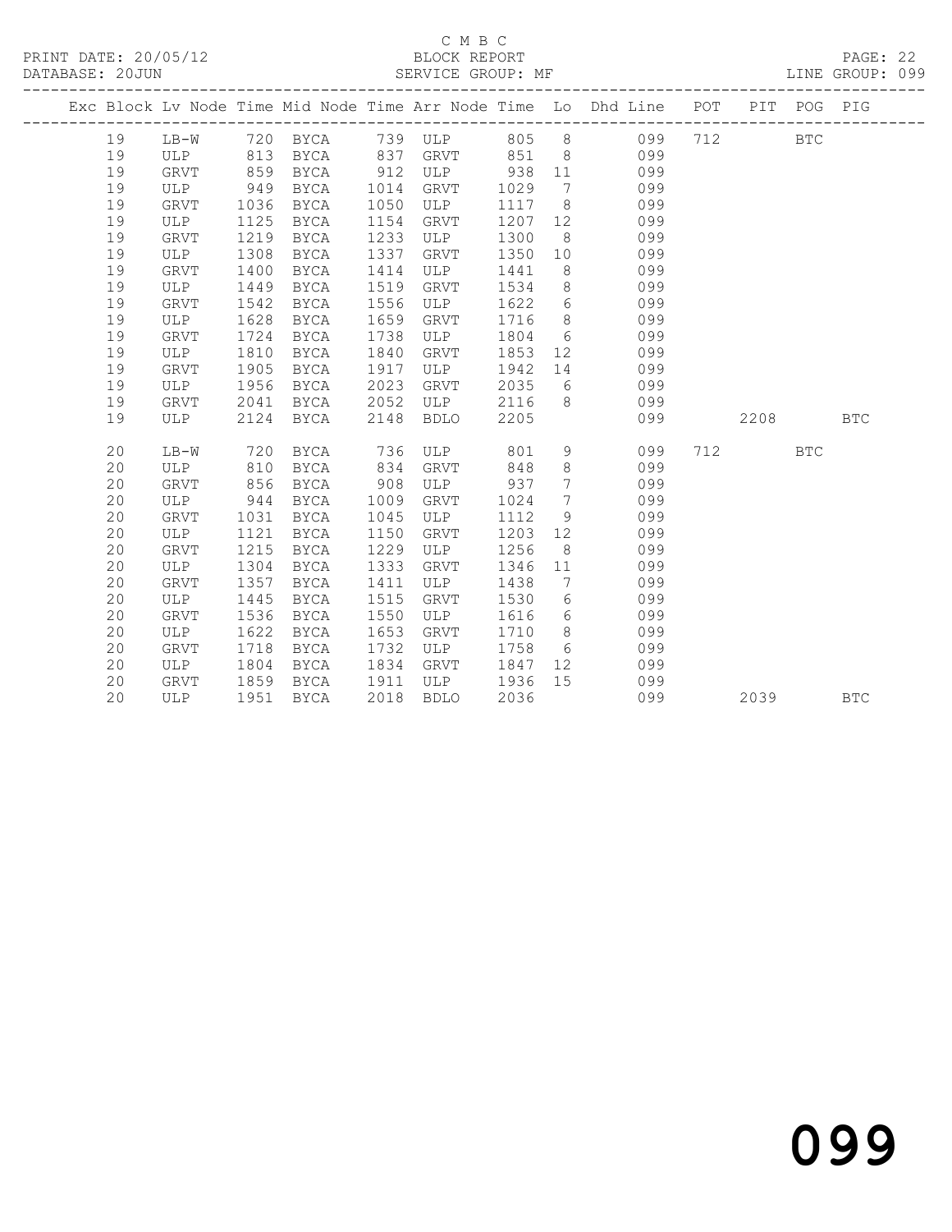C M B C
BLOCK REPORT
SERVICE GROUP: MF

PRINT DATE: 20/05/12
DATABASE: 20JUN

LINE GROUP: 099

| Exc | Block | Lv | Node | Time | Mid Node | Time | Arr Node | Time | Lo | Dhd Line | POT | PIT | POG | PIG |
|---|---|---|---|---|---|---|---|---|---|---|---|---|---|---|
| | 19 | | LB-W | 720 | BYCA | 739 | ULP | 805 | 8 | 099 | 712 | | BTC | |
| | 19 | | ULP | 813 | BYCA | 837 | GRVT | 851 | 8 | 099 | | | | |
| | 19 | | GRVT | 859 | BYCA | 912 | ULP | 938 | 11 | 099 | | | | |
| | 19 | | ULP | 949 | BYCA | 1014 | GRVT | 1029 | 7 | 099 | | | | |
| | 19 | | GRVT | 1036 | BYCA | 1050 | ULP | 1117 | 8 | 099 | | | | |
| | 19 | | ULP | 1125 | BYCA | 1154 | GRVT | 1207 | 12 | 099 | | | | |
| | 19 | | GRVT | 1219 | BYCA | 1233 | ULP | 1300 | 8 | 099 | | | | |
| | 19 | | ULP | 1308 | BYCA | 1337 | GRVT | 1350 | 10 | 099 | | | | |
| | 19 | | GRVT | 1400 | BYCA | 1414 | ULP | 1441 | 8 | 099 | | | | |
| | 19 | | ULP | 1449 | BYCA | 1519 | GRVT | 1534 | 8 | 099 | | | | |
| | 19 | | GRVT | 1542 | BYCA | 1556 | ULP | 1622 | 6 | 099 | | | | |
| | 19 | | ULP | 1628 | BYCA | 1659 | GRVT | 1716 | 8 | 099 | | | | |
| | 19 | | GRVT | 1724 | BYCA | 1738 | ULP | 1804 | 6 | 099 | | | | |
| | 19 | | ULP | 1810 | BYCA | 1840 | GRVT | 1853 | 12 | 099 | | | | |
| | 19 | | GRVT | 1905 | BYCA | 1917 | ULP | 1942 | 14 | 099 | | | | |
| | 19 | | ULP | 1956 | BYCA | 2023 | GRVT | 2035 | 6 | 099 | | | | |
| | 19 | | GRVT | 2041 | BYCA | 2052 | ULP | 2116 | 8 | 099 | | | | |
| | 19 | | ULP | 2124 | BYCA | 2148 | BDLO | 2205 | | 099 | | 2208 | | BTC |
| | 20 | | LB-W | 720 | BYCA | 736 | ULP | 801 | 9 | 099 | 712 | | BTC | |
| | 20 | | ULP | 810 | BYCA | 834 | GRVT | 848 | 8 | 099 | | | | |
| | 20 | | GRVT | 856 | BYCA | 908 | ULP | 937 | 7 | 099 | | | | |
| | 20 | | ULP | 944 | BYCA | 1009 | GRVT | 1024 | 7 | 099 | | | | |
| | 20 | | GRVT | 1031 | BYCA | 1045 | ULP | 1112 | 9 | 099 | | | | |
| | 20 | | ULP | 1121 | BYCA | 1150 | GRVT | 1203 | 12 | 099 | | | | |
| | 20 | | GRVT | 1215 | BYCA | 1229 | ULP | 1256 | 8 | 099 | | | | |
| | 20 | | ULP | 1304 | BYCA | 1333 | GRVT | 1346 | 11 | 099 | | | | |
| | 20 | | GRVT | 1357 | BYCA | 1411 | ULP | 1438 | 7 | 099 | | | | |
| | 20 | | ULP | 1445 | BYCA | 1515 | GRVT | 1530 | 6 | 099 | | | | |
| | 20 | | GRVT | 1536 | BYCA | 1550 | ULP | 1616 | 6 | 099 | | | | |
| | 20 | | ULP | 1622 | BYCA | 1653 | GRVT | 1710 | 8 | 099 | | | | |
| | 20 | | GRVT | 1718 | BYCA | 1732 | ULP | 1758 | 6 | 099 | | | | |
| | 20 | | ULP | 1804 | BYCA | 1834 | GRVT | 1847 | 12 | 099 | | | | |
| | 20 | | GRVT | 1859 | BYCA | 1911 | ULP | 1936 | 15 | 099 | | | | |
| | 20 | | ULP | 1951 | BYCA | 2018 | BDLO | 2036 | | 099 | | 2039 | | BTC |

099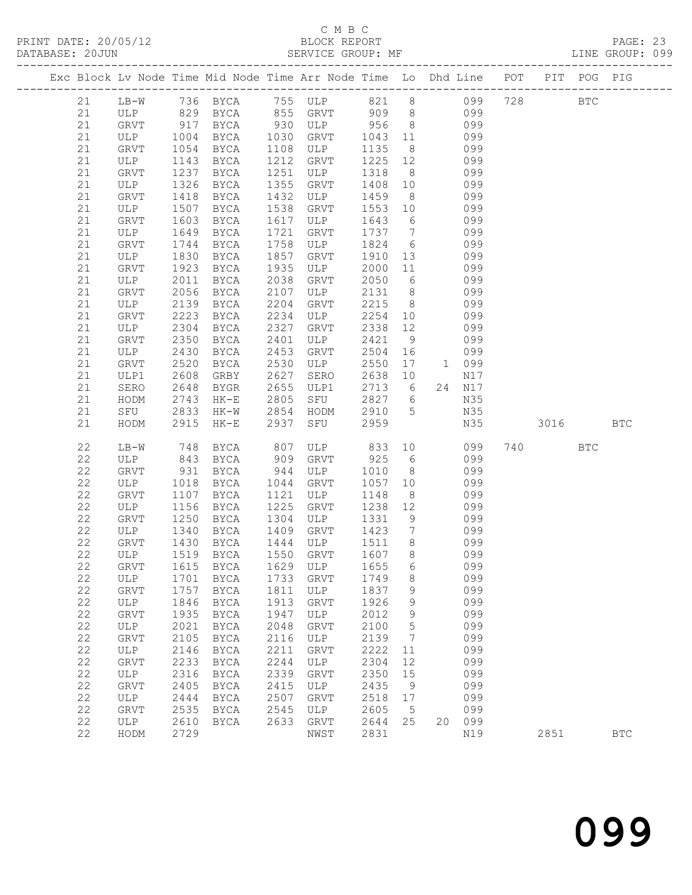C M B C
PRINT DATE: 20/05/12 BLOCK REPORT
DATABASE: 20JUN SERVICE GROUP: MF LINE GROUP: 099

| Exc | Block | Lv Node | Time | Mid Node | Time | Arr Node | Time | Lo | Dhd Line | POT | PIT | POG | PIG |
|---|---|---|---|---|---|---|---|---|---|---|---|---|---|
| | 21 | LB-W | 736 | BYCA | 755 | ULP | 821 | 8 | 099 | 728 | | BTC | |
| | 21 | ULP | 829 | BYCA | 855 | GRVT | 909 | 8 | 099 | | | | |
| | 21 | GRVT | 917 | BYCA | 930 | ULP | 956 | 8 | 099 | | | | |
| | 21 | ULP | 1004 | BYCA | 1030 | GRVT | 1043 | 11 | 099 | | | | |
| | 21 | GRVT | 1054 | BYCA | 1108 | ULP | 1135 | 8 | 099 | | | | |
| | 21 | ULP | 1143 | BYCA | 1212 | GRVT | 1225 | 12 | 099 | | | | |
| | 21 | GRVT | 1237 | BYCA | 1251 | ULP | 1318 | 8 | 099 | | | | |
| | 21 | ULP | 1326 | BYCA | 1355 | GRVT | 1408 | 10 | 099 | | | | |
| | 21 | GRVT | 1418 | BYCA | 1432 | ULP | 1459 | 8 | 099 | | | | |
| | 21 | ULP | 1507 | BYCA | 1538 | GRVT | 1553 | 10 | 099 | | | | |
| | 21 | GRVT | 1603 | BYCA | 1617 | ULP | 1643 | 6 | 099 | | | | |
| | 21 | ULP | 1649 | BYCA | 1721 | GRVT | 1737 | 7 | 099 | | | | |
| | 21 | GRVT | 1744 | BYCA | 1758 | ULP | 1824 | 6 | 099 | | | | |
| | 21 | ULP | 1830 | BYCA | 1857 | GRVT | 1910 | 13 | 099 | | | | |
| | 21 | GRVT | 1923 | BYCA | 1935 | ULP | 2000 | 11 | 099 | | | | |
| | 21 | ULP | 2011 | BYCA | 2038 | GRVT | 2050 | 6 | 099 | | | | |
| | 21 | GRVT | 2056 | BYCA | 2107 | ULP | 2131 | 8 | 099 | | | | |
| | 21 | ULP | 2139 | BYCA | 2204 | GRVT | 2215 | 8 | 099 | | | | |
| | 21 | GRVT | 2223 | BYCA | 2234 | ULP | 2254 | 10 | 099 | | | | |
| | 21 | ULP | 2304 | BYCA | 2327 | GRVT | 2338 | 12 | 099 | | | | |
| | 21 | GRVT | 2350 | BYCA | 2401 | ULP | 2421 | 9 | 099 | | | | |
| | 21 | ULP | 2430 | BYCA | 2453 | GRVT | 2504 | 16 | 099 | | | | |
| | 21 | GRVT | 2520 | BYCA | 2530 | ULP | 2550 | 17 | 1 099 | | | | |
| | 21 | ULP1 | 2608 | GRBY | 2627 | SERO | 2638 | 10 | N17 | | | | |
| | 21 | SERO | 2648 | BYGR | 2655 | ULP1 | 2713 | 6 | 24 N17 | | | | |
| | 21 | HODM | 2743 | HK-E | 2805 | SFU | 2827 | 6 | N35 | | | | |
| | 21 | SFU | 2833 | HK-W | 2854 | HODM | 2910 | 5 | N35 | | | | |
| | 21 | HODM | 2915 | HK-E | 2937 | SFU | 2959 | | N35 | | 3016 | | BTC |
| | 22 | LB-W | 748 | BYCA | 807 | ULP | 833 | 10 | 099 | 740 | | BTC | |
| | 22 | ULP | 843 | BYCA | 909 | GRVT | 925 | 6 | 099 | | | | |
| | 22 | GRVT | 931 | BYCA | 944 | ULP | 1010 | 8 | 099 | | | | |
| | 22 | ULP | 1018 | BYCA | 1044 | GRVT | 1057 | 10 | 099 | | | | |
| | 22 | GRVT | 1107 | BYCA | 1121 | ULP | 1148 | 8 | 099 | | | | |
| | 22 | ULP | 1156 | BYCA | 1225 | GRVT | 1238 | 12 | 099 | | | | |
| | 22 | GRVT | 1250 | BYCA | 1304 | ULP | 1331 | 9 | 099 | | | | |
| | 22 | ULP | 1340 | BYCA | 1409 | GRVT | 1423 | 7 | 099 | | | | |
| | 22 | GRVT | 1430 | BYCA | 1444 | ULP | 1511 | 8 | 099 | | | | |
| | 22 | ULP | 1519 | BYCA | 1550 | GRVT | 1607 | 8 | 099 | | | | |
| | 22 | GRVT | 1615 | BYCA | 1629 | ULP | 1655 | 6 | 099 | | | | |
| | 22 | ULP | 1701 | BYCA | 1733 | GRVT | 1749 | 8 | 099 | | | | |
| | 22 | GRVT | 1757 | BYCA | 1811 | ULP | 1837 | 9 | 099 | | | | |
| | 22 | ULP | 1846 | BYCA | 1913 | GRVT | 1926 | 9 | 099 | | | | |
| | 22 | GRVT | 1935 | BYCA | 1947 | ULP | 2012 | 9 | 099 | | | | |
| | 22 | ULP | 2021 | BYCA | 2048 | GRVT | 2100 | 5 | 099 | | | | |
| | 22 | GRVT | 2105 | BYCA | 2116 | ULP | 2139 | 7 | 099 | | | | |
| | 22 | ULP | 2146 | BYCA | 2211 | GRVT | 2222 | 11 | 099 | | | | |
| | 22 | GRVT | 2233 | BYCA | 2244 | ULP | 2304 | 12 | 099 | | | | |
| | 22 | ULP | 2316 | BYCA | 2339 | GRVT | 2350 | 15 | 099 | | | | |
| | 22 | GRVT | 2405 | BYCA | 2415 | ULP | 2435 | 9 | 099 | | | | |
| | 22 | ULP | 2444 | BYCA | 2507 | GRVT | 2518 | 17 | 099 | | | | |
| | 22 | GRVT | 2535 | BYCA | 2545 | ULP | 2605 | 5 | 099 | | | | |
| | 22 | ULP | 2610 | BYCA | 2633 | GRVT | 2644 | 25 | 20 099 | | | | |
| | 22 | HODM | 2729 | | | NWST | 2831 | | N19 | | 2851 | | BTC |

099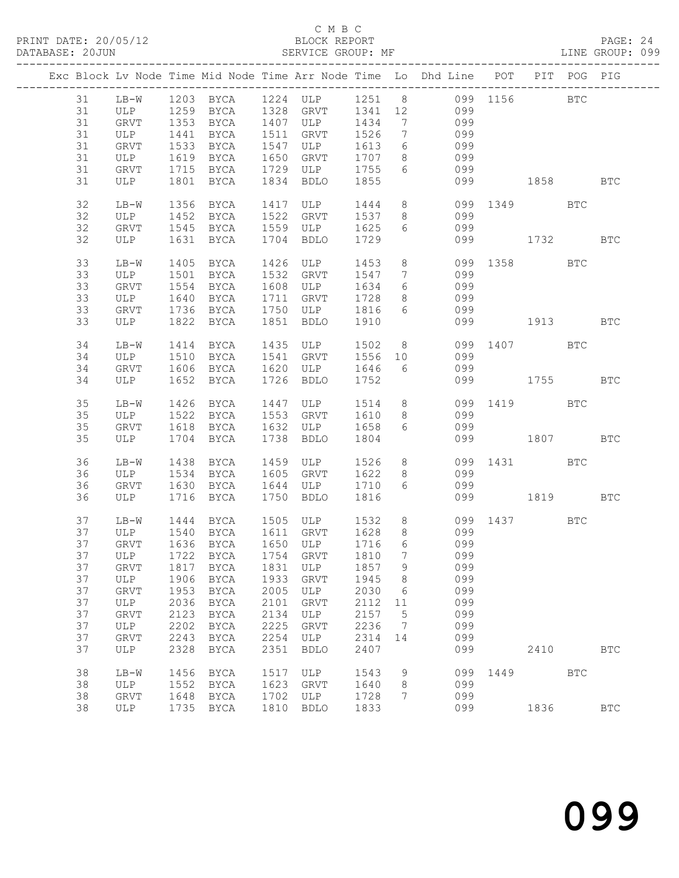C M B C

PRINT DATE: 20/05/12 BLOCK REPORT

DATABASE: 20JUN SERVICE GROUP: MF LINE GROUP: 099

| Exc | Block | Lv | Node | Time | Mid Node | Time | Arr Node | Time | Lo | Dhd Line | POT | PIT | POG | PIG |
|---|---|---|---|---|---|---|---|---|---|---|---|---|---|---|
| | 31 | | LB-W | 1203 | BYCA | 1224 | ULP | 1251 | 8 | 099 | 1156 | | BTC | |
| | 31 | | ULP | 1259 | BYCA | 1328 | GRVT | 1341 | 12 | 099 | | | | |
| | 31 | | GRVT | 1353 | BYCA | 1407 | ULP | 1434 | 7 | 099 | | | | |
| | 31 | | ULP | 1441 | BYCA | 1511 | GRVT | 1526 | 7 | 099 | | | | |
| | 31 | | GRVT | 1533 | BYCA | 1547 | ULP | 1613 | 6 | 099 | | | | |
| | 31 | | ULP | 1619 | BYCA | 1650 | GRVT | 1707 | 8 | 099 | | | | |
| | 31 | | GRVT | 1715 | BYCA | 1729 | ULP | 1755 | 6 | 099 | | | | |
| | 31 | | ULP | 1801 | BYCA | 1834 | BDLO | 1855 | | 099 | | 1858 | | BTC |
| | 32 | | LB-W | 1356 | BYCA | 1417 | ULP | 1444 | 8 | 099 | 1349 | | BTC | |
| | 32 | | ULP | 1452 | BYCA | 1522 | GRVT | 1537 | 8 | 099 | | | | |
| | 32 | | GRVT | 1545 | BYCA | 1559 | ULP | 1625 | 6 | 099 | | | | |
| | 32 | | ULP | 1631 | BYCA | 1704 | BDLO | 1729 | | 099 | | 1732 | | BTC |
| | 33 | | LB-W | 1405 | BYCA | 1426 | ULP | 1453 | 8 | 099 | 1358 | | BTC | |
| | 33 | | ULP | 1501 | BYCA | 1532 | GRVT | 1547 | 7 | 099 | | | | |
| | 33 | | GRVT | 1554 | BYCA | 1608 | ULP | 1634 | 6 | 099 | | | | |
| | 33 | | ULP | 1640 | BYCA | 1711 | GRVT | 1728 | 8 | 099 | | | | |
| | 33 | | GRVT | 1736 | BYCA | 1750 | ULP | 1816 | 6 | 099 | | | | |
| | 33 | | ULP | 1822 | BYCA | 1851 | BDLO | 1910 | | 099 | | 1913 | | BTC |
| | 34 | | LB-W | 1414 | BYCA | 1435 | ULP | 1502 | 8 | 099 | 1407 | | BTC | |
| | 34 | | ULP | 1510 | BYCA | 1541 | GRVT | 1556 | 10 | 099 | | | | |
| | 34 | | GRVT | 1606 | BYCA | 1620 | ULP | 1646 | 6 | 099 | | | | |
| | 34 | | ULP | 1652 | BYCA | 1726 | BDLO | 1752 | | 099 | | 1755 | | BTC |
| | 35 | | LB-W | 1426 | BYCA | 1447 | ULP | 1514 | 8 | 099 | 1419 | | BTC | |
| | 35 | | ULP | 1522 | BYCA | 1553 | GRVT | 1610 | 8 | 099 | | | | |
| | 35 | | GRVT | 1618 | BYCA | 1632 | ULP | 1658 | 6 | 099 | | | | |
| | 35 | | ULP | 1704 | BYCA | 1738 | BDLO | 1804 | | 099 | | 1807 | | BTC |
| | 36 | | LB-W | 1438 | BYCA | 1459 | ULP | 1526 | 8 | 099 | 1431 | | BTC | |
| | 36 | | ULP | 1534 | BYCA | 1605 | GRVT | 1622 | 8 | 099 | | | | |
| | 36 | | GRVT | 1630 | BYCA | 1644 | ULP | 1710 | 6 | 099 | | | | |
| | 36 | | ULP | 1716 | BYCA | 1750 | BDLO | 1816 | | 099 | | 1819 | | BTC |
| | 37 | | LB-W | 1444 | BYCA | 1505 | ULP | 1532 | 8 | 099 | 1437 | | BTC | |
| | 37 | | ULP | 1540 | BYCA | 1611 | GRVT | 1628 | 8 | 099 | | | | |
| | 37 | | GRVT | 1636 | BYCA | 1650 | ULP | 1716 | 6 | 099 | | | | |
| | 37 | | ULP | 1722 | BYCA | 1754 | GRVT | 1810 | 7 | 099 | | | | |
| | 37 | | GRVT | 1817 | BYCA | 1831 | ULP | 1857 | 9 | 099 | | | | |
| | 37 | | ULP | 1906 | BYCA | 1933 | GRVT | 1945 | 8 | 099 | | | | |
| | 37 | | GRVT | 1953 | BYCA | 2005 | ULP | 2030 | 6 | 099 | | | | |
| | 37 | | ULP | 2036 | BYCA | 2101 | GRVT | 2112 | 11 | 099 | | | | |
| | 37 | | GRVT | 2123 | BYCA | 2134 | ULP | 2157 | 5 | 099 | | | | |
| | 37 | | ULP | 2202 | BYCA | 2225 | GRVT | 2236 | 7 | 099 | | | | |
| | 37 | | GRVT | 2243 | BYCA | 2254 | ULP | 2314 | 14 | 099 | | | | |
| | 37 | | ULP | 2328 | BYCA | 2351 | BDLO | 2407 | | 099 | | 2410 | | BTC |
| | 38 | | LB-W | 1456 | BYCA | 1517 | ULP | 1543 | 9 | 099 | 1449 | | BTC | |
| | 38 | | ULP | 1552 | BYCA | 1623 | GRVT | 1640 | 8 | 099 | | | | |
| | 38 | | GRVT | 1648 | BYCA | 1702 | ULP | 1728 | 7 | 099 | | | | |
| | 38 | | ULP | 1735 | BYCA | 1810 | BDLO | 1833 | | 099 | | 1836 | | BTC |

099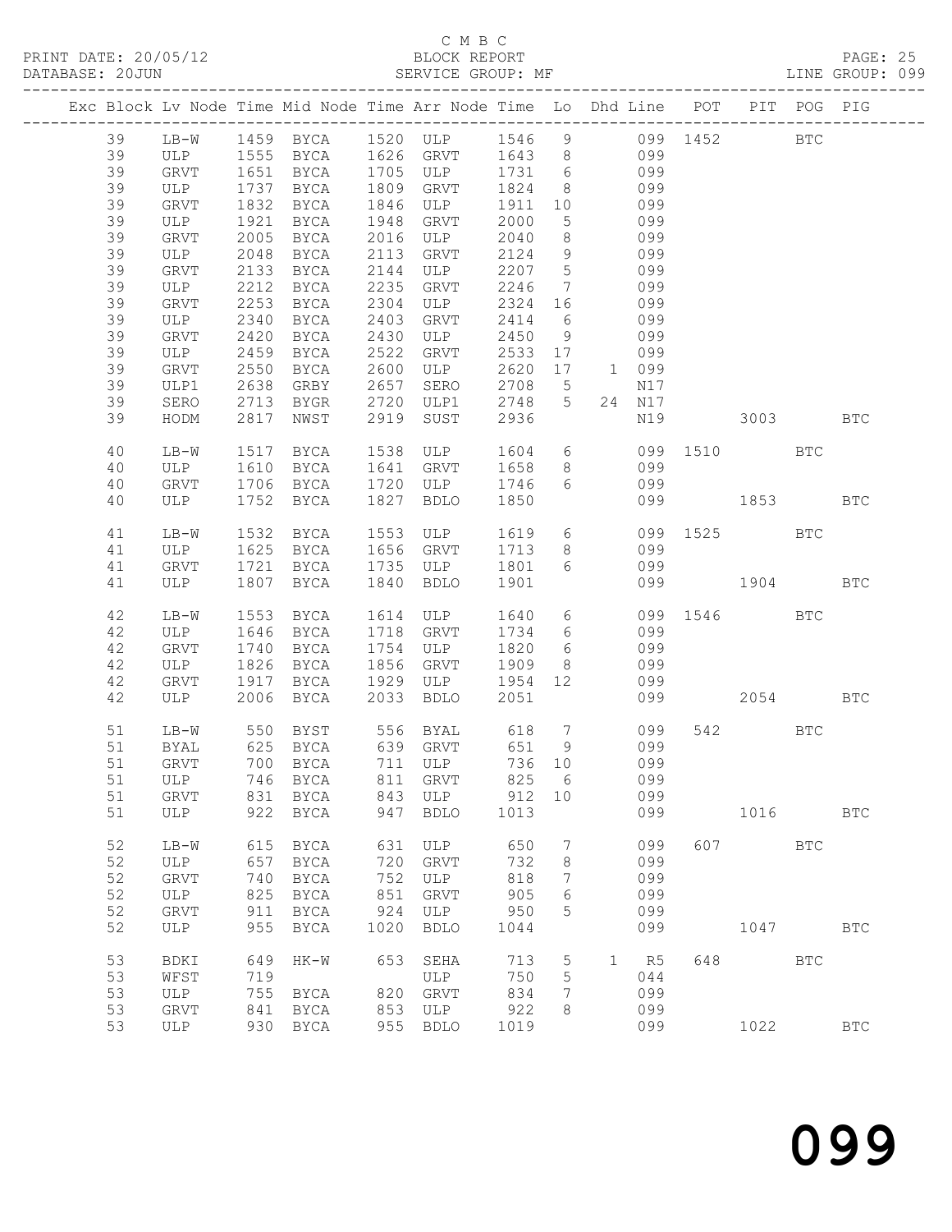C M B C

BLOCK REPORT

SERVICE GROUP: MF

PRINT DATE: 20/05/12
DATABASE: 20JUN
LINE GROUP: 099

| Exc | Block | Lv | Node | Time | Mid Node | Time | Arr Node | Time | Lo | Dhd | Line | POT | PIT | POG | PIG |
|---|---|---|---|---|---|---|---|---|---|---|---|---|---|---|---|
| | 39 | LB-W | 1459 | BYCA | 1520 | ULP | 1546 | 9 | | | 099 | 1452 | | BTC | |
| | 39 | ULP | 1555 | BYCA | 1626 | GRVT | 1643 | 8 | | | 099 | | | | |
| | 39 | GRVT | 1651 | BYCA | 1705 | ULP | 1731 | 6 | | | 099 | | | | |
| | 39 | ULP | 1737 | BYCA | 1809 | GRVT | 1824 | 8 | | | 099 | | | | |
| | 39 | GRVT | 1832 | BYCA | 1846 | ULP | 1911 | 10 | | | 099 | | | | |
| | 39 | ULP | 1921 | BYCA | 1948 | GRVT | 2000 | 5 | | | 099 | | | | |
| | 39 | GRVT | 2005 | BYCA | 2016 | ULP | 2040 | 8 | | | 099 | | | | |
| | 39 | ULP | 2048 | BYCA | 2113 | GRVT | 2124 | 9 | | | 099 | | | | |
| | 39 | GRVT | 2133 | BYCA | 2144 | ULP | 2207 | 5 | | | 099 | | | | |
| | 39 | ULP | 2212 | BYCA | 2235 | GRVT | 2246 | 7 | | | 099 | | | | |
| | 39 | GRVT | 2253 | BYCA | 2304 | ULP | 2324 | 16 | | | 099 | | | | |
| | 39 | ULP | 2340 | BYCA | 2403 | GRVT | 2414 | 6 | | | 099 | | | | |
| | 39 | GRVT | 2420 | BYCA | 2430 | ULP | 2450 | 9 | | | 099 | | | | |
| | 39 | ULP | 2459 | BYCA | 2522 | GRVT | 2533 | 17 | | | 099 | | | | |
| | 39 | GRVT | 2550 | BYCA | 2600 | ULP | 2620 | 17 | | 1 | 099 | | | | |
| | 39 | ULP1 | 2638 | GRBY | 2657 | SERO | 2708 | 5 | | | N17 | | | | |
| | 39 | SERO | 2713 | BYGR | 2720 | ULP1 | 2748 | 5 | | 24 | N17 | | | | |
| | 39 | HODM | 2817 | NWST | 2919 | SUST | 2936 | | | | N19 | | 3003 | | BTC |
| | 40 | LB-W | 1517 | BYCA | 1538 | ULP | 1604 | 6 | | | 099 | 1510 | | BTC | |
| | 40 | ULP | 1610 | BYCA | 1641 | GRVT | 1658 | 8 | | | 099 | | | | |
| | 40 | GRVT | 1706 | BYCA | 1720 | ULP | 1746 | 6 | | | 099 | | | | |
| | 40 | ULP | 1752 | BYCA | 1827 | BDLO | 1850 | | | | 099 | | 1853 | | BTC |
| | 41 | LB-W | 1532 | BYCA | 1553 | ULP | 1619 | 6 | | | 099 | 1525 | | BTC | |
| | 41 | ULP | 1625 | BYCA | 1656 | GRVT | 1713 | 8 | | | 099 | | | | |
| | 41 | GRVT | 1721 | BYCA | 1735 | ULP | 1801 | 6 | | | 099 | | | | |
| | 41 | ULP | 1807 | BYCA | 1840 | BDLO | 1901 | | | | 099 | | 1904 | | BTC |
| | 42 | LB-W | 1553 | BYCA | 1614 | ULP | 1640 | 6 | | | 099 | 1546 | | BTC | |
| | 42 | ULP | 1646 | BYCA | 1718 | GRVT | 1734 | 6 | | | 099 | | | | |
| | 42 | GRVT | 1740 | BYCA | 1754 | ULP | 1820 | 6 | | | 099 | | | | |
| | 42 | ULP | 1826 | BYCA | 1856 | GRVT | 1909 | 8 | | | 099 | | | | |
| | 42 | GRVT | 1917 | BYCA | 1929 | ULP | 1954 | 12 | | | 099 | | | | |
| | 42 | ULP | 2006 | BYCA | 2033 | BDLO | 2051 | | | | 099 | | 2054 | | BTC |
| | 51 | LB-W | 550 | BYST | 556 | BYAL | 618 | 7 | | | 099 | 542 | | BTC | |
| | 51 | BYAL | 625 | BYCA | 639 | GRVT | 651 | 9 | | | 099 | | | | |
| | 51 | GRVT | 700 | BYCA | 711 | ULP | 736 | 10 | | | 099 | | | | |
| | 51 | ULP | 746 | BYCA | 811 | GRVT | 825 | 6 | | | 099 | | | | |
| | 51 | GRVT | 831 | BYCA | 843 | ULP | 912 | 10 | | | 099 | | | | |
| | 51 | ULP | 922 | BYCA | 947 | BDLO | 1013 | | | | 099 | | 1016 | | BTC |
| | 52 | LB-W | 615 | BYCA | 631 | ULP | 650 | 7 | | | 099 | 607 | | BTC | |
| | 52 | ULP | 657 | BYCA | 720 | GRVT | 732 | 8 | | | 099 | | | | |
| | 52 | GRVT | 740 | BYCA | 752 | ULP | 818 | 7 | | | 099 | | | | |
| | 52 | ULP | 825 | BYCA | 851 | GRVT | 905 | 6 | | | 099 | | | | |
| | 52 | GRVT | 911 | BYCA | 924 | ULP | 950 | 5 | | | 099 | | | | |
| | 52 | ULP | 955 | BYCA | 1020 | BDLO | 1044 | | | | 099 | | 1047 | | BTC |
| | 53 | BDKI | 649 | HK-W | 653 | SEHA | 713 | 5 | | 1 | R5 | 648 | | BTC | |
| | 53 | WFST | 719 | | | ULP | 750 | 5 | | | 044 | | | | |
| | 53 | ULP | 755 | BYCA | 820 | GRVT | 834 | 7 | | | 099 | | | | |
| | 53 | GRVT | 841 | BYCA | 853 | ULP | 922 | 8 | | | 099 | | | | |
| | 53 | ULP | 930 | BYCA | 955 | BDLO | 1019 | | | | 099 | | 1022 | | BTC |

099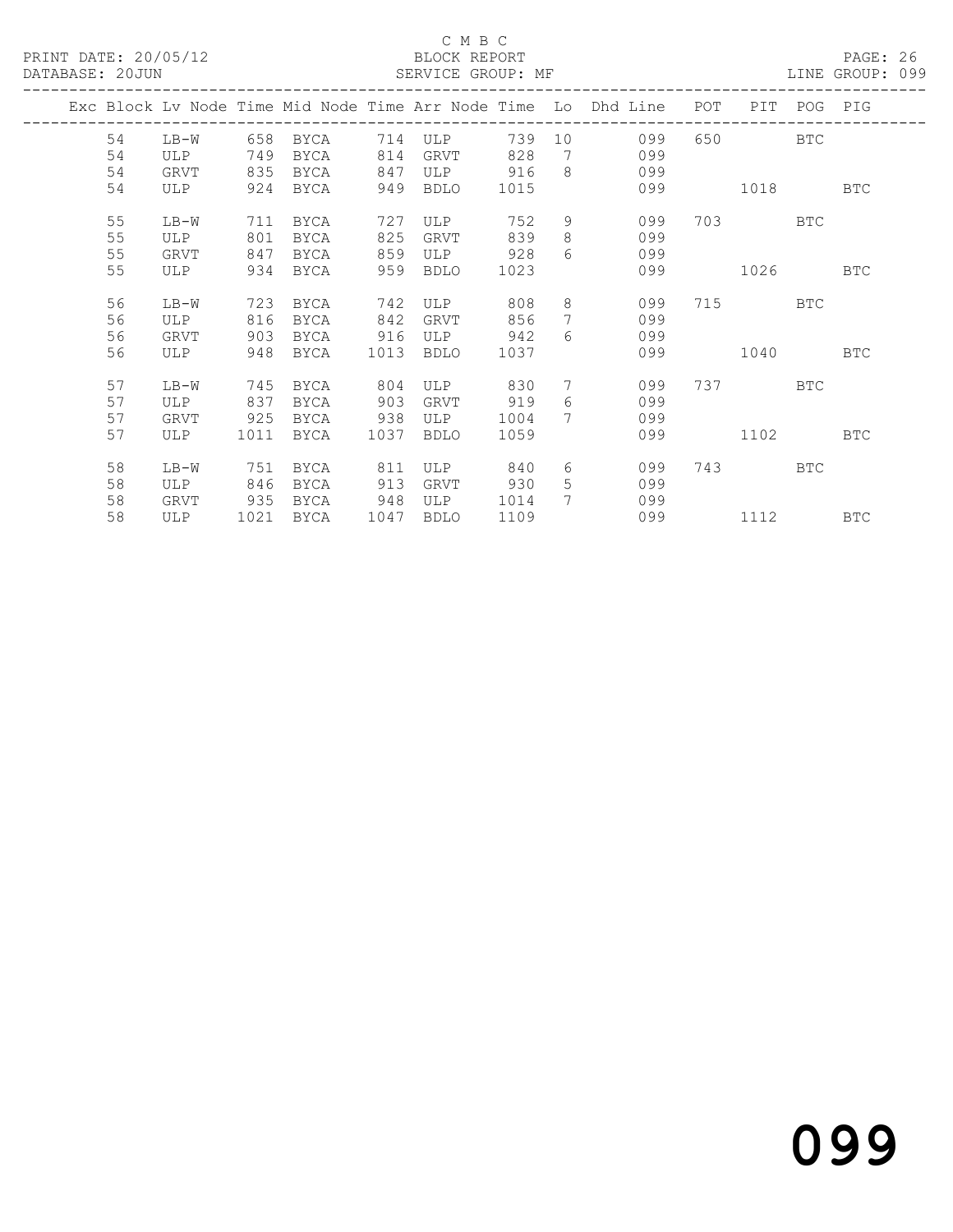C M B C
BLOCK REPORT
SERVICE GROUP: MF

PRINT DATE: 20/05/12
DATABASE: 20JUN
LINE GROUP: 099

| Exc | Block | Lv Node | Time | Mid Node | Time | Arr Node | Time | Lo | Dhd Line | POT | PIT | POG | PIG |
|---|---|---|---|---|---|---|---|---|---|---|---|---|---|
| | 54 | LB-W | 658 | BYCA | 714 | ULP | 739 | 10 | 099 | 650 | | BTC | |
| | 54 | ULP | 749 | BYCA | 814 | GRVT | 828 | 7 | 099 | | | | |
| | 54 | GRVT | 835 | BYCA | 847 | ULP | 916 | 8 | 099 | | | | |
| | 54 | ULP | 924 | BYCA | 949 | BDLO | 1015 | | 099 | | 1018 | | BTC |
| | 55 | LB-W | 711 | BYCA | 727 | ULP | 752 | 9 | 099 | 703 | | BTC | |
| | 55 | ULP | 801 | BYCA | 825 | GRVT | 839 | 8 | 099 | | | | |
| | 55 | GRVT | 847 | BYCA | 859 | ULP | 928 | 6 | 099 | | | | |
| | 55 | ULP | 934 | BYCA | 959 | BDLO | 1023 | | 099 | | 1026 | | BTC |
| | 56 | LB-W | 723 | BYCA | 742 | ULP | 808 | 8 | 099 | 715 | | BTC | |
| | 56 | ULP | 816 | BYCA | 842 | GRVT | 856 | 7 | 099 | | | | |
| | 56 | GRVT | 903 | BYCA | 916 | ULP | 942 | 6 | 099 | | | | |
| | 56 | ULP | 948 | BYCA | 1013 | BDLO | 1037 | | 099 | | 1040 | | BTC |
| | 57 | LB-W | 745 | BYCA | 804 | ULP | 830 | 7 | 099 | 737 | | BTC | |
| | 57 | ULP | 837 | BYCA | 903 | GRVT | 919 | 6 | 099 | | | | |
| | 57 | GRVT | 925 | BYCA | 938 | ULP | 1004 | 7 | 099 | | | | |
| | 57 | ULP | 1011 | BYCA | 1037 | BDLO | 1059 | | 099 | | 1102 | | BTC |
| | 58 | LB-W | 751 | BYCA | 811 | ULP | 840 | 6 | 099 | 743 | | BTC | |
| | 58 | ULP | 846 | BYCA | 913 | GRVT | 930 | 5 | 099 | | | | |
| | 58 | GRVT | 935 | BYCA | 948 | ULP | 1014 | 7 | 099 | | | | |
| | 58 | ULP | 1021 | BYCA | 1047 | BDLO | 1109 | | 099 | | 1112 | | BTC |

099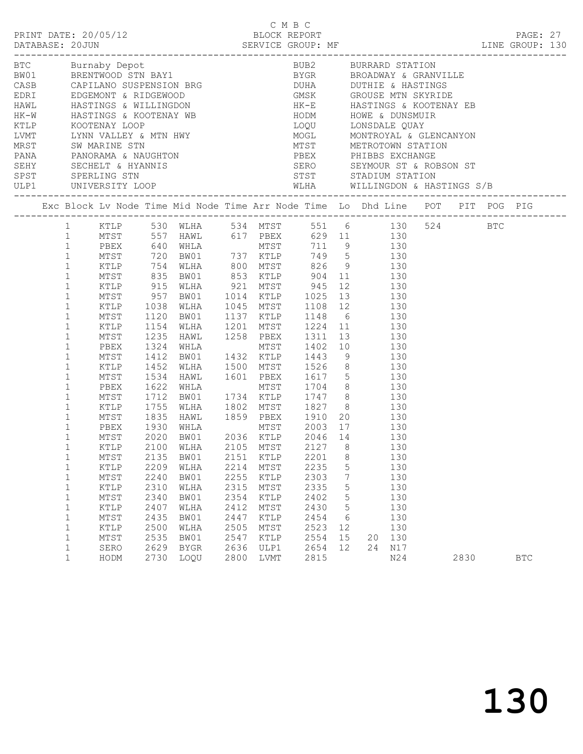C M B C

PRINT DATE: 20/05/12 BLOCK REPORT PAGE: 27
DATABASE: 20JUN SERVICE GROUP: MF LINE GROUP: 130

| Code | Name | Code | Name |
|---|---|---|---|
| BTC | Burnaby Depot | BUB2 | BURRARD STATION |
| BW01 | BRENTWOOD STN BAY1 | BYGR | BROADWAY & GRANVILLE |
| CASB | CAPILANO SUSPENSION BRG | DUHA | DUTHIE & HASTINGS |
| EDRI | EDGEMONT & RIDGEWOOD | GMSK | GROUSE MTN SKYRIDE |
| HAWL | HASTINGS & WILLINGDON | HK-E | HASTINGS & KOOTENAY EB |
| HK-W | HASTINGS & KOOTENAY WB | HODM | HOWE & DUNSMUIR |
| KTLP | KOOTENAY LOOP | LOQU | LONSDALE QUAY |
| LVMT | LYNN VALLEY & MTN HWY | MOGL | MONTROYAL & GLENCANYON |
| MRST | SW MARINE STN | MTST | METROTOWN STATION |
| PANA | PANORAMA & NAUGHTON | PBEX | PHIBBS EXCHANGE |
| SEHY | SECHELT & HYANNIS | SERO | SEYMOUR ST & ROBSON ST |
| SPST | SPERLING STN | STST | STADIUM STATION |
| ULP1 | UNIVERSITY LOOP | WLHA | WILLINGDON & HASTINGS S/B |

| Exc | Block | Lv Node | Time | Mid Node | Time | Arr Node | Time | Lo | Dhd | Line | POT | PIT | POG | PIG |
|---|---|---|---|---|---|---|---|---|---|---|---|---|---|---|
| | 1 | KTLP | 530 | WLHA | 534 | MTST | 551 | 6 | | 130 | 524 | | BTC | |
| | 1 | MTST | 557 | HAWL | 617 | PBEX | 629 | 11 | | 130 | | | | |
| | 1 | PBEX | 640 | WHLA | | MTST | 711 | 9 | | 130 | | | | |
| | 1 | MTST | 720 | BW01 | 737 | KTLP | 749 | 5 | | 130 | | | | |
| | 1 | KTLP | 754 | WLHA | 800 | MTST | 826 | 9 | | 130 | | | | |
| | 1 | MTST | 835 | BW01 | 853 | KTLP | 904 | 11 | | 130 | | | | |
| | 1 | KTLP | 915 | WLHA | 921 | MTST | 945 | 12 | | 130 | | | | |
| | 1 | MTST | 957 | BW01 | 1014 | KTLP | 1025 | 13 | | 130 | | | | |
| | 1 | KTLP | 1038 | WLHA | 1045 | MTST | 1108 | 12 | | 130 | | | | |
| | 1 | MTST | 1120 | BW01 | 1137 | KTLP | 1148 | 6 | | 130 | | | | |
| | 1 | KTLP | 1154 | WLHA | 1201 | MTST | 1224 | 11 | | 130 | | | | |
| | 1 | MTST | 1235 | HAWL | 1258 | PBEX | 1311 | 13 | | 130 | | | | |
| | 1 | PBEX | 1324 | WHLA | | MTST | 1402 | 10 | | 130 | | | | |
| | 1 | MTST | 1412 | BW01 | 1432 | KTLP | 1443 | 9 | | 130 | | | | |
| | 1 | KTLP | 1452 | WLHA | 1500 | MTST | 1526 | 8 | | 130 | | | | |
| | 1 | MTST | 1534 | HAWL | 1601 | PBEX | 1617 | 5 | | 130 | | | | |
| | 1 | PBEX | 1622 | WHLA | | MTST | 1704 | 8 | | 130 | | | | |
| | 1 | MTST | 1712 | BW01 | 1734 | KTLP | 1747 | 8 | | 130 | | | | |
| | 1 | KTLP | 1755 | WLHA | 1802 | MTST | 1827 | 8 | | 130 | | | | |
| | 1 | MTST | 1835 | HAWL | 1859 | PBEX | 1910 | 20 | | 130 | | | | |
| | 1 | PBEX | 1930 | WHLA | | MTST | 2003 | 17 | | 130 | | | | |
| | 1 | MTST | 2020 | BW01 | 2036 | KTLP | 2046 | 14 | | 130 | | | | |
| | 1 | KTLP | 2100 | WLHA | 2105 | MTST | 2127 | 8 | | 130 | | | | |
| | 1 | MTST | 2135 | BW01 | 2151 | KTLP | 2201 | 8 | | 130 | | | | |
| | 1 | KTLP | 2209 | WLHA | 2214 | MTST | 2235 | 5 | | 130 | | | | |
| | 1 | MTST | 2240 | BW01 | 2255 | KTLP | 2303 | 7 | | 130 | | | | |
| | 1 | KTLP | 2310 | WLHA | 2315 | MTST | 2335 | 5 | | 130 | | | | |
| | 1 | MTST | 2340 | BW01 | 2354 | KTLP | 2402 | 5 | | 130 | | | | |
| | 1 | KTLP | 2407 | WLHA | 2412 | MTST | 2430 | 5 | | 130 | | | | |
| | 1 | MTST | 2435 | BW01 | 2447 | KTLP | 2454 | 6 | | 130 | | | | |
| | 1 | KTLP | 2500 | WLHA | 2505 | MTST | 2523 | 12 | | 130 | | | | |
| | 1 | MTST | 2535 | BW01 | 2547 | KTLP | 2554 | 15 | 20 | 130 | | | | |
| | 1 | SERO | 2629 | BYGR | 2636 | ULP1 | 2654 | 12 | 24 | N17 | | | | |
| | 1 | HODM | 2730 | LOQU | 2800 | LVMT | 2815 | | | N24 | | 2830 | | BTC |

130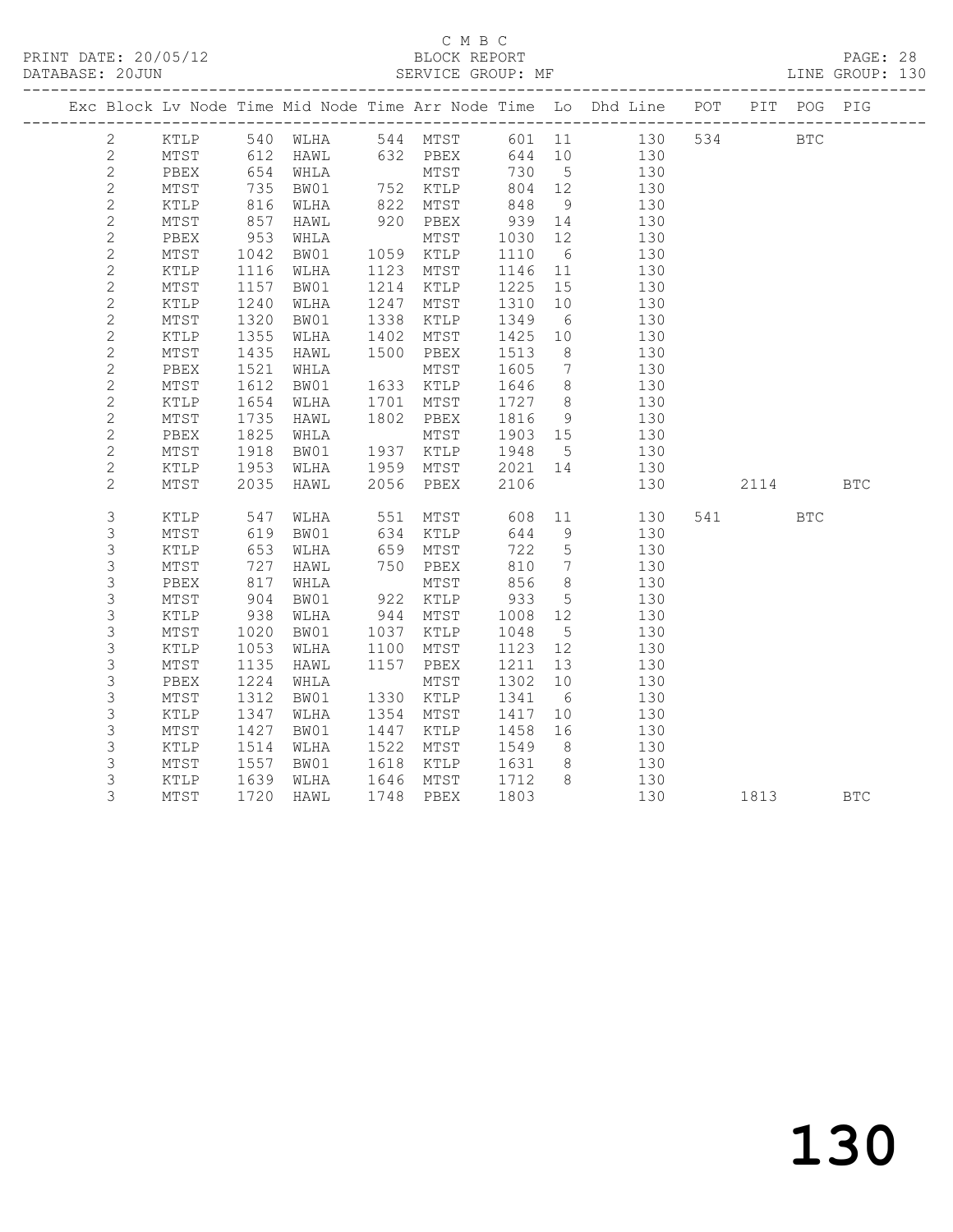C M B C
BLOCK REPORT
SERVICE GROUP: MF

PRINT DATE: 20/05/12
DATABASE: 20JUN

LINE GROUP: 130

| Exc | Block | Lv | Node | Time | Mid Node | Time | Arr Node | Time | Lo | Dhd Line | POT | PIT | POG | PIG |
|---|---|---|---|---|---|---|---|---|---|---|---|---|---|---|
| | 2 | | KTLP | 540 | WLHA | 544 | MTST | 601 | 11 | 130 | 534 | | BTC | |
| | 2 | | MTST | 612 | HAWL | 632 | PBEX | 644 | 10 | 130 | | | | |
| | 2 | | PBEX | 654 | WHLA | | MTST | 730 | 5 | 130 | | | | |
| | 2 | | MTST | 735 | BW01 | 752 | KTLP | 804 | 12 | 130 | | | | |
| | 2 | | KTLP | 816 | WLHA | 822 | MTST | 848 | 9 | 130 | | | | |
| | 2 | | MTST | 857 | HAWL | 920 | PBEX | 939 | 14 | 130 | | | | |
| | 2 | | PBEX | 953 | WHLA | | MTST | 1030 | 12 | 130 | | | | |
| | 2 | | MTST | 1042 | BW01 | 1059 | KTLP | 1110 | 6 | 130 | | | | |
| | 2 | | KTLP | 1116 | WLHA | 1123 | MTST | 1146 | 11 | 130 | | | | |
| | 2 | | MTST | 1157 | BW01 | 1214 | KTLP | 1225 | 15 | 130 | | | | |
| | 2 | | KTLP | 1240 | WLHA | 1247 | MTST | 1310 | 10 | 130 | | | | |
| | 2 | | MTST | 1320 | BW01 | 1338 | KTLP | 1349 | 6 | 130 | | | | |
| | 2 | | KTLP | 1355 | WLHA | 1402 | MTST | 1425 | 10 | 130 | | | | |
| | 2 | | MTST | 1435 | HAWL | 1500 | PBEX | 1513 | 8 | 130 | | | | |
| | 2 | | PBEX | 1521 | WHLA | | MTST | 1605 | 7 | 130 | | | | |
| | 2 | | MTST | 1612 | BW01 | 1633 | KTLP | 1646 | 8 | 130 | | | | |
| | 2 | | KTLP | 1654 | WLHA | 1701 | MTST | 1727 | 8 | 130 | | | | |
| | 2 | | MTST | 1735 | HAWL | 1802 | PBEX | 1816 | 9 | 130 | | | | |
| | 2 | | PBEX | 1825 | WHLA | | MTST | 1903 | 15 | 130 | | | | |
| | 2 | | MTST | 1918 | BW01 | 1937 | KTLP | 1948 | 5 | 130 | | | | |
| | 2 | | KTLP | 1953 | WLHA | 1959 | MTST | 2021 | 14 | 130 | | | | |
| | 2 | | MTST | 2035 | HAWL | 2056 | PBEX | 2106 | | 130 | | 2114 | | BTC |
| | 3 | | KTLP | 547 | WLHA | 551 | MTST | 608 | 11 | 130 | 541 | | BTC | |
| | 3 | | MTST | 619 | BW01 | 634 | KTLP | 644 | 9 | 130 | | | | |
| | 3 | | KTLP | 653 | WLHA | 659 | MTST | 722 | 5 | 130 | | | | |
| | 3 | | MTST | 727 | HAWL | 750 | PBEX | 810 | 7 | 130 | | | | |
| | 3 | | PBEX | 817 | WHLA | | MTST | 856 | 8 | 130 | | | | |
| | 3 | | MTST | 904 | BW01 | 922 | KTLP | 933 | 5 | 130 | | | | |
| | 3 | | KTLP | 938 | WLHA | 944 | MTST | 1008 | 12 | 130 | | | | |
| | 3 | | MTST | 1020 | BW01 | 1037 | KTLP | 1048 | 5 | 130 | | | | |
| | 3 | | KTLP | 1053 | WLHA | 1100 | MTST | 1123 | 12 | 130 | | | | |
| | 3 | | MTST | 1135 | HAWL | 1157 | PBEX | 1211 | 13 | 130 | | | | |
| | 3 | | PBEX | 1224 | WHLA | | MTST | 1302 | 10 | 130 | | | | |
| | 3 | | MTST | 1312 | BW01 | 1330 | KTLP | 1341 | 6 | 130 | | | | |
| | 3 | | KTLP | 1347 | WLHA | 1354 | MTST | 1417 | 10 | 130 | | | | |
| | 3 | | MTST | 1427 | BW01 | 1447 | KTLP | 1458 | 16 | 130 | | | | |
| | 3 | | KTLP | 1514 | WLHA | 1522 | MTST | 1549 | 8 | 130 | | | | |
| | 3 | | MTST | 1557 | BW01 | 1618 | KTLP | 1631 | 8 | 130 | | | | |
| | 3 | | KTLP | 1639 | WLHA | 1646 | MTST | 1712 | 8 | 130 | | | | |
| | 3 | | MTST | 1720 | HAWL | 1748 | PBEX | 1803 | | 130 | | 1813 | | BTC |

130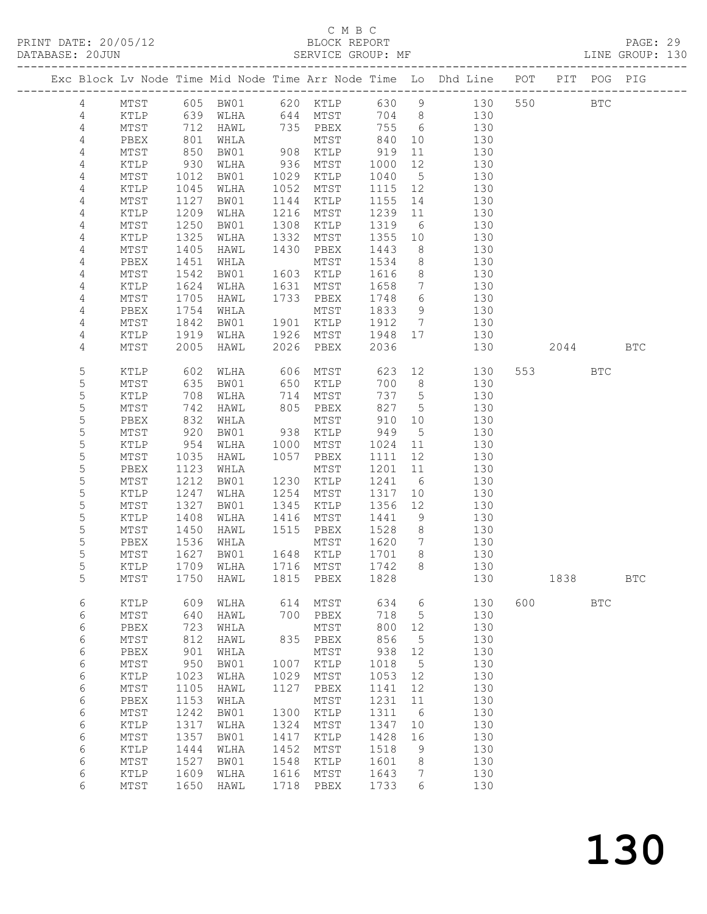C M B C
PRINT DATE: 20/05/12 BLOCK REPORT
DATABASE: 20JUN SERVICE GROUP: MF LINE GROUP: 130

| Exc | Block | Lv | Node | Time | Mid Node | Time | Arr Node | Time | Lo | Dhd Line | POT | PIT | POG | PIG |
|---|---|---|---|---|---|---|---|---|---|---|---|---|---|---|
| | 4 | | MTST | 605 | BW01 | 620 | KTLP | 630 | 9 | 130 | 550 | | BTC | |
| | 4 | | KTLP | 639 | WLHA | 644 | MTST | 704 | 8 | 130 | | | | |
| | 4 | | MTST | 712 | HAWL | 735 | PBEX | 755 | 6 | 130 | | | | |
| | 4 | | PBEX | 801 | WHLA | | MTST | 840 | 10 | 130 | | | | |
| | 4 | | MTST | 850 | BW01 | 908 | KTLP | 919 | 11 | 130 | | | | |
| | 4 | | KTLP | 930 | WLHA | 936 | MTST | 1000 | 12 | 130 | | | | |
| | 4 | | MTST | 1012 | BW01 | 1029 | KTLP | 1040 | 5 | 130 | | | | |
| | 4 | | KTLP | 1045 | WLHA | 1052 | MTST | 1115 | 12 | 130 | | | | |
| | 4 | | MTST | 1127 | BW01 | 1144 | KTLP | 1155 | 14 | 130 | | | | |
| | 4 | | KTLP | 1209 | WLHA | 1216 | MTST | 1239 | 11 | 130 | | | | |
| | 4 | | MTST | 1250 | BW01 | 1308 | KTLP | 1319 | 6 | 130 | | | | |
| | 4 | | KTLP | 1325 | WLHA | 1332 | MTST | 1355 | 10 | 130 | | | | |
| | 4 | | MTST | 1405 | HAWL | 1430 | PBEX | 1443 | 8 | 130 | | | | |
| | 4 | | PBEX | 1451 | WHLA | | MTST | 1534 | 8 | 130 | | | | |
| | 4 | | MTST | 1542 | BW01 | 1603 | KTLP | 1616 | 8 | 130 | | | | |
| | 4 | | KTLP | 1624 | WLHA | 1631 | MTST | 1658 | 7 | 130 | | | | |
| | 4 | | MTST | 1705 | HAWL | 1733 | PBEX | 1748 | 6 | 130 | | | | |
| | 4 | | PBEX | 1754 | WHLA | | MTST | 1833 | 9 | 130 | | | | |
| | 4 | | MTST | 1842 | BW01 | 1901 | KTLP | 1912 | 7 | 130 | | | | |
| | 4 | | KTLP | 1919 | WLHA | 1926 | MTST | 1948 | 17 | 130 | | | | |
| | 4 | | MTST | 2005 | HAWL | 2026 | PBEX | 2036 | | 130 | | 2044 | | BTC |
| | 5 | | KTLP | 602 | WLHA | 606 | MTST | 623 | 12 | 130 | 553 | | BTC | |
| | 5 | | MTST | 635 | BW01 | 650 | KTLP | 700 | 8 | 130 | | | | |
| | 5 | | KTLP | 708 | WLHA | 714 | MTST | 737 | 5 | 130 | | | | |
| | 5 | | MTST | 742 | HAWL | 805 | PBEX | 827 | 5 | 130 | | | | |
| | 5 | | PBEX | 832 | WHLA | | MTST | 910 | 10 | 130 | | | | |
| | 5 | | MTST | 920 | BW01 | 938 | KTLP | 949 | 5 | 130 | | | | |
| | 5 | | KTLP | 954 | WLHA | 1000 | MTST | 1024 | 11 | 130 | | | | |
| | 5 | | MTST | 1035 | HAWL | 1057 | PBEX | 1111 | 12 | 130 | | | | |
| | 5 | | PBEX | 1123 | WHLA | | MTST | 1201 | 11 | 130 | | | | |
| | 5 | | MTST | 1212 | BW01 | 1230 | KTLP | 1241 | 6 | 130 | | | | |
| | 5 | | KTLP | 1247 | WLHA | 1254 | MTST | 1317 | 10 | 130 | | | | |
| | 5 | | MTST | 1327 | BW01 | 1345 | KTLP | 1356 | 12 | 130 | | | | |
| | 5 | | KTLP | 1408 | WLHA | 1416 | MTST | 1441 | 9 | 130 | | | | |
| | 5 | | MTST | 1450 | HAWL | 1515 | PBEX | 1528 | 8 | 130 | | | | |
| | 5 | | PBEX | 1536 | WHLA | | MTST | 1620 | 7 | 130 | | | | |
| | 5 | | MTST | 1627 | BW01 | 1648 | KTLP | 1701 | 8 | 130 | | | | |
| | 5 | | KTLP | 1709 | WLHA | 1716 | MTST | 1742 | 8 | 130 | | | | |
| | 5 | | MTST | 1750 | HAWL | 1815 | PBEX | 1828 | | 130 | | 1838 | | BTC |
| | 6 | | KTLP | 609 | WLHA | 614 | MTST | 634 | 6 | 130 | 600 | | BTC | |
| | 6 | | MTST | 640 | HAWL | 700 | PBEX | 718 | 5 | 130 | | | | |
| | 6 | | PBEX | 723 | WHLA | | MTST | 800 | 12 | 130 | | | | |
| | 6 | | MTST | 812 | HAWL | 835 | PBEX | 856 | 5 | 130 | | | | |
| | 6 | | PBEX | 901 | WHLA | | MTST | 938 | 12 | 130 | | | | |
| | 6 | | MTST | 950 | BW01 | 1007 | KTLP | 1018 | 5 | 130 | | | | |
| | 6 | | KTLP | 1023 | WLHA | 1029 | MTST | 1053 | 12 | 130 | | | | |
| | 6 | | MTST | 1105 | HAWL | 1127 | PBEX | 1141 | 12 | 130 | | | | |
| | 6 | | PBEX | 1153 | WHLA | | MTST | 1231 | 11 | 130 | | | | |
| | 6 | | MTST | 1242 | BW01 | 1300 | KTLP | 1311 | 6 | 130 | | | | |
| | 6 | | KTLP | 1317 | WLHA | 1324 | MTST | 1347 | 10 | 130 | | | | |
| | 6 | | MTST | 1357 | BW01 | 1417 | KTLP | 1428 | 16 | 130 | | | | |
| | 6 | | KTLP | 1444 | WLHA | 1452 | MTST | 1518 | 9 | 130 | | | | |
| | 6 | | MTST | 1527 | BW01 | 1548 | KTLP | 1601 | 8 | 130 | | | | |
| | 6 | | KTLP | 1609 | WLHA | 1616 | MTST | 1643 | 7 | 130 | | | | |
| | 6 | | MTST | 1650 | HAWL | 1718 | PBEX | 1733 | 6 | 130 | | | | |

# 130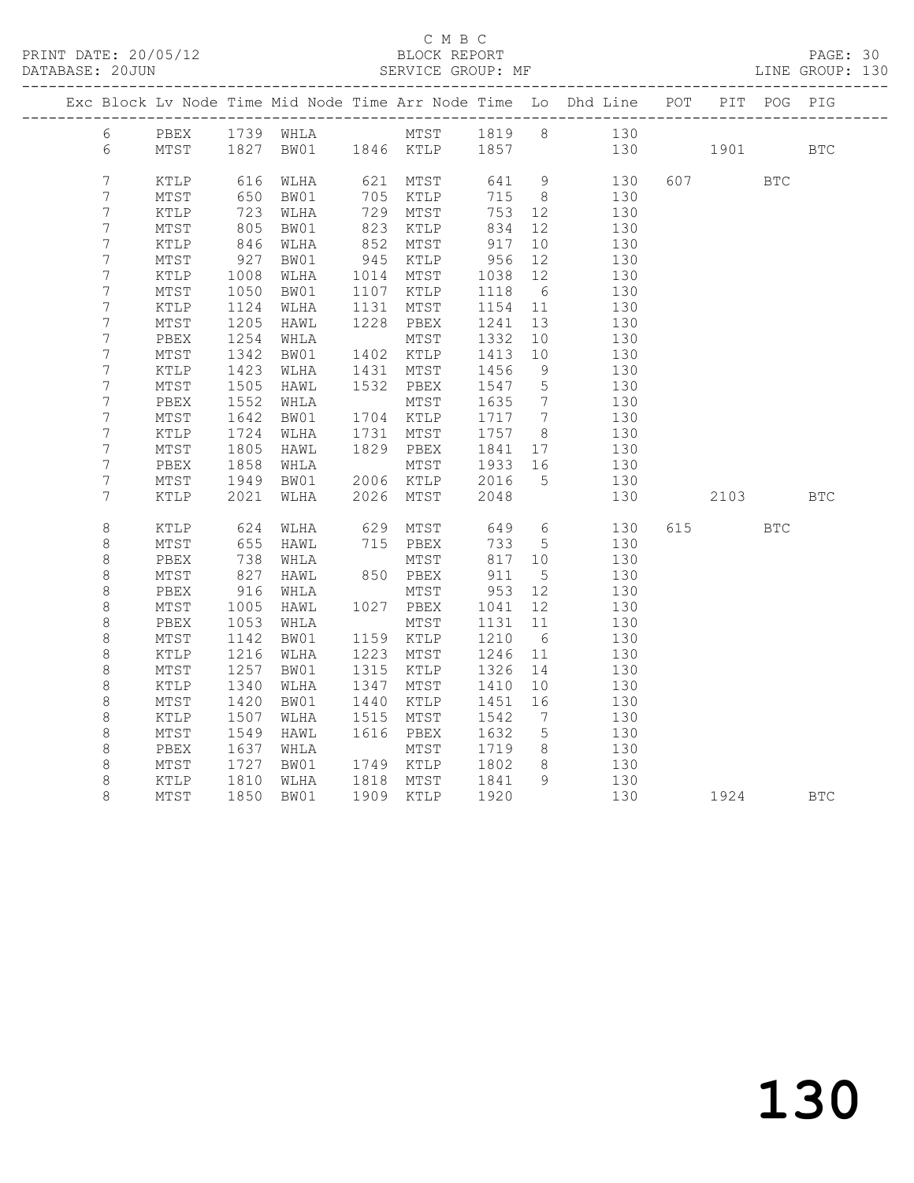C M B C

PRINT DATE: 20/05/12 BLOCK REPORT

DATABASE: 20JUN SERVICE GROUP: MF LINE GROUP: 130

| Exc | Block | Lv | Node | Time | Mid Node | Time | Arr Node | Time | Lo | Dhd Line | POT | PIT | POG | PIG |
|---|---|---|---|---|---|---|---|---|---|---|---|---|---|---|
| | 6 | | PBEX | 1739 | WHLA | | MTST | 1819 | 8 | 130 | | | | |
| | 6 | | MTST | 1827 | BW01 | 1846 | KTLP | 1857 | | 130 | | 1901 | | BTC |
| | 7 | | KTLP | 616 | WLHA | 621 | MTST | 641 | 9 | 130 | 607 | | BTC | |
| | 7 | | MTST | 650 | BW01 | 705 | KTLP | 715 | 8 | 130 | | | | |
| | 7 | | KTLP | 723 | WLHA | 729 | MTST | 753 | 12 | 130 | | | | |
| | 7 | | MTST | 805 | BW01 | 823 | KTLP | 834 | 12 | 130 | | | | |
| | 7 | | KTLP | 846 | WLHA | 852 | MTST | 917 | 10 | 130 | | | | |
| | 7 | | MTST | 927 | BW01 | 945 | KTLP | 956 | 12 | 130 | | | | |
| | 7 | | KTLP | 1008 | WLHA | 1014 | MTST | 1038 | 12 | 130 | | | | |
| | 7 | | MTST | 1050 | BW01 | 1107 | KTLP | 1118 | 6 | 130 | | | | |
| | 7 | | KTLP | 1124 | WLHA | 1131 | MTST | 1154 | 11 | 130 | | | | |
| | 7 | | MTST | 1205 | HAWL | 1228 | PBEX | 1241 | 13 | 130 | | | | |
| | 7 | | PBEX | 1254 | WHLA | | MTST | 1332 | 10 | 130 | | | | |
| | 7 | | MTST | 1342 | BW01 | 1402 | KTLP | 1413 | 10 | 130 | | | | |
| | 7 | | KTLP | 1423 | WLHA | 1431 | MTST | 1456 | 9 | 130 | | | | |
| | 7 | | MTST | 1505 | HAWL | 1532 | PBEX | 1547 | 5 | 130 | | | | |
| | 7 | | PBEX | 1552 | WHLA | | MTST | 1635 | 7 | 130 | | | | |
| | 7 | | MTST | 1642 | BW01 | 1704 | KTLP | 1717 | 7 | 130 | | | | |
| | 7 | | KTLP | 1724 | WLHA | 1731 | MTST | 1757 | 8 | 130 | | | | |
| | 7 | | MTST | 1805 | HAWL | 1829 | PBEX | 1841 | 17 | 130 | | | | |
| | 7 | | PBEX | 1858 | WHLA | | MTST | 1933 | 16 | 130 | | | | |
| | 7 | | MTST | 1949 | BW01 | 2006 | KTLP | 2016 | 5 | 130 | | | | |
| | 7 | | KTLP | 2021 | WLHA | 2026 | MTST | 2048 | | 130 | | 2103 | | BTC |
| | 8 | | KTLP | 624 | WLHA | 629 | MTST | 649 | 6 | 130 | 615 | | BTC | |
| | 8 | | MTST | 655 | HAWL | 715 | PBEX | 733 | 5 | 130 | | | | |
| | 8 | | PBEX | 738 | WHLA | | MTST | 817 | 10 | 130 | | | | |
| | 8 | | MTST | 827 | HAWL | 850 | PBEX | 911 | 5 | 130 | | | | |
| | 8 | | PBEX | 916 | WHLA | | MTST | 953 | 12 | 130 | | | | |
| | 8 | | MTST | 1005 | HAWL | 1027 | PBEX | 1041 | 12 | 130 | | | | |
| | 8 | | PBEX | 1053 | WHLA | | MTST | 1131 | 11 | 130 | | | | |
| | 8 | | MTST | 1142 | BW01 | 1159 | KTLP | 1210 | 6 | 130 | | | | |
| | 8 | | KTLP | 1216 | WLHA | 1223 | MTST | 1246 | 11 | 130 | | | | |
| | 8 | | MTST | 1257 | BW01 | 1315 | KTLP | 1326 | 14 | 130 | | | | |
| | 8 | | KTLP | 1340 | WLHA | 1347 | MTST | 1410 | 10 | 130 | | | | |
| | 8 | | MTST | 1420 | BW01 | 1440 | KTLP | 1451 | 16 | 130 | | | | |
| | 8 | | KTLP | 1507 | WLHA | 1515 | MTST | 1542 | 7 | 130 | | | | |
| | 8 | | MTST | 1549 | HAWL | 1616 | PBEX | 1632 | 5 | 130 | | | | |
| | 8 | | PBEX | 1637 | WHLA | | MTST | 1719 | 8 | 130 | | | | |
| | 8 | | MTST | 1727 | BW01 | 1749 | KTLP | 1802 | 8 | 130 | | | | |
| | 8 | | KTLP | 1810 | WLHA | 1818 | MTST | 1841 | 9 | 130 | | | | |
| | 8 | | MTST | 1850 | BW01 | 1909 | KTLP | 1920 | | 130 | | 1924 | | BTC |

130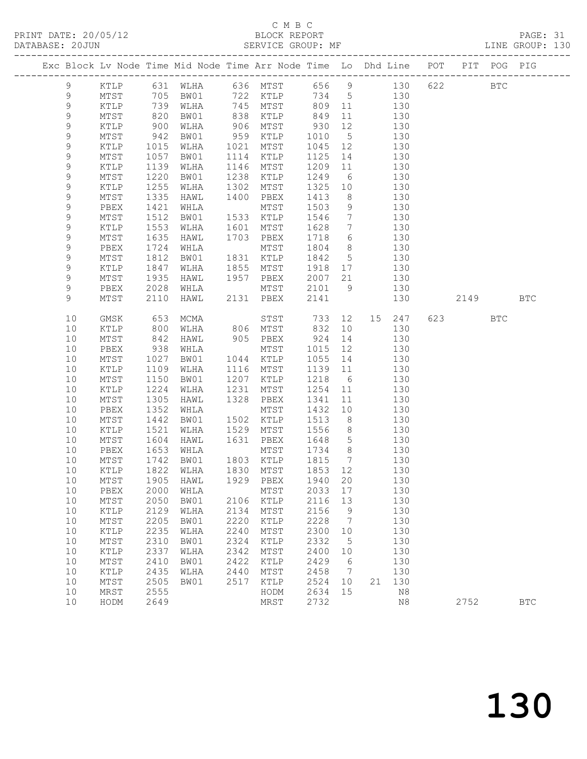C M B C
BLOCK REPORT
SERVICE GROUP: MF

PRINT DATE: 20/05/12
DATABASE: 20JUN
LINE GROUP: 130

| Exc | Block | Lv | Node | Time | Mid Node | Time | Arr Node | Time | Lo | Dhd | Line | POT | PIT | POG | PIG |
|---|---|---|---|---|---|---|---|---|---|---|---|---|---|---|---|
| | 9 | | KTLP | 631 | WLHA | 636 | MTST | 656 | 9 | | 130 | 622 | | BTC | |
| | 9 | | MTST | 705 | BW01 | 722 | KTLP | 734 | 5 | | 130 | | | | |
| | 9 | | KTLP | 739 | WLHA | 745 | MTST | 809 | 11 | | 130 | | | | |
| | 9 | | MTST | 820 | BW01 | 838 | KTLP | 849 | 11 | | 130 | | | | |
| | 9 | | KTLP | 900 | WLHA | 906 | MTST | 930 | 12 | | 130 | | | | |
| | 9 | | MTST | 942 | BW01 | 959 | KTLP | 1010 | 5 | | 130 | | | | |
| | 9 | | KTLP | 1015 | WLHA | 1021 | MTST | 1045 | 12 | | 130 | | | | |
| | 9 | | MTST | 1057 | BW01 | 1114 | KTLP | 1125 | 14 | | 130 | | | | |
| | 9 | | KTLP | 1139 | WLHA | 1146 | MTST | 1209 | 11 | | 130 | | | | |
| | 9 | | MTST | 1220 | BW01 | 1238 | KTLP | 1249 | 6 | | 130 | | | | |
| | 9 | | KTLP | 1255 | WLHA | 1302 | MTST | 1325 | 10 | | 130 | | | | |
| | 9 | | MTST | 1335 | HAWL | 1400 | PBEX | 1413 | 8 | | 130 | | | | |
| | 9 | | PBEX | 1421 | WHLA | | MTST | 1503 | 9 | | 130 | | | | |
| | 9 | | MTST | 1512 | BW01 | 1533 | KTLP | 1546 | 7 | | 130 | | | | |
| | 9 | | KTLP | 1553 | WLHA | 1601 | MTST | 1628 | 7 | | 130 | | | | |
| | 9 | | MTST | 1635 | HAWL | 1703 | PBEX | 1718 | 6 | | 130 | | | | |
| | 9 | | PBEX | 1724 | WHLA | | MTST | 1804 | 8 | | 130 | | | | |
| | 9 | | MTST | 1812 | BW01 | 1831 | KTLP | 1842 | 5 | | 130 | | | | |
| | 9 | | KTLP | 1847 | WLHA | 1855 | MTST | 1918 | 17 | | 130 | | | | |
| | 9 | | MTST | 1935 | HAWL | 1957 | PBEX | 2007 | 21 | | 130 | | | | |
| | 9 | | PBEX | 2028 | WHLA | | MTST | 2101 | 9 | | 130 | | | | |
| | 9 | | MTST | 2110 | HAWL | 2131 | PBEX | 2141 | | | 130 | | 2149 | | BTC |
| | 10 | | GMSK | 653 | MCMA | | STST | 733 | 12 | 15 | 247 | 623 | | BTC | |
| | 10 | | KTLP | 800 | WLHA | 806 | MTST | 832 | 10 | | 130 | | | | |
| | 10 | | MTST | 842 | HAWL | 905 | PBEX | 924 | 14 | | 130 | | | | |
| | 10 | | PBEX | 938 | WHLA | | MTST | 1015 | 12 | | 130 | | | | |
| | 10 | | MTST | 1027 | BW01 | 1044 | KTLP | 1055 | 14 | | 130 | | | | |
| | 10 | | KTLP | 1109 | WLHA | 1116 | MTST | 1139 | 11 | | 130 | | | | |
| | 10 | | MTST | 1150 | BW01 | 1207 | KTLP | 1218 | 6 | | 130 | | | | |
| | 10 | | KTLP | 1224 | WLHA | 1231 | MTST | 1254 | 11 | | 130 | | | | |
| | 10 | | MTST | 1305 | HAWL | 1328 | PBEX | 1341 | 11 | | 130 | | | | |
| | 10 | | PBEX | 1352 | WHLA | | MTST | 1432 | 10 | | 130 | | | | |
| | 10 | | MTST | 1442 | BW01 | 1502 | KTLP | 1513 | 8 | | 130 | | | | |
| | 10 | | KTLP | 1521 | WLHA | 1529 | MTST | 1556 | 8 | | 130 | | | | |
| | 10 | | MTST | 1604 | HAWL | 1631 | PBEX | 1648 | 5 | | 130 | | | | |
| | 10 | | PBEX | 1653 | WHLA | | MTST | 1734 | 8 | | 130 | | | | |
| | 10 | | MTST | 1742 | BW01 | 1803 | KTLP | 1815 | 7 | | 130 | | | | |
| | 10 | | KTLP | 1822 | WLHA | 1830 | MTST | 1853 | 12 | | 130 | | | | |
| | 10 | | MTST | 1905 | HAWL | 1929 | PBEX | 1940 | 20 | | 130 | | | | |
| | 10 | | PBEX | 2000 | WHLA | | MTST | 2033 | 17 | | 130 | | | | |
| | 10 | | MTST | 2050 | BW01 | 2106 | KTLP | 2116 | 13 | | 130 | | | | |
| | 10 | | KTLP | 2129 | WLHA | 2134 | MTST | 2156 | 9 | | 130 | | | | |
| | 10 | | MTST | 2205 | BW01 | 2220 | KTLP | 2228 | 7 | | 130 | | | | |
| | 10 | | KTLP | 2235 | WLHA | 2240 | MTST | 2300 | 10 | | 130 | | | | |
| | 10 | | MTST | 2310 | BW01 | 2324 | KTLP | 2332 | 5 | | 130 | | | | |
| | 10 | | KTLP | 2337 | WLHA | 2342 | MTST | 2400 | 10 | | 130 | | | | |
| | 10 | | MTST | 2410 | BW01 | 2422 | KTLP | 2429 | 6 | | 130 | | | | |
| | 10 | | KTLP | 2435 | WLHA | 2440 | MTST | 2458 | 7 | | 130 | | | | |
| | 10 | | MTST | 2505 | BW01 | 2517 | KTLP | 2524 | 10 | 21 | 130 | | | | |
| | 10 | | MRST | 2555 | | | HODM | 2634 | 15 | | N8 | | | | |
| | 10 | | HODM | 2649 | | | MRST | 2732 | | | N8 | | 2752 | | BTC |

130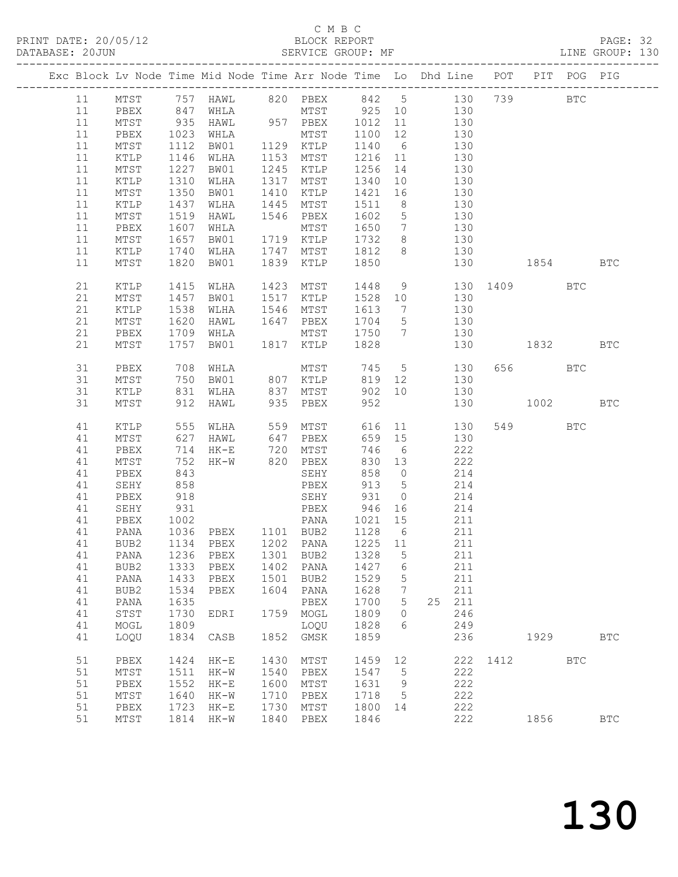C M B C
PRINT DATE: 20/05/12 BLOCK REPORT
DATABASE: 20JUN SERVICE GROUP: MF LINE GROUP: 130

| Exc | Block | Lv | Node | Time | Mid Node | Time | Arr Node | Time | Lo | Dhd | Line | POT | PIT | POG | PIG |
|---|---|---|---|---|---|---|---|---|---|---|---|---|---|---|---|
| | 11 | | MTST | 757 | HAWL | 820 | PBEX | 842 | 5 | | 130 | 739 | | BTC | |
| | 11 | | PBEX | 847 | WHLA | | MTST | 925 | 10 | | 130 | | | | |
| | 11 | | MTST | 935 | HAWL | 957 | PBEX | 1012 | 11 | | 130 | | | | |
| | 11 | | PBEX | 1023 | WHLA | | MTST | 1100 | 12 | | 130 | | | | |
| | 11 | | MTST | 1112 | BW01 | 1129 | KTLP | 1140 | 6 | | 130 | | | | |
| | 11 | | KTLP | 1146 | WLHA | 1153 | MTST | 1216 | 11 | | 130 | | | | |
| | 11 | | MTST | 1227 | BW01 | 1245 | KTLP | 1256 | 14 | | 130 | | | | |
| | 11 | | KTLP | 1310 | WLHA | 1317 | MTST | 1340 | 10 | | 130 | | | | |
| | 11 | | MTST | 1350 | BW01 | 1410 | KTLP | 1421 | 16 | | 130 | | | | |
| | 11 | | KTLP | 1437 | WLHA | 1445 | MTST | 1511 | 8 | | 130 | | | | |
| | 11 | | MTST | 1519 | HAWL | 1546 | PBEX | 1602 | 5 | | 130 | | | | |
| | 11 | | PBEX | 1607 | WHLA | | MTST | 1650 | 7 | | 130 | | | | |
| | 11 | | MTST | 1657 | BW01 | 1719 | KTLP | 1732 | 8 | | 130 | | | | |
| | 11 | | KTLP | 1740 | WLHA | 1747 | MTST | 1812 | 8 | | 130 | | | | |
| | 11 | | MTST | 1820 | BW01 | 1839 | KTLP | 1850 | | | 130 | | 1854 | | BTC |
| | 21 | | KTLP | 1415 | WLHA | 1423 | MTST | 1448 | 9 | | 130 | 1409 | | BTC | |
| | 21 | | MTST | 1457 | BW01 | 1517 | KTLP | 1528 | 10 | | 130 | | | | |
| | 21 | | KTLP | 1538 | WLHA | 1546 | MTST | 1613 | 7 | | 130 | | | | |
| | 21 | | MTST | 1620 | HAWL | 1647 | PBEX | 1704 | 5 | | 130 | | | | |
| | 21 | | PBEX | 1709 | WHLA | | MTST | 1750 | 7 | | 130 | | | | |
| | 21 | | MTST | 1757 | BW01 | 1817 | KTLP | 1828 | | | 130 | | 1832 | | BTC |
| | 31 | | PBEX | 708 | WHLA | | MTST | 745 | 5 | | 130 | 656 | | BTC | |
| | 31 | | MTST | 750 | BW01 | 807 | KTLP | 819 | 12 | | 130 | | | | |
| | 31 | | KTLP | 831 | WLHA | 837 | MTST | 902 | 10 | | 130 | | | | |
| | 31 | | MTST | 912 | HAWL | 935 | PBEX | 952 | | | 130 | | 1002 | | BTC |
| | 41 | | KTLP | 555 | WLHA | 559 | MTST | 616 | 11 | | 130 | 549 | | BTC | |
| | 41 | | MTST | 627 | HAWL | 647 | PBEX | 659 | 15 | | 130 | | | | |
| | 41 | | PBEX | 714 | HK-E | 720 | MTST | 746 | 6 | | 222 | | | | |
| | 41 | | MTST | 752 | HK-W | 820 | PBEX | 830 | 13 | | 222 | | | | |
| | 41 | | PBEX | 843 | | | SEHY | 858 | 0 | | 214 | | | | |
| | 41 | | SEHY | 858 | | | PBEX | 913 | 5 | | 214 | | | | |
| | 41 | | PBEX | 918 | | | SEHY | 931 | 0 | | 214 | | | | |
| | 41 | | SEHY | 931 | | | PBEX | 946 | 16 | | 214 | | | | |
| | 41 | | PBEX | 1002 | | | PANA | 1021 | 15 | | 211 | | | | |
| | 41 | | PANA | 1036 | PBEX | 1101 | BUB2 | 1128 | 6 | | 211 | | | | |
| | 41 | | BUB2 | 1134 | PBEX | 1202 | PANA | 1225 | 11 | | 211 | | | | |
| | 41 | | PANA | 1236 | PBEX | 1301 | BUB2 | 1328 | 5 | | 211 | | | | |
| | 41 | | BUB2 | 1333 | PBEX | 1402 | PANA | 1427 | 6 | | 211 | | | | |
| | 41 | | PANA | 1433 | PBEX | 1501 | BUB2 | 1529 | 5 | | 211 | | | | |
| | 41 | | BUB2 | 1534 | PBEX | 1604 | PANA | 1628 | 7 | | 211 | | | | |
| | 41 | | PANA | 1635 | | | PBEX | 1700 | 5 | 25 | 211 | | | | |
| | 41 | | STST | 1730 | EDRI | 1759 | MOGL | 1809 | 0 | | 246 | | | | |
| | 41 | | MOGL | 1809 | | | LOQU | 1828 | 6 | | 249 | | | | |
| | 41 | | LOQU | 1834 | CASB | 1852 | GMSK | 1859 | | | 236 | | 1929 | | BTC |
| | 51 | | PBEX | 1424 | HK-E | 1430 | MTST | 1459 | 12 | | 222 | 1412 | | BTC | |
| | 51 | | MTST | 1511 | HK-W | 1540 | PBEX | 1547 | 5 | | 222 | | | | |
| | 51 | | PBEX | 1552 | HK-E | 1600 | MTST | 1631 | 9 | | 222 | | | | |
| | 51 | | MTST | 1640 | HK-W | 1710 | PBEX | 1718 | 5 | | 222 | | | | |
| | 51 | | PBEX | 1723 | HK-E | 1730 | MTST | 1800 | 14 | | 222 | | | | |
| | 51 | | MTST | 1814 | HK-W | 1840 | PBEX | 1846 | | | 222 | | 1856 | | BTC |

130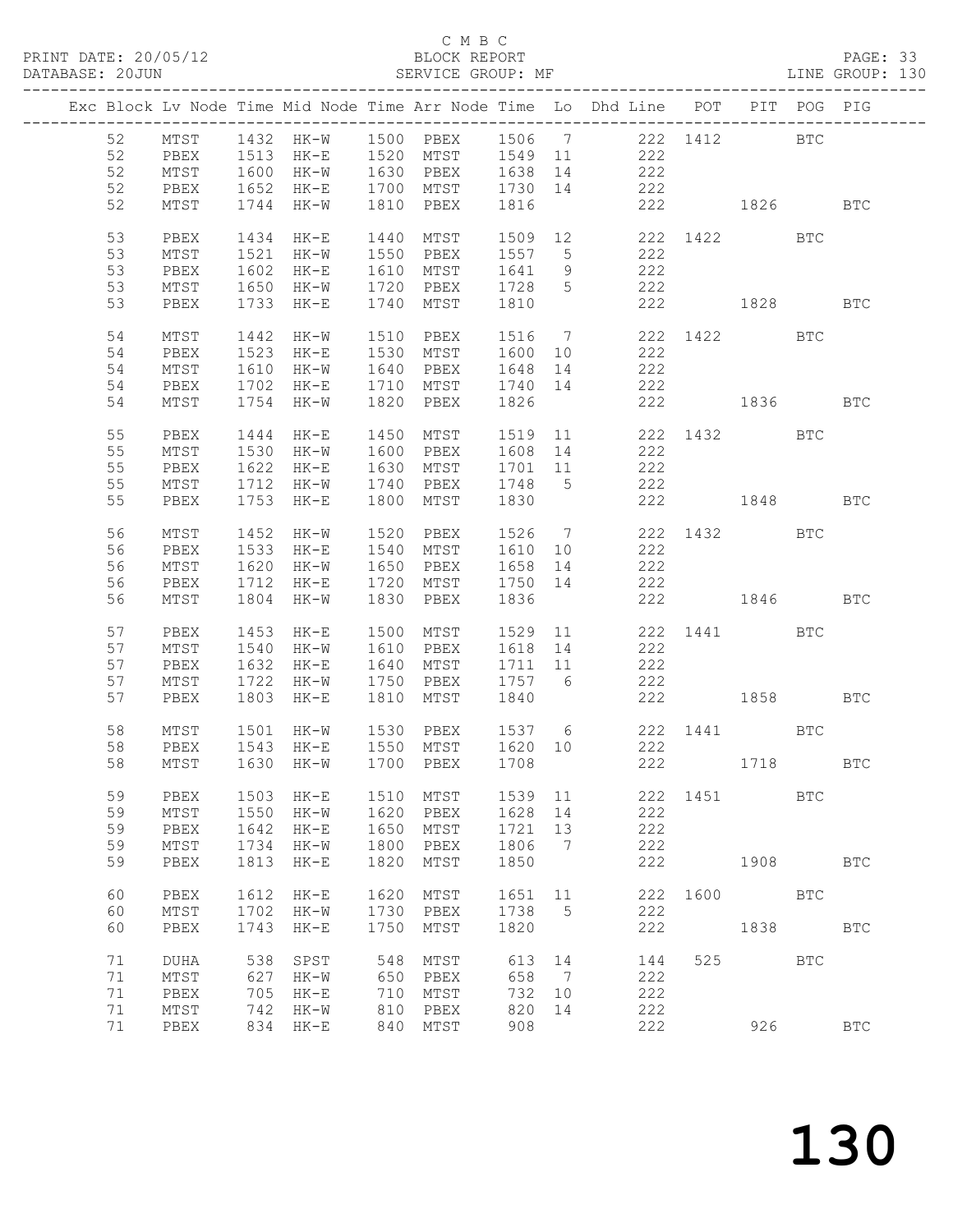C M B C
BLOCK REPORT
SERVICE GROUP: MF

PRINT DATE: 20/05/12
DATABASE: 20JUN
LINE GROUP: 130

| Exc | Block | Lv | Node | Time | Mid Node | Time | Arr Node | Time | Lo | Dhd Line | POT | PIT | POG | PIG |
|---|---|---|---|---|---|---|---|---|---|---|---|---|---|---|
| | 52 | | MTST | 1432 | HK-W | 1500 | PBEX | 1506 | 7 | 222 | 1412 | | BTC | |
| | 52 | | PBEX | 1513 | HK-E | 1520 | MTST | 1549 | 11 | 222 | | | | |
| | 52 | | MTST | 1600 | HK-W | 1630 | PBEX | 1638 | 14 | 222 | | | | |
| | 52 | | PBEX | 1652 | HK-E | 1700 | MTST | 1730 | 14 | 222 | | | | |
| | 52 | | MTST | 1744 | HK-W | 1810 | PBEX | 1816 | | 222 | | 1826 | | BTC |
| | 53 | | PBEX | 1434 | HK-E | 1440 | MTST | 1509 | 12 | 222 | 1422 | | BTC | |
| | 53 | | MTST | 1521 | HK-W | 1550 | PBEX | 1557 | 5 | 222 | | | | |
| | 53 | | PBEX | 1602 | HK-E | 1610 | MTST | 1641 | 9 | 222 | | | | |
| | 53 | | MTST | 1650 | HK-W | 1720 | PBEX | 1728 | 5 | 222 | | | | |
| | 53 | | PBEX | 1733 | HK-E | 1740 | MTST | 1810 | | 222 | | 1828 | | BTC |
| | 54 | | MTST | 1442 | HK-W | 1510 | PBEX | 1516 | 7 | 222 | 1422 | | BTC | |
| | 54 | | PBEX | 1523 | HK-E | 1530 | MTST | 1600 | 10 | 222 | | | | |
| | 54 | | MTST | 1610 | HK-W | 1640 | PBEX | 1648 | 14 | 222 | | | | |
| | 54 | | PBEX | 1702 | HK-E | 1710 | MTST | 1740 | 14 | 222 | | | | |
| | 54 | | MTST | 1754 | HK-W | 1820 | PBEX | 1826 | | 222 | | 1836 | | BTC |
| | 55 | | PBEX | 1444 | HK-E | 1450 | MTST | 1519 | 11 | 222 | 1432 | | BTC | |
| | 55 | | MTST | 1530 | HK-W | 1600 | PBEX | 1608 | 14 | 222 | | | | |
| | 55 | | PBEX | 1622 | HK-E | 1630 | MTST | 1701 | 11 | 222 | | | | |
| | 55 | | MTST | 1712 | HK-W | 1740 | PBEX | 1748 | 5 | 222 | | | | |
| | 55 | | PBEX | 1753 | HK-E | 1800 | MTST | 1830 | | 222 | | 1848 | | BTC |
| | 56 | | MTST | 1452 | HK-W | 1520 | PBEX | 1526 | 7 | 222 | 1432 | | BTC | |
| | 56 | | PBEX | 1533 | HK-E | 1540 | MTST | 1610 | 10 | 222 | | | | |
| | 56 | | MTST | 1620 | HK-W | 1650 | PBEX | 1658 | 14 | 222 | | | | |
| | 56 | | PBEX | 1712 | HK-E | 1720 | MTST | 1750 | 14 | 222 | | | | |
| | 56 | | MTST | 1804 | HK-W | 1830 | PBEX | 1836 | | 222 | | 1846 | | BTC |
| | 57 | | PBEX | 1453 | HK-E | 1500 | MTST | 1529 | 11 | 222 | 1441 | | BTC | |
| | 57 | | MTST | 1540 | HK-W | 1610 | PBEX | 1618 | 14 | 222 | | | | |
| | 57 | | PBEX | 1632 | HK-E | 1640 | MTST | 1711 | 11 | 222 | | | | |
| | 57 | | MTST | 1722 | HK-W | 1750 | PBEX | 1757 | 6 | 222 | | | | |
| | 57 | | PBEX | 1803 | HK-E | 1810 | MTST | 1840 | | 222 | | 1858 | | BTC |
| | 58 | | MTST | 1501 | HK-W | 1530 | PBEX | 1537 | 6 | 222 | 1441 | | BTC | |
| | 58 | | PBEX | 1543 | HK-E | 1550 | MTST | 1620 | 10 | 222 | | | | |
| | 58 | | MTST | 1630 | HK-W | 1700 | PBEX | 1708 | | 222 | | 1718 | | BTC |
| | 59 | | PBEX | 1503 | HK-E | 1510 | MTST | 1539 | 11 | 222 | 1451 | | BTC | |
| | 59 | | MTST | 1550 | HK-W | 1620 | PBEX | 1628 | 14 | 222 | | | | |
| | 59 | | PBEX | 1642 | HK-E | 1650 | MTST | 1721 | 13 | 222 | | | | |
| | 59 | | MTST | 1734 | HK-W | 1800 | PBEX | 1806 | 7 | 222 | | | | |
| | 59 | | PBEX | 1813 | HK-E | 1820 | MTST | 1850 | | 222 | | 1908 | | BTC |
| | 60 | | PBEX | 1612 | HK-E | 1620 | MTST | 1651 | 11 | 222 | 1600 | | BTC | |
| | 60 | | MTST | 1702 | HK-W | 1730 | PBEX | 1738 | 5 | 222 | | | | |
| | 60 | | PBEX | 1743 | HK-E | 1750 | MTST | 1820 | | 222 | | 1838 | | BTC |
| | 71 | | DUHA | 538 | SPST | 548 | MTST | 613 | 14 | 144 | 525 | | BTC | |
| | 71 | | MTST | 627 | HK-W | 650 | PBEX | 658 | 7 | 222 | | | | |
| | 71 | | PBEX | 705 | HK-E | 710 | MTST | 732 | 10 | 222 | | | | |
| | 71 | | MTST | 742 | HK-W | 810 | PBEX | 820 | 14 | 222 | | | | |
| | 71 | | PBEX | 834 | HK-E | 840 | MTST | 908 | | 222 | | 926 | | BTC |

130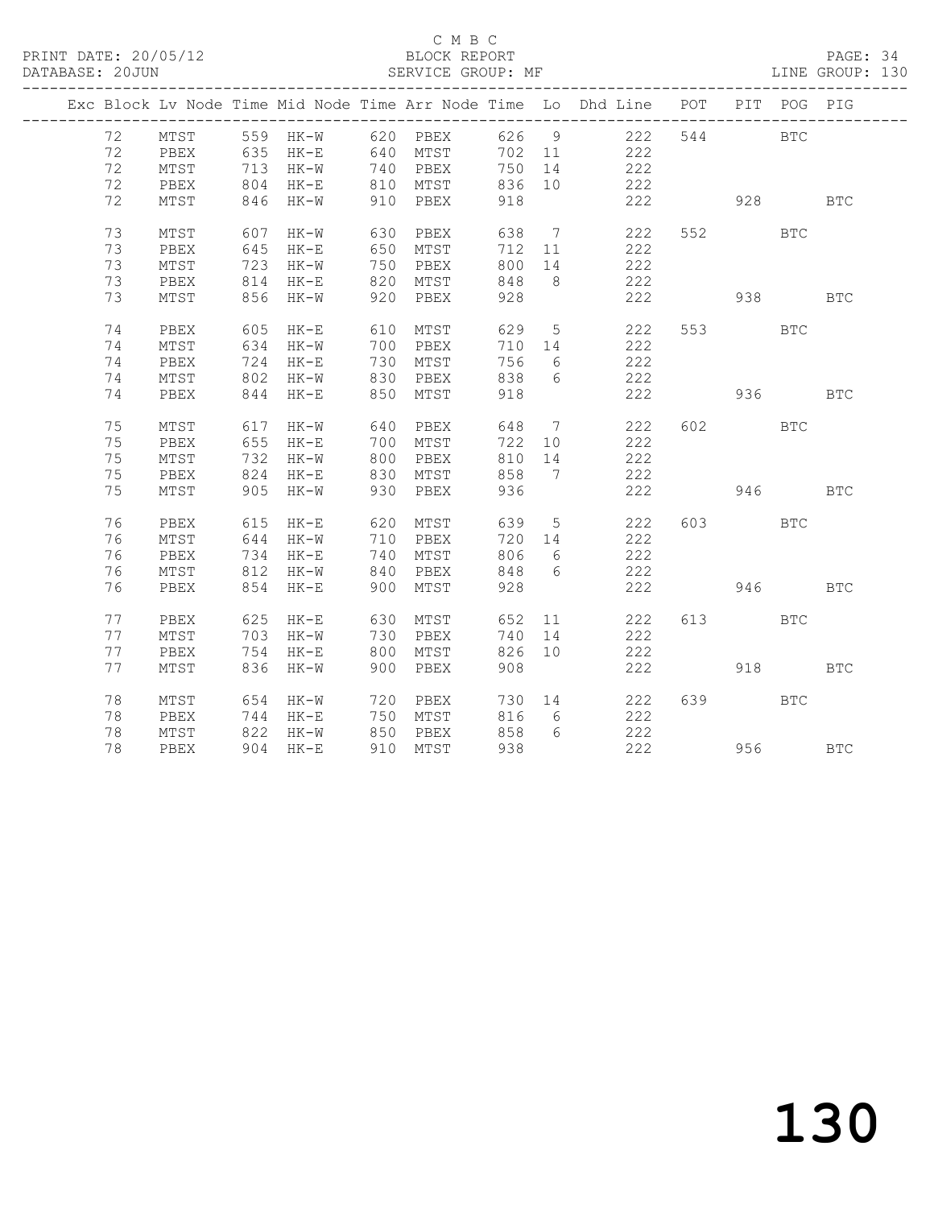C M B C

PRINT DATE: 20/05/12 BLOCK REPORT

DATABASE: 20JUN SERVICE GROUP: MF LINE GROUP: 130

| Exc | Block | Lv | Node | Time | Mid Node | Time | Arr Node | Time | Lo | Dhd Line | POT | PIT | POG | PIG |
|---|---|---|---|---|---|---|---|---|---|---|---|---|---|---|
| | 72 | | MTST | 559 | HK-W | 620 | PBEX | 626 | 9 | 222 | 544 | | BTC | |
| | 72 | | PBEX | 635 | HK-E | 640 | MTST | 702 | 11 | 222 | | | | |
| | 72 | | MTST | 713 | HK-W | 740 | PBEX | 750 | 14 | 222 | | | | |
| | 72 | | PBEX | 804 | HK-E | 810 | MTST | 836 | 10 | 222 | | | | |
| | 72 | | MTST | 846 | HK-W | 910 | PBEX | 918 | | 222 | | 928 | | BTC |
| | 73 | | MTST | 607 | HK-W | 630 | PBEX | 638 | 7 | 222 | 552 | | BTC | |
| | 73 | | PBEX | 645 | HK-E | 650 | MTST | 712 | 11 | 222 | | | | |
| | 73 | | MTST | 723 | HK-W | 750 | PBEX | 800 | 14 | 222 | | | | |
| | 73 | | PBEX | 814 | HK-E | 820 | MTST | 848 | 8 | 222 | | | | |
| | 73 | | MTST | 856 | HK-W | 920 | PBEX | 928 | | 222 | | 938 | | BTC |
| | 74 | | PBEX | 605 | HK-E | 610 | MTST | 629 | 5 | 222 | 553 | | BTC | |
| | 74 | | MTST | 634 | HK-W | 700 | PBEX | 710 | 14 | 222 | | | | |
| | 74 | | PBEX | 724 | HK-E | 730 | MTST | 756 | 6 | 222 | | | | |
| | 74 | | MTST | 802 | HK-W | 830 | PBEX | 838 | 6 | 222 | | | | |
| | 74 | | PBEX | 844 | HK-E | 850 | MTST | 918 | | 222 | | 936 | | BTC |
| | 75 | | MTST | 617 | HK-W | 640 | PBEX | 648 | 7 | 222 | 602 | | BTC | |
| | 75 | | PBEX | 655 | HK-E | 700 | MTST | 722 | 10 | 222 | | | | |
| | 75 | | MTST | 732 | HK-W | 800 | PBEX | 810 | 14 | 222 | | | | |
| | 75 | | PBEX | 824 | HK-E | 830 | MTST | 858 | 7 | 222 | | | | |
| | 75 | | MTST | 905 | HK-W | 930 | PBEX | 936 | | 222 | | 946 | | BTC |
| | 76 | | PBEX | 615 | HK-E | 620 | MTST | 639 | 5 | 222 | 603 | | BTC | |
| | 76 | | MTST | 644 | HK-W | 710 | PBEX | 720 | 14 | 222 | | | | |
| | 76 | | PBEX | 734 | HK-E | 740 | MTST | 806 | 6 | 222 | | | | |
| | 76 | | MTST | 812 | HK-W | 840 | PBEX | 848 | 6 | 222 | | | | |
| | 76 | | PBEX | 854 | HK-E | 900 | MTST | 928 | | 222 | | 946 | | BTC |
| | 77 | | PBEX | 625 | HK-E | 630 | MTST | 652 | 11 | 222 | 613 | | BTC | |
| | 77 | | MTST | 703 | HK-W | 730 | PBEX | 740 | 14 | 222 | | | | |
| | 77 | | PBEX | 754 | HK-E | 800 | MTST | 826 | 10 | 222 | | | | |
| | 77 | | MTST | 836 | HK-W | 900 | PBEX | 908 | | 222 | | 918 | | BTC |
| | 78 | | MTST | 654 | HK-W | 720 | PBEX | 730 | 14 | 222 | 639 | | BTC | |
| | 78 | | PBEX | 744 | HK-E | 750 | MTST | 816 | 6 | 222 | | | | |
| | 78 | | MTST | 822 | HK-W | 850 | PBEX | 858 | 6 | 222 | | | | |
| | 78 | | PBEX | 904 | HK-E | 910 | MTST | 938 | | 222 | | 956 | | BTC |

130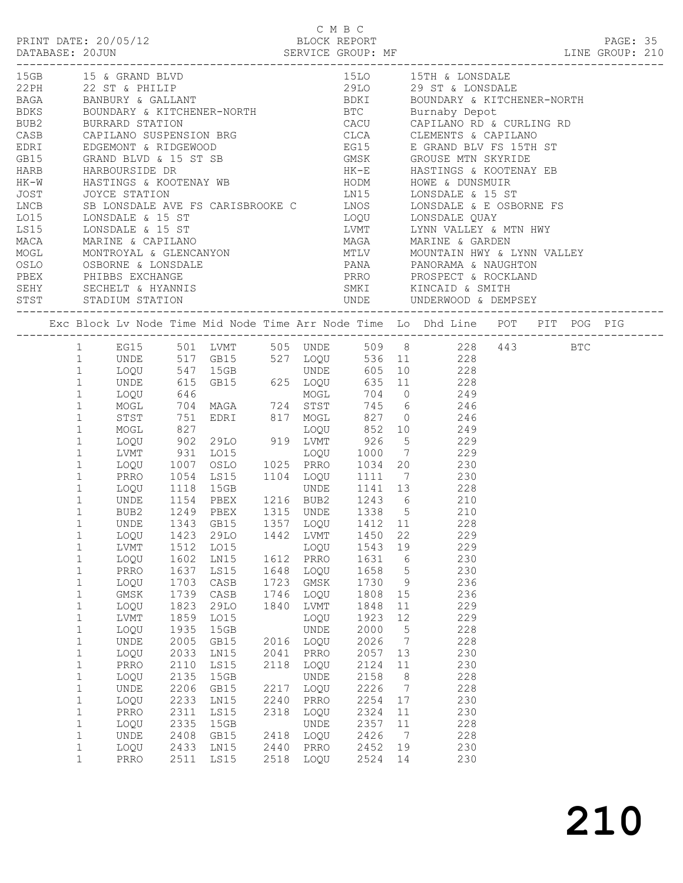C M B C

PRINT DATE: 20/05/12 BLOCK REPORT

DATABASE: 20JUN SERVICE GROUP: MF LINE GROUP: 210

| Code | Location | Code | Location |
|---|---|---|---|
| 15GB | 15 & GRAND BLVD | 15LO | 15TH & LONSDALE |
| 22PH | 22 ST & PHILIP | 29LO | 29 ST & LONSDALE |
| BAGA | BANBURY & GALLANT | BDKI | BOUNDARY & KITCHENER-NORTH |
| BDKS | BOUNDARY & KITCHENER-NORTH | BTC | Burnaby Depot |
| BUB2 | BURRARD STATION | CACU | CAPILANO RD & CURLING RD |
| CASB | CAPILANO SUSPENSION BRG | CLCA | CLEMENTS & CAPILANO |
| EDRI | EDGEMONT & RIDGEWOOD | EG15 | E GRAND BLV FS 15TH ST |
| GB15 | GRAND BLVD & 15 ST SB | GMSK | GROUSE MTN SKYRIDE |
| HARB | HARBOURSIDE DR | HK-E | HASTINGS & KOOTENAY EB |
| HK-W | HASTINGS & KOOTENAY WB | HODM | HOWE & DUNSMUIR |
| JOST | JOYCE STATION | LN15 | LONSDALE & 15 ST |
| LNCB | SB LONSDALE AVE FS CARISBROOKE C | LNOS | LONSDALE & E OSBORNE FS |
| LO15 | LONSDALE & 15 ST | LOQU | LONSDALE QUAY |
| LS15 | LONSDALE & 15 ST | LVMT | LYNN VALLEY & MTN HWY |
| MACA | MARINE & CAPILANO | MAGA | MARINE & GARDEN |
| MOGL | MONTROYAL & GLENCANYON | MTLV | MOUNTAIN HWY & LYNN VALLEY |
| OSLO | OSBORNE & LONSDALE | PANA | PANORAMA & NAUGHTON |
| PBEX | PHIBBS EXCHANGE | PRRO | PROSPECT & ROCKLAND |
| SEHY | SECHELT & HYANNIS | SMKI | KINCAID & SMITH |
| STST | STADIUM STATION | UNDE | UNDERWOOD & DEMPSEY |

| Exc | Block | Lv Node | Time | Mid Node | Time | Arr Node | Time | Lo | Dhd Line | POT | PIT | POG | PIG |
|---|---|---|---|---|---|---|---|---|---|---|---|---|---|
| | 1 | EG15 | 501 | LVMT | 505 | UNDE | 509 | 8 | 228 | 443 | | BTC | |
| | 1 | UNDE | 517 | GB15 | 527 | LOQU | 536 | 11 | 228 | | | | |
| | 1 | LOQU | 547 | 15GB | | UNDE | 605 | 10 | 228 | | | | |
| | 1 | UNDE | 615 | GB15 | 625 | LOQU | 635 | 11 | 228 | | | | |
| | 1 | LOQU | 646 | | | MOGL | 704 | 0 | 249 | | | | |
| | 1 | MOGL | 704 | MAGA | 724 | STST | 745 | 6 | 246 | | | | |
| | 1 | STST | 751 | EDRI | 817 | MOGL | 827 | 0 | 246 | | | | |
| | 1 | MOGL | 827 | | | LOQU | 852 | 10 | 249 | | | | |
| | 1 | LOQU | 902 | 29LO | 919 | LVMT | 926 | 5 | 229 | | | | |
| | 1 | LVMT | 931 | LO15 | | LOQU | 1000 | 7 | 229 | | | | |
| | 1 | LOQU | 1007 | OSLO | 1025 | PRRO | 1034 | 20 | 230 | | | | |
| | 1 | PRRO | 1054 | LS15 | 1104 | LOQU | 1111 | 7 | 230 | | | | |
| | 1 | LOQU | 1118 | 15GB | | UNDE | 1141 | 13 | 228 | | | | |
| | 1 | UNDE | 1154 | PBEX | 1216 | BUB2 | 1243 | 6 | 210 | | | | |
| | 1 | BUB2 | 1249 | PBEX | 1315 | UNDE | 1338 | 5 | 210 | | | | |
| | 1 | UNDE | 1343 | GB15 | 1357 | LOQU | 1412 | 11 | 228 | | | | |
| | 1 | LOQU | 1423 | 29LO | 1442 | LVMT | 1450 | 22 | 229 | | | | |
| | 1 | LVMT | 1512 | LO15 | | LOQU | 1543 | 19 | 229 | | | | |
| | 1 | LOQU | 1602 | LN15 | 1612 | PRRO | 1631 | 6 | 230 | | | | |
| | 1 | PRRO | 1637 | LS15 | 1648 | LOQU | 1658 | 5 | 230 | | | | |
| | 1 | LOQU | 1703 | CASB | 1723 | GMSK | 1730 | 9 | 236 | | | | |
| | 1 | GMSK | 1739 | CASB | 1746 | LOQU | 1808 | 15 | 236 | | | | |
| | 1 | LOQU | 1823 | 29LO | 1840 | LVMT | 1848 | 11 | 229 | | | | |
| | 1 | LVMT | 1859 | LO15 | | LOQU | 1923 | 12 | 229 | | | | |
| | 1 | LOQU | 1935 | 15GB | | UNDE | 2000 | 5 | 228 | | | | |
| | 1 | UNDE | 2005 | GB15 | 2016 | LOQU | 2026 | 7 | 228 | | | | |
| | 1 | LOQU | 2033 | LN15 | 2041 | PRRO | 2057 | 13 | 230 | | | | |
| | 1 | PRRO | 2110 | LS15 | 2118 | LOQU | 2124 | 11 | 230 | | | | |
| | 1 | LOQU | 2135 | 15GB | | UNDE | 2158 | 8 | 228 | | | | |
| | 1 | UNDE | 2206 | GB15 | 2217 | LOQU | 2226 | 7 | 228 | | | | |
| | 1 | LOQU | 2233 | LN15 | 2240 | PRRO | 2254 | 17 | 230 | | | | |
| | 1 | PRRO | 2311 | LS15 | 2318 | LOQU | 2324 | 11 | 230 | | | | |
| | 1 | LOQU | 2335 | 15GB | | UNDE | 2357 | 11 | 228 | | | | |
| | 1 | UNDE | 2408 | GB15 | 2418 | LOQU | 2426 | 7 | 228 | | | | |
| | 1 | LOQU | 2433 | LN15 | 2440 | PRRO | 2452 | 19 | 230 | | | | |
| | 1 | PRRO | 2511 | LS15 | 2518 | LOQU | 2524 | 14 | 230 | | | | |

210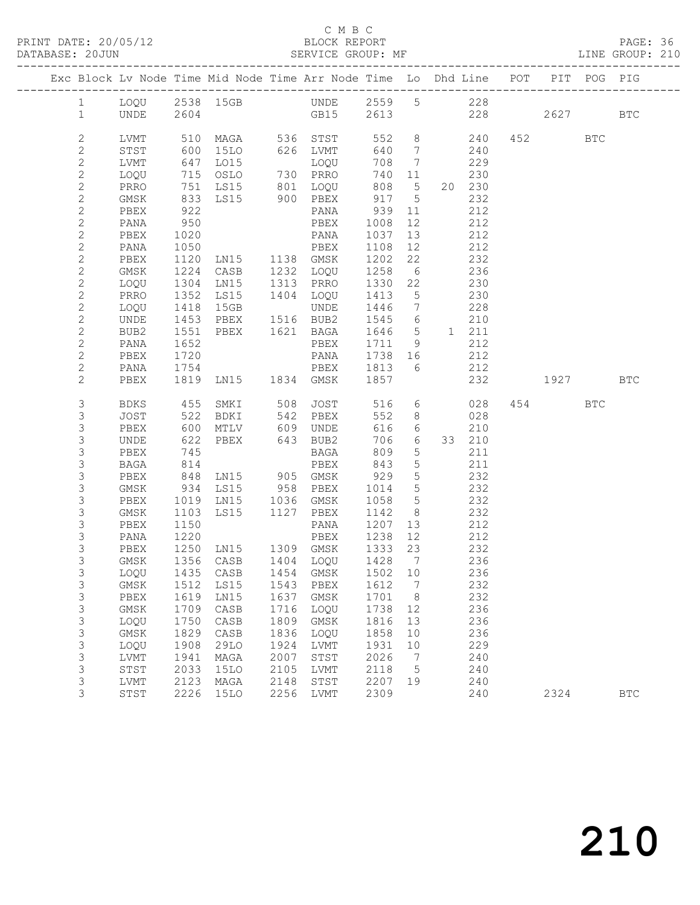C M B C

PRINT DATE: 20/05/12 BLOCK REPORT PAGE: 36
DATABASE: 20JUN SERVICE GROUP: MF LINE GROUP: 210

| Exc | Block | Lv | Node | Time | Mid Node | Time | Arr Node | Time | Lo | Dhd | Line | POT | PIT | POG | PIG |
|---|---|---|---|---|---|---|---|---|---|---|---|---|---|---|---|
| | 1 | | LOQU | 2538 | 15GB | | UNDE | 2559 | 5 | | 228 | | | | |
| | 1 | | UNDE | 2604 | | | GB15 | 2613 | | | 228 | | 2627 | | BTC |
| | 2 | | LVMT | 510 | MAGA | 536 | STST | 552 | 8 | | 240 | 452 | | BTC | |
| | 2 | | STST | 600 | 15LO | 626 | LVMT | 640 | 7 | | 240 | | | | |
| | 2 | | LVMT | 647 | LO15 | | LOQU | 708 | 7 | | 229 | | | | |
| | 2 | | LOQU | 715 | OSLO | 730 | PRRO | 740 | 11 | | 230 | | | | |
| | 2 | | PRRO | 751 | LS15 | 801 | LOQU | 808 | 5 | 20 | 230 | | | | |
| | 2 | | GMSK | 833 | LS15 | 900 | PBEX | 917 | 5 | | 232 | | | | |
| | 2 | | PBEX | 922 | | | PANA | 939 | 11 | | 212 | | | | |
| | 2 | | PANA | 950 | | | PBEX | 1008 | 12 | | 212 | | | | |
| | 2 | | PBEX | 1020 | | | PANA | 1037 | 13 | | 212 | | | | |
| | 2 | | PANA | 1050 | | | PBEX | 1108 | 12 | | 212 | | | | |
| | 2 | | PBEX | 1120 | LN15 | 1138 | GMSK | 1202 | 22 | | 232 | | | | |
| | 2 | | GMSK | 1224 | CASB | 1232 | LOQU | 1258 | 6 | | 236 | | | | |
| | 2 | | LOQU | 1304 | LN15 | 1313 | PRRO | 1330 | 22 | | 230 | | | | |
| | 2 | | PRRO | 1352 | LS15 | 1404 | LOQU | 1413 | 5 | | 230 | | | | |
| | 2 | | LOQU | 1418 | 15GB | | UNDE | 1446 | 7 | | 228 | | | | |
| | 2 | | UNDE | 1453 | PBEX | 1516 | BUB2 | 1545 | 6 | | 210 | | | | |
| | 2 | | BUB2 | 1551 | PBEX | 1621 | BAGA | 1646 | 5 | 1 | 211 | | | | |
| | 2 | | PANA | 1652 | | | PBEX | 1711 | 9 | | 212 | | | | |
| | 2 | | PBEX | 1720 | | | PANA | 1738 | 16 | | 212 | | | | |
| | 2 | | PANA | 1754 | | | PBEX | 1813 | 6 | | 212 | | | | |
| | 2 | | PBEX | 1819 | LN15 | 1834 | GMSK | 1857 | | | 232 | | 1927 | | BTC |
| | 3 | | BDKS | 455 | SMKI | 508 | JOST | 516 | 6 | | 028 | 454 | | BTC | |
| | 3 | | JOST | 522 | BDKI | 542 | PBEX | 552 | 8 | | 028 | | | | |
| | 3 | | PBEX | 600 | MTLV | 609 | UNDE | 616 | 6 | | 210 | | | | |
| | 3 | | UNDE | 622 | PBEX | 643 | BUB2 | 706 | 6 | 33 | 210 | | | | |
| | 3 | | PBEX | 745 | | | BAGA | 809 | 5 | | 211 | | | | |
| | 3 | | BAGA | 814 | | | PBEX | 843 | 5 | | 211 | | | | |
| | 3 | | PBEX | 848 | LN15 | 905 | GMSK | 929 | 5 | | 232 | | | | |
| | 3 | | GMSK | 934 | LS15 | 958 | PBEX | 1014 | 5 | | 232 | | | | |
| | 3 | | PBEX | 1019 | LN15 | 1036 | GMSK | 1058 | 5 | | 232 | | | | |
| | 3 | | GMSK | 1103 | LS15 | 1127 | PBEX | 1142 | 8 | | 232 | | | | |
| | 3 | | PBEX | 1150 | | | PANA | 1207 | 13 | | 212 | | | | |
| | 3 | | PANA | 1220 | | | PBEX | 1238 | 12 | | 212 | | | | |
| | 3 | | PBEX | 1250 | LN15 | 1309 | GMSK | 1333 | 23 | | 232 | | | | |
| | 3 | | GMSK | 1356 | CASB | 1404 | LOQU | 1428 | 7 | | 236 | | | | |
| | 3 | | LOQU | 1435 | CASB | 1454 | GMSK | 1502 | 10 | | 236 | | | | |
| | 3 | | GMSK | 1512 | LS15 | 1543 | PBEX | 1612 | 7 | | 232 | | | | |
| | 3 | | PBEX | 1619 | LN15 | 1637 | GMSK | 1701 | 8 | | 232 | | | | |
| | 3 | | GMSK | 1709 | CASB | 1716 | LOQU | 1738 | 12 | | 236 | | | | |
| | 3 | | LOQU | 1750 | CASB | 1809 | GMSK | 1816 | 13 | | 236 | | | | |
| | 3 | | GMSK | 1829 | CASB | 1836 | LOQU | 1858 | 10 | | 236 | | | | |
| | 3 | | LOQU | 1908 | 29LO | 1924 | LVMT | 1931 | 10 | | 229 | | | | |
| | 3 | | LVMT | 1941 | MAGA | 2007 | STST | 2026 | 7 | | 240 | | | | |
| | 3 | | STST | 2033 | 15LO | 2105 | LVMT | 2118 | 5 | | 240 | | | | |
| | 3 | | LVMT | 2123 | MAGA | 2148 | STST | 2207 | 19 | | 240 | | | | |
| | 3 | | STST | 2226 | 15LO | 2256 | LVMT | 2309 | | | 240 | | 2324 | | BTC |

210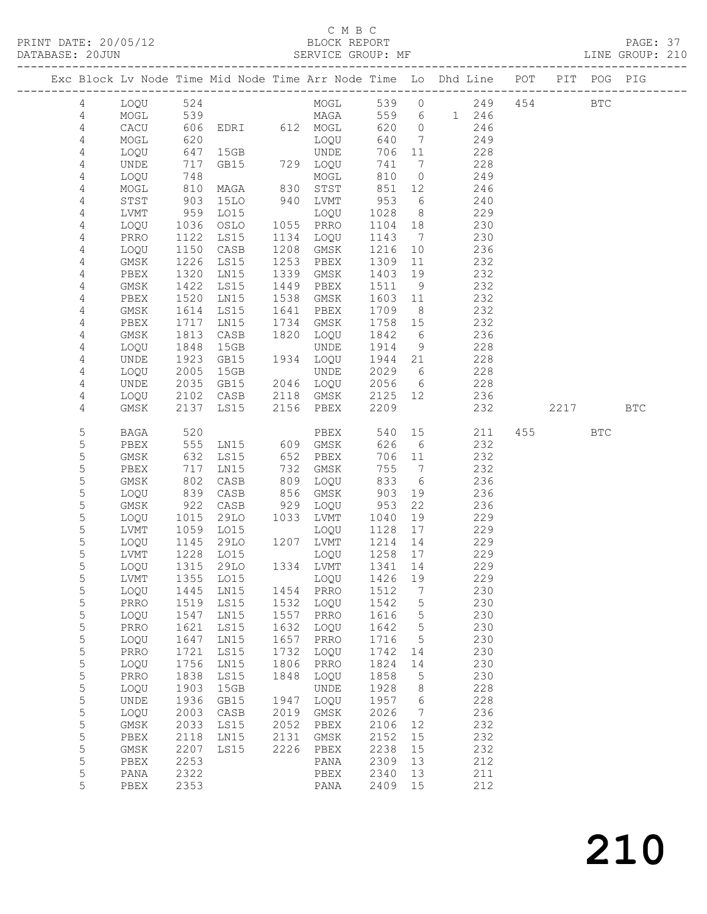C M B C

PRINT DATE: 20/05/12 BLOCK REPORT PAGE: 37
DATABASE: 20JUN SERVICE GROUP: MF LINE GROUP: 210

| Exc | Block | Lv | Node | Time | Mid Node | Time | Arr Node | Time | Lo | Dhd Line | POT | PIT | POG | PIG |
|---|---|---|---|---|---|---|---|---|---|---|---|---|---|---|
| | 4 | | LOQU | 524 | | | MOGL | 539 | 0 | 249 | 454 | | BTC | |
| | 4 | | MOGL | 539 | | | MAGA | 559 | 6 | 1 246 | | | | |
| | 4 | | CACU | 606 | EDRI | 612 | MOGL | 620 | 0 | 246 | | | | |
| | 4 | | MOGL | 620 | | | LOQU | 640 | 7 | 249 | | | | |
| | 4 | | LOQU | 647 | 15GB | | UNDE | 706 | 11 | 228 | | | | |
| | 4 | | UNDE | 717 | GB15 | 729 | LOQU | 741 | 7 | 228 | | | | |
| | 4 | | LOQU | 748 | | | MOGL | 810 | 0 | 249 | | | | |
| | 4 | | MOGL | 810 | MAGA | 830 | STST | 851 | 12 | 246 | | | | |
| | 4 | | STST | 903 | 15LO | 940 | LVMT | 953 | 6 | 240 | | | | |
| | 4 | | LVMT | 959 | LO15 | | LOQU | 1028 | 8 | 229 | | | | |
| | 4 | | LOQU | 1036 | OSLO | 1055 | PRRO | 1104 | 18 | 230 | | | | |
| | 4 | | PRRO | 1122 | LS15 | 1134 | LOQU | 1143 | 7 | 230 | | | | |
| | 4 | | LOQU | 1150 | CASB | 1208 | GMSK | 1216 | 10 | 236 | | | | |
| | 4 | | GMSK | 1226 | LS15 | 1253 | PBEX | 1309 | 11 | 232 | | | | |
| | 4 | | PBEX | 1320 | LN15 | 1339 | GMSK | 1403 | 19 | 232 | | | | |
| | 4 | | GMSK | 1422 | LS15 | 1449 | PBEX | 1511 | 9 | 232 | | | | |
| | 4 | | PBEX | 1520 | LN15 | 1538 | GMSK | 1603 | 11 | 232 | | | | |
| | 4 | | GMSK | 1614 | LS15 | 1641 | PBEX | 1709 | 8 | 232 | | | | |
| | 4 | | PBEX | 1717 | LN15 | 1734 | GMSK | 1758 | 15 | 232 | | | | |
| | 4 | | GMSK | 1813 | CASB | 1820 | LOQU | 1842 | 6 | 236 | | | | |
| | 4 | | LOQU | 1848 | 15GB | | UNDE | 1914 | 9 | 228 | | | | |
| | 4 | | UNDE | 1923 | GB15 | 1934 | LOQU | 1944 | 21 | 228 | | | | |
| | 4 | | LOQU | 2005 | 15GB | | UNDE | 2029 | 6 | 228 | | | | |
| | 4 | | UNDE | 2035 | GB15 | 2046 | LOQU | 2056 | 6 | 228 | | | | |
| | 4 | | LOQU | 2102 | CASB | 2118 | GMSK | 2125 | 12 | 236 | | | | |
| | 4 | | GMSK | 2137 | LS15 | 2156 | PBEX | 2209 | | 232 | | 2217 | | BTC |
| | 5 | | BAGA | 520 | | | PBEX | 540 | 15 | 211 | 455 | | BTC | |
| | 5 | | PBEX | 555 | LN15 | 609 | GMSK | 626 | 6 | 232 | | | | |
| | 5 | | GMSK | 632 | LS15 | 652 | PBEX | 706 | 11 | 232 | | | | |
| | 5 | | PBEX | 717 | LN15 | 732 | GMSK | 755 | 7 | 232 | | | | |
| | 5 | | GMSK | 802 | CASB | 809 | LOQU | 833 | 6 | 236 | | | | |
| | 5 | | LOQU | 839 | CASB | 856 | GMSK | 903 | 19 | 236 | | | | |
| | 5 | | GMSK | 922 | CASB | 929 | LOQU | 953 | 22 | 236 | | | | |
| | 5 | | LOQU | 1015 | 29LO | 1033 | LVMT | 1040 | 19 | 229 | | | | |
| | 5 | | LVMT | 1059 | LO15 | | LOQU | 1128 | 17 | 229 | | | | |
| | 5 | | LOQU | 1145 | 29LO | 1207 | LVMT | 1214 | 14 | 229 | | | | |
| | 5 | | LVMT | 1228 | LO15 | | LOQU | 1258 | 17 | 229 | | | | |
| | 5 | | LOQU | 1315 | 29LO | 1334 | LVMT | 1341 | 14 | 229 | | | | |
| | 5 | | LVMT | 1355 | LO15 | | LOQU | 1426 | 19 | 229 | | | | |
| | 5 | | LOQU | 1445 | LN15 | 1454 | PRRO | 1512 | 7 | 230 | | | | |
| | 5 | | PRRO | 1519 | LS15 | 1532 | LOQU | 1542 | 5 | 230 | | | | |
| | 5 | | LOQU | 1547 | LN15 | 1557 | PRRO | 1616 | 5 | 230 | | | | |
| | 5 | | PRRO | 1621 | LS15 | 1632 | LOQU | 1642 | 5 | 230 | | | | |
| | 5 | | LOQU | 1647 | LN15 | 1657 | PRRO | 1716 | 5 | 230 | | | | |
| | 5 | | PRRO | 1721 | LS15 | 1732 | LOQU | 1742 | 14 | 230 | | | | |
| | 5 | | LOQU | 1756 | LN15 | 1806 | PRRO | 1824 | 14 | 230 | | | | |
| | 5 | | PRRO | 1838 | LS15 | 1848 | LOQU | 1858 | 5 | 230 | | | | |
| | 5 | | LOQU | 1903 | 15GB | | UNDE | 1928 | 8 | 228 | | | | |
| | 5 | | UNDE | 1936 | GB15 | 1947 | LOQU | 1957 | 6 | 228 | | | | |
| | 5 | | LOQU | 2003 | CASB | 2019 | GMSK | 2026 | 7 | 236 | | | | |
| | 5 | | GMSK | 2033 | LS15 | 2052 | PBEX | 2106 | 12 | 232 | | | | |
| | 5 | | PBEX | 2118 | LN15 | 2131 | GMSK | 2152 | 15 | 232 | | | | |
| | 5 | | GMSK | 2207 | LS15 | 2226 | PBEX | 2238 | 15 | 232 | | | | |
| | 5 | | PBEX | 2253 | | | PANA | 2309 | 13 | 212 | | | | |
| | 5 | | PANA | 2322 | | | PBEX | 2340 | 13 | 211 | | | | |
| | 5 | | PBEX | 2353 | | | PANA | 2409 | 15 | 212 | | | | |

210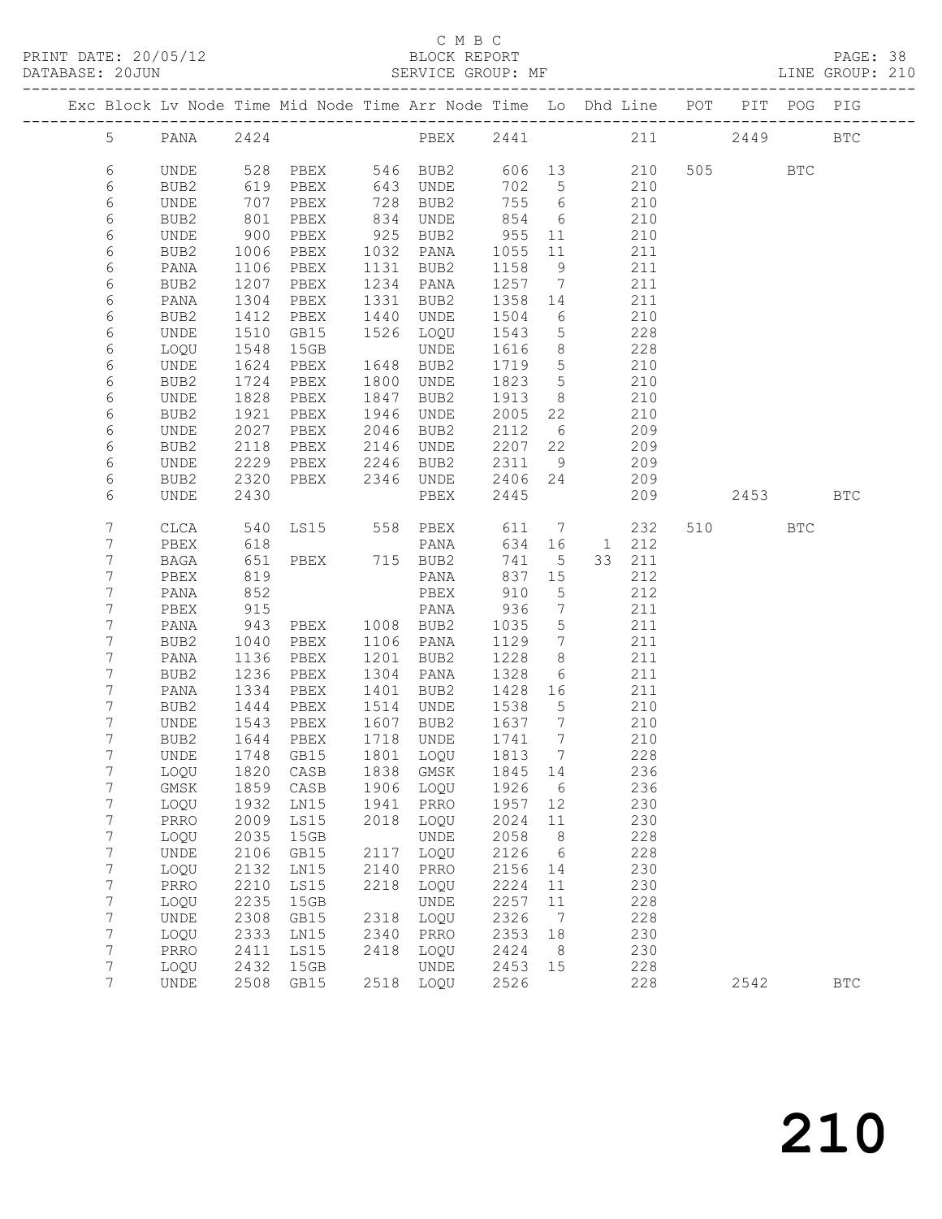C M B C

PRINT DATE: 20/05/12 BLOCK REPORT PAGE: 38
DATABASE: 20JUN SERVICE GROUP: MF LINE GROUP: 210

| Exc | Block | Lv | Node | Time | Mid Node | Time | Arr Node | Time | Lo | Dhd | Line | POT | PIT | POG | PIG |
|---|---|---|---|---|---|---|---|---|---|---|---|---|---|---|---|
| | 5 | | PANA | 2424 | | | PBEX | 2441 | | | 211 | | 2449 | | BTC |
| | 6 | | UNDE | 528 | PBEX | 546 | BUB2 | 606 | 13 | | 210 | 505 | | BTC | |
| | 6 | | BUB2 | 619 | PBEX | 643 | UNDE | 702 | 5 | | 210 | | | | |
| | 6 | | UNDE | 707 | PBEX | 728 | BUB2 | 755 | 6 | | 210 | | | | |
| | 6 | | BUB2 | 801 | PBEX | 834 | UNDE | 854 | 6 | | 210 | | | | |
| | 6 | | UNDE | 900 | PBEX | 925 | BUB2 | 955 | 11 | | 210 | | | | |
| | 6 | | BUB2 | 1006 | PBEX | 1032 | PANA | 1055 | 11 | | 211 | | | | |
| | 6 | | PANA | 1106 | PBEX | 1131 | BUB2 | 1158 | 9 | | 211 | | | | |
| | 6 | | BUB2 | 1207 | PBEX | 1234 | PANA | 1257 | 7 | | 211 | | | | |
| | 6 | | PANA | 1304 | PBEX | 1331 | BUB2 | 1358 | 14 | | 211 | | | | |
| | 6 | | BUB2 | 1412 | PBEX | 1440 | UNDE | 1504 | 6 | | 210 | | | | |
| | 6 | | UNDE | 1510 | GB15 | 1526 | LOQU | 1543 | 5 | | 228 | | | | |
| | 6 | | LOQU | 1548 | 15GB | | UNDE | 1616 | 8 | | 228 | | | | |
| | 6 | | UNDE | 1624 | PBEX | 1648 | BUB2 | 1719 | 5 | | 210 | | | | |
| | 6 | | BUB2 | 1724 | PBEX | 1800 | UNDE | 1823 | 5 | | 210 | | | | |
| | 6 | | UNDE | 1828 | PBEX | 1847 | BUB2 | 1913 | 8 | | 210 | | | | |
| | 6 | | BUB2 | 1921 | PBEX | 1946 | UNDE | 2005 | 22 | | 210 | | | | |
| | 6 | | UNDE | 2027 | PBEX | 2046 | BUB2 | 2112 | 6 | | 209 | | | | |
| | 6 | | BUB2 | 2118 | PBEX | 2146 | UNDE | 2207 | 22 | | 209 | | | | |
| | 6 | | UNDE | 2229 | PBEX | 2246 | BUB2 | 2311 | 9 | | 209 | | | | |
| | 6 | | BUB2 | 2320 | PBEX | 2346 | UNDE | 2406 | 24 | | 209 | | | | |
| | 6 | | UNDE | 2430 | | | PBEX | 2445 | | | 209 | | 2453 | | BTC |
| | 7 | | CLCA | 540 | LS15 | 558 | PBEX | 611 | 7 | | 232 | 510 | | BTC | |
| | 7 | | PBEX | 618 | | | PANA | 634 | 16 | 1 | 212 | | | | |
| | 7 | | BAGA | 651 | PBEX | 715 | BUB2 | 741 | 5 | 33 | 211 | | | | |
| | 7 | | PBEX | 819 | | | PANA | 837 | 15 | | 212 | | | | |
| | 7 | | PANA | 852 | | | PBEX | 910 | 5 | | 212 | | | | |
| | 7 | | PBEX | 915 | | | PANA | 936 | 7 | | 211 | | | | |
| | 7 | | PANA | 943 | PBEX | 1008 | BUB2 | 1035 | 5 | | 211 | | | | |
| | 7 | | BUB2 | 1040 | PBEX | 1106 | PANA | 1129 | 7 | | 211 | | | | |
| | 7 | | PANA | 1136 | PBEX | 1201 | BUB2 | 1228 | 8 | | 211 | | | | |
| | 7 | | BUB2 | 1236 | PBEX | 1304 | PANA | 1328 | 6 | | 211 | | | | |
| | 7 | | PANA | 1334 | PBEX | 1401 | BUB2 | 1428 | 16 | | 211 | | | | |
| | 7 | | BUB2 | 1444 | PBEX | 1514 | UNDE | 1538 | 5 | | 210 | | | | |
| | 7 | | UNDE | 1543 | PBEX | 1607 | BUB2 | 1637 | 7 | | 210 | | | | |
| | 7 | | BUB2 | 1644 | PBEX | 1718 | UNDE | 1741 | 7 | | 210 | | | | |
| | 7 | | UNDE | 1748 | GB15 | 1801 | LOQU | 1813 | 7 | | 228 | | | | |
| | 7 | | LOQU | 1820 | CASB | 1838 | GMSK | 1845 | 14 | | 236 | | | | |
| | 7 | | GMSK | 1859 | CASB | 1906 | LOQU | 1926 | 6 | | 236 | | | | |
| | 7 | | LOQU | 1932 | LN15 | 1941 | PRRO | 1957 | 12 | | 230 | | | | |
| | 7 | | PRRO | 2009 | LS15 | 2018 | LOQU | 2024 | 11 | | 230 | | | | |
| | 7 | | LOQU | 2035 | 15GB | | UNDE | 2058 | 8 | | 228 | | | | |
| | 7 | | UNDE | 2106 | GB15 | 2117 | LOQU | 2126 | 6 | | 228 | | | | |
| | 7 | | LOQU | 2132 | LN15 | 2140 | PRRO | 2156 | 14 | | 230 | | | | |
| | 7 | | PRRO | 2210 | LS15 | 2218 | LOQU | 2224 | 11 | | 230 | | | | |
| | 7 | | LOQU | 2235 | 15GB | | UNDE | 2257 | 11 | | 228 | | | | |
| | 7 | | UNDE | 2308 | GB15 | 2318 | LOQU | 2326 | 7 | | 228 | | | | |
| | 7 | | LOQU | 2333 | LN15 | 2340 | PRRO | 2353 | 18 | | 230 | | | | |
| | 7 | | PRRO | 2411 | LS15 | 2418 | LOQU | 2424 | 8 | | 230 | | | | |
| | 7 | | LOQU | 2432 | 15GB | | UNDE | 2453 | 15 | | 228 | | | | |
| | 7 | | UNDE | 2508 | GB15 | 2518 | LOQU | 2526 | | | 228 | | 2542 | | BTC |

210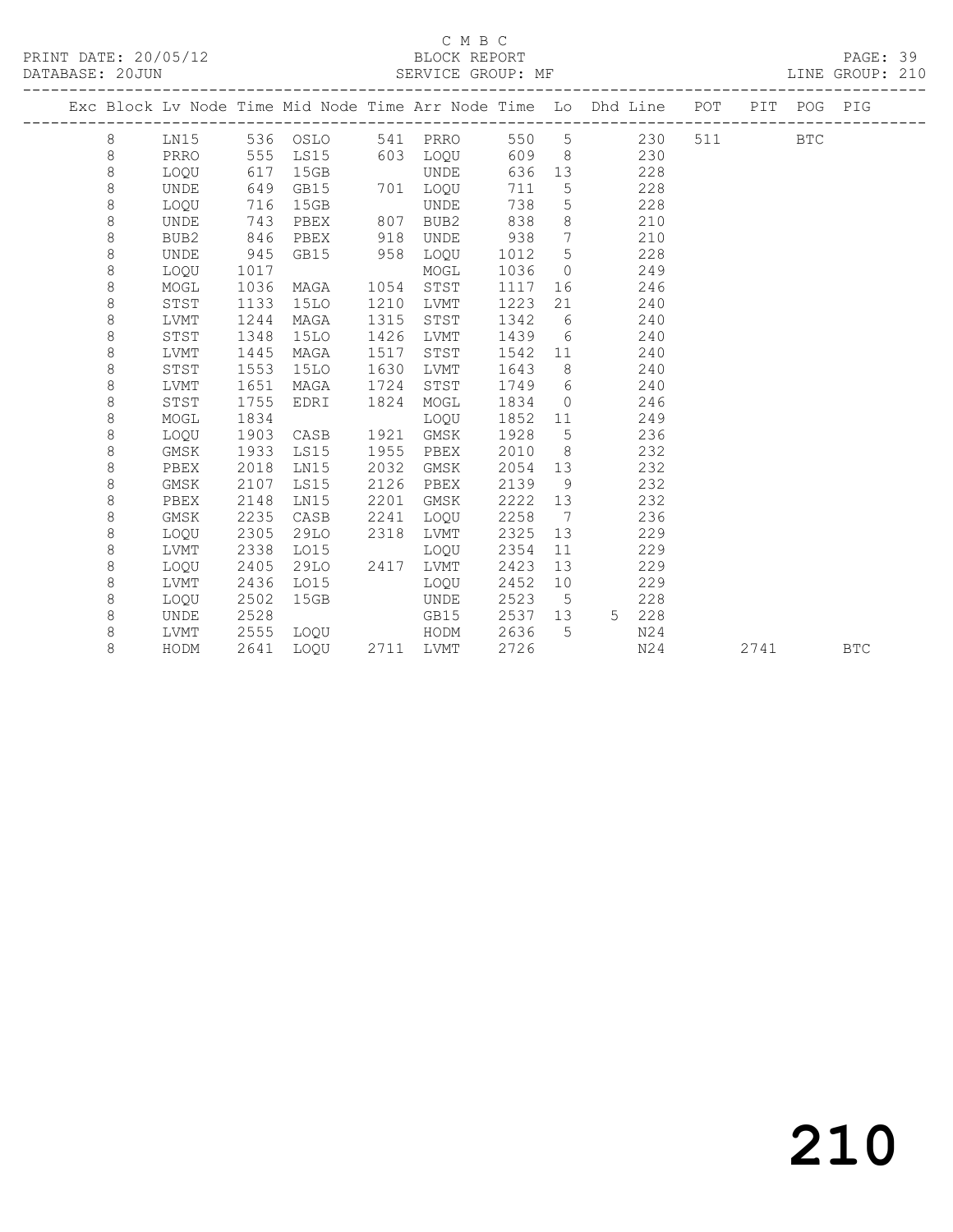C M B C

BLOCK REPORT

SERVICE GROUP: MF

PRINT DATE: 20/05/12

DATABASE: 20JUN

LINE GROUP: 210

| Exc | Block | Lv Node | Time | Mid Node | Time | Arr Node | Time | Lo | Dhd | Line | POT | PIT | POG | PIG |
|---|---|---|---|---|---|---|---|---|---|---|---|---|---|---|
| | 8 | LN15 | 536 | OSLO | 541 | PRRO | 550 | 5 | | 230 | 511 | | BTC | |
| | 8 | PRRO | 555 | LS15 | 603 | LOQU | 609 | 8 | | 230 | | | | |
| | 8 | LOQU | 617 | 15GB | | UNDE | 636 | 13 | | 228 | | | | |
| | 8 | UNDE | 649 | GB15 | 701 | LOQU | 711 | 5 | | 228 | | | | |
| | 8 | LOQU | 716 | 15GB | | UNDE | 738 | 5 | | 228 | | | | |
| | 8 | UNDE | 743 | PBEX | 807 | BUB2 | 838 | 8 | | 210 | | | | |
| | 8 | BUB2 | 846 | PBEX | 918 | UNDE | 938 | 7 | | 210 | | | | |
| | 8 | UNDE | 945 | GB15 | 958 | LOQU | 1012 | 5 | | 228 | | | | |
| | 8 | LOQU | 1017 | | | MOGL | 1036 | 0 | | 249 | | | | |
| | 8 | MOGL | 1036 | MAGA | 1054 | STST | 1117 | 16 | | 246 | | | | |
| | 8 | STST | 1133 | 15LO | 1210 | LVMT | 1223 | 21 | | 240 | | | | |
| | 8 | LVMT | 1244 | MAGA | 1315 | STST | 1342 | 6 | | 240 | | | | |
| | 8 | STST | 1348 | 15LO | 1426 | LVMT | 1439 | 6 | | 240 | | | | |
| | 8 | LVMT | 1445 | MAGA | 1517 | STST | 1542 | 11 | | 240 | | | | |
| | 8 | STST | 1553 | 15LO | 1630 | LVMT | 1643 | 8 | | 240 | | | | |
| | 8 | LVMT | 1651 | MAGA | 1724 | STST | 1749 | 6 | | 240 | | | | |
| | 8 | STST | 1755 | EDRI | 1824 | MOGL | 1834 | 0 | | 246 | | | | |
| | 8 | MOGL | 1834 | | | LOQU | 1852 | 11 | | 249 | | | | |
| | 8 | LOQU | 1903 | CASB | 1921 | GMSK | 1928 | 5 | | 236 | | | | |
| | 8 | GMSK | 1933 | LS15 | 1955 | PBEX | 2010 | 8 | | 232 | | | | |
| | 8 | PBEX | 2018 | LN15 | 2032 | GMSK | 2054 | 13 | | 232 | | | | |
| | 8 | GMSK | 2107 | LS15 | 2126 | PBEX | 2139 | 9 | | 232 | | | | |
| | 8 | PBEX | 2148 | LN15 | 2201 | GMSK | 2222 | 13 | | 232 | | | | |
| | 8 | GMSK | 2235 | CASB | 2241 | LOQU | 2258 | 7 | | 236 | | | | |
| | 8 | LOQU | 2305 | 29LO | 2318 | LVMT | 2325 | 13 | | 229 | | | | |
| | 8 | LVMT | 2338 | LO15 | | LOQU | 2354 | 11 | | 229 | | | | |
| | 8 | LOQU | 2405 | 29LO | 2417 | LVMT | 2423 | 13 | | 229 | | | | |
| | 8 | LVMT | 2436 | LO15 | | LOQU | 2452 | 10 | | 229 | | | | |
| | 8 | LOQU | 2502 | 15GB | | UNDE | 2523 | 5 | | 228 | | | | |
| | 8 | UNDE | 2528 | | | GB15 | 2537 | 13 | 5 | 228 | | | | |
| | 8 | LVMT | 2555 | LOQU | | HODM | 2636 | 5 | | N24 | | | | |
| | 8 | HODM | 2641 | LOQU | 2711 | LVMT | 2726 | | | N24 | | 2741 | | BTC |

210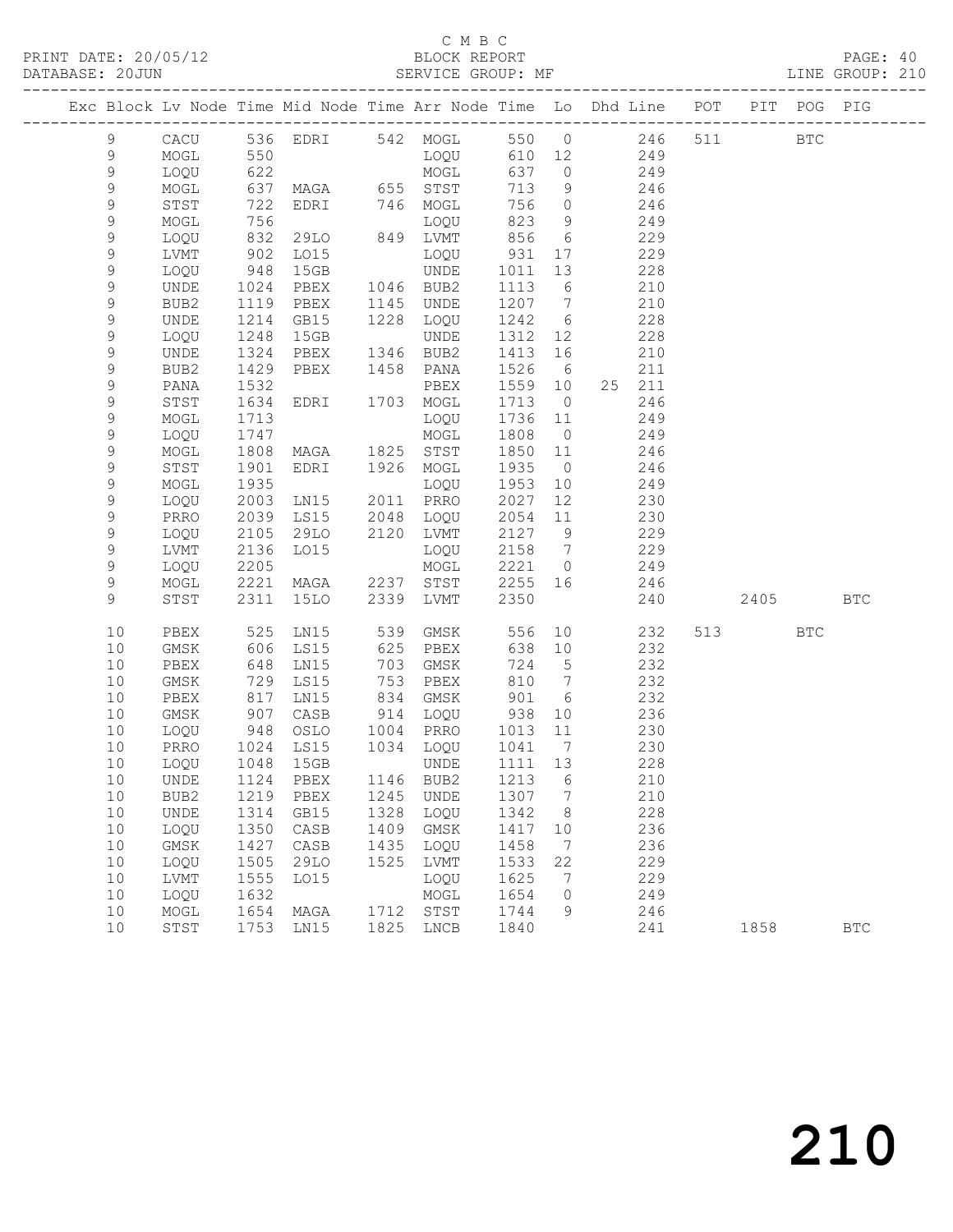C M B C
PRINT DATE: 20/05/12 BLOCK REPORT
DATABASE: 20JUN SERVICE GROUP: MF LINE GROUP: 210

| Exc | Block | Lv | Node | Time | Mid Node | Time | Arr Node | Time | Lo | Dhd | Line | POT | PIT | POG | PIG |
|---|---|---|---|---|---|---|---|---|---|---|---|---|---|---|---|
| | 9 | | CACU | 536 | EDRI | 542 | MOGL | 550 | 0 | | 246 | 511 | | BTC | |
| | 9 | | MOGL | 550 | | | LOQU | 610 | 12 | | 249 | | | | |
| | 9 | | LOQU | 622 | | | MOGL | 637 | 0 | | 249 | | | | |
| | 9 | | MOGL | 637 | MAGA | 655 | STST | 713 | 9 | | 246 | | | | |
| | 9 | | STST | 722 | EDRI | 746 | MOGL | 756 | 0 | | 246 | | | | |
| | 9 | | MOGL | 756 | | | LOQU | 823 | 9 | | 249 | | | | |
| | 9 | | LOQU | 832 | 29LO | 849 | LVMT | 856 | 6 | | 229 | | | | |
| | 9 | | LVMT | 902 | LO15 | | LOQU | 931 | 17 | | 229 | | | | |
| | 9 | | LOQU | 948 | 15GB | | UNDE | 1011 | 13 | | 228 | | | | |
| | 9 | | UNDE | 1024 | PBEX | 1046 | BUB2 | 1113 | 6 | | 210 | | | | |
| | 9 | | BUB2 | 1119 | PBEX | 1145 | UNDE | 1207 | 7 | | 210 | | | | |
| | 9 | | UNDE | 1214 | GB15 | 1228 | LOQU | 1242 | 6 | | 228 | | | | |
| | 9 | | LOQU | 1248 | 15GB | | UNDE | 1312 | 12 | | 228 | | | | |
| | 9 | | UNDE | 1324 | PBEX | 1346 | BUB2 | 1413 | 16 | | 210 | | | | |
| | 9 | | BUB2 | 1429 | PBEX | 1458 | PANA | 1526 | 6 | | 211 | | | | |
| | 9 | | PANA | 1532 | | | PBEX | 1559 | 10 | 25 | 211 | | | | |
| | 9 | | STST | 1634 | EDRI | 1703 | MOGL | 1713 | 0 | | 246 | | | | |
| | 9 | | MOGL | 1713 | | | LOQU | 1736 | 11 | | 249 | | | | |
| | 9 | | LOQU | 1747 | | | MOGL | 1808 | 0 | | 249 | | | | |
| | 9 | | MOGL | 1808 | MAGA | 1825 | STST | 1850 | 11 | | 246 | | | | |
| | 9 | | STST | 1901 | EDRI | 1926 | MOGL | 1935 | 0 | | 246 | | | | |
| | 9 | | MOGL | 1935 | | | LOQU | 1953 | 10 | | 249 | | | | |
| | 9 | | LOQU | 2003 | LN15 | 2011 | PRRO | 2027 | 12 | | 230 | | | | |
| | 9 | | PRRO | 2039 | LS15 | 2048 | LOQU | 2054 | 11 | | 230 | | | | |
| | 9 | | LOQU | 2105 | 29LO | 2120 | LVMT | 2127 | 9 | | 229 | | | | |
| | 9 | | LVMT | 2136 | LO15 | | LOQU | 2158 | 7 | | 229 | | | | |
| | 9 | | LOQU | 2205 | | | MOGL | 2221 | 0 | | 249 | | | | |
| | 9 | | MOGL | 2221 | MAGA | 2237 | STST | 2255 | 16 | | 246 | | | | |
| | 9 | | STST | 2311 | 15LO | 2339 | LVMT | 2350 | | | 240 | | 2405 | | BTC |
| | 10 | | PBEX | 525 | LN15 | 539 | GMSK | 556 | 10 | | 232 | 513 | | BTC | |
| | 10 | | GMSK | 606 | LS15 | 625 | PBEX | 638 | 10 | | 232 | | | | |
| | 10 | | PBEX | 648 | LN15 | 703 | GMSK | 724 | 5 | | 232 | | | | |
| | 10 | | GMSK | 729 | LS15 | 753 | PBEX | 810 | 7 | | 232 | | | | |
| | 10 | | PBEX | 817 | LN15 | 834 | GMSK | 901 | 6 | | 232 | | | | |
| | 10 | | GMSK | 907 | CASB | 914 | LOQU | 938 | 10 | | 236 | | | | |
| | 10 | | LOQU | 948 | OSLO | 1004 | PRRO | 1013 | 11 | | 230 | | | | |
| | 10 | | PRRO | 1024 | LS15 | 1034 | LOQU | 1041 | 7 | | 230 | | | | |
| | 10 | | LOQU | 1048 | 15GB | | UNDE | 1111 | 13 | | 228 | | | | |
| | 10 | | UNDE | 1124 | PBEX | 1146 | BUB2 | 1213 | 6 | | 210 | | | | |
| | 10 | | BUB2 | 1219 | PBEX | 1245 | UNDE | 1307 | 7 | | 210 | | | | |
| | 10 | | UNDE | 1314 | GB15 | 1328 | LOQU | 1342 | 8 | | 228 | | | | |
| | 10 | | LOQU | 1350 | CASB | 1409 | GMSK | 1417 | 10 | | 236 | | | | |
| | 10 | | GMSK | 1427 | CASB | 1435 | LOQU | 1458 | 7 | | 236 | | | | |
| | 10 | | LOQU | 1505 | 29LO | 1525 | LVMT | 1533 | 22 | | 229 | | | | |
| | 10 | | LVMT | 1555 | LO15 | | LOQU | 1625 | 7 | | 229 | | | | |
| | 10 | | LOQU | 1632 | | | MOGL | 1654 | 0 | | 249 | | | | |
| | 10 | | MOGL | 1654 | MAGA | 1712 | STST | 1744 | 9 | | 246 | | | | |
| | 10 | | STST | 1753 | LN15 | 1825 | LNCB | 1840 | | | 241 | | 1858 | | BTC |

210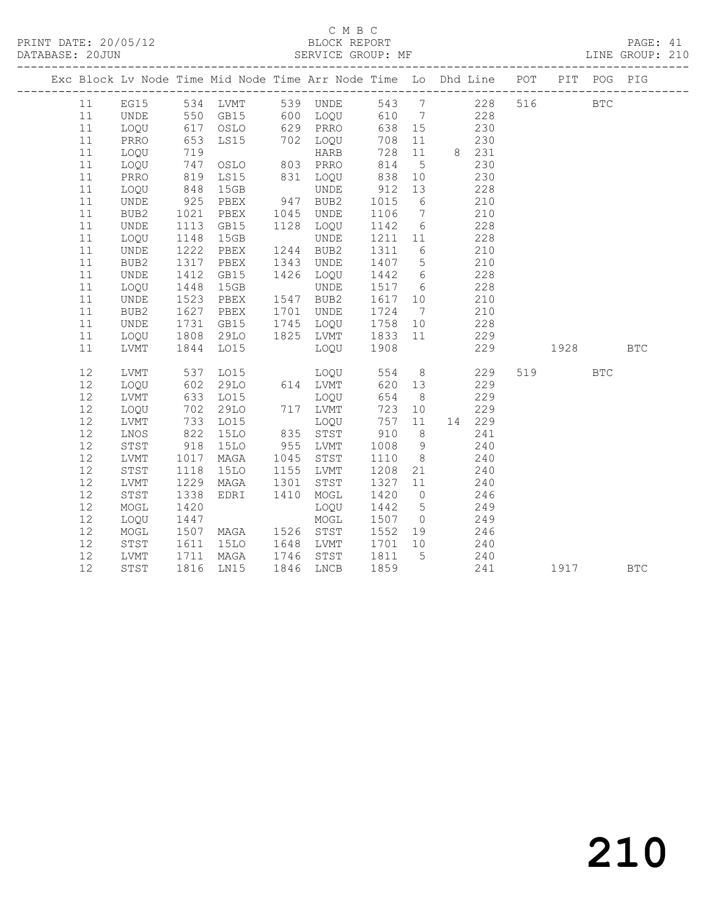C M B C

PRINT DATE: 20/05/12 BLOCK REPORT

DATABASE: 20JUN SERVICE GROUP: MF LINE GROUP: 210

| Exc | Block | Lv | Node | Time | Mid Node | Time | Arr Node | Time | Lo | Dhd | Line | POT | PIT | POG | PIG |
|---|---|---|---|---|---|---|---|---|---|---|---|---|---|---|---|
| | 11 | | EG15 | 534 | LVMT | 539 | UNDE | 543 | 7 | | 228 | 516 | | BTC | |
| | 11 | | UNDE | 550 | GB15 | 600 | LOQU | 610 | 7 | | 228 | | | | |
| | 11 | | LOQU | 617 | OSLO | 629 | PRRO | 638 | 15 | | 230 | | | | |
| | 11 | | PRRO | 653 | LS15 | 702 | LOQU | 708 | 11 | | 230 | | | | |
| | 11 | | LOQU | 719 | | | HARB | 728 | 11 | 8 | 231 | | | | |
| | 11 | | LOQU | 747 | OSLO | 803 | PRRO | 814 | 5 | | 230 | | | | |
| | 11 | | PRRO | 819 | LS15 | 831 | LOQU | 838 | 10 | | 230 | | | | |
| | 11 | | LOQU | 848 | 15GB | | UNDE | 912 | 13 | | 228 | | | | |
| | 11 | | UNDE | 925 | PBEX | 947 | BUB2 | 1015 | 6 | | 210 | | | | |
| | 11 | | BUB2 | 1021 | PBEX | 1045 | UNDE | 1106 | 7 | | 210 | | | | |
| | 11 | | UNDE | 1113 | GB15 | 1128 | LOQU | 1142 | 6 | | 228 | | | | |
| | 11 | | LOQU | 1148 | 15GB | | UNDE | 1211 | 11 | | 228 | | | | |
| | 11 | | UNDE | 1222 | PBEX | 1244 | BUB2 | 1311 | 6 | | 210 | | | | |
| | 11 | | BUB2 | 1317 | PBEX | 1343 | UNDE | 1407 | 5 | | 210 | | | | |
| | 11 | | UNDE | 1412 | GB15 | 1426 | LOQU | 1442 | 6 | | 228 | | | | |
| | 11 | | LOQU | 1448 | 15GB | | UNDE | 1517 | 6 | | 228 | | | | |
| | 11 | | UNDE | 1523 | PBEX | 1547 | BUB2 | 1617 | 10 | | 210 | | | | |
| | 11 | | BUB2 | 1627 | PBEX | 1701 | UNDE | 1724 | 7 | | 210 | | | | |
| | 11 | | UNDE | 1731 | GB15 | 1745 | LOQU | 1758 | 10 | | 228 | | | | |
| | 11 | | LOQU | 1808 | 29LO | 1825 | LVMT | 1833 | 11 | | 229 | | | | |
| | 11 | | LVMT | 1844 | LO15 | | LOQU | 1908 | | | 229 | | 1928 | | BTC |
| | 12 | | LVMT | 537 | LO15 | | LOQU | 554 | 8 | | 229 | 519 | | BTC | |
| | 12 | | LOQU | 602 | 29LO | 614 | LVMT | 620 | 13 | | 229 | | | | |
| | 12 | | LVMT | 633 | LO15 | | LOQU | 654 | 8 | | 229 | | | | |
| | 12 | | LOQU | 702 | 29LO | 717 | LVMT | 723 | 10 | | 229 | | | | |
| | 12 | | LVMT | 733 | LO15 | | LOQU | 757 | 11 | 14 | 229 | | | | |
| | 12 | | LNOS | 822 | 15LO | 835 | STST | 910 | 8 | | 241 | | | | |
| | 12 | | STST | 918 | 15LO | 955 | LVMT | 1008 | 9 | | 240 | | | | |
| | 12 | | LVMT | 1017 | MAGA | 1045 | STST | 1110 | 8 | | 240 | | | | |
| | 12 | | STST | 1118 | 15LO | 1155 | LVMT | 1208 | 21 | | 240 | | | | |
| | 12 | | LVMT | 1229 | MAGA | 1301 | STST | 1327 | 11 | | 240 | | | | |
| | 12 | | STST | 1338 | EDRI | 1410 | MOGL | 1420 | 0 | | 246 | | | | |
| | 12 | | MOGL | 1420 | | | LOQU | 1442 | 5 | | 249 | | | | |
| | 12 | | LOQU | 1447 | | | MOGL | 1507 | 0 | | 249 | | | | |
| | 12 | | MOGL | 1507 | MAGA | 1526 | STST | 1552 | 19 | | 246 | | | | |
| | 12 | | STST | 1611 | 15LO | 1648 | LVMT | 1701 | 10 | | 240 | | | | |
| | 12 | | LVMT | 1711 | MAGA | 1746 | STST | 1811 | 5 | | 240 | | | | |
| | 12 | | STST | 1816 | LN15 | 1846 | LNCB | 1859 | | | 241 | | 1917 | | BTC |

210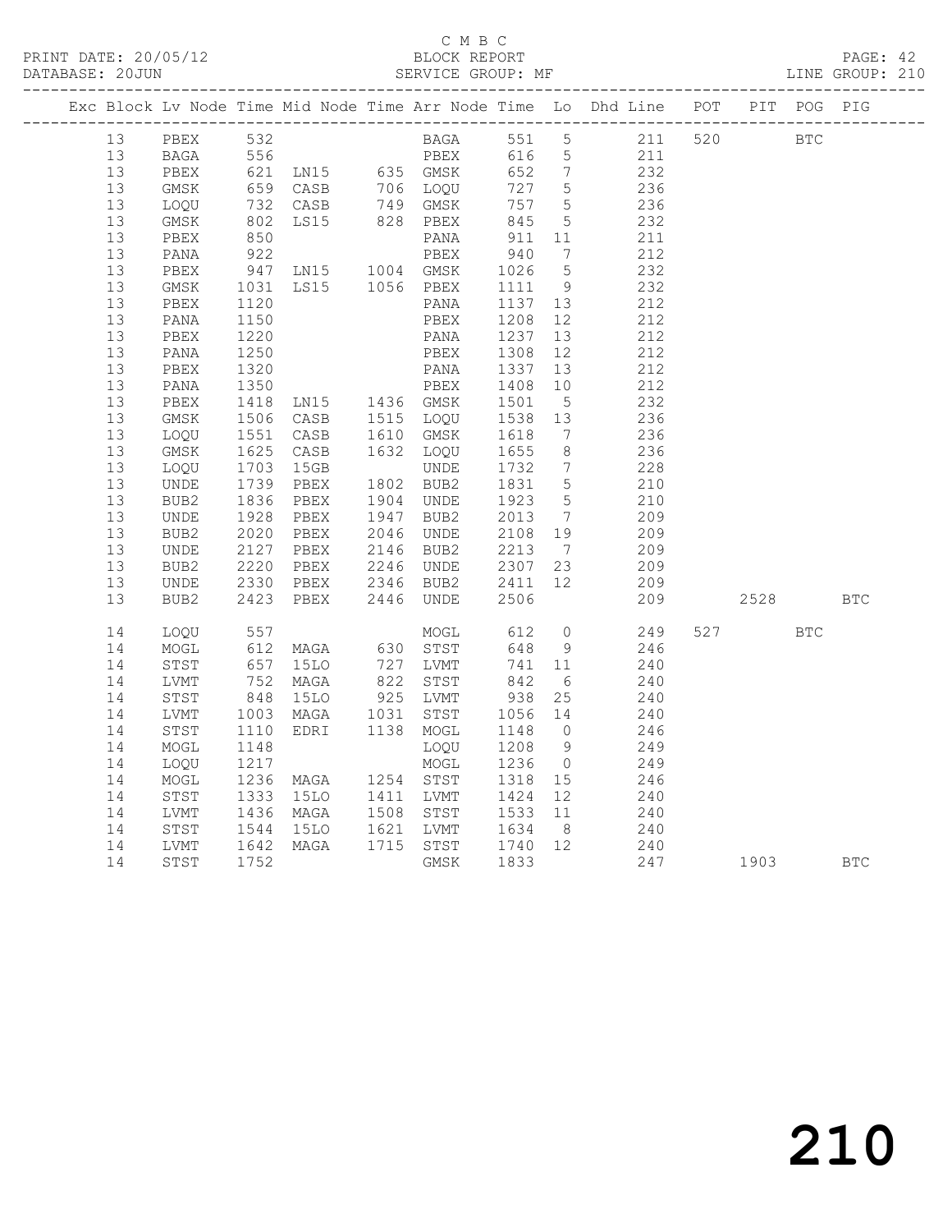C M B C

PRINT DATE: 20/05/12 BLOCK REPORT PAGE: 42
DATABASE: 20JUN SERVICE GROUP: MF LINE GROUP: 210

| Exc | Block | Lv | Node | Time | Mid Node | Time | Arr Node | Time | Lo | Dhd Line | POT | PIT | POG | PIG |
|---|---|---|---|---|---|---|---|---|---|---|---|---|---|---|
| | 13 | | PBEX | 532 | | | BAGA | 551 | 5 | 211 | 520 | | BTC | |
| | 13 | | BAGA | 556 | | | PBEX | 616 | 5 | 211 | | | | |
| | 13 | | PBEX | 621 | LN15 | 635 | GMSK | 652 | 7 | 232 | | | | |
| | 13 | | GMSK | 659 | CASB | 706 | LOQU | 727 | 5 | 236 | | | | |
| | 13 | | LOQU | 732 | CASB | 749 | GMSK | 757 | 5 | 236 | | | | |
| | 13 | | GMSK | 802 | LS15 | 828 | PBEX | 845 | 5 | 232 | | | | |
| | 13 | | PBEX | 850 | | | PANA | 911 | 11 | 211 | | | | |
| | 13 | | PANA | 922 | | | PBEX | 940 | 7 | 212 | | | | |
| | 13 | | PBEX | 947 | LN15 | 1004 | GMSK | 1026 | 5 | 232 | | | | |
| | 13 | | GMSK | 1031 | LS15 | 1056 | PBEX | 1111 | 9 | 232 | | | | |
| | 13 | | PBEX | 1120 | | | PANA | 1137 | 13 | 212 | | | | |
| | 13 | | PANA | 1150 | | | PBEX | 1208 | 12 | 212 | | | | |
| | 13 | | PBEX | 1220 | | | PANA | 1237 | 13 | 212 | | | | |
| | 13 | | PANA | 1250 | | | PBEX | 1308 | 12 | 212 | | | | |
| | 13 | | PBEX | 1320 | | | PANA | 1337 | 13 | 212 | | | | |
| | 13 | | PANA | 1350 | | | PBEX | 1408 | 10 | 212 | | | | |
| | 13 | | PBEX | 1418 | LN15 | 1436 | GMSK | 1501 | 5 | 232 | | | | |
| | 13 | | GMSK | 1506 | CASB | 1515 | LOQU | 1538 | 13 | 236 | | | | |
| | 13 | | LOQU | 1551 | CASB | 1610 | GMSK | 1618 | 7 | 236 | | | | |
| | 13 | | GMSK | 1625 | CASB | 1632 | LOQU | 1655 | 8 | 236 | | | | |
| | 13 | | LOQU | 1703 | 15GB | | UNDE | 1732 | 7 | 228 | | | | |
| | 13 | | UNDE | 1739 | PBEX | 1802 | BUB2 | 1831 | 5 | 210 | | | | |
| | 13 | | BUB2 | 1836 | PBEX | 1904 | UNDE | 1923 | 5 | 210 | | | | |
| | 13 | | UNDE | 1928 | PBEX | 1947 | BUB2 | 2013 | 7 | 209 | | | | |
| | 13 | | BUB2 | 2020 | PBEX | 2046 | UNDE | 2108 | 19 | 209 | | | | |
| | 13 | | UNDE | 2127 | PBEX | 2146 | BUB2 | 2213 | 7 | 209 | | | | |
| | 13 | | BUB2 | 2220 | PBEX | 2246 | UNDE | 2307 | 23 | 209 | | | | |
| | 13 | | UNDE | 2330 | PBEX | 2346 | BUB2 | 2411 | 12 | 209 | | | | |
| | 13 | | BUB2 | 2423 | PBEX | 2446 | UNDE | 2506 | | 209 | | 2528 | | BTC |
| | 14 | | LOQU | 557 | | | MOGL | 612 | 0 | 249 | 527 | | BTC | |
| | 14 | | MOGL | 612 | MAGA | 630 | STST | 648 | 9 | 246 | | | | |
| | 14 | | STST | 657 | 15LO | 727 | LVMT | 741 | 11 | 240 | | | | |
| | 14 | | LVMT | 752 | MAGA | 822 | STST | 842 | 6 | 240 | | | | |
| | 14 | | STST | 848 | 15LO | 925 | LVMT | 938 | 25 | 240 | | | | |
| | 14 | | LVMT | 1003 | MAGA | 1031 | STST | 1056 | 14 | 240 | | | | |
| | 14 | | STST | 1110 | EDRI | 1138 | MOGL | 1148 | 0 | 246 | | | | |
| | 14 | | MOGL | 1148 | | | LOQU | 1208 | 9 | 249 | | | | |
| | 14 | | LOQU | 1217 | | | MOGL | 1236 | 0 | 249 | | | | |
| | 14 | | MOGL | 1236 | MAGA | 1254 | STST | 1318 | 15 | 246 | | | | |
| | 14 | | STST | 1333 | 15LO | 1411 | LVMT | 1424 | 12 | 240 | | | | |
| | 14 | | LVMT | 1436 | MAGA | 1508 | STST | 1533 | 11 | 240 | | | | |
| | 14 | | STST | 1544 | 15LO | 1621 | LVMT | 1634 | 8 | 240 | | | | |
| | 14 | | LVMT | 1642 | MAGA | 1715 | STST | 1740 | 12 | 240 | | | | |
| | 14 | | STST | 1752 | | | GMSK | 1833 | | 247 | | 1903 | | BTC |

210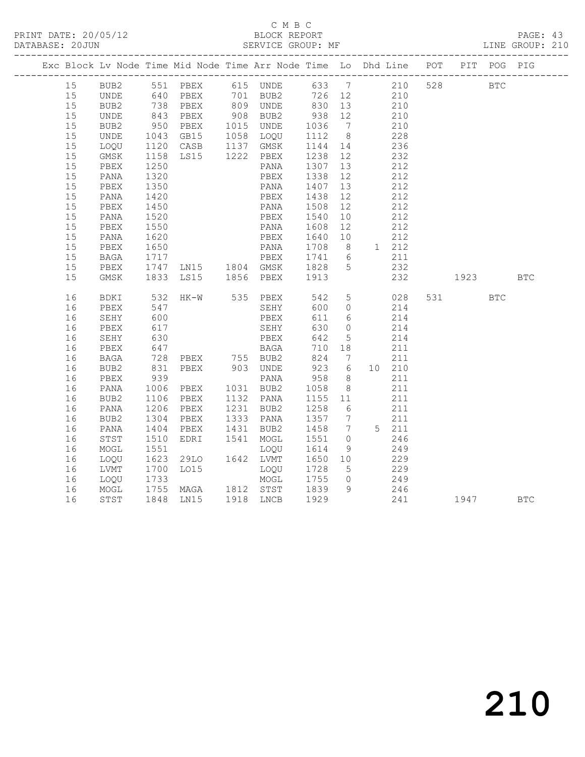C M B C

PRINT DATE: 20/05/12 BLOCK REPORT PAGE: 43
DATABASE: 20JUN SERVICE GROUP: MF LINE GROUP: 210

| Exc | Block | Lv | Node | Time | Mid Node | Time | Arr Node | Time | Lo | Dhd | Line | POT | PIT | POG | PIG |
|---|---|---|---|---|---|---|---|---|---|---|---|---|---|---|---|
| | 15 | | BUB2 | 551 | PBEX | 615 | UNDE | 633 | 7 | | 210 | 528 | | BTC | |
| | 15 | | UNDE | 640 | PBEX | 701 | BUB2 | 726 | 12 | | 210 | | | | |
| | 15 | | BUB2 | 738 | PBEX | 809 | UNDE | 830 | 13 | | 210 | | | | |
| | 15 | | UNDE | 843 | PBEX | 908 | BUB2 | 938 | 12 | | 210 | | | | |
| | 15 | | BUB2 | 950 | PBEX | 1015 | UNDE | 1036 | 7 | | 210 | | | | |
| | 15 | | UNDE | 1043 | GB15 | 1058 | LOQU | 1112 | 8 | | 228 | | | | |
| | 15 | | LOQU | 1120 | CASB | 1137 | GMSK | 1144 | 14 | | 236 | | | | |
| | 15 | | GMSK | 1158 | LS15 | 1222 | PBEX | 1238 | 12 | | 232 | | | | |
| | 15 | | PBEX | 1250 | | | PANA | 1307 | 13 | | 212 | | | | |
| | 15 | | PANA | 1320 | | | PBEX | 1338 | 12 | | 212 | | | | |
| | 15 | | PBEX | 1350 | | | PANA | 1407 | 13 | | 212 | | | | |
| | 15 | | PANA | 1420 | | | PBEX | 1438 | 12 | | 212 | | | | |
| | 15 | | PBEX | 1450 | | | PANA | 1508 | 12 | | 212 | | | | |
| | 15 | | PANA | 1520 | | | PBEX | 1540 | 10 | | 212 | | | | |
| | 15 | | PBEX | 1550 | | | PANA | 1608 | 12 | | 212 | | | | |
| | 15 | | PANA | 1620 | | | PBEX | 1640 | 10 | | 212 | | | | |
| | 15 | | PBEX | 1650 | | | PANA | 1708 | 8 | 1 | 212 | | | | |
| | 15 | | BAGA | 1717 | | | PBEX | 1741 | 6 | | 211 | | | | |
| | 15 | | PBEX | 1747 | LN15 | 1804 | GMSK | 1828 | 5 | | 232 | | | | |
| | 15 | | GMSK | 1833 | LS15 | 1856 | PBEX | 1913 | | | 232 | | 1923 | | BTC |
| | 16 | | BDKI | 532 | HK-W | 535 | PBEX | 542 | 5 | | 028 | 531 | | BTC | |
| | 16 | | PBEX | 547 | | | SEHY | 600 | 0 | | 214 | | | | |
| | 16 | | SEHY | 600 | | | PBEX | 611 | 6 | | 214 | | | | |
| | 16 | | PBEX | 617 | | | SEHY | 630 | 0 | | 214 | | | | |
| | 16 | | SEHY | 630 | | | PBEX | 642 | 5 | | 214 | | | | |
| | 16 | | PBEX | 647 | | | BAGA | 710 | 18 | | 211 | | | | |
| | 16 | | BAGA | 728 | PBEX | 755 | BUB2 | 824 | 7 | | 211 | | | | |
| | 16 | | BUB2 | 831 | PBEX | 903 | UNDE | 923 | 6 | 10 | 210 | | | | |
| | 16 | | PBEX | 939 | | | PANA | 958 | 8 | | 211 | | | | |
| | 16 | | PANA | 1006 | PBEX | 1031 | BUB2 | 1058 | 8 | | 211 | | | | |
| | 16 | | BUB2 | 1106 | PBEX | 1132 | PANA | 1155 | 11 | | 211 | | | | |
| | 16 | | PANA | 1206 | PBEX | 1231 | BUB2 | 1258 | 6 | | 211 | | | | |
| | 16 | | BUB2 | 1304 | PBEX | 1333 | PANA | 1357 | 7 | | 211 | | | | |
| | 16 | | PANA | 1404 | PBEX | 1431 | BUB2 | 1458 | 7 | 5 | 211 | | | | |
| | 16 | | STST | 1510 | EDRI | 1541 | MOGL | 1551 | 0 | | 246 | | | | |
| | 16 | | MOGL | 1551 | | | LOQU | 1614 | 9 | | 249 | | | | |
| | 16 | | LOQU | 1623 | 29LO | 1642 | LVMT | 1650 | 10 | | 229 | | | | |
| | 16 | | LVMT | 1700 | LO15 | | LOQU | 1728 | 5 | | 229 | | | | |
| | 16 | | LOQU | 1733 | | | MOGL | 1755 | 0 | | 249 | | | | |
| | 16 | | MOGL | 1755 | MAGA | 1812 | STST | 1839 | 9 | | 246 | | | | |
| | 16 | | STST | 1848 | LN15 | 1918 | LNCB | 1929 | | | 241 | | 1947 | | BTC |

210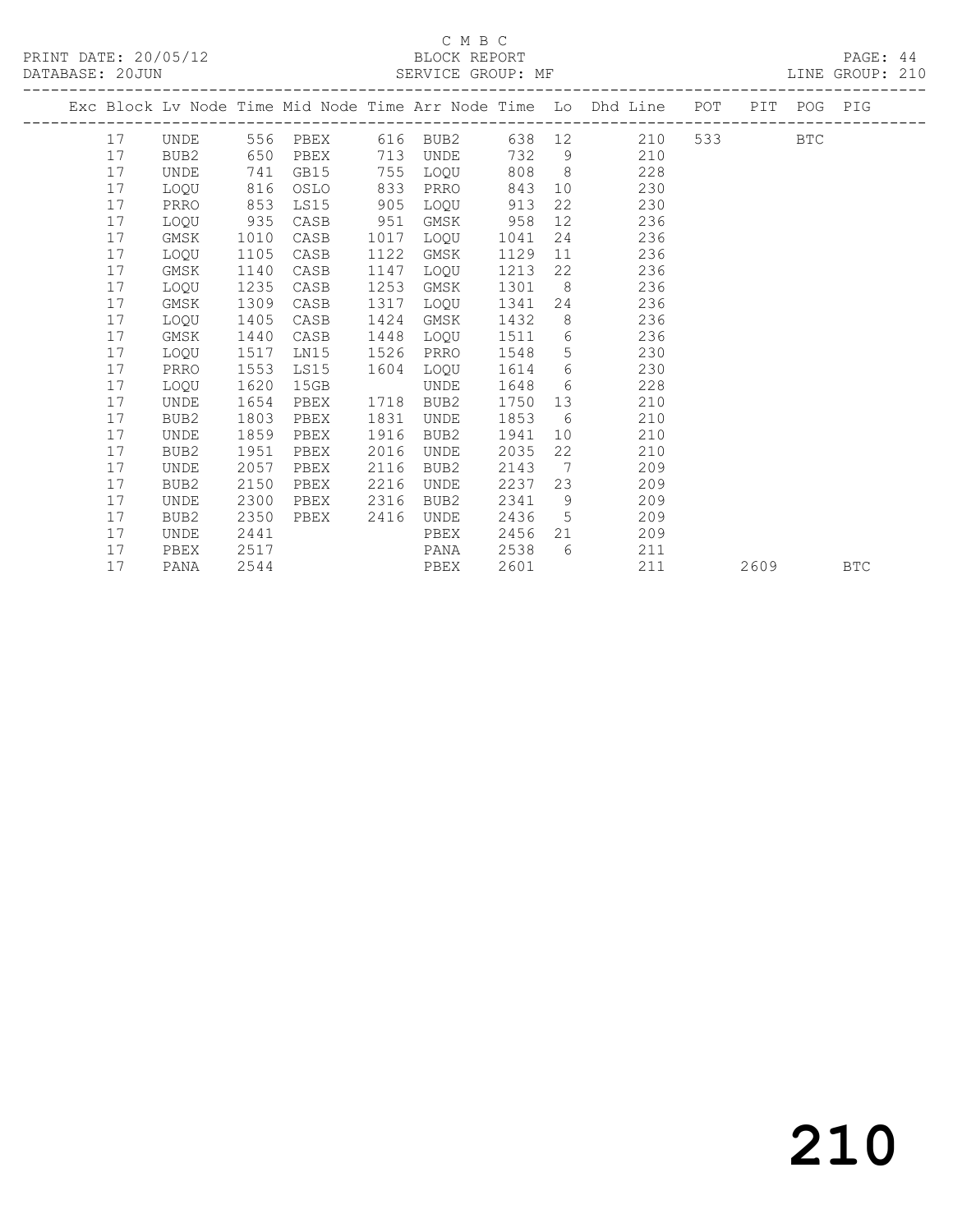C M B C

PRINT DATE: 20/05/12 BLOCK REPORT

DATABASE: 20JUN SERVICE GROUP: MF LINE GROUP: 210

| Exc | Block | Lv Node | Time | Mid Node | Time | Arr Node | Time | Lo | Dhd Line | POT | PIT | POG | PIG |
|---|---|---|---|---|---|---|---|---|---|---|---|---|---|
| | 17 | UNDE | 556 | PBEX | 616 | BUB2 | 638 | 12 | 210 | 533 | | BTC | |
| | 17 | BUB2 | 650 | PBEX | 713 | UNDE | 732 | 9 | 210 | | | | |
| | 17 | UNDE | 741 | GB15 | 755 | LOQU | 808 | 8 | 228 | | | | |
| | 17 | LOQU | 816 | OSLO | 833 | PRRO | 843 | 10 | 230 | | | | |
| | 17 | PRRO | 853 | LS15 | 905 | LOQU | 913 | 22 | 230 | | | | |
| | 17 | LOQU | 935 | CASB | 951 | GMSK | 958 | 12 | 236 | | | | |
| | 17 | GMSK | 1010 | CASB | 1017 | LOQU | 1041 | 24 | 236 | | | | |
| | 17 | LOQU | 1105 | CASB | 1122 | GMSK | 1129 | 11 | 236 | | | | |
| | 17 | GMSK | 1140 | CASB | 1147 | LOQU | 1213 | 22 | 236 | | | | |
| | 17 | LOQU | 1235 | CASB | 1253 | GMSK | 1301 | 8 | 236 | | | | |
| | 17 | GMSK | 1309 | CASB | 1317 | LOQU | 1341 | 24 | 236 | | | | |
| | 17 | LOQU | 1405 | CASB | 1424 | GMSK | 1432 | 8 | 236 | | | | |
| | 17 | GMSK | 1440 | CASB | 1448 | LOQU | 1511 | 6 | 236 | | | | |
| | 17 | LOQU | 1517 | LN15 | 1526 | PRRO | 1548 | 5 | 230 | | | | |
| | 17 | PRRO | 1553 | LS15 | 1604 | LOQU | 1614 | 6 | 230 | | | | |
| | 17 | LOQU | 1620 | 15GB | | UNDE | 1648 | 6 | 228 | | | | |
| | 17 | UNDE | 1654 | PBEX | 1718 | BUB2 | 1750 | 13 | 210 | | | | |
| | 17 | BUB2 | 1803 | PBEX | 1831 | UNDE | 1853 | 6 | 210 | | | | |
| | 17 | UNDE | 1859 | PBEX | 1916 | BUB2 | 1941 | 10 | 210 | | | | |
| | 17 | BUB2 | 1951 | PBEX | 2016 | UNDE | 2035 | 22 | 210 | | | | |
| | 17 | UNDE | 2057 | PBEX | 2116 | BUB2 | 2143 | 7 | 209 | | | | |
| | 17 | BUB2 | 2150 | PBEX | 2216 | UNDE | 2237 | 23 | 209 | | | | |
| | 17 | UNDE | 2300 | PBEX | 2316 | BUB2 | 2341 | 9 | 209 | | | | |
| | 17 | BUB2 | 2350 | PBEX | 2416 | UNDE | 2436 | 5 | 209 | | | | |
| | 17 | UNDE | 2441 | | | PBEX | 2456 | 21 | 209 | | | | |
| | 17 | PBEX | 2517 | | | PANA | 2538 | 6 | 211 | | | | |
| | 17 | PANA | 2544 | | | PBEX | 2601 | | 211 | | 2609 | | BTC |

210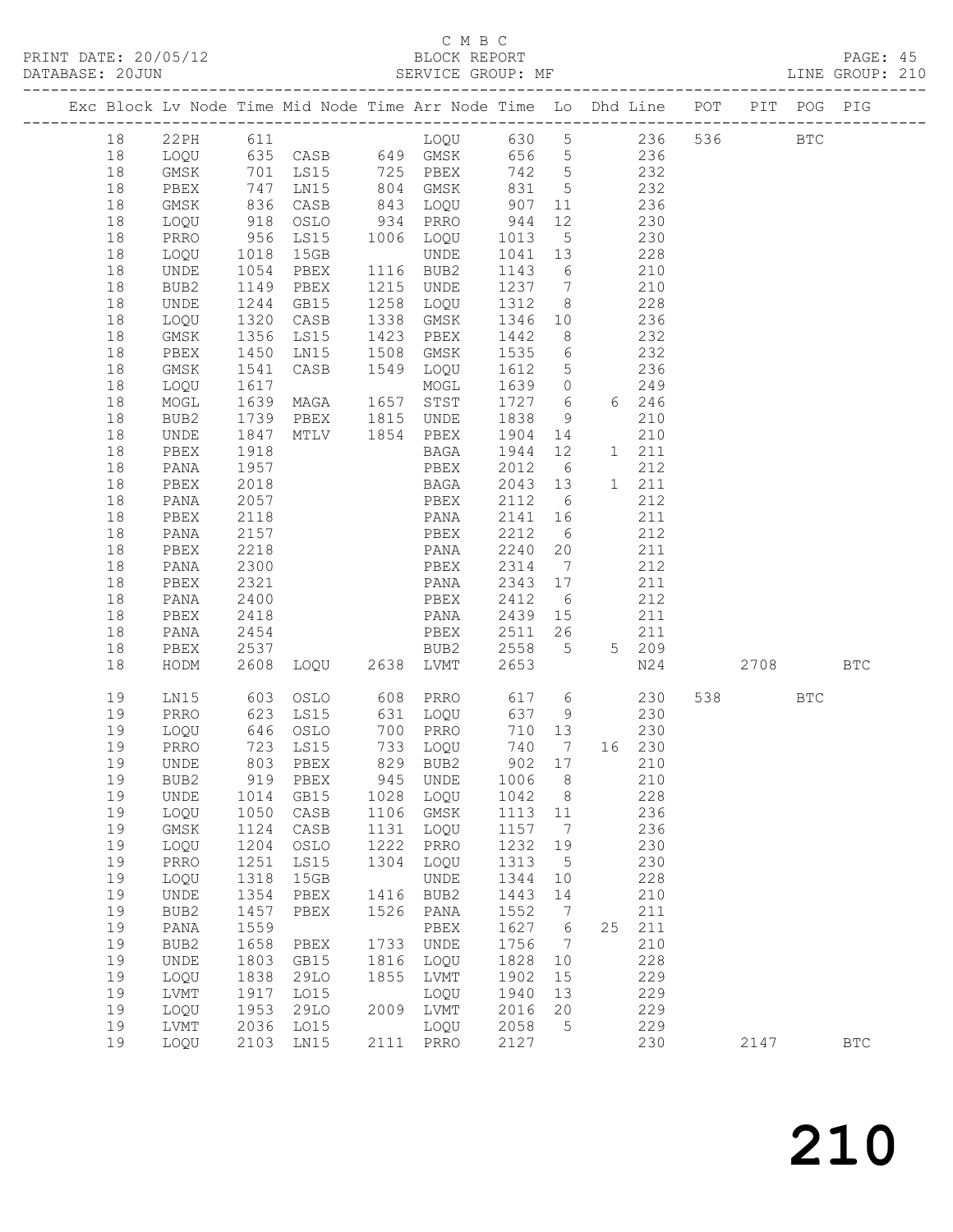C M B C

PRINT DATE: 20/05/12 BLOCK REPORT

DATABASE: 20JUN SERVICE GROUP: MF LINE GROUP: 210

| Exc | Block | Lv | Node | Time | Mid Node | Time | Arr Node | Time | Lo | Dhd | Line | POT | PIT | POG | PIG |
|---|---|---|---|---|---|---|---|---|---|---|---|---|---|---|---|
| | 18 | | 22PH | 611 | | | LOQU | 630 | 5 | | 236 | 536 | | BTC | |
| | 18 | | LOQU | 635 | CASB | 649 | GMSK | 656 | 5 | | 236 | | | | |
| | 18 | | GMSK | 701 | LS15 | 725 | PBEX | 742 | 5 | | 232 | | | | |
| | 18 | | PBEX | 747 | LN15 | 804 | GMSK | 831 | 5 | | 232 | | | | |
| | 18 | | GMSK | 836 | CASB | 843 | LOQU | 907 | 11 | | 236 | | | | |
| | 18 | | LOQU | 918 | OSLO | 934 | PRRO | 944 | 12 | | 230 | | | | |
| | 18 | | PRRO | 956 | LS15 | 1006 | LOQU | 1013 | 5 | | 230 | | | | |
| | 18 | | LOQU | 1018 | 15GB | | UNDE | 1041 | 13 | | 228 | | | | |
| | 18 | | UNDE | 1054 | PBEX | 1116 | BUB2 | 1143 | 6 | | 210 | | | | |
| | 18 | | BUB2 | 1149 | PBEX | 1215 | UNDE | 1237 | 7 | | 210 | | | | |
| | 18 | | UNDE | 1244 | GB15 | 1258 | LOQU | 1312 | 8 | | 228 | | | | |
| | 18 | | LOQU | 1320 | CASB | 1338 | GMSK | 1346 | 10 | | 236 | | | | |
| | 18 | | GMSK | 1356 | LS15 | 1423 | PBEX | 1442 | 8 | | 232 | | | | |
| | 18 | | PBEX | 1450 | LN15 | 1508 | GMSK | 1535 | 6 | | 232 | | | | |
| | 18 | | GMSK | 1541 | CASB | 1549 | LOQU | 1612 | 5 | | 236 | | | | |
| | 18 | | LOQU | 1617 | | | MOGL | 1639 | 0 | | 249 | | | | |
| | 18 | | MOGL | 1639 | MAGA | 1657 | STST | 1727 | 6 | 6 | 246 | | | | |
| | 18 | | BUB2 | 1739 | PBEX | 1815 | UNDE | 1838 | 9 | | 210 | | | | |
| | 18 | | UNDE | 1847 | MTLV | 1854 | PBEX | 1904 | 14 | | 210 | | | | |
| | 18 | | PBEX | 1918 | | | BAGA | 1944 | 12 | 1 | 211 | | | | |
| | 18 | | PANA | 1957 | | | PBEX | 2012 | 6 | | 212 | | | | |
| | 18 | | PBEX | 2018 | | | BAGA | 2043 | 13 | 1 | 211 | | | | |
| | 18 | | PANA | 2057 | | | PBEX | 2112 | 6 | | 212 | | | | |
| | 18 | | PBEX | 2118 | | | PANA | 2141 | 16 | | 211 | | | | |
| | 18 | | PANA | 2157 | | | PBEX | 2212 | 6 | | 212 | | | | |
| | 18 | | PBEX | 2218 | | | PANA | 2240 | 20 | | 211 | | | | |
| | 18 | | PANA | 2300 | | | PBEX | 2314 | 7 | | 212 | | | | |
| | 18 | | PBEX | 2321 | | | PANA | 2343 | 17 | | 211 | | | | |
| | 18 | | PANA | 2400 | | | PBEX | 2412 | 6 | | 212 | | | | |
| | 18 | | PBEX | 2418 | | | PANA | 2439 | 15 | | 211 | | | | |
| | 18 | | PANA | 2454 | | | PBEX | 2511 | 26 | | 211 | | | | |
| | 18 | | PBEX | 2537 | | | BUB2 | 2558 | 5 | 5 | 209 | | | | |
| | 18 | | HODM | 2608 | LOQU | 2638 | LVMT | 2653 | | | N24 | | 2708 | | BTC |
| | 19 | | LN15 | 603 | OSLO | 608 | PRRO | 617 | 6 | | 230 | 538 | | BTC | |
| | 19 | | PRRO | 623 | LS15 | 631 | LOQU | 637 | 9 | | 230 | | | | |
| | 19 | | LOQU | 646 | OSLO | 700 | PRRO | 710 | 13 | | 230 | | | | |
| | 19 | | PRRO | 723 | LS15 | 733 | LOQU | 740 | 7 | 16 | 230 | | | | |
| | 19 | | UNDE | 803 | PBEX | 829 | BUB2 | 902 | 17 | | 210 | | | | |
| | 19 | | BUB2 | 919 | PBEX | 945 | UNDE | 1006 | 8 | | 210 | | | | |
| | 19 | | UNDE | 1014 | GB15 | 1028 | LOQU | 1042 | 8 | | 228 | | | | |
| | 19 | | LOQU | 1050 | CASB | 1106 | GMSK | 1113 | 11 | | 236 | | | | |
| | 19 | | GMSK | 1124 | CASB | 1131 | LOQU | 1157 | 7 | | 236 | | | | |
| | 19 | | LOQU | 1204 | OSLO | 1222 | PRRO | 1232 | 19 | | 230 | | | | |
| | 19 | | PRRO | 1251 | LS15 | 1304 | LOQU | 1313 | 5 | | 230 | | | | |
| | 19 | | LOQU | 1318 | 15GB | | UNDE | 1344 | 10 | | 228 | | | | |
| | 19 | | UNDE | 1354 | PBEX | 1416 | BUB2 | 1443 | 14 | | 210 | | | | |
| | 19 | | BUB2 | 1457 | PBEX | 1526 | PANA | 1552 | 7 | | 211 | | | | |
| | 19 | | PANA | 1559 | | | PBEX | 1627 | 6 | 25 | 211 | | | | |
| | 19 | | BUB2 | 1658 | PBEX | 1733 | UNDE | 1756 | 7 | | 210 | | | | |
| | 19 | | UNDE | 1803 | GB15 | 1816 | LOQU | 1828 | 10 | | 228 | | | | |
| | 19 | | LOQU | 1838 | 29LO | 1855 | LVMT | 1902 | 15 | | 229 | | | | |
| | 19 | | LVMT | 1917 | LO15 | | LOQU | 1940 | 13 | | 229 | | | | |
| | 19 | | LOQU | 1953 | 29LO | 2009 | LVMT | 2016 | 20 | | 229 | | | | |
| | 19 | | LVMT | 2036 | LO15 | | LOQU | 2058 | 5 | | 229 | | | | |
| | 19 | | LOQU | 2103 | LN15 | 2111 | PRRO | 2127 | | | 230 | | 2147 | | BTC |

210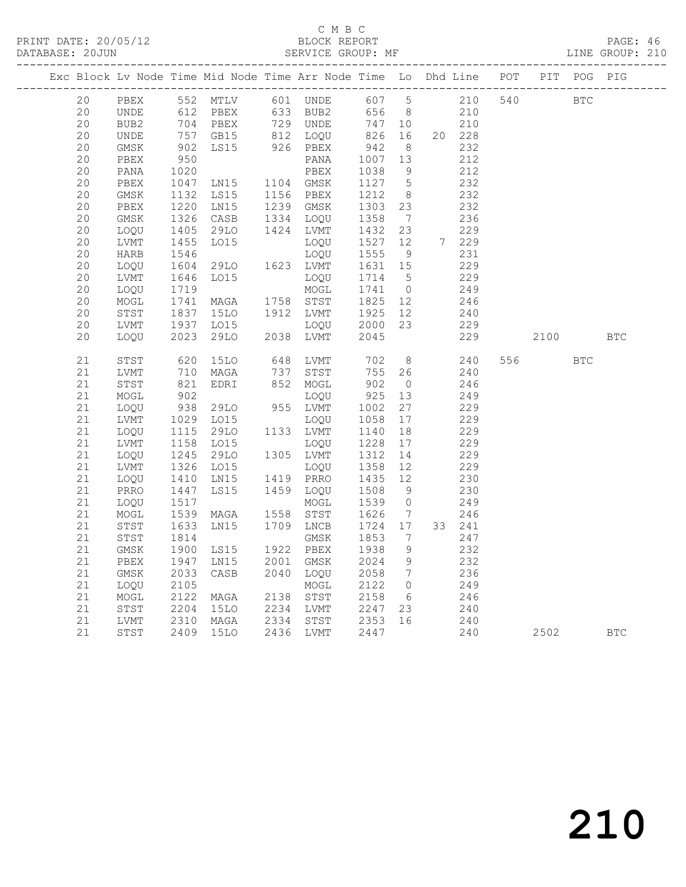C M B C

PRINT DATE: 20/05/12 BLOCK REPORT

DATABASE: 20JUN SERVICE GROUP: MF LINE GROUP: 210

| Exc | Block | Lv | Node | Time | Mid Node | Time | Arr Node | Time | Lo | Dhd | Line | POT | PIT | POG | PIG |
|---|---|---|---|---|---|---|---|---|---|---|---|---|---|---|---|
| | 20 | | PBEX | 552 | MTLV | 601 | UNDE | 607 | 5 | | 210 | 540 | | BTC | |
| | 20 | | UNDE | 612 | PBEX | 633 | BUB2 | 656 | 8 | | 210 | | | | |
| | 20 | | BUB2 | 704 | PBEX | 729 | UNDE | 747 | 10 | | 210 | | | | |
| | 20 | | UNDE | 757 | GB15 | 812 | LOQU | 826 | 16 | 20 | 228 | | | | |
| | 20 | | GMSK | 902 | LS15 | 926 | PBEX | 942 | 8 | | 232 | | | | |
| | 20 | | PBEX | 950 | | | PANA | 1007 | 13 | | 212 | | | | |
| | 20 | | PANA | 1020 | | | PBEX | 1038 | 9 | | 212 | | | | |
| | 20 | | PBEX | 1047 | LN15 | 1104 | GMSK | 1127 | 5 | | 232 | | | | |
| | 20 | | GMSK | 1132 | LS15 | 1156 | PBEX | 1212 | 8 | | 232 | | | | |
| | 20 | | PBEX | 1220 | LN15 | 1239 | GMSK | 1303 | 23 | | 232 | | | | |
| | 20 | | GMSK | 1326 | CASB | 1334 | LOQU | 1358 | 7 | | 236 | | | | |
| | 20 | | LOQU | 1405 | 29LO | 1424 | LVMT | 1432 | 23 | | 229 | | | | |
| | 20 | | LVMT | 1455 | LO15 | | LOQU | 1527 | 12 | 7 | 229 | | | | |
| | 20 | | HARB | 1546 | | | LOQU | 1555 | 9 | | 231 | | | | |
| | 20 | | LOQU | 1604 | 29LO | 1623 | LVMT | 1631 | 15 | | 229 | | | | |
| | 20 | | LVMT | 1646 | LO15 | | LOQU | 1714 | 5 | | 229 | | | | |
| | 20 | | LOQU | 1719 | | | MOGL | 1741 | 0 | | 249 | | | | |
| | 20 | | MOGL | 1741 | MAGA | 1758 | STST | 1825 | 12 | | 246 | | | | |
| | 20 | | STST | 1837 | 15LO | 1912 | LVMT | 1925 | 12 | | 240 | | | | |
| | 20 | | LVMT | 1937 | LO15 | | LOQU | 2000 | 23 | | 229 | | | | |
| | 20 | | LOQU | 2023 | 29LO | 2038 | LVMT | 2045 | | | 229 | | 2100 | | BTC |
| | 21 | | STST | 620 | 15LO | 648 | LVMT | 702 | 8 | | 240 | 556 | | BTC | |
| | 21 | | LVMT | 710 | MAGA | 737 | STST | 755 | 26 | | 240 | | | | |
| | 21 | | STST | 821 | EDRI | 852 | MOGL | 902 | 0 | | 246 | | | | |
| | 21 | | MOGL | 902 | | | LOQU | 925 | 13 | | 249 | | | | |
| | 21 | | LOQU | 938 | 29LO | 955 | LVMT | 1002 | 27 | | 229 | | | | |
| | 21 | | LVMT | 1029 | LO15 | | LOQU | 1058 | 17 | | 229 | | | | |
| | 21 | | LOQU | 1115 | 29LO | 1133 | LVMT | 1140 | 18 | | 229 | | | | |
| | 21 | | LVMT | 1158 | LO15 | | LOQU | 1228 | 17 | | 229 | | | | |
| | 21 | | LOQU | 1245 | 29LO | 1305 | LVMT | 1312 | 14 | | 229 | | | | |
| | 21 | | LVMT | 1326 | LO15 | | LOQU | 1358 | 12 | | 229 | | | | |
| | 21 | | LOQU | 1410 | LN15 | 1419 | PRRO | 1435 | 12 | | 230 | | | | |
| | 21 | | PRRO | 1447 | LS15 | 1459 | LOQU | 1508 | 9 | | 230 | | | | |
| | 21 | | LOQU | 1517 | | | MOGL | 1539 | 0 | | 249 | | | | |
| | 21 | | MOGL | 1539 | MAGA | 1558 | STST | 1626 | 7 | | 246 | | | | |
| | 21 | | STST | 1633 | LN15 | 1709 | LNCB | 1724 | 17 | 33 | 241 | | | | |
| | 21 | | STST | 1814 | | | GMSK | 1853 | 7 | | 247 | | | | |
| | 21 | | GMSK | 1900 | LS15 | 1922 | PBEX | 1938 | 9 | | 232 | | | | |
| | 21 | | PBEX | 1947 | LN15 | 2001 | GMSK | 2024 | 9 | | 232 | | | | |
| | 21 | | GMSK | 2033 | CASB | 2040 | LOQU | 2058 | 7 | | 236 | | | | |
| | 21 | | LOQU | 2105 | | | MOGL | 2122 | 0 | | 249 | | | | |
| | 21 | | MOGL | 2122 | MAGA | 2138 | STST | 2158 | 6 | | 246 | | | | |
| | 21 | | STST | 2204 | 15LO | 2234 | LVMT | 2247 | 23 | | 240 | | | | |
| | 21 | | LVMT | 2310 | MAGA | 2334 | STST | 2353 | 16 | | 240 | | | | |
| | 21 | | STST | 2409 | 15LO | 2436 | LVMT | 2447 | | | 240 | | 2502 | | BTC |

210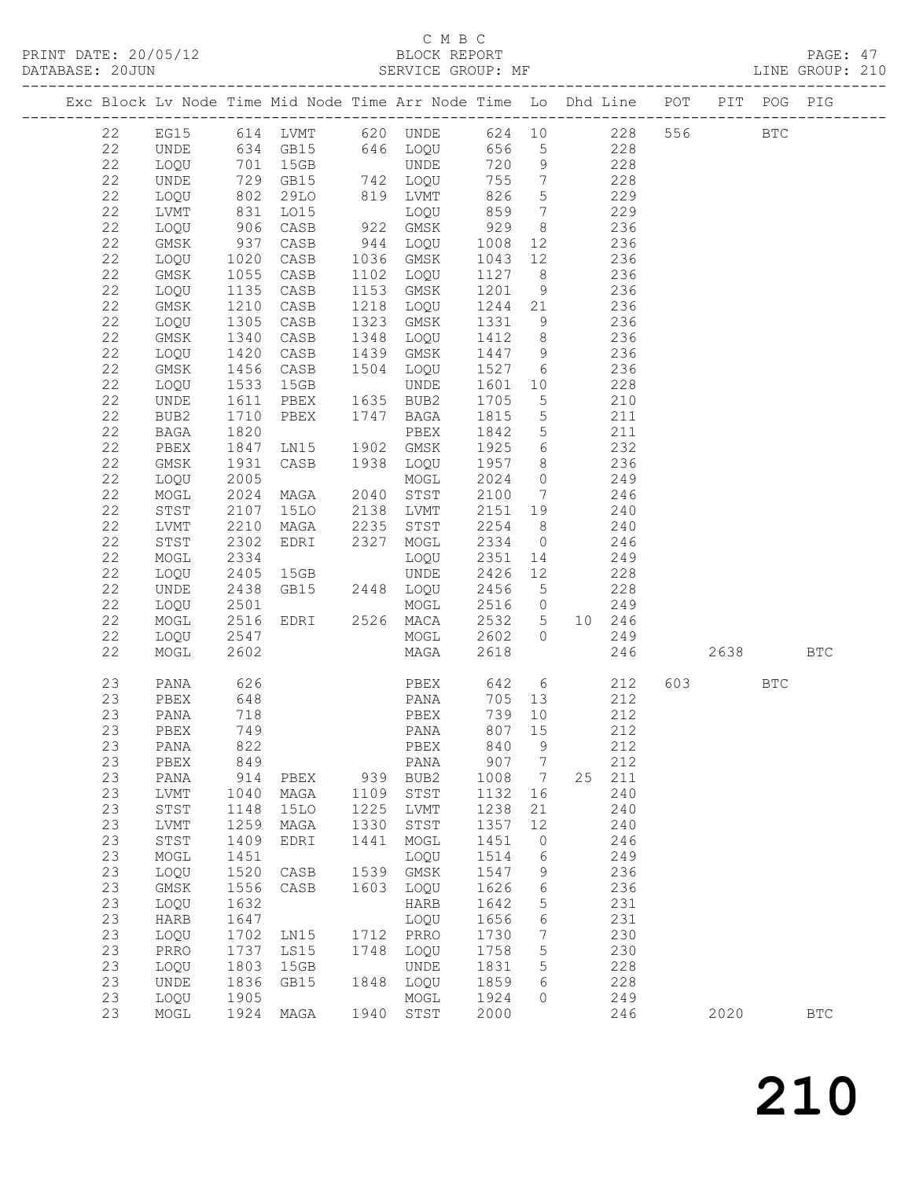C M B C
PRINT DATE: 20/05/12 BLOCK REPORT
DATABASE: 20JUN SERVICE GROUP: MF LINE GROUP: 210

| Exc | Block | Lv | Node | Time | Mid Node | Time | Arr Node | Time | Lo | Dhd Line | POT | PIT | POG | PIG |
|---|---|---|---|---|---|---|---|---|---|---|---|---|---|---|
| | 22 | | EG15 | 614 | LVMT | 620 | UNDE | 624 | 10 | 228 | 556 | | BTC | |
| | 22 | | UNDE | 634 | GB15 | 646 | LOQU | 656 | 5 | 228 | | | | |
| | 22 | | LOQU | 701 | 15GB | | UNDE | 720 | 9 | 228 | | | | |
| | 22 | | UNDE | 729 | GB15 | 742 | LOQU | 755 | 7 | 228 | | | | |
| | 22 | | LOQU | 802 | 29LO | 819 | LVMT | 826 | 5 | 229 | | | | |
| | 22 | | LVMT | 831 | LO15 | | LOQU | 859 | 7 | 229 | | | | |
| | 22 | | LOQU | 906 | CASB | 922 | GMSK | 929 | 8 | 236 | | | | |
| | 22 | | GMSK | 937 | CASB | 944 | LOQU | 1008 | 12 | 236 | | | | |
| | 22 | | LOQU | 1020 | CASB | 1036 | GMSK | 1043 | 12 | 236 | | | | |
| | 22 | | GMSK | 1055 | CASB | 1102 | LOQU | 1127 | 8 | 236 | | | | |
| | 22 | | LOQU | 1135 | CASB | 1153 | GMSK | 1201 | 9 | 236 | | | | |
| | 22 | | GMSK | 1210 | CASB | 1218 | LOQU | 1244 | 21 | 236 | | | | |
| | 22 | | LOQU | 1305 | CASB | 1323 | GMSK | 1331 | 9 | 236 | | | | |
| | 22 | | GMSK | 1340 | CASB | 1348 | LOQU | 1412 | 8 | 236 | | | | |
| | 22 | | LOQU | 1420 | CASB | 1439 | GMSK | 1447 | 9 | 236 | | | | |
| | 22 | | GMSK | 1456 | CASB | 1504 | LOQU | 1527 | 6 | 236 | | | | |
| | 22 | | LOQU | 1533 | 15GB | | UNDE | 1601 | 10 | 228 | | | | |
| | 22 | | UNDE | 1611 | PBEX | 1635 | BUB2 | 1705 | 5 | 210 | | | | |
| | 22 | | BUB2 | 1710 | PBEX | 1747 | BAGA | 1815 | 5 | 211 | | | | |
| | 22 | | BAGA | 1820 | | | PBEX | 1842 | 5 | 211 | | | | |
| | 22 | | PBEX | 1847 | LN15 | 1902 | GMSK | 1925 | 6 | 232 | | | | |
| | 22 | | GMSK | 1931 | CASB | 1938 | LOQU | 1957 | 8 | 236 | | | | |
| | 22 | | LOQU | 2005 | | | MOGL | 2024 | 0 | 249 | | | | |
| | 22 | | MOGL | 2024 | MAGA | 2040 | STST | 2100 | 7 | 246 | | | | |
| | 22 | | STST | 2107 | 15LO | 2138 | LVMT | 2151 | 19 | 240 | | | | |
| | 22 | | LVMT | 2210 | MAGA | 2235 | STST | 2254 | 8 | 240 | | | | |
| | 22 | | STST | 2302 | EDRI | 2327 | MOGL | 2334 | 0 | 246 | | | | |
| | 22 | | MOGL | 2334 | | | LOQU | 2351 | 14 | 249 | | | | |
| | 22 | | LOQU | 2405 | 15GB | | UNDE | 2426 | 12 | 228 | | | | |
| | 22 | | UNDE | 2438 | GB15 | 2448 | LOQU | 2456 | 5 | 228 | | | | |
| | 22 | | LOQU | 2501 | | | MOGL | 2516 | 0 | 249 | | | | |
| | 22 | | MOGL | 2516 | EDRI | 2526 | MACA | 2532 | 5 | 10 246 | | | | |
| | 22 | | LOQU | 2547 | | | MOGL | 2602 | 0 | 249 | | | | |
| | 22 | | MOGL | 2602 | | | MAGA | 2618 | | 246 | | 2638 | | BTC |
| | 23 | | PANA | 626 | | | PBEX | 642 | 6 | 212 | 603 | | BTC | |
| | 23 | | PBEX | 648 | | | PANA | 705 | 13 | 212 | | | | |
| | 23 | | PANA | 718 | | | PBEX | 739 | 10 | 212 | | | | |
| | 23 | | PBEX | 749 | | | PANA | 807 | 15 | 212 | | | | |
| | 23 | | PANA | 822 | | | PBEX | 840 | 9 | 212 | | | | |
| | 23 | | PBEX | 849 | | | PANA | 907 | 7 | 212 | | | | |
| | 23 | | PANA | 914 | PBEX | 939 | BUB2 | 1008 | 7 | 25 211 | | | | |
| | 23 | | LVMT | 1040 | MAGA | 1109 | STST | 1132 | 16 | 240 | | | | |
| | 23 | | STST | 1148 | 15LO | 1225 | LVMT | 1238 | 21 | 240 | | | | |
| | 23 | | LVMT | 1259 | MAGA | 1330 | STST | 1357 | 12 | 240 | | | | |
| | 23 | | STST | 1409 | EDRI | 1441 | MOGL | 1451 | 0 | 246 | | | | |
| | 23 | | MOGL | 1451 | | | LOQU | 1514 | 6 | 249 | | | | |
| | 23 | | LOQU | 1520 | CASB | 1539 | GMSK | 1547 | 9 | 236 | | | | |
| | 23 | | GMSK | 1556 | CASB | 1603 | LOQU | 1626 | 6 | 236 | | | | |
| | 23 | | LOQU | 1632 | | | HARB | 1642 | 5 | 231 | | | | |
| | 23 | | HARB | 1647 | | | LOQU | 1656 | 6 | 231 | | | | |
| | 23 | | LOQU | 1702 | LN15 | 1712 | PRRO | 1730 | 7 | 230 | | | | |
| | 23 | | PRRO | 1737 | LS15 | 1748 | LOQU | 1758 | 5 | 230 | | | | |
| | 23 | | LOQU | 1803 | 15GB | | UNDE | 1831 | 5 | 228 | | | | |
| | 23 | | UNDE | 1836 | GB15 | 1848 | LOQU | 1859 | 6 | 228 | | | | |
| | 23 | | LOQU | 1905 | | | MOGL | 1924 | 0 | 249 | | | | |
| | 23 | | MOGL | 1924 | MAGA | 1940 | STST | 2000 | | 246 | | 2020 | | BTC |

210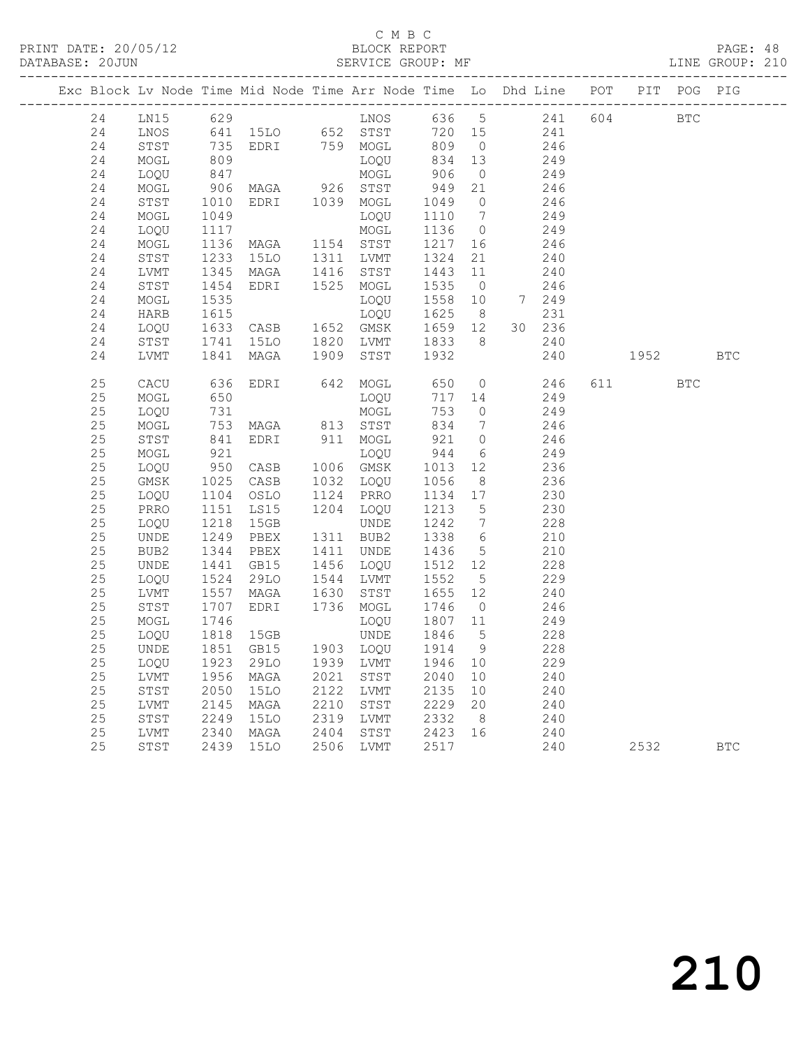C M B C
PRINT DATE: 20/05/12 BLOCK REPORT
DATABASE: 20JUN SERVICE GROUP: MF LINE GROUP: 210

| Exc | Block | Lv | Node | Time | Mid Node | Time | Arr Node | Time | Lo | Dhd | Line | POT | PIT | POG | PIG |
|---|---|---|---|---|---|---|---|---|---|---|---|---|---|---|---|
| | 24 | | LN15 | 629 | | | LNOS | 636 | 5 | | 241 | 604 | | BTC | |
| | 24 | | LNOS | 641 | 15LO | 652 | STST | 720 | 15 | | 241 | | | | |
| | 24 | | STST | 735 | EDRI | 759 | MOGL | 809 | 0 | | 246 | | | | |
| | 24 | | MOGL | 809 | | | LOQU | 834 | 13 | | 249 | | | | |
| | 24 | | LOQU | 847 | | | MOGL | 906 | 0 | | 249 | | | | |
| | 24 | | MOGL | 906 | MAGA | 926 | STST | 949 | 21 | | 246 | | | | |
| | 24 | | STST | 1010 | EDRI | 1039 | MOGL | 1049 | 0 | | 246 | | | | |
| | 24 | | MOGL | 1049 | | | LOQU | 1110 | 7 | | 249 | | | | |
| | 24 | | LOQU | 1117 | | | MOGL | 1136 | 0 | | 249 | | | | |
| | 24 | | MOGL | 1136 | MAGA | 1154 | STST | 1217 | 16 | | 246 | | | | |
| | 24 | | STST | 1233 | 15LO | 1311 | LVMT | 1324 | 21 | | 240 | | | | |
| | 24 | | LVMT | 1345 | MAGA | 1416 | STST | 1443 | 11 | | 240 | | | | |
| | 24 | | STST | 1454 | EDRI | 1525 | MOGL | 1535 | 0 | | 246 | | | | |
| | 24 | | MOGL | 1535 | | | LOQU | 1558 | 10 | 7 | 249 | | | | |
| | 24 | | HARB | 1615 | | | LOQU | 1625 | 8 | | 231 | | | | |
| | 24 | | LOQU | 1633 | CASB | 1652 | GMSK | 1659 | 12 | 30 | 236 | | | | |
| | 24 | | STST | 1741 | 15LO | 1820 | LVMT | 1833 | 8 | | 240 | | | | |
| | 24 | | LVMT | 1841 | MAGA | 1909 | STST | 1932 | | | 240 | | 1952 | | BTC |
| | 25 | | CACU | 636 | EDRI | 642 | MOGL | 650 | 0 | | 246 | 611 | | BTC | |
| | 25 | | MOGL | 650 | | | LOQU | 717 | 14 | | 249 | | | | |
| | 25 | | LOQU | 731 | | | MOGL | 753 | 0 | | 249 | | | | |
| | 25 | | MOGL | 753 | MAGA | 813 | STST | 834 | 7 | | 246 | | | | |
| | 25 | | STST | 841 | EDRI | 911 | MOGL | 921 | 0 | | 246 | | | | |
| | 25 | | MOGL | 921 | | | LOQU | 944 | 6 | | 249 | | | | |
| | 25 | | LOQU | 950 | CASB | 1006 | GMSK | 1013 | 12 | | 236 | | | | |
| | 25 | | GMSK | 1025 | CASB | 1032 | LOQU | 1056 | 8 | | 236 | | | | |
| | 25 | | LOQU | 1104 | OSLO | 1124 | PRRO | 1134 | 17 | | 230 | | | | |
| | 25 | | PRRO | 1151 | LS15 | 1204 | LOQU | 1213 | 5 | | 230 | | | | |
| | 25 | | LOQU | 1218 | 15GB | | UNDE | 1242 | 7 | | 228 | | | | |
| | 25 | | UNDE | 1249 | PBEX | 1311 | BUB2 | 1338 | 6 | | 210 | | | | |
| | 25 | | BUB2 | 1344 | PBEX | 1411 | UNDE | 1436 | 5 | | 210 | | | | |
| | 25 | | UNDE | 1441 | GB15 | 1456 | LOQU | 1512 | 12 | | 228 | | | | |
| | 25 | | LOQU | 1524 | 29LO | 1544 | LVMT | 1552 | 5 | | 229 | | | | |
| | 25 | | LVMT | 1557 | MAGA | 1630 | STST | 1655 | 12 | | 240 | | | | |
| | 25 | | STST | 1707 | EDRI | 1736 | MOGL | 1746 | 0 | | 246 | | | | |
| | 25 | | MOGL | 1746 | | | LOQU | 1807 | 11 | | 249 | | | | |
| | 25 | | LOQU | 1818 | 15GB | | UNDE | 1846 | 5 | | 228 | | | | |
| | 25 | | UNDE | 1851 | GB15 | 1903 | LOQU | 1914 | 9 | | 228 | | | | |
| | 25 | | LOQU | 1923 | 29LO | 1939 | LVMT | 1946 | 10 | | 229 | | | | |
| | 25 | | LVMT | 1956 | MAGA | 2021 | STST | 2040 | 10 | | 240 | | | | |
| | 25 | | STST | 2050 | 15LO | 2122 | LVMT | 2135 | 10 | | 240 | | | | |
| | 25 | | LVMT | 2145 | MAGA | 2210 | STST | 2229 | 20 | | 240 | | | | |
| | 25 | | STST | 2249 | 15LO | 2319 | LVMT | 2332 | 8 | | 240 | | | | |
| | 25 | | LVMT | 2340 | MAGA | 2404 | STST | 2423 | 16 | | 240 | | | | |
| | 25 | | STST | 2439 | 15LO | 2506 | LVMT | 2517 | | | 240 | | 2532 | | BTC |

210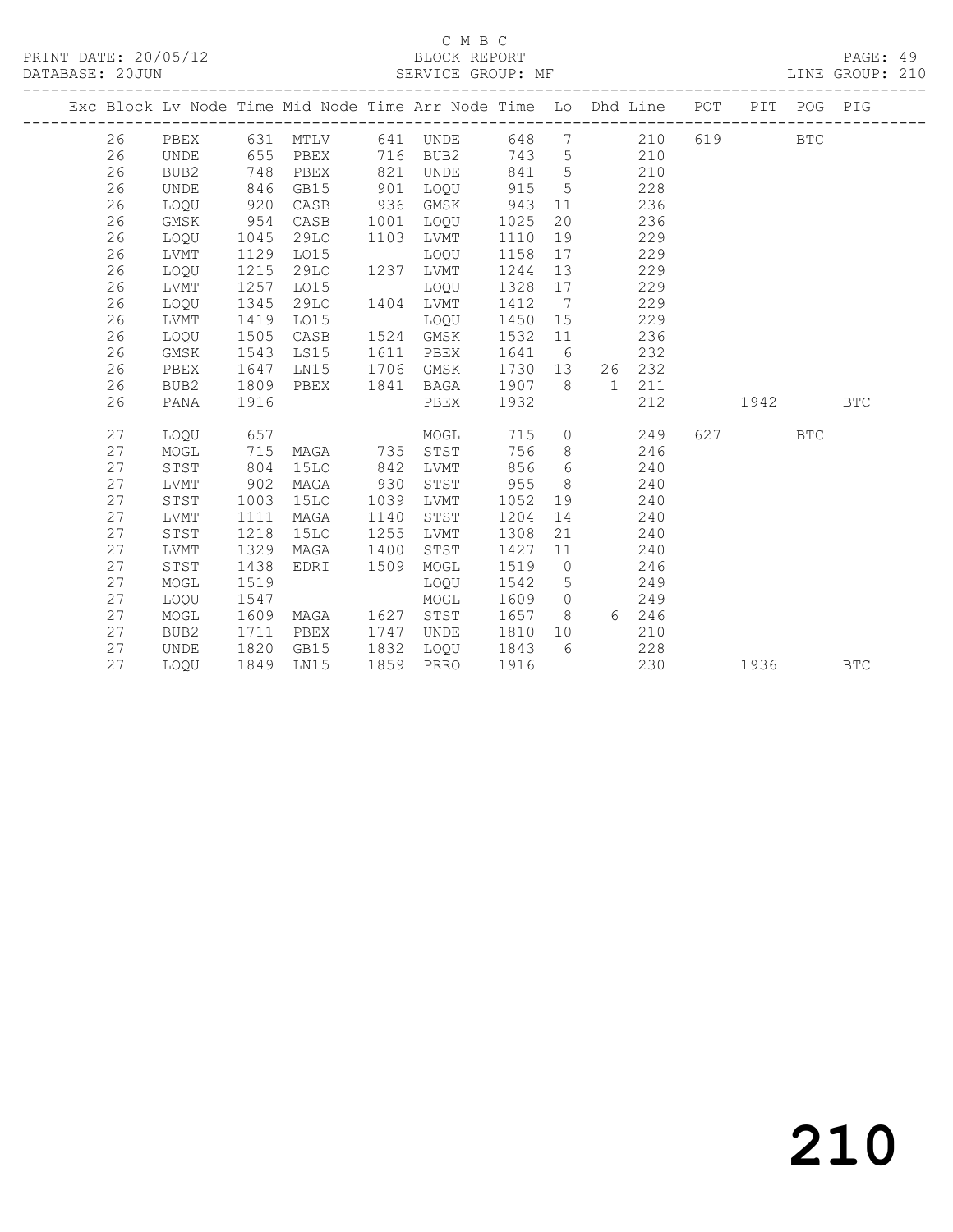C M B C

PRINT DATE: 20/05/12 BLOCK REPORT

DATABASE: 20JUN SERVICE GROUP: MF LINE GROUP: 210

| Exc | Block | Lv | Node | Time | Mid Node | Time | Arr Node | Time | Lo | Dhd | Line | POT | PIT | POG | PIG |
|---|---|---|---|---|---|---|---|---|---|---|---|---|---|---|---|
| | 26 | | PBEX | 631 | MTLV | 641 | UNDE | 648 | 7 | | 210 | 619 | | BTC | |
| | 26 | | UNDE | 655 | PBEX | 716 | BUB2 | 743 | 5 | | 210 | | | | |
| | 26 | | BUB2 | 748 | PBEX | 821 | UNDE | 841 | 5 | | 210 | | | | |
| | 26 | | UNDE | 846 | GB15 | 901 | LOQU | 915 | 5 | | 228 | | | | |
| | 26 | | LOQU | 920 | CASB | 936 | GMSK | 943 | 11 | | 236 | | | | |
| | 26 | | GMSK | 954 | CASB | 1001 | LOQU | 1025 | 20 | | 236 | | | | |
| | 26 | | LOQU | 1045 | 29LO | 1103 | LVMT | 1110 | 19 | | 229 | | | | |
| | 26 | | LVMT | 1129 | LO15 | | LOQU | 1158 | 17 | | 229 | | | | |
| | 26 | | LOQU | 1215 | 29LO | 1237 | LVMT | 1244 | 13 | | 229 | | | | |
| | 26 | | LVMT | 1257 | LO15 | | LOQU | 1328 | 17 | | 229 | | | | |
| | 26 | | LOQU | 1345 | 29LO | 1404 | LVMT | 1412 | 7 | | 229 | | | | |
| | 26 | | LVMT | 1419 | LO15 | | LOQU | 1450 | 15 | | 229 | | | | |
| | 26 | | LOQU | 1505 | CASB | 1524 | GMSK | 1532 | 11 | | 236 | | | | |
| | 26 | | GMSK | 1543 | LS15 | 1611 | PBEX | 1641 | 6 | | 232 | | | | |
| | 26 | | PBEX | 1647 | LN15 | 1706 | GMSK | 1730 | 13 | 26 | 232 | | | | |
| | 26 | | BUB2 | 1809 | PBEX | 1841 | BAGA | 1907 | 8 | 1 | 211 | | | | |
| | 26 | | PANA | 1916 | | | PBEX | 1932 | | | 212 | | 1942 | | BTC |
| | 27 | | LOQU | 657 | | | MOGL | 715 | 0 | | 249 | 627 | | BTC | |
| | 27 | | MOGL | 715 | MAGA | 735 | STST | 756 | 8 | | 246 | | | | |
| | 27 | | STST | 804 | 15LO | 842 | LVMT | 856 | 6 | | 240 | | | | |
| | 27 | | LVMT | 902 | MAGA | 930 | STST | 955 | 8 | | 240 | | | | |
| | 27 | | STST | 1003 | 15LO | 1039 | LVMT | 1052 | 19 | | 240 | | | | |
| | 27 | | LVMT | 1111 | MAGA | 1140 | STST | 1204 | 14 | | 240 | | | | |
| | 27 | | STST | 1218 | 15LO | 1255 | LVMT | 1308 | 21 | | 240 | | | | |
| | 27 | | LVMT | 1329 | MAGA | 1400 | STST | 1427 | 11 | | 240 | | | | |
| | 27 | | STST | 1438 | EDRI | 1509 | MOGL | 1519 | 0 | | 246 | | | | |
| | 27 | | MOGL | 1519 | | | LOQU | 1542 | 5 | | 249 | | | | |
| | 27 | | LOQU | 1547 | | | MOGL | 1609 | 0 | | 249 | | | | |
| | 27 | | MOGL | 1609 | MAGA | 1627 | STST | 1657 | 8 | 6 | 246 | | | | |
| | 27 | | BUB2 | 1711 | PBEX | 1747 | UNDE | 1810 | 10 | | 210 | | | | |
| | 27 | | UNDE | 1820 | GB15 | 1832 | LOQU | 1843 | 6 | | 228 | | | | |
| | 27 | | LOQU | 1849 | LN15 | 1859 | PRRO | 1916 | | | 230 | | 1936 | | BTC |

210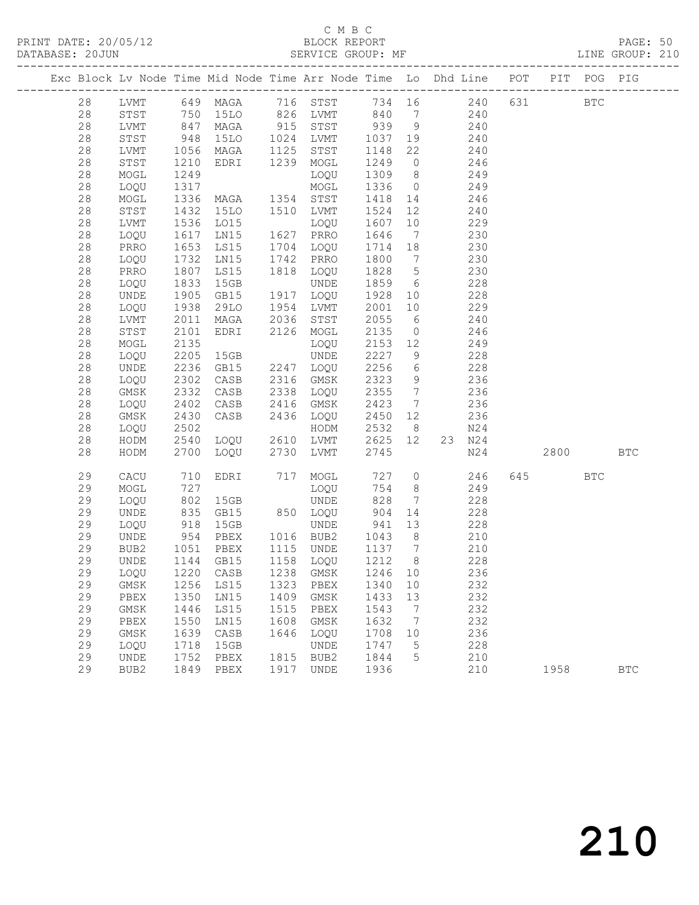C M B C
BLOCK REPORT
SERVICE GROUP: MF

PRINT DATE: 20/05/12
DATABASE: 20JUN
LINE GROUP: 210

| Exc | Block | Lv | Node | Time | Mid Node | Time | Arr Node | Time | Lo | Dhd Line | POT | PIT | POG | PIG |
|---|---|---|---|---|---|---|---|---|---|---|---|---|---|---|
| | 28 | | LVMT | 649 | MAGA | 716 | STST | 734 | 16 | 240 | 631 | | BTC | |
| | 28 | | STST | 750 | 15LO | 826 | LVMT | 840 | 7 | 240 | | | | |
| | 28 | | LVMT | 847 | MAGA | 915 | STST | 939 | 9 | 240 | | | | |
| | 28 | | STST | 948 | 15LO | 1024 | LVMT | 1037 | 19 | 240 | | | | |
| | 28 | | LVMT | 1056 | MAGA | 1125 | STST | 1148 | 22 | 240 | | | | |
| | 28 | | STST | 1210 | EDRI | 1239 | MOGL | 1249 | 0 | 246 | | | | |
| | 28 | | MOGL | 1249 | | | LOQU | 1309 | 8 | 249 | | | | |
| | 28 | | LOQU | 1317 | | | MOGL | 1336 | 0 | 249 | | | | |
| | 28 | | MOGL | 1336 | MAGA | 1354 | STST | 1418 | 14 | 246 | | | | |
| | 28 | | STST | 1432 | 15LO | 1510 | LVMT | 1524 | 12 | 240 | | | | |
| | 28 | | LVMT | 1536 | LO15 | | LOQU | 1607 | 10 | 229 | | | | |
| | 28 | | LOQU | 1617 | LN15 | 1627 | PRRO | 1646 | 7 | 230 | | | | |
| | 28 | | PRRO | 1653 | LS15 | 1704 | LOQU | 1714 | 18 | 230 | | | | |
| | 28 | | LOQU | 1732 | LN15 | 1742 | PRRO | 1800 | 7 | 230 | | | | |
| | 28 | | PRRO | 1807 | LS15 | 1818 | LOQU | 1828 | 5 | 230 | | | | |
| | 28 | | LOQU | 1833 | 15GB | | UNDE | 1859 | 6 | 228 | | | | |
| | 28 | | UNDE | 1905 | GB15 | 1917 | LOQU | 1928 | 10 | 228 | | | | |
| | 28 | | LOQU | 1938 | 29LO | 1954 | LVMT | 2001 | 10 | 229 | | | | |
| | 28 | | LVMT | 2011 | MAGA | 2036 | STST | 2055 | 6 | 240 | | | | |
| | 28 | | STST | 2101 | EDRI | 2126 | MOGL | 2135 | 0 | 246 | | | | |
| | 28 | | MOGL | 2135 | | | LOQU | 2153 | 12 | 249 | | | | |
| | 28 | | LOQU | 2205 | 15GB | | UNDE | 2227 | 9 | 228 | | | | |
| | 28 | | UNDE | 2236 | GB15 | 2247 | LOQU | 2256 | 6 | 228 | | | | |
| | 28 | | LOQU | 2302 | CASB | 2316 | GMSK | 2323 | 9 | 236 | | | | |
| | 28 | | GMSK | 2332 | CASB | 2338 | LOQU | 2355 | 7 | 236 | | | | |
| | 28 | | LOQU | 2402 | CASB | 2416 | GMSK | 2423 | 7 | 236 | | | | |
| | 28 | | GMSK | 2430 | CASB | 2436 | LOQU | 2450 | 12 | 236 | | | | |
| | 28 | | LOQU | 2502 | | | HODM | 2532 | 8 | N24 | | | | |
| | 28 | | HODM | 2540 | LOQU | 2610 | LVMT | 2625 | 12 | 23 N24 | | | | |
| | 28 | | HODM | 2700 | LOQU | 2730 | LVMT | 2745 | | N24 | | 2800 | | BTC |
| | 29 | | CACU | 710 | EDRI | 717 | MOGL | 727 | 0 | 246 | 645 | | BTC | |
| | 29 | | MOGL | 727 | | | LOQU | 754 | 8 | 249 | | | | |
| | 29 | | LOQU | 802 | 15GB | | UNDE | 828 | 7 | 228 | | | | |
| | 29 | | UNDE | 835 | GB15 | 850 | LOQU | 904 | 14 | 228 | | | | |
| | 29 | | LOQU | 918 | 15GB | | UNDE | 941 | 13 | 228 | | | | |
| | 29 | | UNDE | 954 | PBEX | 1016 | BUB2 | 1043 | 8 | 210 | | | | |
| | 29 | | BUB2 | 1051 | PBEX | 1115 | UNDE | 1137 | 7 | 210 | | | | |
| | 29 | | UNDE | 1144 | GB15 | 1158 | LOQU | 1212 | 8 | 228 | | | | |
| | 29 | | LOQU | 1220 | CASB | 1238 | GMSK | 1246 | 10 | 236 | | | | |
| | 29 | | GMSK | 1256 | LS15 | 1323 | PBEX | 1340 | 10 | 232 | | | | |
| | 29 | | PBEX | 1350 | LN15 | 1409 | GMSK | 1433 | 13 | 232 | | | | |
| | 29 | | GMSK | 1446 | LS15 | 1515 | PBEX | 1543 | 7 | 232 | | | | |
| | 29 | | PBEX | 1550 | LN15 | 1608 | GMSK | 1632 | 7 | 232 | | | | |
| | 29 | | GMSK | 1639 | CASB | 1646 | LOQU | 1708 | 10 | 236 | | | | |
| | 29 | | LOQU | 1718 | 15GB | | UNDE | 1747 | 5 | 228 | | | | |
| | 29 | | UNDE | 1752 | PBEX | 1815 | BUB2 | 1844 | 5 | 210 | | | | |
| | 29 | | BUB2 | 1849 | PBEX | 1917 | UNDE | 1936 | | 210 | | 1958 | | BTC |

210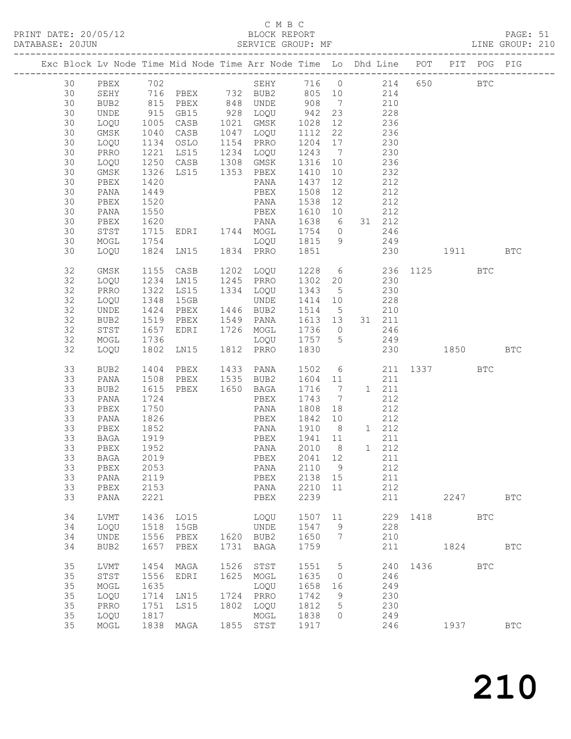C M B C
PRINT DATE: 20/05/12 BLOCK REPORT
DATABASE: 20JUN SERVICE GROUP: MF LINE GROUP: 210

| Exc | Block | Lv | Node | Time | Mid Node | Time | Arr Node | Time | Lo | Dhd | Line | POT | PIT | POG | PIG |
|---|---|---|---|---|---|---|---|---|---|---|---|---|---|---|---|
| | 30 | | PBEX | 702 | | | SEHY | 716 | 0 | | 214 | 650 | | BTC | |
| | 30 | | SEHY | 716 | PBEX | 732 | BUB2 | 805 | 10 | | 214 | | | | |
| | 30 | | BUB2 | 815 | PBEX | 848 | UNDE | 908 | 7 | | 210 | | | | |
| | 30 | | UNDE | 915 | GB15 | 928 | LOQU | 942 | 23 | | 228 | | | | |
| | 30 | | LOQU | 1005 | CASB | 1021 | GMSK | 1028 | 12 | | 236 | | | | |
| | 30 | | GMSK | 1040 | CASB | 1047 | LOQU | 1112 | 22 | | 236 | | | | |
| | 30 | | LOQU | 1134 | OSLO | 1154 | PRRO | 1204 | 17 | | 230 | | | | |
| | 30 | | PRRO | 1221 | LS15 | 1234 | LOQU | 1243 | 7 | | 230 | | | | |
| | 30 | | LOQU | 1250 | CASB | 1308 | GMSK | 1316 | 10 | | 236 | | | | |
| | 30 | | GMSK | 1326 | LS15 | 1353 | PBEX | 1410 | 10 | | 232 | | | | |
| | 30 | | PBEX | 1420 | | | PANA | 1437 | 12 | | 212 | | | | |
| | 30 | | PANA | 1449 | | | PBEX | 1508 | 12 | | 212 | | | | |
| | 30 | | PBEX | 1520 | | | PANA | 1538 | 12 | | 212 | | | | |
| | 30 | | PANA | 1550 | | | PBEX | 1610 | 10 | | 212 | | | | |
| | 30 | | PBEX | 1620 | | | PANA | 1638 | 6 | 31 | 212 | | | | |
| | 30 | | STST | 1715 | EDRI | 1744 | MOGL | 1754 | 0 | | 246 | | | | |
| | 30 | | MOGL | 1754 | | | LOQU | 1815 | 9 | | 249 | | | | |
| | 30 | | LOQU | 1824 | LN15 | 1834 | PRRO | 1851 | | | 230 | | 1911 | | BTC |
| | 32 | | GMSK | 1155 | CASB | 1202 | LOQU | 1228 | 6 | | 236 | 1125 | | BTC | |
| | 32 | | LOQU | 1234 | LN15 | 1245 | PRRO | 1302 | 20 | | 230 | | | | |
| | 32 | | PRRO | 1322 | LS15 | 1334 | LOQU | 1343 | 5 | | 230 | | | | |
| | 32 | | LOQU | 1348 | 15GB | | UNDE | 1414 | 10 | | 228 | | | | |
| | 32 | | UNDE | 1424 | PBEX | 1446 | BUB2 | 1514 | 5 | | 210 | | | | |
| | 32 | | BUB2 | 1519 | PBEX | 1549 | PANA | 1613 | 13 | 31 | 211 | | | | |
| | 32 | | STST | 1657 | EDRI | 1726 | MOGL | 1736 | 0 | | 246 | | | | |
| | 32 | | MOGL | 1736 | | | LOQU | 1757 | 5 | | 249 | | | | |
| | 32 | | LOQU | 1802 | LN15 | 1812 | PRRO | 1830 | | | 230 | | 1850 | | BTC |
| | 33 | | BUB2 | 1404 | PBEX | 1433 | PANA | 1502 | 6 | | 211 | 1337 | | BTC | |
| | 33 | | PANA | 1508 | PBEX | 1535 | BUB2 | 1604 | 11 | | 211 | | | | |
| | 33 | | BUB2 | 1615 | PBEX | 1650 | BAGA | 1716 | 7 | 1 | 211 | | | | |
| | 33 | | PANA | 1724 | | | PBEX | 1743 | 7 | | 212 | | | | |
| | 33 | | PBEX | 1750 | | | PANA | 1808 | 18 | | 212 | | | | |
| | 33 | | PANA | 1826 | | | PBEX | 1842 | 10 | | 212 | | | | |
| | 33 | | PBEX | 1852 | | | PANA | 1910 | 8 | 1 | 212 | | | | |
| | 33 | | BAGA | 1919 | | | PBEX | 1941 | 11 | | 211 | | | | |
| | 33 | | PBEX | 1952 | | | PANA | 2010 | 8 | 1 | 212 | | | | |
| | 33 | | BAGA | 2019 | | | PBEX | 2041 | 12 | | 211 | | | | |
| | 33 | | PBEX | 2053 | | | PANA | 2110 | 9 | | 212 | | | | |
| | 33 | | PANA | 2119 | | | PBEX | 2138 | 15 | | 211 | | | | |
| | 33 | | PBEX | 2153 | | | PANA | 2210 | 11 | | 212 | | | | |
| | 33 | | PANA | 2221 | | | PBEX | 2239 | | | 211 | | 2247 | | BTC |
| | 34 | | LVMT | 1436 | LO15 | | LOQU | 1507 | 11 | | 229 | 1418 | | BTC | |
| | 34 | | LOQU | 1518 | 15GB | | UNDE | 1547 | 9 | | 228 | | | | |
| | 34 | | UNDE | 1556 | PBEX | 1620 | BUB2 | 1650 | 7 | | 210 | | | | |
| | 34 | | BUB2 | 1657 | PBEX | 1731 | BAGA | 1759 | | | 211 | | 1824 | | BTC |
| | 35 | | LVMT | 1454 | MAGA | 1526 | STST | 1551 | 5 | | 240 | 1436 | | BTC | |
| | 35 | | STST | 1556 | EDRI | 1625 | MOGL | 1635 | 0 | | 246 | | | | |
| | 35 | | MOGL | 1635 | | | LOQU | 1658 | 16 | | 249 | | | | |
| | 35 | | LOQU | 1714 | LN15 | 1724 | PRRO | 1742 | 9 | | 230 | | | | |
| | 35 | | PRRO | 1751 | LS15 | 1802 | LOQU | 1812 | 5 | | 230 | | | | |
| | 35 | | LOQU | 1817 | | | MOGL | 1838 | 0 | | 249 | | | | |
| | 35 | | MOGL | 1838 | MAGA | 1855 | STST | 1917 | | | 246 | | 1937 | | BTC |

210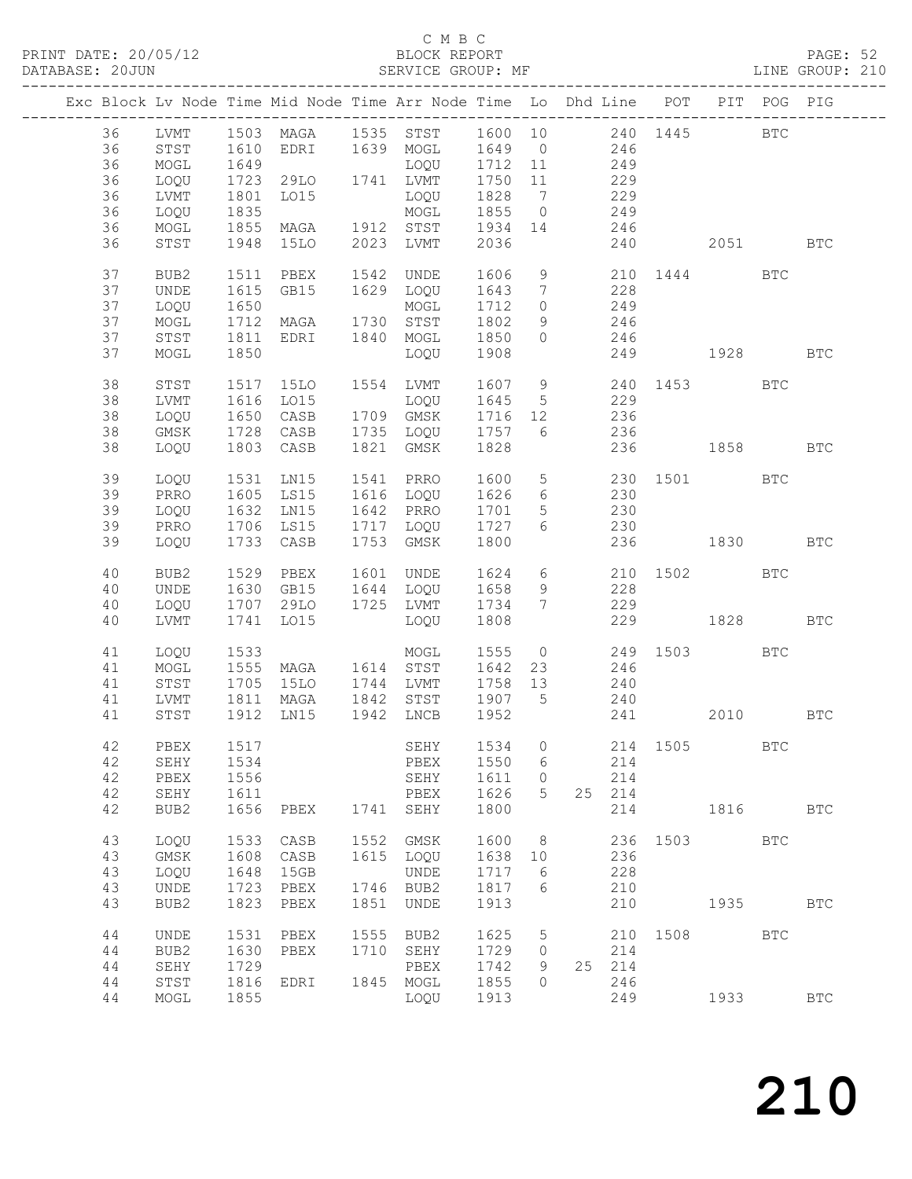C M B C

PRINT DATE: 20/05/12 BLOCK REPORT PAGE: 52
DATABASE: 20JUN SERVICE GROUP: MF LINE GROUP: 210

| Exc | Block | Lv | Node | Time | Mid Node | Time | Arr Node | Time | Lo | Dhd | Line | POT | PIT | POG | PIG |
|---|---|---|---|---|---|---|---|---|---|---|---|---|---|---|---|
| | 36 | | LVMT | 1503 | MAGA | 1535 | STST | 1600 | 10 | | 240 | 1445 | | BTC | |
| | 36 | | STST | 1610 | EDRI | 1639 | MOGL | 1649 | 0 | | 246 | | | | |
| | 36 | | MOGL | 1649 | | | LOQU | 1712 | 11 | | 249 | | | | |
| | 36 | | LOQU | 1723 | 29LO | 1741 | LVMT | 1750 | 11 | | 229 | | | | |
| | 36 | | LVMT | 1801 | LO15 | | LOQU | 1828 | 7 | | 229 | | | | |
| | 36 | | LOQU | 1835 | | | MOGL | 1855 | 0 | | 249 | | | | |
| | 36 | | MOGL | 1855 | MAGA | 1912 | STST | 1934 | 14 | | 246 | | | | |
| | 36 | | STST | 1948 | 15LO | 2023 | LVMT | 2036 | | | 240 | | 2051 | | BTC |
| | 37 | | BUB2 | 1511 | PBEX | 1542 | UNDE | 1606 | 9 | | 210 | 1444 | | BTC | |
| | 37 | | UNDE | 1615 | GB15 | 1629 | LOQU | 1643 | 7 | | 228 | | | | |
| | 37 | | LOQU | 1650 | | | MOGL | 1712 | 0 | | 249 | | | | |
| | 37 | | MOGL | 1712 | MAGA | 1730 | STST | 1802 | 9 | | 246 | | | | |
| | 37 | | STST | 1811 | EDRI | 1840 | MOGL | 1850 | 0 | | 246 | | | | |
| | 37 | | MOGL | 1850 | | | LOQU | 1908 | | | 249 | | 1928 | | BTC |
| | 38 | | STST | 1517 | 15LO | 1554 | LVMT | 1607 | 9 | | 240 | 1453 | | BTC | |
| | 38 | | LVMT | 1616 | LO15 | | LOQU | 1645 | 5 | | 229 | | | | |
| | 38 | | LOQU | 1650 | CASB | 1709 | GMSK | 1716 | 12 | | 236 | | | | |
| | 38 | | GMSK | 1728 | CASB | 1735 | LOQU | 1757 | 6 | | 236 | | | | |
| | 38 | | LOQU | 1803 | CASB | 1821 | GMSK | 1828 | | | 236 | | 1858 | | BTC |
| | 39 | | LOQU | 1531 | LN15 | 1541 | PRRO | 1600 | 5 | | 230 | 1501 | | BTC | |
| | 39 | | PRRO | 1605 | LS15 | 1616 | LOQU | 1626 | 6 | | 230 | | | | |
| | 39 | | LOQU | 1632 | LN15 | 1642 | PRRO | 1701 | 5 | | 230 | | | | |
| | 39 | | PRRO | 1706 | LS15 | 1717 | LOQU | 1727 | 6 | | 230 | | | | |
| | 39 | | LOQU | 1733 | CASB | 1753 | GMSK | 1800 | | | 236 | | 1830 | | BTC |
| | 40 | | BUB2 | 1529 | PBEX | 1601 | UNDE | 1624 | 6 | | 210 | 1502 | | BTC | |
| | 40 | | UNDE | 1630 | GB15 | 1644 | LOQU | 1658 | 9 | | 228 | | | | |
| | 40 | | LOQU | 1707 | 29LO | 1725 | LVMT | 1734 | 7 | | 229 | | | | |
| | 40 | | LVMT | 1741 | LO15 | | LOQU | 1808 | | | 229 | | 1828 | | BTC |
| | 41 | | LOQU | 1533 | | | MOGL | 1555 | 0 | | 249 | 1503 | | BTC | |
| | 41 | | MOGL | 1555 | MAGA | 1614 | STST | 1642 | 23 | | 246 | | | | |
| | 41 | | STST | 1705 | 15LO | 1744 | LVMT | 1758 | 13 | | 240 | | | | |
| | 41 | | LVMT | 1811 | MAGA | 1842 | STST | 1907 | 5 | | 240 | | | | |
| | 41 | | STST | 1912 | LN15 | 1942 | LNCB | 1952 | | | 241 | | 2010 | | BTC |
| | 42 | | PBEX | 1517 | | | SEHY | 1534 | 0 | | 214 | 1505 | | BTC | |
| | 42 | | SEHY | 1534 | | | PBEX | 1550 | 6 | | 214 | | | | |
| | 42 | | PBEX | 1556 | | | SEHY | 1611 | 0 | | 214 | | | | |
| | 42 | | SEHY | 1611 | | | PBEX | 1626 | 5 | 25 | 214 | | | | |
| | 42 | | BUB2 | 1656 | PBEX | 1741 | SEHY | 1800 | | | 214 | | 1816 | | BTC |
| | 43 | | LOQU | 1533 | CASB | 1552 | GMSK | 1600 | 8 | | 236 | 1503 | | BTC | |
| | 43 | | GMSK | 1608 | CASB | 1615 | LOQU | 1638 | 10 | | 236 | | | | |
| | 43 | | LOQU | 1648 | 15GB | | UNDE | 1717 | 6 | | 228 | | | | |
| | 43 | | UNDE | 1723 | PBEX | 1746 | BUB2 | 1817 | 6 | | 210 | | | | |
| | 43 | | BUB2 | 1823 | PBEX | 1851 | UNDE | 1913 | | | 210 | | 1935 | | BTC |
| | 44 | | UNDE | 1531 | PBEX | 1555 | BUB2 | 1625 | 5 | | 210 | 1508 | | BTC | |
| | 44 | | BUB2 | 1630 | PBEX | 1710 | SEHY | 1729 | 0 | | 214 | | | | |
| | 44 | | SEHY | 1729 | | | PBEX | 1742 | 9 | 25 | 214 | | | | |
| | 44 | | STST | 1816 | EDRI | 1845 | MOGL | 1855 | 0 | | 246 | | | | |
| | 44 | | MOGL | 1855 | | | LOQU | 1913 | | | 249 | | 1933 | | BTC |

# 210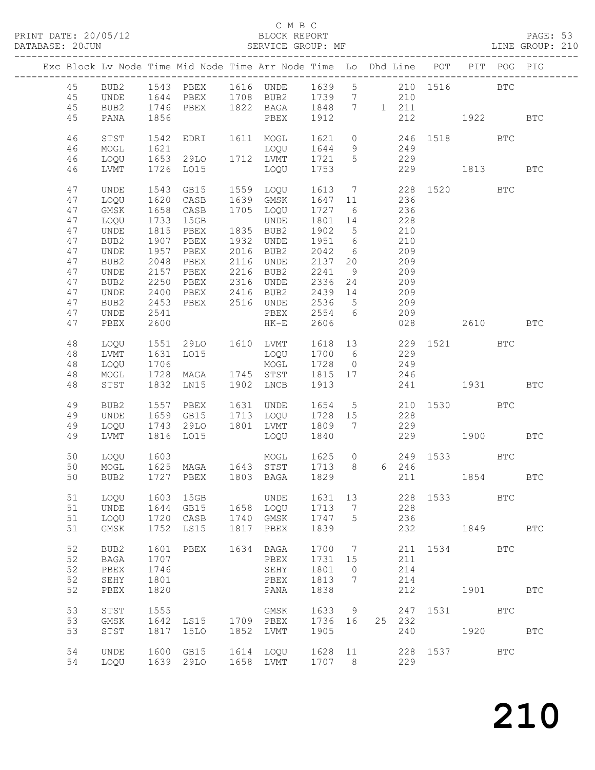C M B C

PRINT DATE: 20/05/12 BLOCK REPORT

DATABASE: 20JUN SERVICE GROUP: MF LINE GROUP: 210

| Exc | Block | Lv | Node | Time | Mid Node | Time | Arr Node | Time | Lo | Dhd Line | POT | PIT | POG | PIG |
|---|---|---|---|---|---|---|---|---|---|---|---|---|---|---|
| | 45 | | BUB2 | 1543 | PBEX | 1616 | UNDE | 1639 | 5 | 210 | 1516 | | BTC | |
| | 45 | | UNDE | 1644 | PBEX | 1708 | BUB2 | 1739 | 7 | 210 | | | | |
| | 45 | | BUB2 | 1746 | PBEX | 1822 | BAGA | 1848 | 7 | 1 211 | | | | |
| | 45 | | PANA | 1856 | | | PBEX | 1912 | | 212 | | 1922 | | BTC |
| | 46 | | STST | 1542 | EDRI | 1611 | MOGL | 1621 | 0 | 246 | 1518 | | BTC | |
| | 46 | | MOGL | 1621 | | | LOQU | 1644 | 9 | 249 | | | | |
| | 46 | | LOQU | 1653 | 29LO | 1712 | LVMT | 1721 | 5 | 229 | | | | |
| | 46 | | LVMT | 1726 | LO15 | | LOQU | 1753 | | 229 | | 1813 | | BTC |
| | 47 | | UNDE | 1543 | GB15 | 1559 | LOQU | 1613 | 7 | 228 | 1520 | | BTC | |
| | 47 | | LOQU | 1620 | CASB | 1639 | GMSK | 1647 | 11 | 236 | | | | |
| | 47 | | GMSK | 1658 | CASB | 1705 | LOQU | 1727 | 6 | 236 | | | | |
| | 47 | | LOQU | 1733 | 15GB | | UNDE | 1801 | 14 | 228 | | | | |
| | 47 | | UNDE | 1815 | PBEX | 1835 | BUB2 | 1902 | 5 | 210 | | | | |
| | 47 | | BUB2 | 1907 | PBEX | 1932 | UNDE | 1951 | 6 | 210 | | | | |
| | 47 | | UNDE | 1957 | PBEX | 2016 | BUB2 | 2042 | 6 | 209 | | | | |
| | 47 | | BUB2 | 2048 | PBEX | 2116 | UNDE | 2137 | 20 | 209 | | | | |
| | 47 | | UNDE | 2157 | PBEX | 2216 | BUB2 | 2241 | 9 | 209 | | | | |
| | 47 | | BUB2 | 2250 | PBEX | 2316 | UNDE | 2336 | 24 | 209 | | | | |
| | 47 | | UNDE | 2400 | PBEX | 2416 | BUB2 | 2439 | 14 | 209 | | | | |
| | 47 | | BUB2 | 2453 | PBEX | 2516 | UNDE | 2536 | 5 | 209 | | | | |
| | 47 | | UNDE | 2541 | | | PBEX | 2554 | 6 | 209 | | | | |
| | 47 | | PBEX | 2600 | | | HK-E | 2606 | | 028 | | 2610 | | BTC |
| | 48 | | LOQU | 1551 | 29LO | 1610 | LVMT | 1618 | 13 | 229 | 1521 | | BTC | |
| | 48 | | LVMT | 1631 | LO15 | | LOQU | 1700 | 6 | 229 | | | | |
| | 48 | | LOQU | 1706 | | | MOGL | 1728 | 0 | 249 | | | | |
| | 48 | | MOGL | 1728 | MAGA | 1745 | STST | 1815 | 17 | 246 | | | | |
| | 48 | | STST | 1832 | LN15 | 1902 | LNCB | 1913 | | 241 | | 1931 | | BTC |
| | 49 | | BUB2 | 1557 | PBEX | 1631 | UNDE | 1654 | 5 | 210 | 1530 | | BTC | |
| | 49 | | UNDE | 1659 | GB15 | 1713 | LOQU | 1728 | 15 | 228 | | | | |
| | 49 | | LOQU | 1743 | 29LO | 1801 | LVMT | 1809 | 7 | 229 | | | | |
| | 49 | | LVMT | 1816 | LO15 | | LOQU | 1840 | | 229 | | 1900 | | BTC |
| | 50 | | LOQU | 1603 | | | MOGL | 1625 | 0 | 249 | 1533 | | BTC | |
| | 50 | | MOGL | 1625 | MAGA | 1643 | STST | 1713 | 8 | 6 246 | | | | |
| | 50 | | BUB2 | 1727 | PBEX | 1803 | BAGA | 1829 | | 211 | | 1854 | | BTC |
| | 51 | | LOQU | 1603 | 15GB | | UNDE | 1631 | 13 | 228 | 1533 | | BTC | |
| | 51 | | UNDE | 1644 | GB15 | 1658 | LOQU | 1713 | 7 | 228 | | | | |
| | 51 | | LOQU | 1720 | CASB | 1740 | GMSK | 1747 | 5 | 236 | | | | |
| | 51 | | GMSK | 1752 | LS15 | 1817 | PBEX | 1839 | | 232 | | 1849 | | BTC |
| | 52 | | BUB2 | 1601 | PBEX | 1634 | BAGA | 1700 | 7 | 211 | 1534 | | BTC | |
| | 52 | | BAGA | 1707 | | | PBEX | 1731 | 15 | 211 | | | | |
| | 52 | | PBEX | 1746 | | | SEHY | 1801 | 0 | 214 | | | | |
| | 52 | | SEHY | 1801 | | | PBEX | 1813 | 7 | 214 | | | | |
| | 52 | | PBEX | 1820 | | | PANA | 1838 | | 212 | | 1901 | | BTC |
| | 53 | | STST | 1555 | | | GMSK | 1633 | 9 | 247 | 1531 | | BTC | |
| | 53 | | GMSK | 1642 | LS15 | 1709 | PBEX | 1736 | 16 | 25 232 | | | | |
| | 53 | | STST | 1817 | 15LO | 1852 | LVMT | 1905 | | 240 | | 1920 | | BTC |
| | 54 | | UNDE | 1600 | GB15 | 1614 | LOQU | 1628 | 11 | 228 | 1537 | | BTC | |
| | 54 | | LOQU | 1639 | 29LO | 1658 | LVMT | 1707 | 8 | 229 | | | | |

210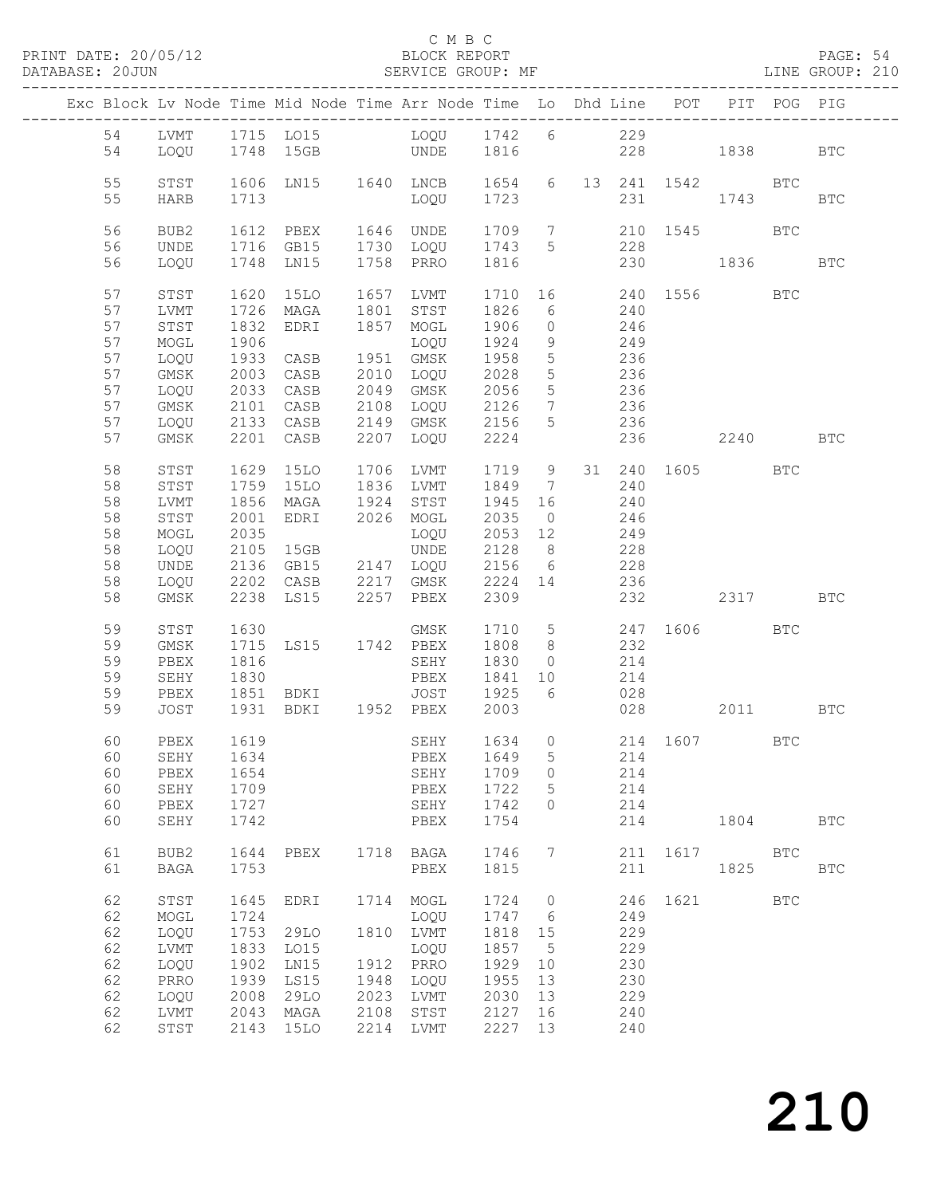C M B C

PRINT DATE: 20/05/12 BLOCK REPORT PAGE: 54
DATABASE: 20JUN SERVICE GROUP: MF LINE GROUP: 210

| Exc | Block | Lv | Node | Time | Mid Node | Time | Arr Node | Time | Lo | Dhd | Line | POT | PIT | POG | PIG |
|---|---|---|---|---|---|---|---|---|---|---|---|---|---|---|---|
| | 54 | | LVMT | 1715 | LO15 | | LOQU | 1742 | 6 | | 229 | | | | |
| | 54 | | LOQU | 1748 | 15GB | | UNDE | 1816 | | | 228 | | 1838 | | BTC |
| | 55 | | STST | 1606 | LN15 | 1640 | LNCB | 1654 | 6 | 13 | 241 | 1542 | | BTC | |
| | 55 | | HARB | 1713 | | | LOQU | 1723 | | | 231 | | 1743 | | BTC |
| | 56 | | BUB2 | 1612 | PBEX | 1646 | UNDE | 1709 | 7 | | 210 | 1545 | | BTC | |
| | 56 | | UNDE | 1716 | GB15 | 1730 | LOQU | 1743 | 5 | | 228 | | | | |
| | 56 | | LOQU | 1748 | LN15 | 1758 | PRRO | 1816 | | | 230 | | 1836 | | BTC |
| | 57 | | STST | 1620 | 15LO | 1657 | LVMT | 1710 | 16 | | 240 | 1556 | | BTC | |
| | 57 | | LVMT | 1726 | MAGA | 1801 | STST | 1826 | 6 | | 240 | | | | |
| | 57 | | STST | 1832 | EDRI | 1857 | MOGL | 1906 | 0 | | 246 | | | | |
| | 57 | | MOGL | 1906 | | | LOQU | 1924 | 9 | | 249 | | | | |
| | 57 | | LOQU | 1933 | CASB | 1951 | GMSK | 1958 | 5 | | 236 | | | | |
| | 57 | | GMSK | 2003 | CASB | 2010 | LOQU | 2028 | 5 | | 236 | | | | |
| | 57 | | LOQU | 2033 | CASB | 2049 | GMSK | 2056 | 5 | | 236 | | | | |
| | 57 | | GMSK | 2101 | CASB | 2108 | LOQU | 2126 | 7 | | 236 | | | | |
| | 57 | | LOQU | 2133 | CASB | 2149 | GMSK | 2156 | 5 | | 236 | | | | |
| | 57 | | GMSK | 2201 | CASB | 2207 | LOQU | 2224 | | | 236 | | 2240 | | BTC |
| | 58 | | STST | 1629 | 15LO | 1706 | LVMT | 1719 | 9 | 31 | 240 | 1605 | | BTC | |
| | 58 | | STST | 1759 | 15LO | 1836 | LVMT | 1849 | 7 | | 240 | | | | |
| | 58 | | LVMT | 1856 | MAGA | 1924 | STST | 1945 | 16 | | 240 | | | | |
| | 58 | | STST | 2001 | EDRI | 2026 | MOGL | 2035 | 0 | | 246 | | | | |
| | 58 | | MOGL | 2035 | | | LOQU | 2053 | 12 | | 249 | | | | |
| | 58 | | LOQU | 2105 | 15GB | | UNDE | 2128 | 8 | | 228 | | | | |
| | 58 | | UNDE | 2136 | GB15 | 2147 | LOQU | 2156 | 6 | | 228 | | | | |
| | 58 | | LOQU | 2202 | CASB | 2217 | GMSK | 2224 | 14 | | 236 | | | | |
| | 58 | | GMSK | 2238 | LS15 | 2257 | PBEX | 2309 | | | 232 | | 2317 | | BTC |
| | 59 | | STST | 1630 | | | GMSK | 1710 | 5 | | 247 | 1606 | | BTC | |
| | 59 | | GMSK | 1715 | LS15 | 1742 | PBEX | 1808 | 8 | | 232 | | | | |
| | 59 | | PBEX | 1816 | | | SEHY | 1830 | 0 | | 214 | | | | |
| | 59 | | SEHY | 1830 | | | PBEX | 1841 | 10 | | 214 | | | | |
| | 59 | | PBEX | 1851 | BDKI | | JOST | 1925 | 6 | | 028 | | | | |
| | 59 | | JOST | 1931 | BDKI | 1952 | PBEX | 2003 | | | 028 | | 2011 | | BTC |
| | 60 | | PBEX | 1619 | | | SEHY | 1634 | 0 | | 214 | 1607 | | BTC | |
| | 60 | | SEHY | 1634 | | | PBEX | 1649 | 5 | | 214 | | | | |
| | 60 | | PBEX | 1654 | | | SEHY | 1709 | 0 | | 214 | | | | |
| | 60 | | SEHY | 1709 | | | PBEX | 1722 | 5 | | 214 | | | | |
| | 60 | | PBEX | 1727 | | | SEHY | 1742 | 0 | | 214 | | | | |
| | 60 | | SEHY | 1742 | | | PBEX | 1754 | | | 214 | | 1804 | | BTC |
| | 61 | | BUB2 | 1644 | PBEX | 1718 | BAGA | 1746 | 7 | | 211 | 1617 | | BTC | |
| | 61 | | BAGA | 1753 | | | PBEX | 1815 | | | 211 | | 1825 | | BTC |
| | 62 | | STST | 1645 | EDRI | 1714 | MOGL | 1724 | 0 | | 246 | 1621 | | BTC | |
| | 62 | | MOGL | 1724 | | | LOQU | 1747 | 6 | | 249 | | | | |
| | 62 | | LOQU | 1753 | 29LO | 1810 | LVMT | 1818 | 15 | | 229 | | | | |
| | 62 | | LVMT | 1833 | LO15 | | LOQU | 1857 | 5 | | 229 | | | | |
| | 62 | | LOQU | 1902 | LN15 | 1912 | PRRO | 1929 | 10 | | 230 | | | | |
| | 62 | | PRRO | 1939 | LS15 | 1948 | LOQU | 1955 | 13 | | 230 | | | | |
| | 62 | | LOQU | 2008 | 29LO | 2023 | LVMT | 2030 | 13 | | 229 | | | | |
| | 62 | | LVMT | 2043 | MAGA | 2108 | STST | 2127 | 16 | | 240 | | | | |
| | 62 | | STST | 2143 | 15LO | 2214 | LVMT | 2227 | 13 | | 240 | | | | |

210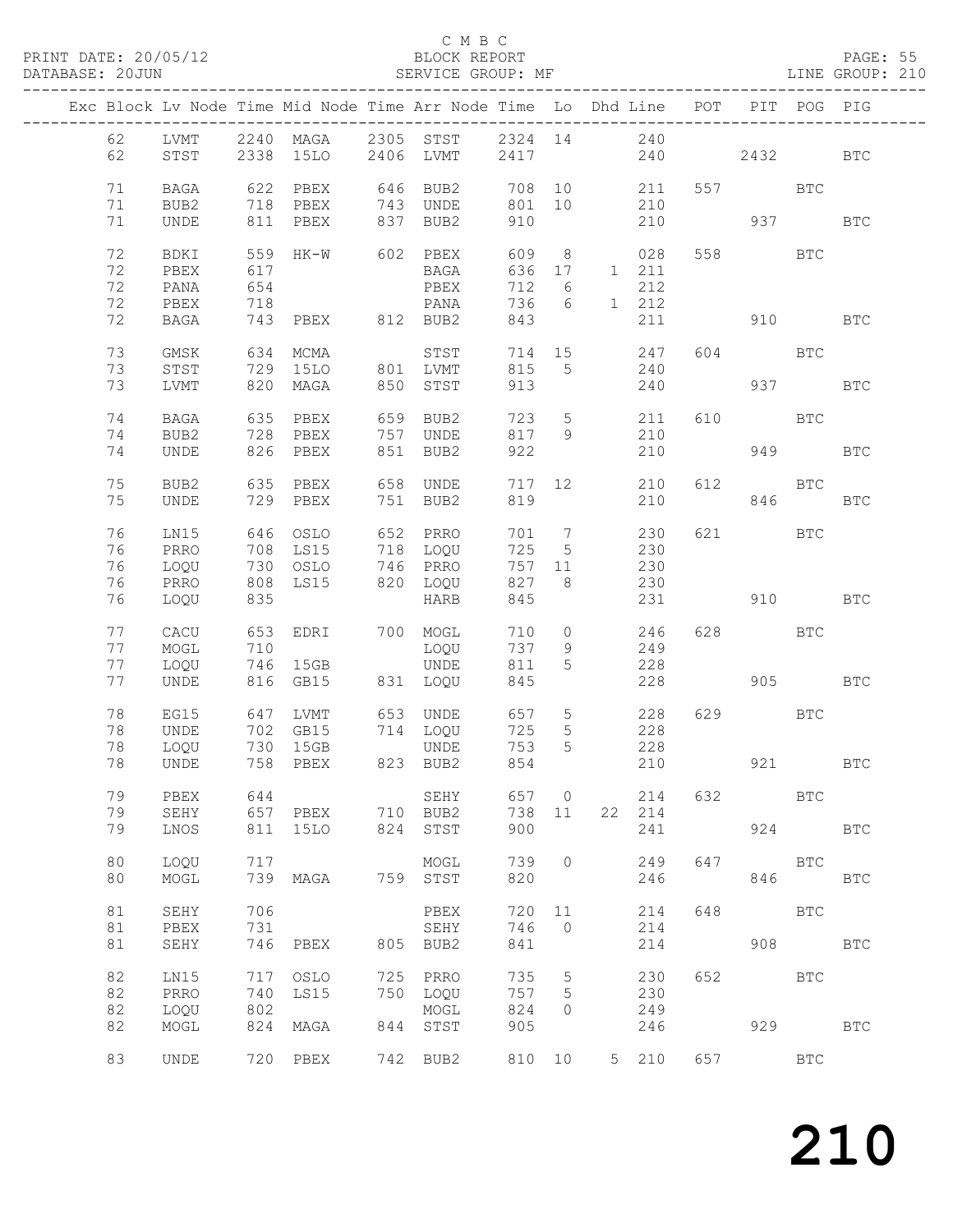C M B C

PRINT DATE: 20/05/12 BLOCK REPORT

DATABASE: 20JUN SERVICE GROUP: MF LINE GROUP: 210

| Exc | Block | Lv | Node | Time | Mid Node | Time | Arr Node | Time | Lo | Dhd | Line | POT | PIT | POG | PIG |
|---|---|---|---|---|---|---|---|---|---|---|---|---|---|---|---|
| | 62 | | LVMT | 2240 | MAGA | 2305 | STST | 2324 | 14 | | 240 | | | | |
| | 62 | | STST | 2338 | 15LO | 2406 | LVMT | 2417 | | | 240 | | 2432 | | BTC |
| | 71 | | BAGA | 622 | PBEX | 646 | BUB2 | 708 | 10 | | 211 | 557 | | BTC | |
| | 71 | | BUB2 | 718 | PBEX | 743 | UNDE | 801 | 10 | | 210 | | | | |
| | 71 | | UNDE | 811 | PBEX | 837 | BUB2 | 910 | | | 210 | | 937 | | BTC |
| | 72 | | BDKI | 559 | HK-W | 602 | PBEX | 609 | 8 | | 028 | 558 | | BTC | |
| | 72 | | PBEX | 617 | | | BAGA | 636 | 17 | 1 | 211 | | | | |
| | 72 | | PANA | 654 | | | PBEX | 712 | 6 | | 212 | | | | |
| | 72 | | PBEX | 718 | | | PANA | 736 | 6 | 1 | 212 | | | | |
| | 72 | | BAGA | 743 | PBEX | 812 | BUB2 | 843 | | | 211 | | 910 | | BTC |
| | 73 | | GMSK | 634 | MCMA | | STST | 714 | 15 | | 247 | 604 | | BTC | |
| | 73 | | STST | 729 | 15LO | 801 | LVMT | 815 | 5 | | 240 | | | | |
| | 73 | | LVMT | 820 | MAGA | 850 | STST | 913 | | | 240 | | 937 | | BTC |
| | 74 | | BAGA | 635 | PBEX | 659 | BUB2 | 723 | 5 | | 211 | 610 | | BTC | |
| | 74 | | BUB2 | 728 | PBEX | 757 | UNDE | 817 | 9 | | 210 | | | | |
| | 74 | | UNDE | 826 | PBEX | 851 | BUB2 | 922 | | | 210 | | 949 | | BTC |
| | 75 | | BUB2 | 635 | PBEX | 658 | UNDE | 717 | 12 | | 210 | 612 | | BTC | |
| | 75 | | UNDE | 729 | PBEX | 751 | BUB2 | 819 | | | 210 | | 846 | | BTC |
| | 76 | | LN15 | 646 | OSLO | 652 | PRRO | 701 | 7 | | 230 | 621 | | BTC | |
| | 76 | | PRRO | 708 | LS15 | 718 | LOQU | 725 | 5 | | 230 | | | | |
| | 76 | | LOQU | 730 | OSLO | 746 | PRRO | 757 | 11 | | 230 | | | | |
| | 76 | | PRRO | 808 | LS15 | 820 | LOQU | 827 | 8 | | 230 | | | | |
| | 76 | | LOQU | 835 | | | HARB | 845 | | | 231 | | 910 | | BTC |
| | 77 | | CACU | 653 | EDRI | 700 | MOGL | 710 | 0 | | 246 | 628 | | BTC | |
| | 77 | | MOGL | 710 | | | LOQU | 737 | 9 | | 249 | | | | |
| | 77 | | LOQU | 746 | 15GB | | UNDE | 811 | 5 | | 228 | | | | |
| | 77 | | UNDE | 816 | GB15 | 831 | LOQU | 845 | | | 228 | | 905 | | BTC |
| | 78 | | EG15 | 647 | LVMT | 653 | UNDE | 657 | 5 | | 228 | 629 | | BTC | |
| | 78 | | UNDE | 702 | GB15 | 714 | LOQU | 725 | 5 | | 228 | | | | |
| | 78 | | LOQU | 730 | 15GB | | UNDE | 753 | 5 | | 228 | | | | |
| | 78 | | UNDE | 758 | PBEX | 823 | BUB2 | 854 | | | 210 | | 921 | | BTC |
| | 79 | | PBEX | 644 | | | SEHY | 657 | 0 | | 214 | 632 | | BTC | |
| | 79 | | SEHY | 657 | PBEX | 710 | BUB2 | 738 | 11 | 22 | 214 | | | | |
| | 79 | | LNOS | 811 | 15LO | 824 | STST | 900 | | | 241 | | 924 | | BTC |
| | 80 | | LOQU | 717 | | | MOGL | 739 | 0 | | 249 | 647 | | BTC | |
| | 80 | | MOGL | 739 | MAGA | 759 | STST | 820 | | | 246 | | 846 | | BTC |
| | 81 | | SEHY | 706 | | | PBEX | 720 | 11 | | 214 | 648 | | BTC | |
| | 81 | | PBEX | 731 | | | SEHY | 746 | 0 | | 214 | | | | |
| | 81 | | SEHY | 746 | PBEX | 805 | BUB2 | 841 | | | 214 | | 908 | | BTC |
| | 82 | | LN15 | 717 | OSLO | 725 | PRRO | 735 | 5 | | 230 | 652 | | BTC | |
| | 82 | | PRRO | 740 | LS15 | 750 | LOQU | 757 | 5 | | 230 | | | | |
| | 82 | | LOQU | 802 | | | MOGL | 824 | 0 | | 249 | | | | |
| | 82 | | MOGL | 824 | MAGA | 844 | STST | 905 | | | 246 | | 929 | | BTC |
| | 83 | | UNDE | 720 | PBEX | 742 | BUB2 | 810 | 10 | 5 | 210 | 657 | | BTC | |

210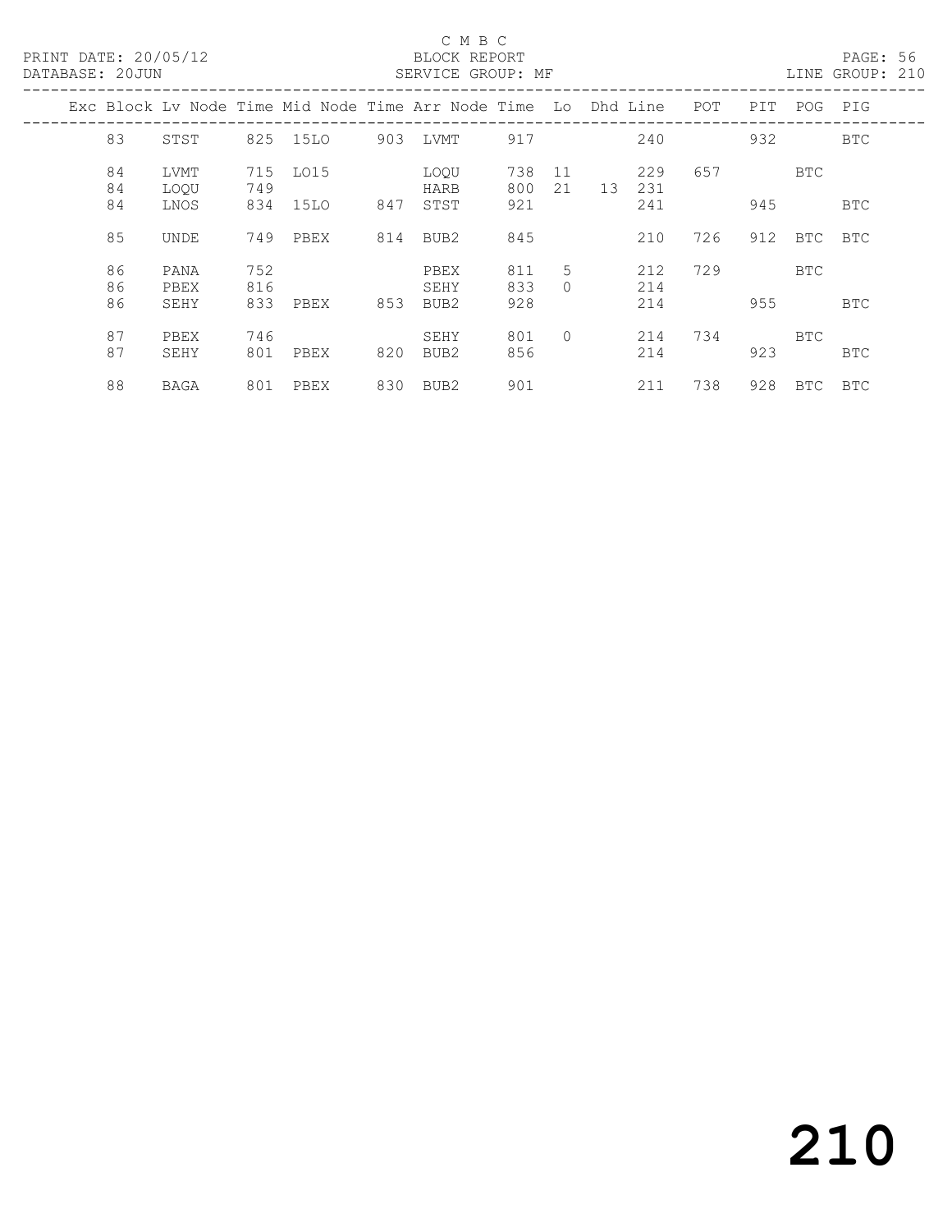C M B C

PRINT DATE: 20/05/12 BLOCK REPORT PAGE: 56
DATABASE: 20JUN SERVICE GROUP: MF LINE GROUP: 210

| Exc | Block | Lv Node | Time | Mid Node | Time | Arr Node | Time | Lo | Dhd | Line | POT | PIT | POG | PIG |
|---|---|---|---|---|---|---|---|---|---|---|---|---|---|---|
| | 83 | STST | 825 | 15LO | 903 | LVMT | 917 | | | 240 | | 932 | | BTC |
| | 84 | LVMT | 715 | LO15 | | LOQU | 738 | 11 | | 229 | 657 | | BTC | |
| | 84 | LOQU | 749 | | | HARB | 800 | 21 | 13 | 231 | | | | |
| | 84 | LNOS | 834 | 15LO | 847 | STST | 921 | | | 241 | | 945 | | BTC |
| | 85 | UNDE | 749 | PBEX | 814 | BUB2 | 845 | | | 210 | 726 | 912 | BTC | BTC |
| | 86 | PANA | 752 | | | PBEX | 811 | 5 | | 212 | 729 | | BTC | |
| | 86 | PBEX | 816 | | | SEHY | 833 | 0 | | 214 | | | | |
| | 86 | SEHY | 833 | PBEX | 853 | BUB2 | 928 | | | 214 | | 955 | | BTC |
| | 87 | PBEX | 746 | | | SEHY | 801 | 0 | | 214 | 734 | | BTC | |
| | 87 | SEHY | 801 | PBEX | 820 | BUB2 | 856 | | | 214 | | 923 | | BTC |
| | 88 | BAGA | 801 | PBEX | 830 | BUB2 | 901 | | | 211 | 738 | 928 | BTC | BTC |

210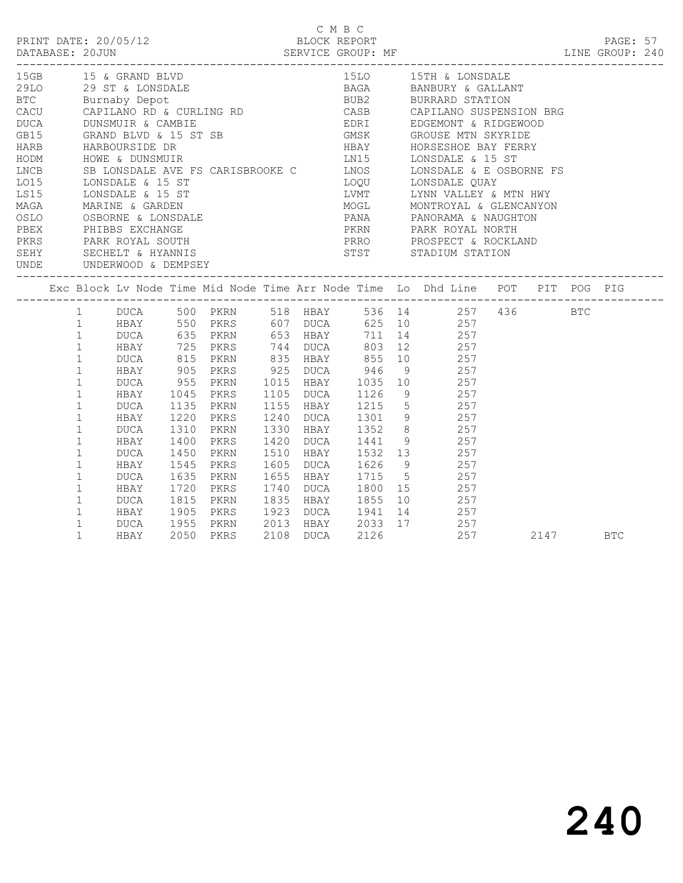C M B C

PRINT DATE: 20/05/12 BLOCK REPORT

DATABASE: 20JUN SERVICE GROUP: MF LINE GROUP: 240

| Code | Description | Code | Description |
|---|---|---|---|
| 15GB | 15 & GRAND BLVD | 15LO | 15TH & LONSDALE |
| 29LO | 29 ST & LONSDALE | BAGA | BANBURY & GALLANT |
| BTC | Burnaby Depot | BUB2 | BURRARD STATION |
| CACU | CAPILANO RD & CURLING RD | CASB | CAPILANO SUSPENSION BRG |
| DUCA | DUNSMUIR & CAMBIE | EDRI | EDGEMONT & RIDGEWOOD |
| GB15 | GRAND BLVD & 15 ST SB | GMSK | GROUSE MTN SKYRIDE |
| HARB | HARBOURSIDE DR | HBAY | HORSESHOE BAY FERRY |
| HODM | HOWE & DUNSMUIR | LN15 | LONSDALE & 15 ST |
| LNCB | SB LONSDALE AVE FS CARISBROOKE C | LNOS | LONSDALE & E OSBORNE FS |
| LO15 | LONSDALE & 15 ST | LOQU | LONSDALE QUAY |
| LS15 | LONSDALE & 15 ST | LVMT | LYNN VALLEY & MTN HWY |
| MAGA | MARINE & GARDEN | MOGL | MONTROYAL & GLENCANYON |
| OSLO | OSBORNE & LONSDALE | PANA | PANORAMA & NAUGHTON |
| PBEX | PHIBBS EXCHANGE | PKRN | PARK ROYAL NORTH |
| PKRS | PARK ROYAL SOUTH | PRRO | PROSPECT & ROCKLAND |
| SEHY | SECHELT & HYANNIS | STST | STADIUM STATION |
| UNDE | UNDERWOOD & DEMPSEY | | |

| Exc | Block | Lv Node | Time | Mid Node | Time | Arr Node | Time | Lo | Dhd Line | POT | PIT | POG | PIG |
|---|---|---|---|---|---|---|---|---|---|---|---|---|---|
| | 1 | DUCA | 500 | PKRN | 518 | HBAY | 536 | 14 | 257 | 436 | | BTC | |
| | 1 | HBAY | 550 | PKRS | 607 | DUCA | 625 | 10 | 257 | | | | |
| | 1 | DUCA | 635 | PKRN | 653 | HBAY | 711 | 14 | 257 | | | | |
| | 1 | HBAY | 725 | PKRS | 744 | DUCA | 803 | 12 | 257 | | | | |
| | 1 | DUCA | 815 | PKRN | 835 | HBAY | 855 | 10 | 257 | | | | |
| | 1 | HBAY | 905 | PKRS | 925 | DUCA | 946 | 9 | 257 | | | | |
| | 1 | DUCA | 955 | PKRN | 1015 | HBAY | 1035 | 10 | 257 | | | | |
| | 1 | HBAY | 1045 | PKRS | 1105 | DUCA | 1126 | 9 | 257 | | | | |
| | 1 | DUCA | 1135 | PKRN | 1155 | HBAY | 1215 | 5 | 257 | | | | |
| | 1 | HBAY | 1220 | PKRS | 1240 | DUCA | 1301 | 9 | 257 | | | | |
| | 1 | DUCA | 1310 | PKRN | 1330 | HBAY | 1352 | 8 | 257 | | | | |
| | 1 | HBAY | 1400 | PKRS | 1420 | DUCA | 1441 | 9 | 257 | | | | |
| | 1 | DUCA | 1450 | PKRN | 1510 | HBAY | 1532 | 13 | 257 | | | | |
| | 1 | HBAY | 1545 | PKRS | 1605 | DUCA | 1626 | 9 | 257 | | | | |
| | 1 | DUCA | 1635 | PKRN | 1655 | HBAY | 1715 | 5 | 257 | | | | |
| | 1 | HBAY | 1720 | PKRS | 1740 | DUCA | 1800 | 15 | 257 | | | | |
| | 1 | DUCA | 1815 | PKRN | 1835 | HBAY | 1855 | 10 | 257 | | | | |
| | 1 | HBAY | 1905 | PKRS | 1923 | DUCA | 1941 | 14 | 257 | | | | |
| | 1 | DUCA | 1955 | PKRN | 2013 | HBAY | 2033 | 17 | 257 | | | | |
| | 1 | HBAY | 2050 | PKRS | 2108 | DUCA | 2126 | | 257 | | 2147 | | BTC |

240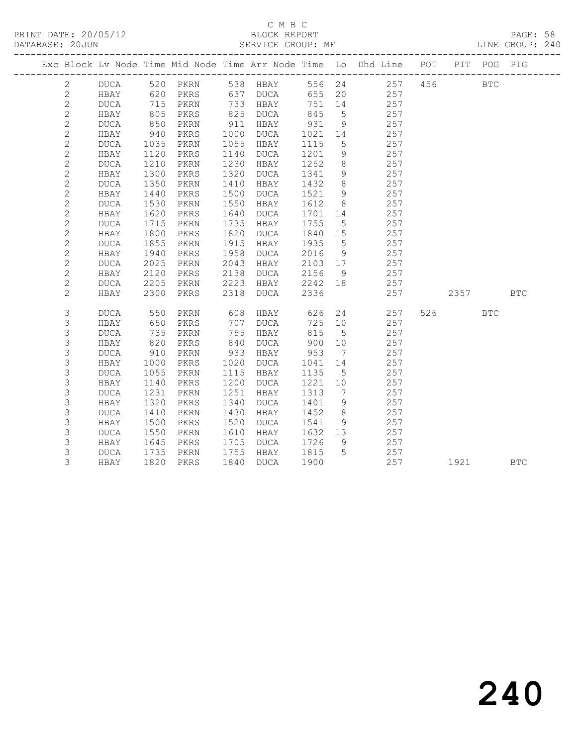C M B C

PRINT DATE: 20/05/12 BLOCK REPORT

DATABASE: 20JUN SERVICE GROUP: MF LINE GROUP: 240

| Exc | Block | Lv Node | Time | Mid Node | Time | Arr Node | Time | Lo | Dhd Line | POT | PIT | POG | PIG |
|---|---|---|---|---|---|---|---|---|---|---|---|---|---|
| | 2 | DUCA | 520 | PKRN | 538 | HBAY | 556 | 24 | 257 | 456 | | BTC | |
| | 2 | HBAY | 620 | PKRS | 637 | DUCA | 655 | 20 | 257 | | | | |
| | 2 | DUCA | 715 | PKRN | 733 | HBAY | 751 | 14 | 257 | | | | |
| | 2 | HBAY | 805 | PKRS | 825 | DUCA | 845 | 5 | 257 | | | | |
| | 2 | DUCA | 850 | PKRN | 911 | HBAY | 931 | 9 | 257 | | | | |
| | 2 | HBAY | 940 | PKRS | 1000 | DUCA | 1021 | 14 | 257 | | | | |
| | 2 | DUCA | 1035 | PKRN | 1055 | HBAY | 1115 | 5 | 257 | | | | |
| | 2 | HBAY | 1120 | PKRS | 1140 | DUCA | 1201 | 9 | 257 | | | | |
| | 2 | DUCA | 1210 | PKRN | 1230 | HBAY | 1252 | 8 | 257 | | | | |
| | 2 | HBAY | 1300 | PKRS | 1320 | DUCA | 1341 | 9 | 257 | | | | |
| | 2 | DUCA | 1350 | PKRN | 1410 | HBAY | 1432 | 8 | 257 | | | | |
| | 2 | HBAY | 1440 | PKRS | 1500 | DUCA | 1521 | 9 | 257 | | | | |
| | 2 | DUCA | 1530 | PKRN | 1550 | HBAY | 1612 | 8 | 257 | | | | |
| | 2 | HBAY | 1620 | PKRS | 1640 | DUCA | 1701 | 14 | 257 | | | | |
| | 2 | DUCA | 1715 | PKRN | 1735 | HBAY | 1755 | 5 | 257 | | | | |
| | 2 | HBAY | 1800 | PKRS | 1820 | DUCA | 1840 | 15 | 257 | | | | |
| | 2 | DUCA | 1855 | PKRN | 1915 | HBAY | 1935 | 5 | 257 | | | | |
| | 2 | HBAY | 1940 | PKRS | 1958 | DUCA | 2016 | 9 | 257 | | | | |
| | 2 | DUCA | 2025 | PKRN | 2043 | HBAY | 2103 | 17 | 257 | | | | |
| | 2 | HBAY | 2120 | PKRS | 2138 | DUCA | 2156 | 9 | 257 | | | | |
| | 2 | DUCA | 2205 | PKRN | 2223 | HBAY | 2242 | 18 | 257 | | | | |
| | 2 | HBAY | 2300 | PKRS | 2318 | DUCA | 2336 | | 257 | | 2357 | | BTC |
| | 3 | DUCA | 550 | PKRN | 608 | HBAY | 626 | 24 | 257 | 526 | | BTC | |
| | 3 | HBAY | 650 | PKRS | 707 | DUCA | 725 | 10 | 257 | | | | |
| | 3 | DUCA | 735 | PKRN | 755 | HBAY | 815 | 5 | 257 | | | | |
| | 3 | HBAY | 820 | PKRS | 840 | DUCA | 900 | 10 | 257 | | | | |
| | 3 | DUCA | 910 | PKRN | 933 | HBAY | 953 | 7 | 257 | | | | |
| | 3 | HBAY | 1000 | PKRS | 1020 | DUCA | 1041 | 14 | 257 | | | | |
| | 3 | DUCA | 1055 | PKRN | 1115 | HBAY | 1135 | 5 | 257 | | | | |
| | 3 | HBAY | 1140 | PKRS | 1200 | DUCA | 1221 | 10 | 257 | | | | |
| | 3 | DUCA | 1231 | PKRN | 1251 | HBAY | 1313 | 7 | 257 | | | | |
| | 3 | HBAY | 1320 | PKRS | 1340 | DUCA | 1401 | 9 | 257 | | | | |
| | 3 | DUCA | 1410 | PKRN | 1430 | HBAY | 1452 | 8 | 257 | | | | |
| | 3 | HBAY | 1500 | PKRS | 1520 | DUCA | 1541 | 9 | 257 | | | | |
| | 3 | DUCA | 1550 | PKRN | 1610 | HBAY | 1632 | 13 | 257 | | | | |
| | 3 | HBAY | 1645 | PKRS | 1705 | DUCA | 1726 | 9 | 257 | | | | |
| | 3 | DUCA | 1735 | PKRN | 1755 | HBAY | 1815 | 5 | 257 | | | | |
| | 3 | HBAY | 1820 | PKRS | 1840 | DUCA | 1900 | | 257 | | 1921 | | BTC |

240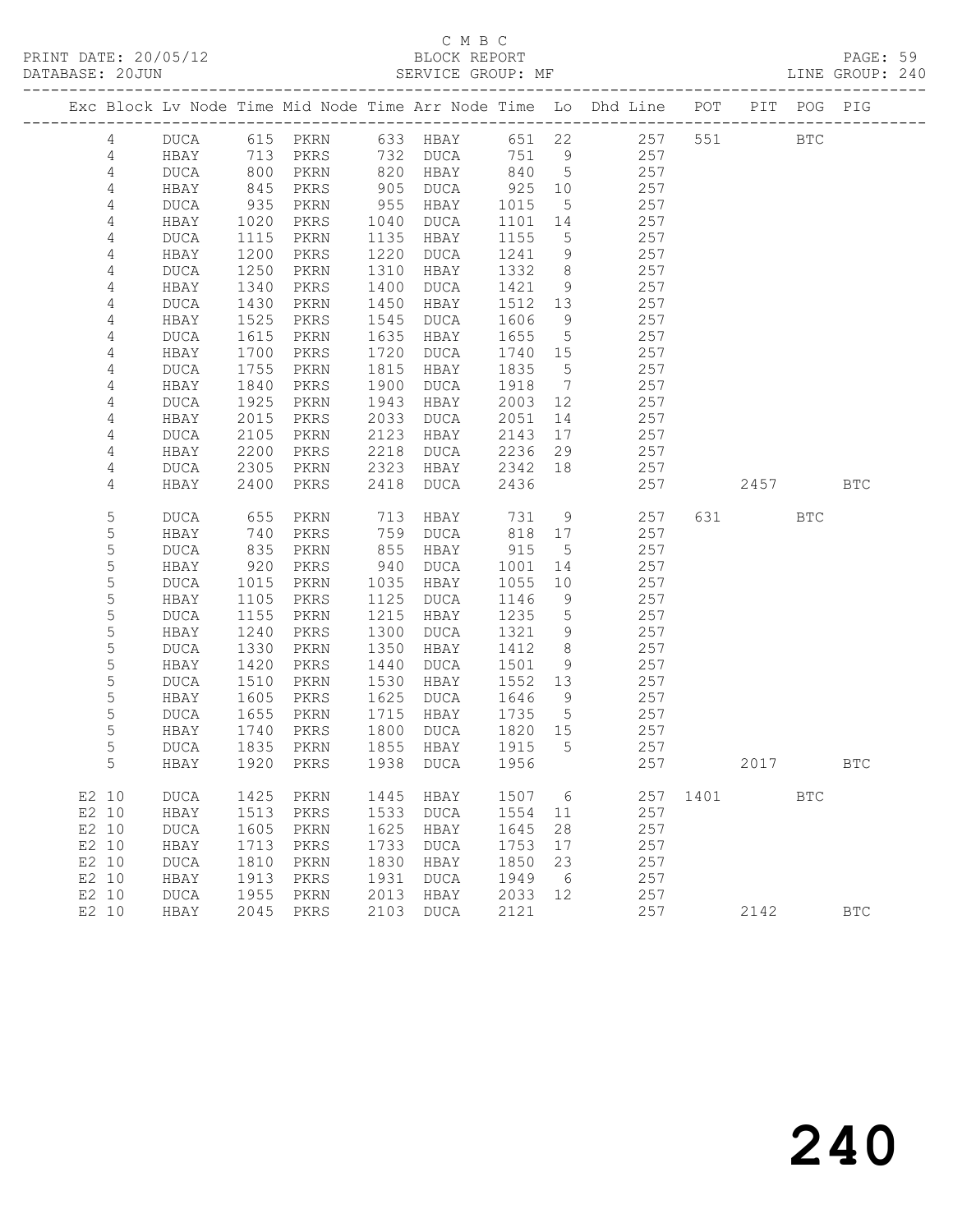C M B C

PRINT DATE: 20/05/12 BLOCK REPORT

DATABASE: 20JUN SERVICE GROUP: MF LINE GROUP: 240

| Exc | Block | Lv | Node | Time | Mid Node | Time | Arr Node | Time | Lo | Dhd Line | POT | PIT | POG | PIG |
|---|---|---|---|---|---|---|---|---|---|---|---|---|---|---|
| | 4 | | DUCA | 615 | PKRN | 633 | HBAY | 651 | 22 | 257 | 551 | | BTC | |
| | 4 | | HBAY | 713 | PKRS | 732 | DUCA | 751 | 9 | 257 | | | | |
| | 4 | | DUCA | 800 | PKRN | 820 | HBAY | 840 | 5 | 257 | | | | |
| | 4 | | HBAY | 845 | PKRS | 905 | DUCA | 925 | 10 | 257 | | | | |
| | 4 | | DUCA | 935 | PKRN | 955 | HBAY | 1015 | 5 | 257 | | | | |
| | 4 | | HBAY | 1020 | PKRS | 1040 | DUCA | 1101 | 14 | 257 | | | | |
| | 4 | | DUCA | 1115 | PKRN | 1135 | HBAY | 1155 | 5 | 257 | | | | |
| | 4 | | HBAY | 1200 | PKRS | 1220 | DUCA | 1241 | 9 | 257 | | | | |
| | 4 | | DUCA | 1250 | PKRN | 1310 | HBAY | 1332 | 8 | 257 | | | | |
| | 4 | | HBAY | 1340 | PKRS | 1400 | DUCA | 1421 | 9 | 257 | | | | |
| | 4 | | DUCA | 1430 | PKRN | 1450 | HBAY | 1512 | 13 | 257 | | | | |
| | 4 | | HBAY | 1525 | PKRS | 1545 | DUCA | 1606 | 9 | 257 | | | | |
| | 4 | | DUCA | 1615 | PKRN | 1635 | HBAY | 1655 | 5 | 257 | | | | |
| | 4 | | HBAY | 1700 | PKRS | 1720 | DUCA | 1740 | 15 | 257 | | | | |
| | 4 | | DUCA | 1755 | PKRN | 1815 | HBAY | 1835 | 5 | 257 | | | | |
| | 4 | | HBAY | 1840 | PKRS | 1900 | DUCA | 1918 | 7 | 257 | | | | |
| | 4 | | DUCA | 1925 | PKRN | 1943 | HBAY | 2003 | 12 | 257 | | | | |
| | 4 | | HBAY | 2015 | PKRS | 2033 | DUCA | 2051 | 14 | 257 | | | | |
| | 4 | | DUCA | 2105 | PKRN | 2123 | HBAY | 2143 | 17 | 257 | | | | |
| | 4 | | HBAY | 2200 | PKRS | 2218 | DUCA | 2236 | 29 | 257 | | | | |
| | 4 | | DUCA | 2305 | PKRN | 2323 | HBAY | 2342 | 18 | 257 | | | | |
| | 4 | | HBAY | 2400 | PKRS | 2418 | DUCA | 2436 | | 257 | | 2457 | | BTC |
| | 5 | | DUCA | 655 | PKRN | 713 | HBAY | 731 | 9 | 257 | 631 | | BTC | |
| | 5 | | HBAY | 740 | PKRS | 759 | DUCA | 818 | 17 | 257 | | | | |
| | 5 | | DUCA | 835 | PKRN | 855 | HBAY | 915 | 5 | 257 | | | | |
| | 5 | | HBAY | 920 | PKRS | 940 | DUCA | 1001 | 14 | 257 | | | | |
| | 5 | | DUCA | 1015 | PKRN | 1035 | HBAY | 1055 | 10 | 257 | | | | |
| | 5 | | HBAY | 1105 | PKRS | 1125 | DUCA | 1146 | 9 | 257 | | | | |
| | 5 | | DUCA | 1155 | PKRN | 1215 | HBAY | 1235 | 5 | 257 | | | | |
| | 5 | | HBAY | 1240 | PKRS | 1300 | DUCA | 1321 | 9 | 257 | | | | |
| | 5 | | DUCA | 1330 | PKRN | 1350 | HBAY | 1412 | 8 | 257 | | | | |
| | 5 | | HBAY | 1420 | PKRS | 1440 | DUCA | 1501 | 9 | 257 | | | | |
| | 5 | | DUCA | 1510 | PKRN | 1530 | HBAY | 1552 | 13 | 257 | | | | |
| | 5 | | HBAY | 1605 | PKRS | 1625 | DUCA | 1646 | 9 | 257 | | | | |
| | 5 | | DUCA | 1655 | PKRN | 1715 | HBAY | 1735 | 5 | 257 | | | | |
| | 5 | | HBAY | 1740 | PKRS | 1800 | DUCA | 1820 | 15 | 257 | | | | |
| | 5 | | DUCA | 1835 | PKRN | 1855 | HBAY | 1915 | 5 | 257 | | | | |
| | 5 | | HBAY | 1920 | PKRS | 1938 | DUCA | 1956 | | 257 | | 2017 | | BTC |
| E2 | 10 | | DUCA | 1425 | PKRN | 1445 | HBAY | 1507 | 6 | 257 | 1401 | | BTC | |
| E2 | 10 | | HBAY | 1513 | PKRS | 1533 | DUCA | 1554 | 11 | 257 | | | | |
| E2 | 10 | | DUCA | 1605 | PKRN | 1625 | HBAY | 1645 | 28 | 257 | | | | |
| E2 | 10 | | HBAY | 1713 | PKRS | 1733 | DUCA | 1753 | 17 | 257 | | | | |
| E2 | 10 | | DUCA | 1810 | PKRN | 1830 | HBAY | 1850 | 23 | 257 | | | | |
| E2 | 10 | | HBAY | 1913 | PKRS | 1931 | DUCA | 1949 | 6 | 257 | | | | |
| E2 | 10 | | DUCA | 1955 | PKRN | 2013 | HBAY | 2033 | 12 | 257 | | | | |
| E2 | 10 | | HBAY | 2045 | PKRS | 2103 | DUCA | 2121 | | 257 | | 2142 | | BTC |

# 240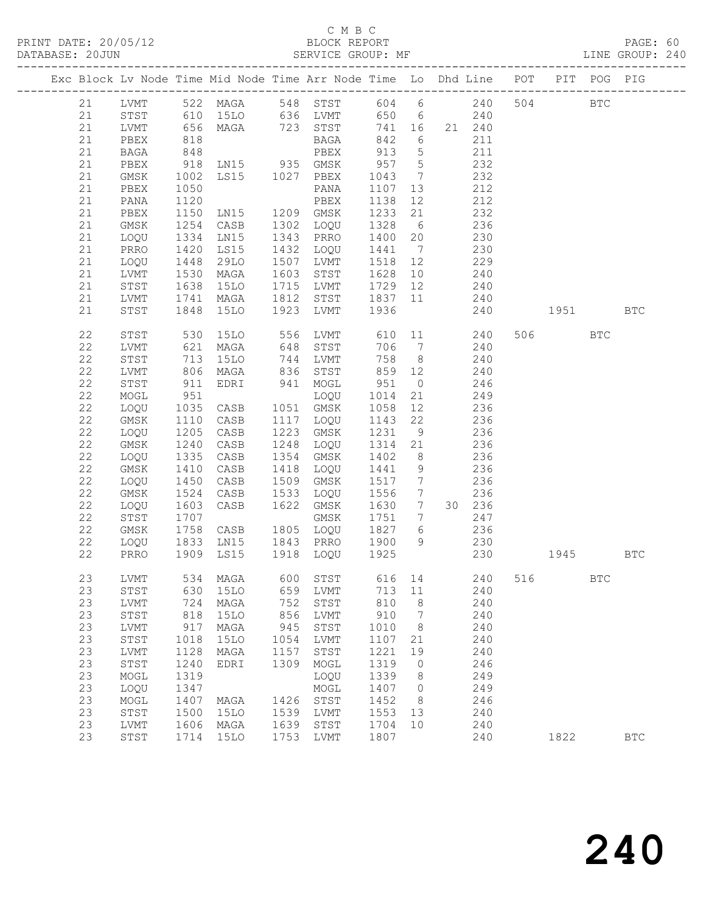C M B C
PRINT DATE: 20/05/12 BLOCK REPORT
DATABASE: 20JUN SERVICE GROUP: MF LINE GROUP: 240

| Exc | Block | Lv | Node | Time | Mid Node | Time | Arr Node | Time | Lo | Dhd | Line | POT | PIT | POG | PIG |
|---|---|---|---|---|---|---|---|---|---|---|---|---|---|---|---|
| | 21 | | LVMT | 522 | MAGA | 548 | STST | 604 | 6 | | 240 | 504 | | BTC | |
| | 21 | | STST | 610 | 15LO | 636 | LVMT | 650 | 6 | | 240 | | | | |
| | 21 | | LVMT | 656 | MAGA | 723 | STST | 741 | 16 | 21 | 240 | | | | |
| | 21 | | PBEX | 818 | | | BAGA | 842 | 6 | | 211 | | | | |
| | 21 | | BAGA | 848 | | | PBEX | 913 | 5 | | 211 | | | | |
| | 21 | | PBEX | 918 | LN15 | 935 | GMSK | 957 | 5 | | 232 | | | | |
| | 21 | | GMSK | 1002 | LS15 | 1027 | PBEX | 1043 | 7 | | 232 | | | | |
| | 21 | | PBEX | 1050 | | | PANA | 1107 | 13 | | 212 | | | | |
| | 21 | | PANA | 1120 | | | PBEX | 1138 | 12 | | 212 | | | | |
| | 21 | | PBEX | 1150 | LN15 | 1209 | GMSK | 1233 | 21 | | 232 | | | | |
| | 21 | | GMSK | 1254 | CASB | 1302 | LOQU | 1328 | 6 | | 236 | | | | |
| | 21 | | LOQU | 1334 | LN15 | 1343 | PRRO | 1400 | 20 | | 230 | | | | |
| | 21 | | PRRO | 1420 | LS15 | 1432 | LOQU | 1441 | 7 | | 230 | | | | |
| | 21 | | LOQU | 1448 | 29LO | 1507 | LVMT | 1518 | 12 | | 229 | | | | |
| | 21 | | LVMT | 1530 | MAGA | 1603 | STST | 1628 | 10 | | 240 | | | | |
| | 21 | | STST | 1638 | 15LO | 1715 | LVMT | 1729 | 12 | | 240 | | | | |
| | 21 | | LVMT | 1741 | MAGA | 1812 | STST | 1837 | 11 | | 240 | | | | |
| | 21 | | STST | 1848 | 15LO | 1923 | LVMT | 1936 | | | 240 | | 1951 | | BTC |
| | 22 | | STST | 530 | 15LO | 556 | LVMT | 610 | 11 | | 240 | 506 | | BTC | |
| | 22 | | LVMT | 621 | MAGA | 648 | STST | 706 | 7 | | 240 | | | | |
| | 22 | | STST | 713 | 15LO | 744 | LVMT | 758 | 8 | | 240 | | | | |
| | 22 | | LVMT | 806 | MAGA | 836 | STST | 859 | 12 | | 240 | | | | |
| | 22 | | STST | 911 | EDRI | 941 | MOGL | 951 | 0 | | 246 | | | | |
| | 22 | | MOGL | 951 | | | LOQU | 1014 | 21 | | 249 | | | | |
| | 22 | | LOQU | 1035 | CASB | 1051 | GMSK | 1058 | 12 | | 236 | | | | |
| | 22 | | GMSK | 1110 | CASB | 1117 | LOQU | 1143 | 22 | | 236 | | | | |
| | 22 | | LOQU | 1205 | CASB | 1223 | GMSK | 1231 | 9 | | 236 | | | | |
| | 22 | | GMSK | 1240 | CASB | 1248 | LOQU | 1314 | 21 | | 236 | | | | |
| | 22 | | LOQU | 1335 | CASB | 1354 | GMSK | 1402 | 8 | | 236 | | | | |
| | 22 | | GMSK | 1410 | CASB | 1418 | LOQU | 1441 | 9 | | 236 | | | | |
| | 22 | | LOQU | 1450 | CASB | 1509 | GMSK | 1517 | 7 | | 236 | | | | |
| | 22 | | GMSK | 1524 | CASB | 1533 | LOQU | 1556 | 7 | | 236 | | | | |
| | 22 | | LOQU | 1603 | CASB | 1622 | GMSK | 1630 | 7 | 30 | 236 | | | | |
| | 22 | | STST | 1707 | | | GMSK | 1751 | 7 | | 247 | | | | |
| | 22 | | GMSK | 1758 | CASB | 1805 | LOQU | 1827 | 6 | | 236 | | | | |
| | 22 | | LOQU | 1833 | LN15 | 1843 | PRRO | 1900 | 9 | | 230 | | | | |
| | 22 | | PRRO | 1909 | LS15 | 1918 | LOQU | 1925 | | | 230 | | 1945 | | BTC |
| | 23 | | LVMT | 534 | MAGA | 600 | STST | 616 | 14 | | 240 | 516 | | BTC | |
| | 23 | | STST | 630 | 15LO | 659 | LVMT | 713 | 11 | | 240 | | | | |
| | 23 | | LVMT | 724 | MAGA | 752 | STST | 810 | 8 | | 240 | | | | |
| | 23 | | STST | 818 | 15LO | 856 | LVMT | 910 | 7 | | 240 | | | | |
| | 23 | | LVMT | 917 | MAGA | 945 | STST | 1010 | 8 | | 240 | | | | |
| | 23 | | STST | 1018 | 15LO | 1054 | LVMT | 1107 | 21 | | 240 | | | | |
| | 23 | | LVMT | 1128 | MAGA | 1157 | STST | 1221 | 19 | | 240 | | | | |
| | 23 | | STST | 1240 | EDRI | 1309 | MOGL | 1319 | 0 | | 246 | | | | |
| | 23 | | MOGL | 1319 | | | LOQU | 1339 | 8 | | 249 | | | | |
| | 23 | | LOQU | 1347 | | | MOGL | 1407 | 0 | | 249 | | | | |
| | 23 | | MOGL | 1407 | MAGA | 1426 | STST | 1452 | 8 | | 246 | | | | |
| | 23 | | STST | 1500 | 15LO | 1539 | LVMT | 1553 | 13 | | 240 | | | | |
| | 23 | | LVMT | 1606 | MAGA | 1639 | STST | 1704 | 10 | | 240 | | | | |
| | 23 | | STST | 1714 | 15LO | 1753 | LVMT | 1807 | | | 240 | | 1822 | | BTC |

240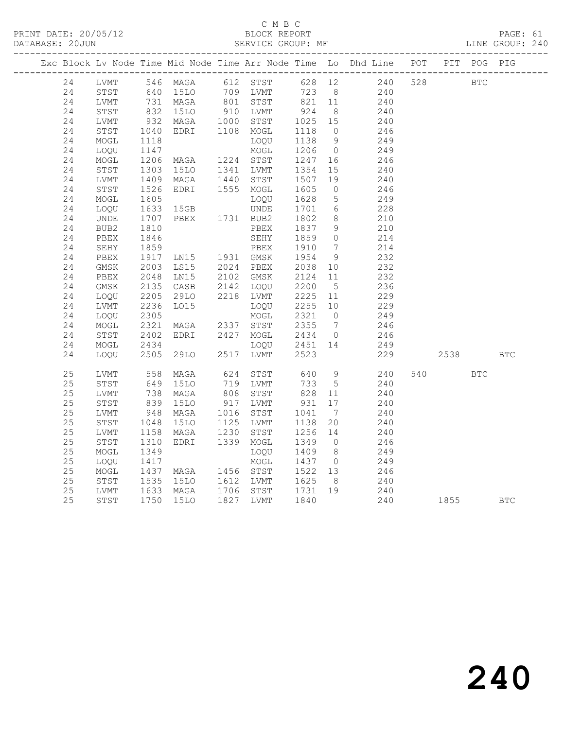C M B C

PRINT DATE: 20/05/12 BLOCK REPORT

DATABASE: 20JUN SERVICE GROUP: MF LINE GROUP: 240

| Exc | Block | Lv | Node | Time | Mid Node | Time | Arr Node | Time | Lo | Dhd Line | POT | PIT | POG | PIG |
|---|---|---|---|---|---|---|---|---|---|---|---|---|---|---|
| | 24 | | LVMT | 546 | MAGA | 612 | STST | 628 | 12 | 240 | 528 | | BTC | |
| | 24 | | STST | 640 | 15LO | 709 | LVMT | 723 | 8 | 240 | | | | |
| | 24 | | LVMT | 731 | MAGA | 801 | STST | 821 | 11 | 240 | | | | |
| | 24 | | STST | 832 | 15LO | 910 | LVMT | 924 | 8 | 240 | | | | |
| | 24 | | LVMT | 932 | MAGA | 1000 | STST | 1025 | 15 | 240 | | | | |
| | 24 | | STST | 1040 | EDRI | 1108 | MOGL | 1118 | 0 | 246 | | | | |
| | 24 | | MOGL | 1118 | | | LOQU | 1138 | 9 | 249 | | | | |
| | 24 | | LOQU | 1147 | | | MOGL | 1206 | 0 | 249 | | | | |
| | 24 | | MOGL | 1206 | MAGA | 1224 | STST | 1247 | 16 | 246 | | | | |
| | 24 | | STST | 1303 | 15LO | 1341 | LVMT | 1354 | 15 | 240 | | | | |
| | 24 | | LVMT | 1409 | MAGA | 1440 | STST | 1507 | 19 | 240 | | | | |
| | 24 | | STST | 1526 | EDRI | 1555 | MOGL | 1605 | 0 | 246 | | | | |
| | 24 | | MOGL | 1605 | | | LOQU | 1628 | 5 | 249 | | | | |
| | 24 | | LOQU | 1633 | 15GB | | UNDE | 1701 | 6 | 228 | | | | |
| | 24 | | UNDE | 1707 | PBEX | 1731 | BUB2 | 1802 | 8 | 210 | | | | |
| | 24 | | BUB2 | 1810 | | | PBEX | 1837 | 9 | 210 | | | | |
| | 24 | | PBEX | 1846 | | | SEHY | 1859 | 0 | 214 | | | | |
| | 24 | | SEHY | 1859 | | | PBEX | 1910 | 7 | 214 | | | | |
| | 24 | | PBEX | 1917 | LN15 | 1931 | GMSK | 1954 | 9 | 232 | | | | |
| | 24 | | GMSK | 2003 | LS15 | 2024 | PBEX | 2038 | 10 | 232 | | | | |
| | 24 | | PBEX | 2048 | LN15 | 2102 | GMSK | 2124 | 11 | 232 | | | | |
| | 24 | | GMSK | 2135 | CASB | 2142 | LOQU | 2200 | 5 | 236 | | | | |
| | 24 | | LOQU | 2205 | 29LO | 2218 | LVMT | 2225 | 11 | 229 | | | | |
| | 24 | | LVMT | 2236 | LO15 | | LOQU | 2255 | 10 | 229 | | | | |
| | 24 | | LOQU | 2305 | | | MOGL | 2321 | 0 | 249 | | | | |
| | 24 | | MOGL | 2321 | MAGA | 2337 | STST | 2355 | 7 | 246 | | | | |
| | 24 | | STST | 2402 | EDRI | 2427 | MOGL | 2434 | 0 | 246 | | | | |
| | 24 | | MOGL | 2434 | | | LOQU | 2451 | 14 | 249 | | | | |
| | 24 | | LOQU | 2505 | 29LO | 2517 | LVMT | 2523 | | 229 | | 2538 | | BTC |
| | 25 | | LVMT | 558 | MAGA | 624 | STST | 640 | 9 | 240 | 540 | | BTC | |
| | 25 | | STST | 649 | 15LO | 719 | LVMT | 733 | 5 | 240 | | | | |
| | 25 | | LVMT | 738 | MAGA | 808 | STST | 828 | 11 | 240 | | | | |
| | 25 | | STST | 839 | 15LO | 917 | LVMT | 931 | 17 | 240 | | | | |
| | 25 | | LVMT | 948 | MAGA | 1016 | STST | 1041 | 7 | 240 | | | | |
| | 25 | | STST | 1048 | 15LO | 1125 | LVMT | 1138 | 20 | 240 | | | | |
| | 25 | | LVMT | 1158 | MAGA | 1230 | STST | 1256 | 14 | 240 | | | | |
| | 25 | | STST | 1310 | EDRI | 1339 | MOGL | 1349 | 0 | 246 | | | | |
| | 25 | | MOGL | 1349 | | | LOQU | 1409 | 8 | 249 | | | | |
| | 25 | | LOQU | 1417 | | | MOGL | 1437 | 0 | 249 | | | | |
| | 25 | | MOGL | 1437 | MAGA | 1456 | STST | 1522 | 13 | 246 | | | | |
| | 25 | | STST | 1535 | 15LO | 1612 | LVMT | 1625 | 8 | 240 | | | | |
| | 25 | | LVMT | 1633 | MAGA | 1706 | STST | 1731 | 19 | 240 | | | | |
| | 25 | | STST | 1750 | 15LO | 1827 | LVMT | 1840 | | 240 | | 1855 | | BTC |

240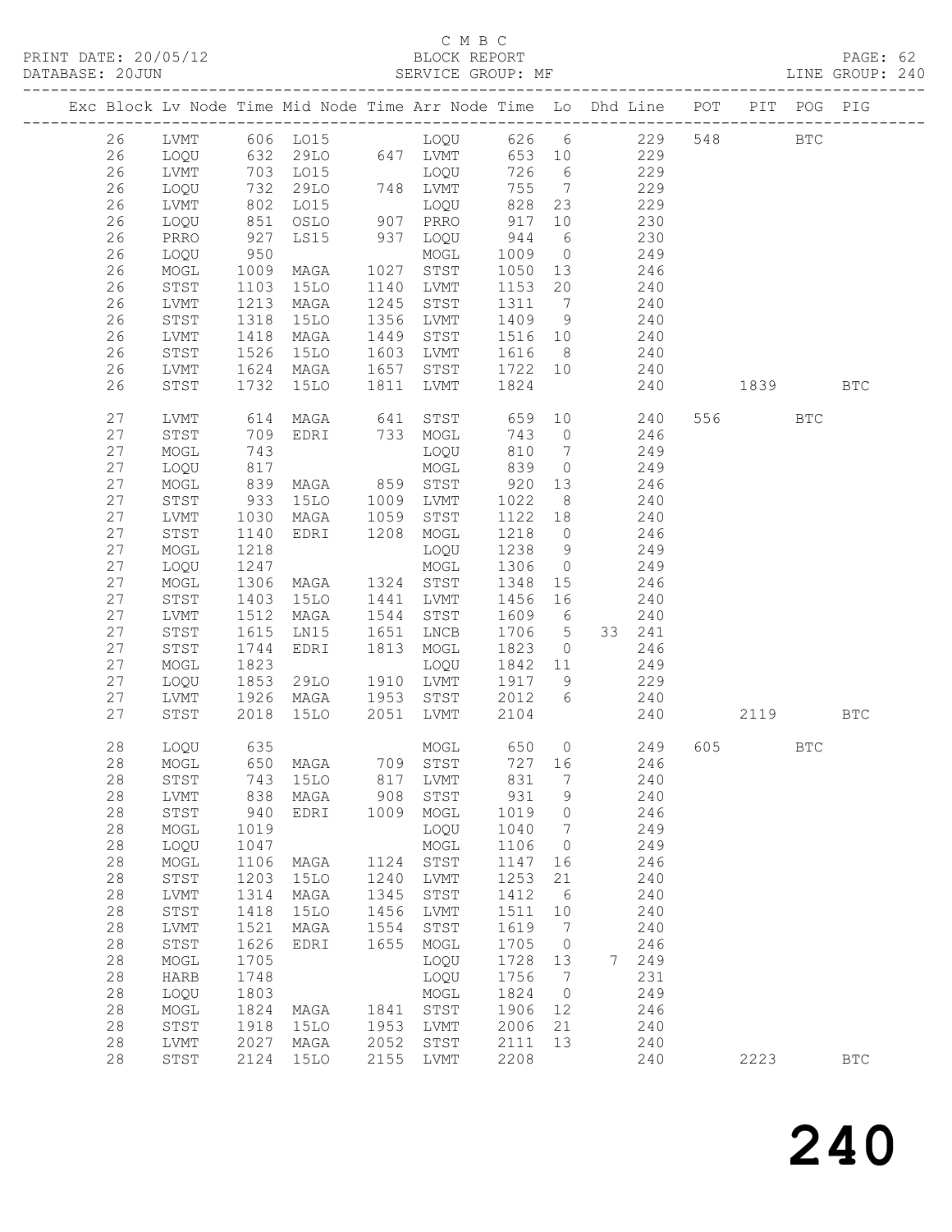C M B C

PRINT DATE: 20/05/12 BLOCK REPORT

DATABASE: 20JUN SERVICE GROUP: MF LINE GROUP: 240

| Exc | Block | Lv | Node | Time | Mid Node | Time | Arr Node | Time | Lo | Dhd Line | POT | PIT | POG | PIG |
|---|---|---|---|---|---|---|---|---|---|---|---|---|---|---|
| | 26 | | LVMT | 606 | LO15 | | LOQU | 626 | 6 | 229 | 548 | | BTC | |
| | 26 | | LOQU | 632 | 29LO | 647 | LVMT | 653 | 10 | 229 | | | | |
| | 26 | | LVMT | 703 | LO15 | | LOQU | 726 | 6 | 229 | | | | |
| | 26 | | LOQU | 732 | 29LO | 748 | LVMT | 755 | 7 | 229 | | | | |
| | 26 | | LVMT | 802 | LO15 | | LOQU | 828 | 23 | 229 | | | | |
| | 26 | | LOQU | 851 | OSLO | 907 | PRRO | 917 | 10 | 230 | | | | |
| | 26 | | PRRO | 927 | LS15 | 937 | LOQU | 944 | 6 | 230 | | | | |
| | 26 | | LOQU | 950 | | | MOGL | 1009 | 0 | 249 | | | | |
| | 26 | | MOGL | 1009 | MAGA | 1027 | STST | 1050 | 13 | 246 | | | | |
| | 26 | | STST | 1103 | 15LO | 1140 | LVMT | 1153 | 20 | 240 | | | | |
| | 26 | | LVMT | 1213 | MAGA | 1245 | STST | 1311 | 7 | 240 | | | | |
| | 26 | | STST | 1318 | 15LO | 1356 | LVMT | 1409 | 9 | 240 | | | | |
| | 26 | | LVMT | 1418 | MAGA | 1449 | STST | 1516 | 10 | 240 | | | | |
| | 26 | | STST | 1526 | 15LO | 1603 | LVMT | 1616 | 8 | 240 | | | | |
| | 26 | | LVMT | 1624 | MAGA | 1657 | STST | 1722 | 10 | 240 | | | | |
| | 26 | | STST | 1732 | 15LO | 1811 | LVMT | 1824 | | 240 | | 1839 | | BTC |
| | 27 | | LVMT | 614 | MAGA | 641 | STST | 659 | 10 | 240 | 556 | | BTC | |
| | 27 | | STST | 709 | EDRI | 733 | MOGL | 743 | 0 | 246 | | | | |
| | 27 | | MOGL | 743 | | | LOQU | 810 | 7 | 249 | | | | |
| | 27 | | LOQU | 817 | | | MOGL | 839 | 0 | 249 | | | | |
| | 27 | | MOGL | 839 | MAGA | 859 | STST | 920 | 13 | 246 | | | | |
| | 27 | | STST | 933 | 15LO | 1009 | LVMT | 1022 | 8 | 240 | | | | |
| | 27 | | LVMT | 1030 | MAGA | 1059 | STST | 1122 | 18 | 240 | | | | |
| | 27 | | STST | 1140 | EDRI | 1208 | MOGL | 1218 | 0 | 246 | | | | |
| | 27 | | MOGL | 1218 | | | LOQU | 1238 | 9 | 249 | | | | |
| | 27 | | LOQU | 1247 | | | MOGL | 1306 | 0 | 249 | | | | |
| | 27 | | MOGL | 1306 | MAGA | 1324 | STST | 1348 | 15 | 246 | | | | |
| | 27 | | STST | 1403 | 15LO | 1441 | LVMT | 1456 | 16 | 240 | | | | |
| | 27 | | LVMT | 1512 | MAGA | 1544 | STST | 1609 | 6 | 240 | | | | |
| | 27 | | STST | 1615 | LN15 | 1651 | LNCB | 1706 | 5 | 33 241 | | | | |
| | 27 | | STST | 1744 | EDRI | 1813 | MOGL | 1823 | 0 | 246 | | | | |
| | 27 | | MOGL | 1823 | | | LOQU | 1842 | 11 | 249 | | | | |
| | 27 | | LOQU | 1853 | 29LO | 1910 | LVMT | 1917 | 9 | 229 | | | | |
| | 27 | | LVMT | 1926 | MAGA | 1953 | STST | 2012 | 6 | 240 | | | | |
| | 27 | | STST | 2018 | 15LO | 2051 | LVMT | 2104 | | 240 | | 2119 | | BTC |
| | 28 | | LOQU | 635 | | | MOGL | 650 | 0 | 249 | 605 | | BTC | |
| | 28 | | MOGL | 650 | MAGA | 709 | STST | 727 | 16 | 246 | | | | |
| | 28 | | STST | 743 | 15LO | 817 | LVMT | 831 | 7 | 240 | | | | |
| | 28 | | LVMT | 838 | MAGA | 908 | STST | 931 | 9 | 240 | | | | |
| | 28 | | STST | 940 | EDRI | 1009 | MOGL | 1019 | 0 | 246 | | | | |
| | 28 | | MOGL | 1019 | | | LOQU | 1040 | 7 | 249 | | | | |
| | 28 | | LOQU | 1047 | | | MOGL | 1106 | 0 | 249 | | | | |
| | 28 | | MOGL | 1106 | MAGA | 1124 | STST | 1147 | 16 | 246 | | | | |
| | 28 | | STST | 1203 | 15LO | 1240 | LVMT | 1253 | 21 | 240 | | | | |
| | 28 | | LVMT | 1314 | MAGA | 1345 | STST | 1412 | 6 | 240 | | | | |
| | 28 | | STST | 1418 | 15LO | 1456 | LVMT | 1511 | 10 | 240 | | | | |
| | 28 | | LVMT | 1521 | MAGA | 1554 | STST | 1619 | 7 | 240 | | | | |
| | 28 | | STST | 1626 | EDRI | 1655 | MOGL | 1705 | 0 | 246 | | | | |
| | 28 | | MOGL | 1705 | | | LOQU | 1728 | 13 | 7 249 | | | | |
| | 28 | | HARB | 1748 | | | LOQU | 1756 | 7 | 231 | | | | |
| | 28 | | LOQU | 1803 | | | MOGL | 1824 | 0 | 249 | | | | |
| | 28 | | MOGL | 1824 | MAGA | 1841 | STST | 1906 | 12 | 246 | | | | |
| | 28 | | STST | 1918 | 15LO | 1953 | LVMT | 2006 | 21 | 240 | | | | |
| | 28 | | LVMT | 2027 | MAGA | 2052 | STST | 2111 | 13 | 240 | | | | |
| | 28 | | STST | 2124 | 15LO | 2155 | LVMT | 2208 | | 240 | | 2223 | | BTC |

240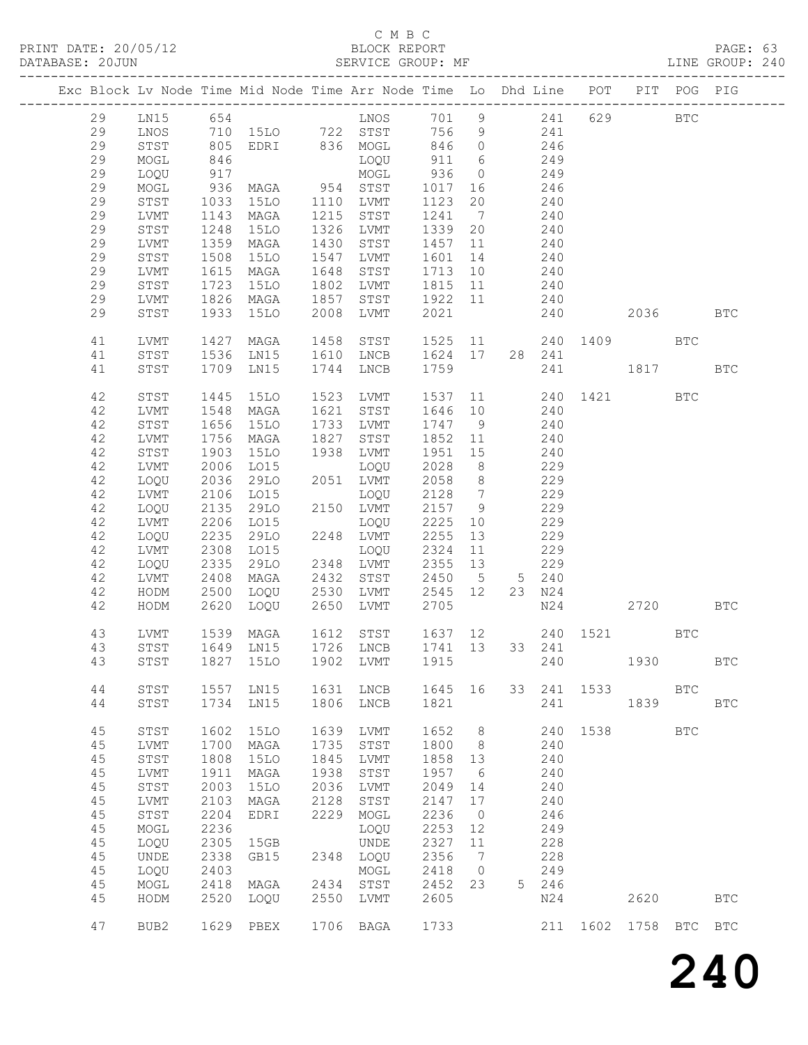C M B C
PRINT DATE: 20/05/12 BLOCK REPORT
DATABASE: 20JUN SERVICE GROUP: MF LINE GROUP: 240

| Exc | Block | Lv | Node | Time | Mid Node | Time | Arr Node | Time | Lo | Dhd | Line | POT | PIT | POG | PIG |
|---|---|---|---|---|---|---|---|---|---|---|---|---|---|---|---|
| | 29 | | LN15 | 654 | | | LNOS | 701 | 9 | | 241 | 629 | | BTC | |
| | 29 | | LNOS | 710 | 15LO | 722 | STST | 756 | 9 | | 241 | | | | |
| | 29 | | STST | 805 | EDRI | 836 | MOGL | 846 | 0 | | 246 | | | | |
| | 29 | | MOGL | 846 | | | LOQU | 911 | 6 | | 249 | | | | |
| | 29 | | LOQU | 917 | | | MOGL | 936 | 0 | | 249 | | | | |
| | 29 | | MOGL | 936 | MAGA | 954 | STST | 1017 | 16 | | 246 | | | | |
| | 29 | | STST | 1033 | 15LO | 1110 | LVMT | 1123 | 20 | | 240 | | | | |
| | 29 | | LVMT | 1143 | MAGA | 1215 | STST | 1241 | 7 | | 240 | | | | |
| | 29 | | STST | 1248 | 15LO | 1326 | LVMT | 1339 | 20 | | 240 | | | | |
| | 29 | | LVMT | 1359 | MAGA | 1430 | STST | 1457 | 11 | | 240 | | | | |
| | 29 | | STST | 1508 | 15LO | 1547 | LVMT | 1601 | 14 | | 240 | | | | |
| | 29 | | LVMT | 1615 | MAGA | 1648 | STST | 1713 | 10 | | 240 | | | | |
| | 29 | | STST | 1723 | 15LO | 1802 | LVMT | 1815 | 11 | | 240 | | | | |
| | 29 | | LVMT | 1826 | MAGA | 1857 | STST | 1922 | 11 | | 240 | | | | |
| | 29 | | STST | 1933 | 15LO | 2008 | LVMT | 2021 | | | 240 | | 2036 | | BTC |
| | 41 | | LVMT | 1427 | MAGA | 1458 | STST | 1525 | 11 | | 240 | 1409 | | BTC | |
| | 41 | | STST | 1536 | LN15 | 1610 | LNCB | 1624 | 17 | 28 | 241 | | | | |
| | 41 | | STST | 1709 | LN15 | 1744 | LNCB | 1759 | | | 241 | | 1817 | | BTC |
| | 42 | | STST | 1445 | 15LO | 1523 | LVMT | 1537 | 11 | | 240 | 1421 | | BTC | |
| | 42 | | LVMT | 1548 | MAGA | 1621 | STST | 1646 | 10 | | 240 | | | | |
| | 42 | | STST | 1656 | 15LO | 1733 | LVMT | 1747 | 9 | | 240 | | | | |
| | 42 | | LVMT | 1756 | MAGA | 1827 | STST | 1852 | 11 | | 240 | | | | |
| | 42 | | STST | 1903 | 15LO | 1938 | LVMT | 1951 | 15 | | 240 | | | | |
| | 42 | | LVMT | 2006 | LO15 | | LOQU | 2028 | 8 | | 229 | | | | |
| | 42 | | LOQU | 2036 | 29LO | 2051 | LVMT | 2058 | 8 | | 229 | | | | |
| | 42 | | LVMT | 2106 | LO15 | | LOQU | 2128 | 7 | | 229 | | | | |
| | 42 | | LOQU | 2135 | 29LO | 2150 | LVMT | 2157 | 9 | | 229 | | | | |
| | 42 | | LVMT | 2206 | LO15 | | LOQU | 2225 | 10 | | 229 | | | | |
| | 42 | | LOQU | 2235 | 29LO | 2248 | LVMT | 2255 | 13 | | 229 | | | | |
| | 42 | | LVMT | 2308 | LO15 | | LOQU | 2324 | 11 | | 229 | | | | |
| | 42 | | LOQU | 2335 | 29LO | 2348 | LVMT | 2355 | 13 | | 229 | | | | |
| | 42 | | LVMT | 2408 | MAGA | 2432 | STST | 2450 | 5 | 5 | 240 | | | | |
| | 42 | | HODM | 2500 | LOQU | 2530 | LVMT | 2545 | 12 | 23 | N24 | | | | |
| | 42 | | HODM | 2620 | LOQU | 2650 | LVMT | 2705 | | | N24 | | 2720 | | BTC |
| | 43 | | LVMT | 1539 | MAGA | 1612 | STST | 1637 | 12 | | 240 | 1521 | | BTC | |
| | 43 | | STST | 1649 | LN15 | 1726 | LNCB | 1741 | 13 | 33 | 241 | | | | |
| | 43 | | STST | 1827 | 15LO | 1902 | LVMT | 1915 | | | 240 | | 1930 | | BTC |
| | 44 | | STST | 1557 | LN15 | 1631 | LNCB | 1645 | 16 | 33 | 241 | 1533 | | BTC | |
| | 44 | | STST | 1734 | LN15 | 1806 | LNCB | 1821 | | | 241 | | 1839 | | BTC |
| | 45 | | STST | 1602 | 15LO | 1639 | LVMT | 1652 | 8 | | 240 | 1538 | | BTC | |
| | 45 | | LVMT | 1700 | MAGA | 1735 | STST | 1800 | 8 | | 240 | | | | |
| | 45 | | STST | 1808 | 15LO | 1845 | LVMT | 1858 | 13 | | 240 | | | | |
| | 45 | | LVMT | 1911 | MAGA | 1938 | STST | 1957 | 6 | | 240 | | | | |
| | 45 | | STST | 2003 | 15LO | 2036 | LVMT | 2049 | 14 | | 240 | | | | |
| | 45 | | LVMT | 2103 | MAGA | 2128 | STST | 2147 | 17 | | 240 | | | | |
| | 45 | | STST | 2204 | EDRI | 2229 | MOGL | 2236 | 0 | | 246 | | | | |
| | 45 | | MOGL | 2236 | | | LOQU | 2253 | 12 | | 249 | | | | |
| | 45 | | LOQU | 2305 | 15GB | | UNDE | 2327 | 11 | | 228 | | | | |
| | 45 | | UNDE | 2338 | GB15 | 2348 | LOQU | 2356 | 7 | | 228 | | | | |
| | 45 | | LOQU | 2403 | | | MOGL | 2418 | 0 | | 249 | | | | |
| | 45 | | MOGL | 2418 | MAGA | 2434 | STST | 2452 | 23 | 5 | 246 | | | | |
| | 45 | | HODM | 2520 | LOQU | 2550 | LVMT | 2605 | | | N24 | | 2620 | | BTC |
| | 47 | | BUB2 | 1629 | PBEX | 1706 | BAGA | 1733 | | | 211 | 1602 | 1758 | BTC | BTC |

240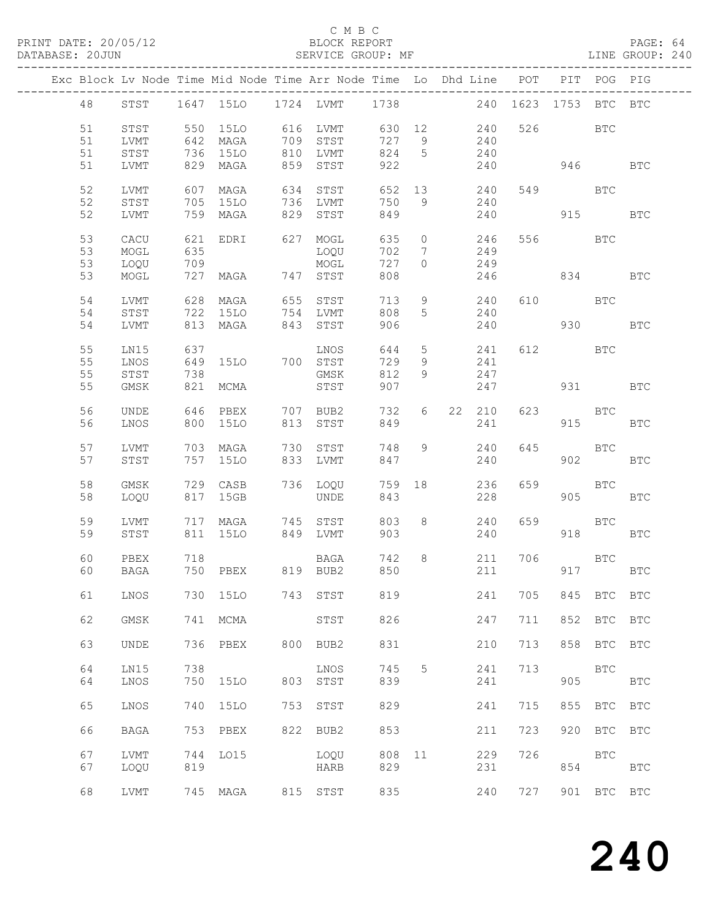C M B C

PRINT DATE: 20/05/12 BLOCK REPORT

DATABASE: 20JUN SERVICE GROUP: MF LINE GROUP: 240

| Exc | Block | Lv | Node | Time | Mid Node | Time | Arr Node | Time | Lo | Dhd Line | POT | PIT | POG | PIG |
|---|---|---|---|---|---|---|---|---|---|---|---|---|---|---|
| | 48 | STST | 1647 | 15LO | 1724 | LVMT | 1738 | | | 240 | 1623 | 1753 | BTC | BTC |
| | 51 | STST | 550 | 15LO | 616 | LVMT | 630 | 12 | | 240 | 526 | | BTC | |
| | 51 | LVMT | 642 | MAGA | 709 | STST | 727 | 9 | | 240 | | | | |
| | 51 | STST | 736 | 15LO | 810 | LVMT | 824 | 5 | | 240 | | | | |
| | 51 | LVMT | 829 | MAGA | 859 | STST | 922 | | | 240 | | 946 | | BTC |
| | 52 | LVMT | 607 | MAGA | 634 | STST | 652 | 13 | | 240 | 549 | | BTC | |
| | 52 | STST | 705 | 15LO | 736 | LVMT | 750 | 9 | | 240 | | | | |
| | 52 | LVMT | 759 | MAGA | 829 | STST | 849 | | | 240 | | 915 | | BTC |
| | 53 | CACU | 621 | EDRI | 627 | MOGL | 635 | 0 | | 246 | 556 | | BTC | |
| | 53 | MOGL | 635 | | | LOQU | 702 | 7 | | 249 | | | | |
| | 53 | LOQU | 709 | | | MOGL | 727 | 0 | | 249 | | | | |
| | 53 | MOGL | 727 | MAGA | 747 | STST | 808 | | | 246 | | 834 | | BTC |
| | 54 | LVMT | 628 | MAGA | 655 | STST | 713 | 9 | | 240 | 610 | | BTC | |
| | 54 | STST | 722 | 15LO | 754 | LVMT | 808 | 5 | | 240 | | | | |
| | 54 | LVMT | 813 | MAGA | 843 | STST | 906 | | | 240 | | 930 | | BTC |
| | 55 | LN15 | 637 | | | LNOS | 644 | 5 | | 241 | 612 | | BTC | |
| | 55 | LNOS | 649 | 15LO | 700 | STST | 729 | 9 | | 241 | | | | |
| | 55 | STST | 738 | | | GMSK | 812 | 9 | | 247 | | | | |
| | 55 | GMSK | 821 | MCMA | | STST | 907 | | | 247 | | 931 | | BTC |
| | 56 | UNDE | 646 | PBEX | 707 | BUB2 | 732 | 6 | 22 | 210 | 623 | | BTC | |
| | 56 | LNOS | 800 | 15LO | 813 | STST | 849 | | | 241 | | 915 | | BTC |
| | 57 | LVMT | 703 | MAGA | 730 | STST | 748 | 9 | | 240 | 645 | | BTC | |
| | 57 | STST | 757 | 15LO | 833 | LVMT | 847 | | | 240 | | 902 | | BTC |
| | 58 | GMSK | 729 | CASB | 736 | LOQU | 759 | 18 | | 236 | 659 | | BTC | |
| | 58 | LOQU | 817 | 15GB | | UNDE | 843 | | | 228 | | 905 | | BTC |
| | 59 | LVMT | 717 | MAGA | 745 | STST | 803 | 8 | | 240 | 659 | | BTC | |
| | 59 | STST | 811 | 15LO | 849 | LVMT | 903 | | | 240 | | 918 | | BTC |
| | 60 | PBEX | 718 | | | BAGA | 742 | 8 | | 211 | 706 | | BTC | |
| | 60 | BAGA | 750 | PBEX | 819 | BUB2 | 850 | | | 211 | | 917 | | BTC |
| | 61 | LNOS | 730 | 15LO | 743 | STST | 819 | | | 241 | 705 | 845 | BTC | BTC |
| | 62 | GMSK | 741 | MCMA | | STST | 826 | | | 247 | 711 | 852 | BTC | BTC |
| | 63 | UNDE | 736 | PBEX | 800 | BUB2 | 831 | | | 210 | 713 | 858 | BTC | BTC |
| | 64 | LN15 | 738 | | | LNOS | 745 | 5 | | 241 | 713 | | BTC | |
| | 64 | LNOS | 750 | 15LO | 803 | STST | 839 | | | 241 | | 905 | | BTC |
| | 65 | LNOS | 740 | 15LO | 753 | STST | 829 | | | 241 | 715 | 855 | BTC | BTC |
| | 66 | BAGA | 753 | PBEX | 822 | BUB2 | 853 | | | 211 | 723 | 920 | BTC | BTC |
| | 67 | LVMT | 744 | LO15 | | LOQU | 808 | 11 | | 229 | 726 | | BTC | |
| | 67 | LOQU | 819 | | | HARB | 829 | | | 231 | | 854 | | BTC |
| | 68 | LVMT | 745 | MAGA | 815 | STST | 835 | | | 240 | 727 | 901 | BTC | BTC |

# 240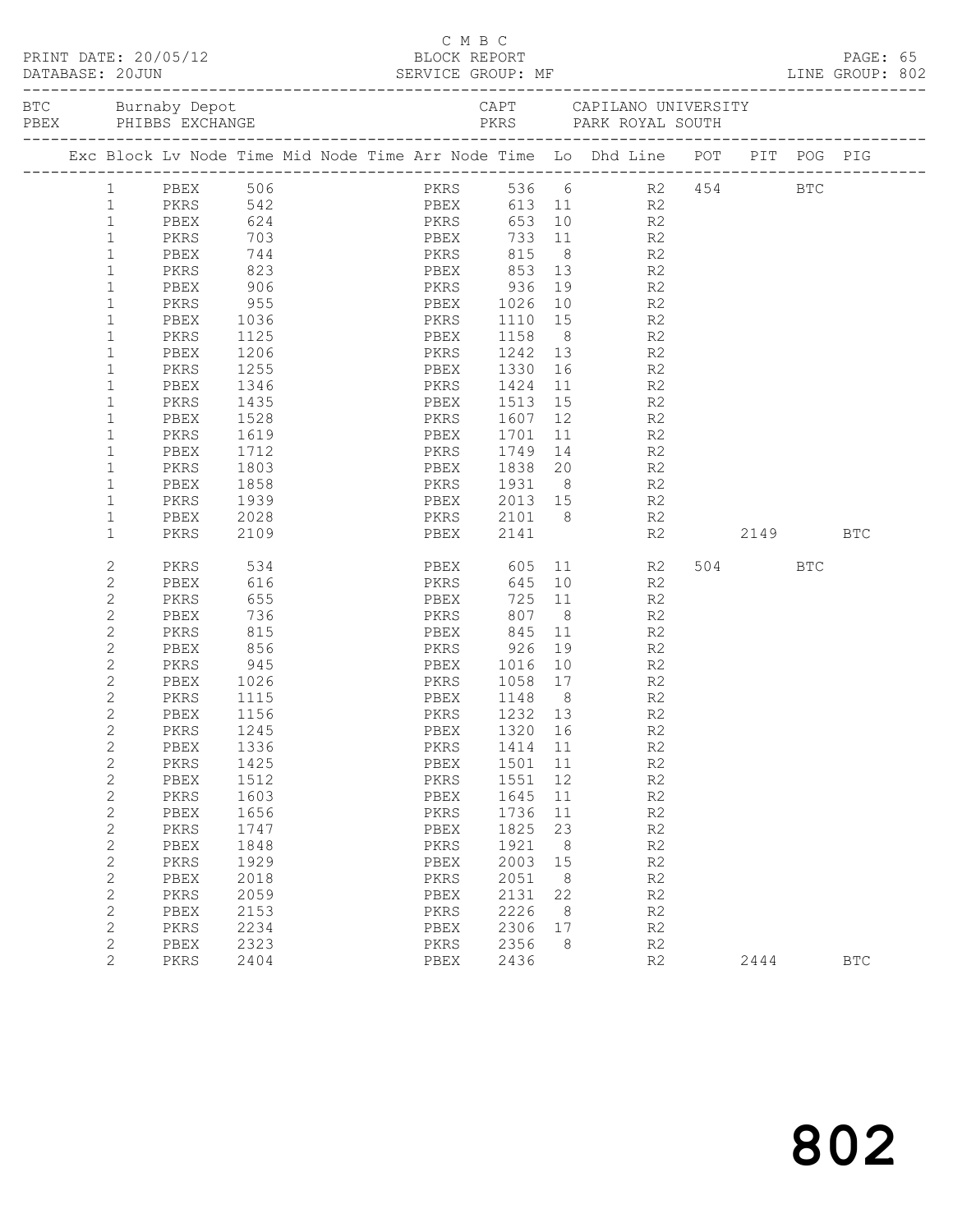C M B C

PRINT DATE: 20/05/12 BLOCK REPORT

DATABASE: 20JUN SERVICE GROUP: MF LINE GROUP: 802

BTC Burnaby Depot CAPT CAPILANO UNIVERSITY
PBEX PHIBBS EXCHANGE PKRS PARK ROYAL SOUTH

| Exc | Block | Lv | Node | Time | Mid Node | Time | Arr Node | Time | Lo | Dhd Line | POT | PIT | POG | PIG |
|---|---|---|---|---|---|---|---|---|---|---|---|---|---|---|
| | 1 | | PBEX | 506 | | | PKRS | 536 | 6 | R2 | 454 | | BTC | |
| | 1 | | PKRS | 542 | | | PBEX | 613 | 11 | R2 | | | | |
| | 1 | | PBEX | 624 | | | PKRS | 653 | 10 | R2 | | | | |
| | 1 | | PKRS | 703 | | | PBEX | 733 | 11 | R2 | | | | |
| | 1 | | PBEX | 744 | | | PKRS | 815 | 8 | R2 | | | | |
| | 1 | | PKRS | 823 | | | PBEX | 853 | 13 | R2 | | | | |
| | 1 | | PBEX | 906 | | | PKRS | 936 | 19 | R2 | | | | |
| | 1 | | PKRS | 955 | | | PBEX | 1026 | 10 | R2 | | | | |
| | 1 | | PBEX | 1036 | | | PKRS | 1110 | 15 | R2 | | | | |
| | 1 | | PKRS | 1125 | | | PBEX | 1158 | 8 | R2 | | | | |
| | 1 | | PBEX | 1206 | | | PKRS | 1242 | 13 | R2 | | | | |
| | 1 | | PKRS | 1255 | | | PBEX | 1330 | 16 | R2 | | | | |
| | 1 | | PBEX | 1346 | | | PKRS | 1424 | 11 | R2 | | | | |
| | 1 | | PKRS | 1435 | | | PBEX | 1513 | 15 | R2 | | | | |
| | 1 | | PBEX | 1528 | | | PKRS | 1607 | 12 | R2 | | | | |
| | 1 | | PKRS | 1619 | | | PBEX | 1701 | 11 | R2 | | | | |
| | 1 | | PBEX | 1712 | | | PKRS | 1749 | 14 | R2 | | | | |
| | 1 | | PKRS | 1803 | | | PBEX | 1838 | 20 | R2 | | | | |
| | 1 | | PBEX | 1858 | | | PKRS | 1931 | 8 | R2 | | | | |
| | 1 | | PKRS | 1939 | | | PBEX | 2013 | 15 | R2 | | | | |
| | 1 | | PBEX | 2028 | | | PKRS | 2101 | 8 | R2 | | | | |
| | 1 | | PKRS | 2109 | | | PBEX | 2141 | | R2 | | 2149 | | BTC |
| | 2 | | PKRS | 534 | | | PBEX | 605 | 11 | R2 | 504 | | BTC | |
| | 2 | | PBEX | 616 | | | PKRS | 645 | 10 | R2 | | | | |
| | 2 | | PKRS | 655 | | | PBEX | 725 | 11 | R2 | | | | |
| | 2 | | PBEX | 736 | | | PKRS | 807 | 8 | R2 | | | | |
| | 2 | | PKRS | 815 | | | PBEX | 845 | 11 | R2 | | | | |
| | 2 | | PBEX | 856 | | | PKRS | 926 | 19 | R2 | | | | |
| | 2 | | PKRS | 945 | | | PBEX | 1016 | 10 | R2 | | | | |
| | 2 | | PBEX | 1026 | | | PKRS | 1058 | 17 | R2 | | | | |
| | 2 | | PKRS | 1115 | | | PBEX | 1148 | 8 | R2 | | | | |
| | 2 | | PBEX | 1156 | | | PKRS | 1232 | 13 | R2 | | | | |
| | 2 | | PKRS | 1245 | | | PBEX | 1320 | 16 | R2 | | | | |
| | 2 | | PBEX | 1336 | | | PKRS | 1414 | 11 | R2 | | | | |
| | 2 | | PKRS | 1425 | | | PBEX | 1501 | 11 | R2 | | | | |
| | 2 | | PBEX | 1512 | | | PKRS | 1551 | 12 | R2 | | | | |
| | 2 | | PKRS | 1603 | | | PBEX | 1645 | 11 | R2 | | | | |
| | 2 | | PBEX | 1656 | | | PKRS | 1736 | 11 | R2 | | | | |
| | 2 | | PKRS | 1747 | | | PBEX | 1825 | 23 | R2 | | | | |
| | 2 | | PBEX | 1848 | | | PKRS | 1921 | 8 | R2 | | | | |
| | 2 | | PKRS | 1929 | | | PBEX | 2003 | 15 | R2 | | | | |
| | 2 | | PBEX | 2018 | | | PKRS | 2051 | 8 | R2 | | | | |
| | 2 | | PKRS | 2059 | | | PBEX | 2131 | 22 | R2 | | | | |
| | 2 | | PBEX | 2153 | | | PKRS | 2226 | 8 | R2 | | | | |
| | 2 | | PKRS | 2234 | | | PBEX | 2306 | 17 | R2 | | | | |
| | 2 | | PBEX | 2323 | | | PKRS | 2356 | 8 | R2 | | | | |
| | 2 | | PKRS | 2404 | | | PBEX | 2436 | | R2 | | 2444 | | BTC |

802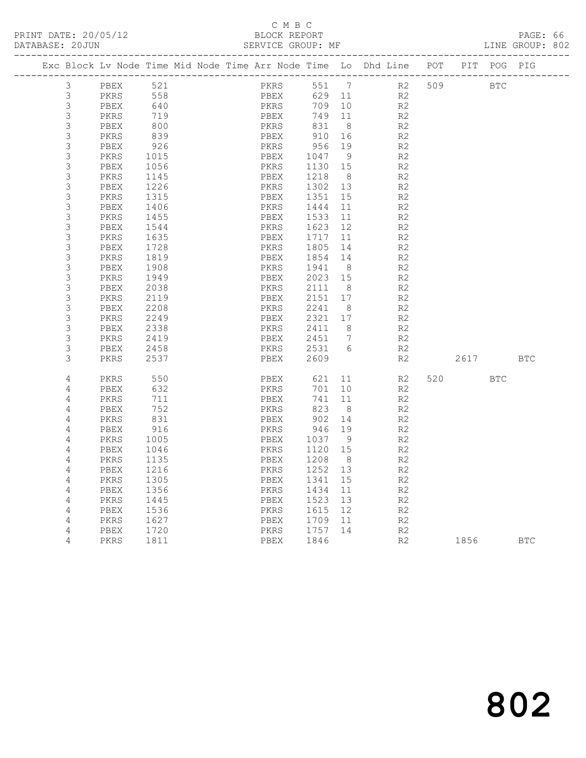C M B C

PRINT DATE: 20/05/12 BLOCK REPORT PAGE: 66

DATABASE: 20JUN SERVICE GROUP: MF LINE GROUP: 802

| Exc | Block | Lv | Node | Time | Mid Node | Time | Arr Node | Time | Lo | Dhd Line | POT | PIT | POG | PIG |
|---|---|---|---|---|---|---|---|---|---|---|---|---|---|---|
| | 3 | | PBEX | 521 | | | PKRS | 551 | 7 | R2 | 509 | | BTC | |
| | 3 | | PKRS | 558 | | | PBEX | 629 | 11 | R2 | | | | |
| | 3 | | PBEX | 640 | | | PKRS | 709 | 10 | R2 | | | | |
| | 3 | | PKRS | 719 | | | PBEX | 749 | 11 | R2 | | | | |
| | 3 | | PBEX | 800 | | | PKRS | 831 | 8 | R2 | | | | |
| | 3 | | PKRS | 839 | | | PBEX | 910 | 16 | R2 | | | | |
| | 3 | | PBEX | 926 | | | PKRS | 956 | 19 | R2 | | | | |
| | 3 | | PKRS | 1015 | | | PBEX | 1047 | 9 | R2 | | | | |
| | 3 | | PBEX | 1056 | | | PKRS | 1130 | 15 | R2 | | | | |
| | 3 | | PKRS | 1145 | | | PBEX | 1218 | 8 | R2 | | | | |
| | 3 | | PBEX | 1226 | | | PKRS | 1302 | 13 | R2 | | | | |
| | 3 | | PKRS | 1315 | | | PBEX | 1351 | 15 | R2 | | | | |
| | 3 | | PBEX | 1406 | | | PKRS | 1444 | 11 | R2 | | | | |
| | 3 | | PKRS | 1455 | | | PBEX | 1533 | 11 | R2 | | | | |
| | 3 | | PBEX | 1544 | | | PKRS | 1623 | 12 | R2 | | | | |
| | 3 | | PKRS | 1635 | | | PBEX | 1717 | 11 | R2 | | | | |
| | 3 | | PBEX | 1728 | | | PKRS | 1805 | 14 | R2 | | | | |
| | 3 | | PKRS | 1819 | | | PBEX | 1854 | 14 | R2 | | | | |
| | 3 | | PBEX | 1908 | | | PKRS | 1941 | 8 | R2 | | | | |
| | 3 | | PKRS | 1949 | | | PBEX | 2023 | 15 | R2 | | | | |
| | 3 | | PBEX | 2038 | | | PKRS | 2111 | 8 | R2 | | | | |
| | 3 | | PKRS | 2119 | | | PBEX | 2151 | 17 | R2 | | | | |
| | 3 | | PBEX | 2208 | | | PKRS | 2241 | 8 | R2 | | | | |
| | 3 | | PKRS | 2249 | | | PBEX | 2321 | 17 | R2 | | | | |
| | 3 | | PBEX | 2338 | | | PKRS | 2411 | 8 | R2 | | | | |
| | 3 | | PKRS | 2419 | | | PBEX | 2451 | 7 | R2 | | | | |
| | 3 | | PBEX | 2458 | | | PKRS | 2531 | 6 | R2 | | | | |
| | 3 | | PKRS | 2537 | | | PBEX | 2609 | | R2 | | 2617 | | BTC |
| | 4 | | PKRS | 550 | | | PBEX | 621 | 11 | R2 | 520 | | BTC | |
| | 4 | | PBEX | 632 | | | PKRS | 701 | 10 | R2 | | | | |
| | 4 | | PKRS | 711 | | | PBEX | 741 | 11 | R2 | | | | |
| | 4 | | PBEX | 752 | | | PKRS | 823 | 8 | R2 | | | | |
| | 4 | | PKRS | 831 | | | PBEX | 902 | 14 | R2 | | | | |
| | 4 | | PBEX | 916 | | | PKRS | 946 | 19 | R2 | | | | |
| | 4 | | PKRS | 1005 | | | PBEX | 1037 | 9 | R2 | | | | |
| | 4 | | PBEX | 1046 | | | PKRS | 1120 | 15 | R2 | | | | |
| | 4 | | PKRS | 1135 | | | PBEX | 1208 | 8 | R2 | | | | |
| | 4 | | PBEX | 1216 | | | PKRS | 1252 | 13 | R2 | | | | |
| | 4 | | PKRS | 1305 | | | PBEX | 1341 | 15 | R2 | | | | |
| | 4 | | PBEX | 1356 | | | PKRS | 1434 | 11 | R2 | | | | |
| | 4 | | PKRS | 1445 | | | PBEX | 1523 | 13 | R2 | | | | |
| | 4 | | PBEX | 1536 | | | PKRS | 1615 | 12 | R2 | | | | |
| | 4 | | PKRS | 1627 | | | PBEX | 1709 | 11 | R2 | | | | |
| | 4 | | PBEX | 1720 | | | PKRS | 1757 | 14 | R2 | | | | |
| | 4 | | PKRS | 1811 | | | PBEX | 1846 | | R2 | | 1856 | | BTC |

802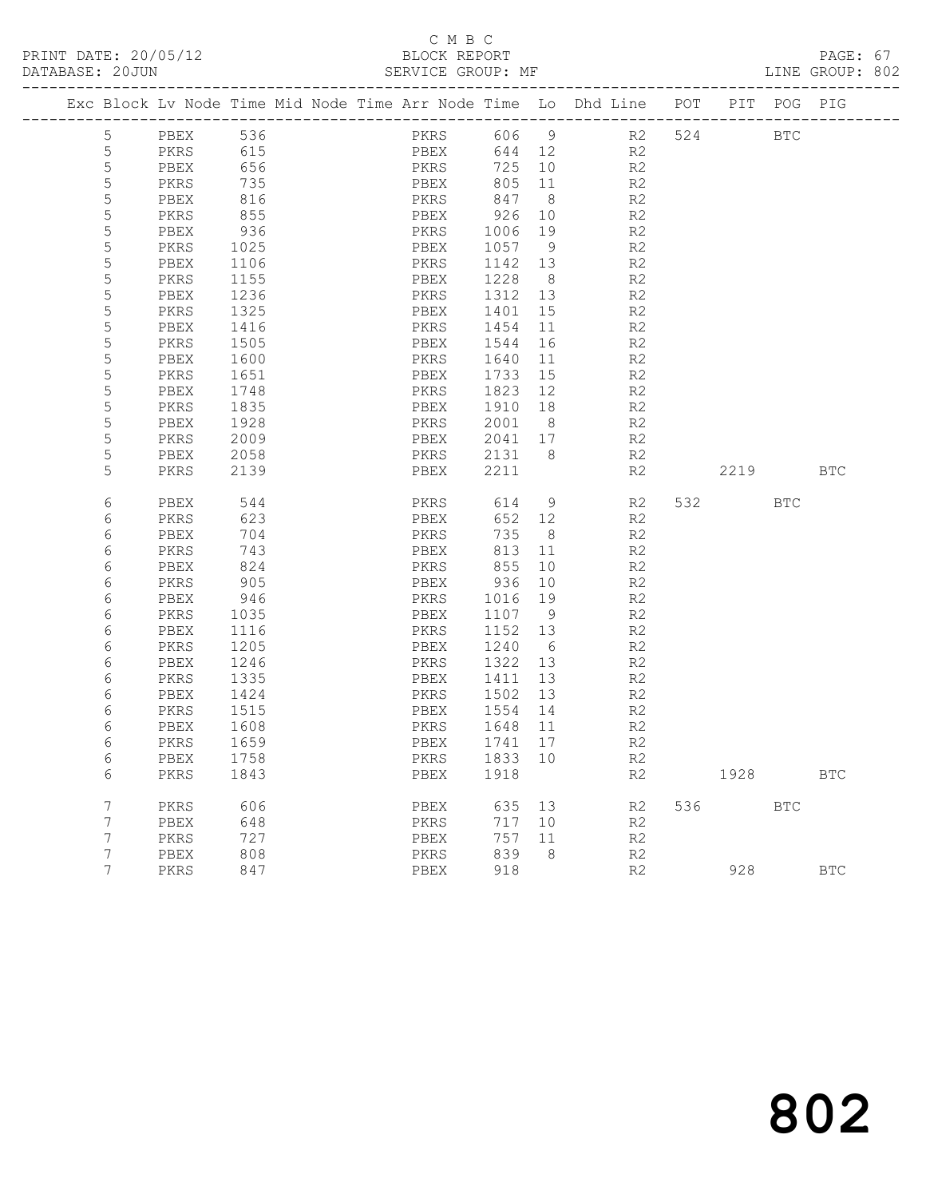C M B C

PRINT DATE: 20/05/12 BLOCK REPORT

DATABASE: 20JUN SERVICE GROUP: MF LINE GROUP: 802

| Exc | Block | Lv | Node | Time | Mid Node | Time | Arr Node | Time | Lo | Dhd Line | POT | PIT | POG | PIG |
|---|---|---|---|---|---|---|---|---|---|---|---|---|---|---|
| | 5 | | PBEX | 536 | | | PKRS | 606 | 9 | R2 | 524 | | BTC | |
| | 5 | | PKRS | 615 | | | PBEX | 644 | 12 | R2 | | | | |
| | 5 | | PBEX | 656 | | | PKRS | 725 | 10 | R2 | | | | |
| | 5 | | PKRS | 735 | | | PBEX | 805 | 11 | R2 | | | | |
| | 5 | | PBEX | 816 | | | PKRS | 847 | 8 | R2 | | | | |
| | 5 | | PKRS | 855 | | | PBEX | 926 | 10 | R2 | | | | |
| | 5 | | PBEX | 936 | | | PKRS | 1006 | 19 | R2 | | | | |
| | 5 | | PKRS | 1025 | | | PBEX | 1057 | 9 | R2 | | | | |
| | 5 | | PBEX | 1106 | | | PKRS | 1142 | 13 | R2 | | | | |
| | 5 | | PKRS | 1155 | | | PBEX | 1228 | 8 | R2 | | | | |
| | 5 | | PBEX | 1236 | | | PKRS | 1312 | 13 | R2 | | | | |
| | 5 | | PKRS | 1325 | | | PBEX | 1401 | 15 | R2 | | | | |
| | 5 | | PBEX | 1416 | | | PKRS | 1454 | 11 | R2 | | | | |
| | 5 | | PKRS | 1505 | | | PBEX | 1544 | 16 | R2 | | | | |
| | 5 | | PBEX | 1600 | | | PKRS | 1640 | 11 | R2 | | | | |
| | 5 | | PKRS | 1651 | | | PBEX | 1733 | 15 | R2 | | | | |
| | 5 | | PBEX | 1748 | | | PKRS | 1823 | 12 | R2 | | | | |
| | 5 | | PKRS | 1835 | | | PBEX | 1910 | 18 | R2 | | | | |
| | 5 | | PBEX | 1928 | | | PKRS | 2001 | 8 | R2 | | | | |
| | 5 | | PKRS | 2009 | | | PBEX | 2041 | 17 | R2 | | | | |
| | 5 | | PBEX | 2058 | | | PKRS | 2131 | 8 | R2 | | | | |
| | 5 | | PKRS | 2139 | | | PBEX | 2211 | | R2 | | 2219 | | BTC |
| | 6 | | PBEX | 544 | | | PKRS | 614 | 9 | R2 | 532 | | BTC | |
| | 6 | | PKRS | 623 | | | PBEX | 652 | 12 | R2 | | | | |
| | 6 | | PBEX | 704 | | | PKRS | 735 | 8 | R2 | | | | |
| | 6 | | PKRS | 743 | | | PBEX | 813 | 11 | R2 | | | | |
| | 6 | | PBEX | 824 | | | PKRS | 855 | 10 | R2 | | | | |
| | 6 | | PKRS | 905 | | | PBEX | 936 | 10 | R2 | | | | |
| | 6 | | PBEX | 946 | | | PKRS | 1016 | 19 | R2 | | | | |
| | 6 | | PKRS | 1035 | | | PBEX | 1107 | 9 | R2 | | | | |
| | 6 | | PBEX | 1116 | | | PKRS | 1152 | 13 | R2 | | | | |
| | 6 | | PKRS | 1205 | | | PBEX | 1240 | 6 | R2 | | | | |
| | 6 | | PBEX | 1246 | | | PKRS | 1322 | 13 | R2 | | | | |
| | 6 | | PKRS | 1335 | | | PBEX | 1411 | 13 | R2 | | | | |
| | 6 | | PBEX | 1424 | | | PKRS | 1502 | 13 | R2 | | | | |
| | 6 | | PKRS | 1515 | | | PBEX | 1554 | 14 | R2 | | | | |
| | 6 | | PBEX | 1608 | | | PKRS | 1648 | 11 | R2 | | | | |
| | 6 | | PKRS | 1659 | | | PBEX | 1741 | 17 | R2 | | | | |
| | 6 | | PBEX | 1758 | | | PKRS | 1833 | 10 | R2 | | | | |
| | 6 | | PKRS | 1843 | | | PBEX | 1918 | | R2 | | 1928 | | BTC |
| | 7 | | PKRS | 606 | | | PBEX | 635 | 13 | R2 | 536 | | BTC | |
| | 7 | | PBEX | 648 | | | PKRS | 717 | 10 | R2 | | | | |
| | 7 | | PKRS | 727 | | | PBEX | 757 | 11 | R2 | | | | |
| | 7 | | PBEX | 808 | | | PKRS | 839 | 8 | R2 | | | | |
| | 7 | | PKRS | 847 | | | PBEX | 918 | | R2 | | 928 | | BTC |

802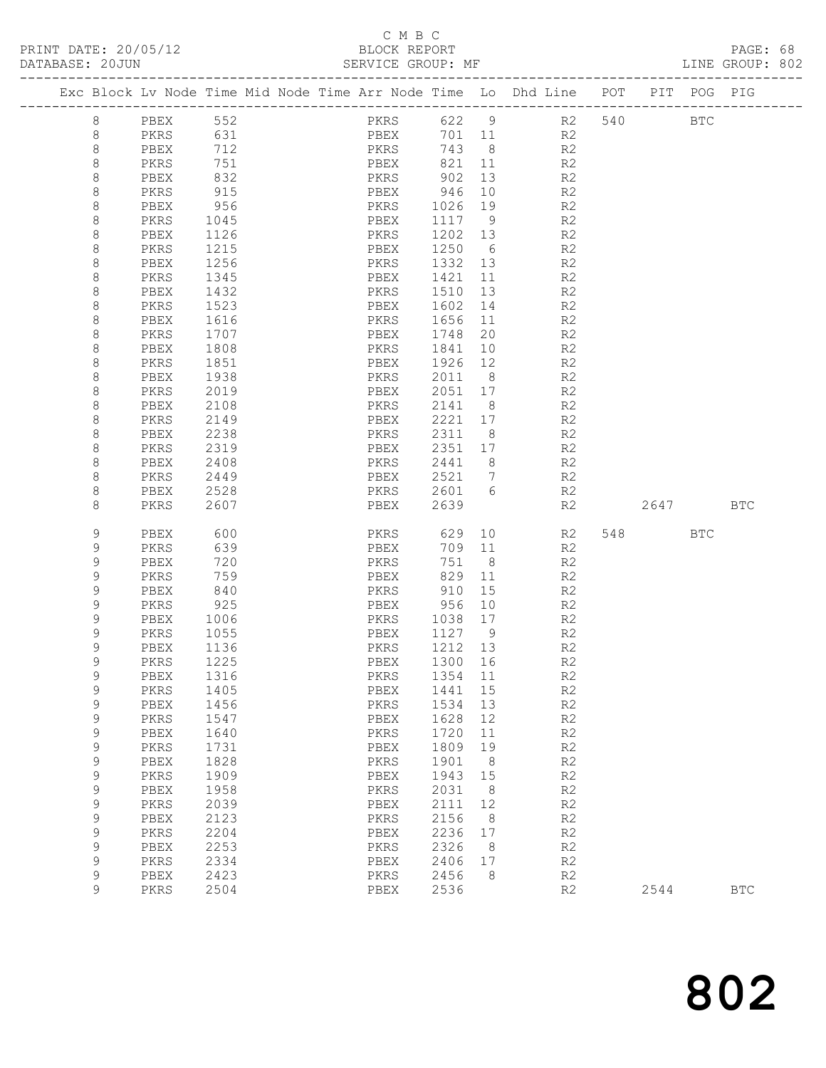C M B C
PRINT DATE: 20/05/12 BLOCK REPORT
DATABASE: 20JUN SERVICE GROUP: MF LINE GROUP: 802

| Exc | Block | Lv | Node | Time | Mid | Node | Time | Arr | Node | Time | Lo | Dhd Line | POT | PIT | POG | PIG |
|---|---|---|---|---|---|---|---|---|---|---|---|---|---|---|---|---|
| | 8 | | PBEX | 552 | | | | | PKRS | 622 | 9 | R2 | 540 | | BTC | |
| | 8 | | PKRS | 631 | | | | | PBEX | 701 | 11 | R2 | | | | |
| | 8 | | PBEX | 712 | | | | | PKRS | 743 | 8 | R2 | | | | |
| | 8 | | PKRS | 751 | | | | | PBEX | 821 | 11 | R2 | | | | |
| | 8 | | PBEX | 832 | | | | | PKRS | 902 | 13 | R2 | | | | |
| | 8 | | PKRS | 915 | | | | | PBEX | 946 | 10 | R2 | | | | |
| | 8 | | PBEX | 956 | | | | | PKRS | 1026 | 19 | R2 | | | | |
| | 8 | | PKRS | 1045 | | | | | PBEX | 1117 | 9 | R2 | | | | |
| | 8 | | PBEX | 1126 | | | | | PKRS | 1202 | 13 | R2 | | | | |
| | 8 | | PKRS | 1215 | | | | | PBEX | 1250 | 6 | R2 | | | | |
| | 8 | | PBEX | 1256 | | | | | PKRS | 1332 | 13 | R2 | | | | |
| | 8 | | PKRS | 1345 | | | | | PBEX | 1421 | 11 | R2 | | | | |
| | 8 | | PBEX | 1432 | | | | | PKRS | 1510 | 13 | R2 | | | | |
| | 8 | | PKRS | 1523 | | | | | PBEX | 1602 | 14 | R2 | | | | |
| | 8 | | PBEX | 1616 | | | | | PKRS | 1656 | 11 | R2 | | | | |
| | 8 | | PKRS | 1707 | | | | | PBEX | 1748 | 20 | R2 | | | | |
| | 8 | | PBEX | 1808 | | | | | PKRS | 1841 | 10 | R2 | | | | |
| | 8 | | PKRS | 1851 | | | | | PBEX | 1926 | 12 | R2 | | | | |
| | 8 | | PBEX | 1938 | | | | | PKRS | 2011 | 8 | R2 | | | | |
| | 8 | | PKRS | 2019 | | | | | PBEX | 2051 | 17 | R2 | | | | |
| | 8 | | PBEX | 2108 | | | | | PKRS | 2141 | 8 | R2 | | | | |
| | 8 | | PKRS | 2149 | | | | | PBEX | 2221 | 17 | R2 | | | | |
| | 8 | | PBEX | 2238 | | | | | PKRS | 2311 | 8 | R2 | | | | |
| | 8 | | PKRS | 2319 | | | | | PBEX | 2351 | 17 | R2 | | | | |
| | 8 | | PBEX | 2408 | | | | | PKRS | 2441 | 8 | R2 | | | | |
| | 8 | | PKRS | 2449 | | | | | PBEX | 2521 | 7 | R2 | | | | |
| | 8 | | PBEX | 2528 | | | | | PKRS | 2601 | 6 | R2 | | | | |
| | 8 | | PKRS | 2607 | | | | | PBEX | 2639 | | R2 | | 2647 | | BTC |
| | 9 | | PBEX | 600 | | | | | PKRS | 629 | 10 | R2 | 548 | | BTC | |
| | 9 | | PKRS | 639 | | | | | PBEX | 709 | 11 | R2 | | | | |
| | 9 | | PBEX | 720 | | | | | PKRS | 751 | 8 | R2 | | | | |
| | 9 | | PKRS | 759 | | | | | PBEX | 829 | 11 | R2 | | | | |
| | 9 | | PBEX | 840 | | | | | PKRS | 910 | 15 | R2 | | | | |
| | 9 | | PKRS | 925 | | | | | PBEX | 956 | 10 | R2 | | | | |
| | 9 | | PBEX | 1006 | | | | | PKRS | 1038 | 17 | R2 | | | | |
| | 9 | | PKRS | 1055 | | | | | PBEX | 1127 | 9 | R2 | | | | |
| | 9 | | PBEX | 1136 | | | | | PKRS | 1212 | 13 | R2 | | | | |
| | 9 | | PKRS | 1225 | | | | | PBEX | 1300 | 16 | R2 | | | | |
| | 9 | | PBEX | 1316 | | | | | PKRS | 1354 | 11 | R2 | | | | |
| | 9 | | PKRS | 1405 | | | | | PBEX | 1441 | 15 | R2 | | | | |
| | 9 | | PBEX | 1456 | | | | | PKRS | 1534 | 13 | R2 | | | | |
| | 9 | | PKRS | 1547 | | | | | PBEX | 1628 | 12 | R2 | | | | |
| | 9 | | PBEX | 1640 | | | | | PKRS | 1720 | 11 | R2 | | | | |
| | 9 | | PKRS | 1731 | | | | | PBEX | 1809 | 19 | R2 | | | | |
| | 9 | | PBEX | 1828 | | | | | PKRS | 1901 | 8 | R2 | | | | |
| | 9 | | PKRS | 1909 | | | | | PBEX | 1943 | 15 | R2 | | | | |
| | 9 | | PBEX | 1958 | | | | | PKRS | 2031 | 8 | R2 | | | | |
| | 9 | | PKRS | 2039 | | | | | PBEX | 2111 | 12 | R2 | | | | |
| | 9 | | PBEX | 2123 | | | | | PKRS | 2156 | 8 | R2 | | | | |
| | 9 | | PKRS | 2204 | | | | | PBEX | 2236 | 17 | R2 | | | | |
| | 9 | | PBEX | 2253 | | | | | PKRS | 2326 | 8 | R2 | | | | |
| | 9 | | PKRS | 2334 | | | | | PBEX | 2406 | 17 | R2 | | | | |
| | 9 | | PBEX | 2423 | | | | | PKRS | 2456 | 8 | R2 | | | | |
| | 9 | | PKRS | 2504 | | | | | PBEX | 2536 | | R2 | | 2544 | | BTC |

# 802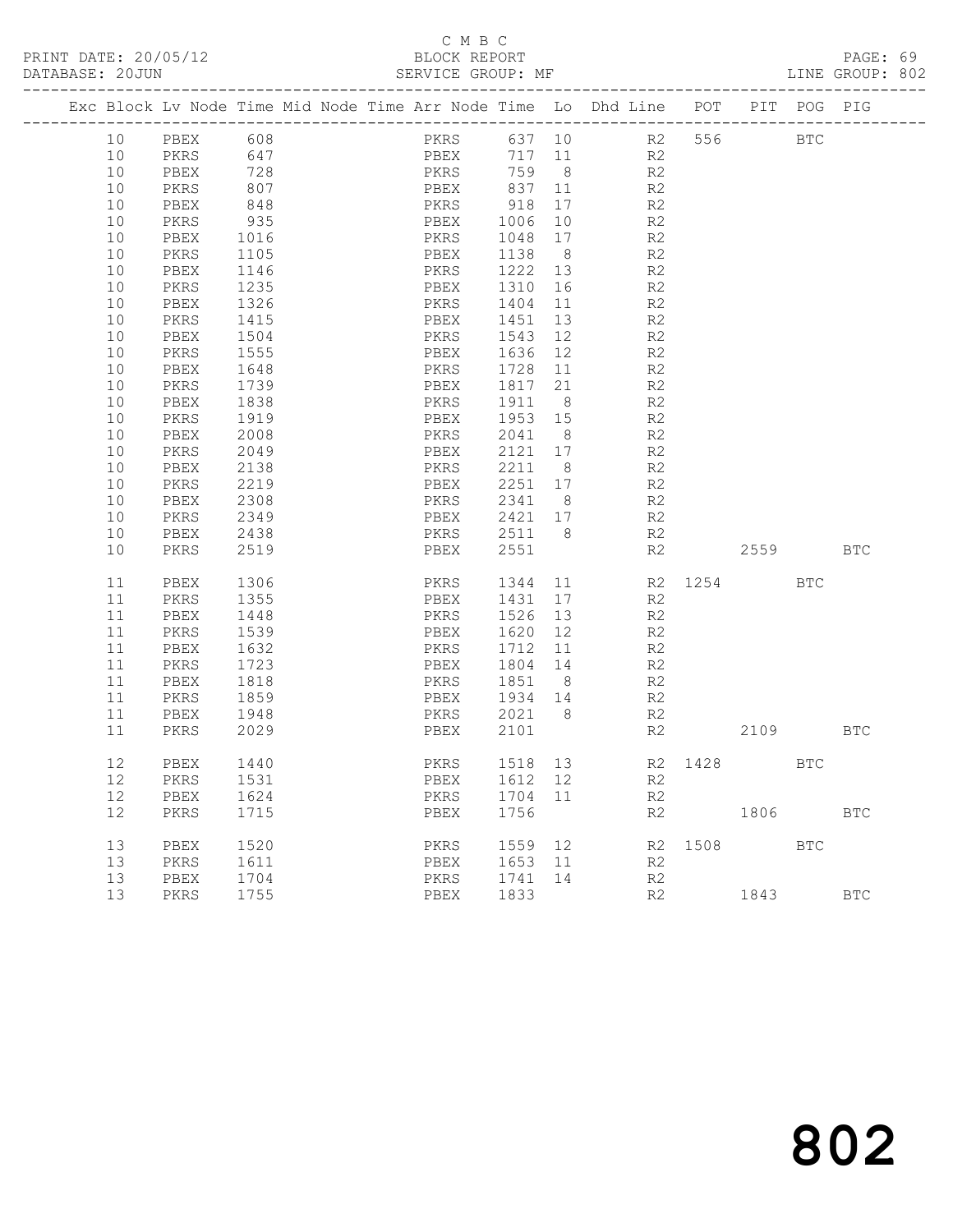C M B C

PRINT DATE: 20/05/12 BLOCK REPORT PAGE: 69
DATABASE: 20JUN SERVICE GROUP: MF LINE GROUP: 802

| Exc | Block | Lv | Node | Time | Mid Node | Time | Arr Node | Time | Lo | Dhd Line | POT | PIT | POG | PIG |
|---|---|---|---|---|---|---|---|---|---|---|---|---|---|---|
| | 10 | | PBEX | 608 | | | PKRS | 637 | 10 | R2 | 556 | | BTC | |
| | 10 | | PKRS | 647 | | | PBEX | 717 | 11 | R2 | | | | |
| | 10 | | PBEX | 728 | | | PKRS | 759 | 8 | R2 | | | | |
| | 10 | | PKRS | 807 | | | PBEX | 837 | 11 | R2 | | | | |
| | 10 | | PBEX | 848 | | | PKRS | 918 | 17 | R2 | | | | |
| | 10 | | PKRS | 935 | | | PBEX | 1006 | 10 | R2 | | | | |
| | 10 | | PBEX | 1016 | | | PKRS | 1048 | 17 | R2 | | | | |
| | 10 | | PKRS | 1105 | | | PBEX | 1138 | 8 | R2 | | | | |
| | 10 | | PBEX | 1146 | | | PKRS | 1222 | 13 | R2 | | | | |
| | 10 | | PKRS | 1235 | | | PBEX | 1310 | 16 | R2 | | | | |
| | 10 | | PBEX | 1326 | | | PKRS | 1404 | 11 | R2 | | | | |
| | 10 | | PKRS | 1415 | | | PBEX | 1451 | 13 | R2 | | | | |
| | 10 | | PBEX | 1504 | | | PKRS | 1543 | 12 | R2 | | | | |
| | 10 | | PKRS | 1555 | | | PBEX | 1636 | 12 | R2 | | | | |
| | 10 | | PBEX | 1648 | | | PKRS | 1728 | 11 | R2 | | | | |
| | 10 | | PKRS | 1739 | | | PBEX | 1817 | 21 | R2 | | | | |
| | 10 | | PBEX | 1838 | | | PKRS | 1911 | 8 | R2 | | | | |
| | 10 | | PKRS | 1919 | | | PBEX | 1953 | 15 | R2 | | | | |
| | 10 | | PBEX | 2008 | | | PKRS | 2041 | 8 | R2 | | | | |
| | 10 | | PKRS | 2049 | | | PBEX | 2121 | 17 | R2 | | | | |
| | 10 | | PBEX | 2138 | | | PKRS | 2211 | 8 | R2 | | | | |
| | 10 | | PKRS | 2219 | | | PBEX | 2251 | 17 | R2 | | | | |
| | 10 | | PBEX | 2308 | | | PKRS | 2341 | 8 | R2 | | | | |
| | 10 | | PKRS | 2349 | | | PBEX | 2421 | 17 | R2 | | | | |
| | 10 | | PBEX | 2438 | | | PKRS | 2511 | 8 | R2 | | | | |
| | 10 | | PKRS | 2519 | | | PBEX | 2551 | | R2 | | 2559 | | BTC |
| | 11 | | PBEX | 1306 | | | PKRS | 1344 | 11 | R2 | 1254 | | BTC | |
| | 11 | | PKRS | 1355 | | | PBEX | 1431 | 17 | R2 | | | | |
| | 11 | | PBEX | 1448 | | | PKRS | 1526 | 13 | R2 | | | | |
| | 11 | | PKRS | 1539 | | | PBEX | 1620 | 12 | R2 | | | | |
| | 11 | | PBEX | 1632 | | | PKRS | 1712 | 11 | R2 | | | | |
| | 11 | | PKRS | 1723 | | | PBEX | 1804 | 14 | R2 | | | | |
| | 11 | | PBEX | 1818 | | | PKRS | 1851 | 8 | R2 | | | | |
| | 11 | | PKRS | 1859 | | | PBEX | 1934 | 14 | R2 | | | | |
| | 11 | | PBEX | 1948 | | | PKRS | 2021 | 8 | R2 | | | | |
| | 11 | | PKRS | 2029 | | | PBEX | 2101 | | R2 | | 2109 | | BTC |
| | 12 | | PBEX | 1440 | | | PKRS | 1518 | 13 | R2 | 1428 | | BTC | |
| | 12 | | PKRS | 1531 | | | PBEX | 1612 | 12 | R2 | | | | |
| | 12 | | PBEX | 1624 | | | PKRS | 1704 | 11 | R2 | | | | |
| | 12 | | PKRS | 1715 | | | PBEX | 1756 | | R2 | | 1806 | | BTC |
| | 13 | | PBEX | 1520 | | | PKRS | 1559 | 12 | R2 | 1508 | | BTC | |
| | 13 | | PKRS | 1611 | | | PBEX | 1653 | 11 | R2 | | | | |
| | 13 | | PBEX | 1704 | | | PKRS | 1741 | 14 | R2 | | | | |
| | 13 | | PKRS | 1755 | | | PBEX | 1833 | | R2 | | 1843 | | BTC |

802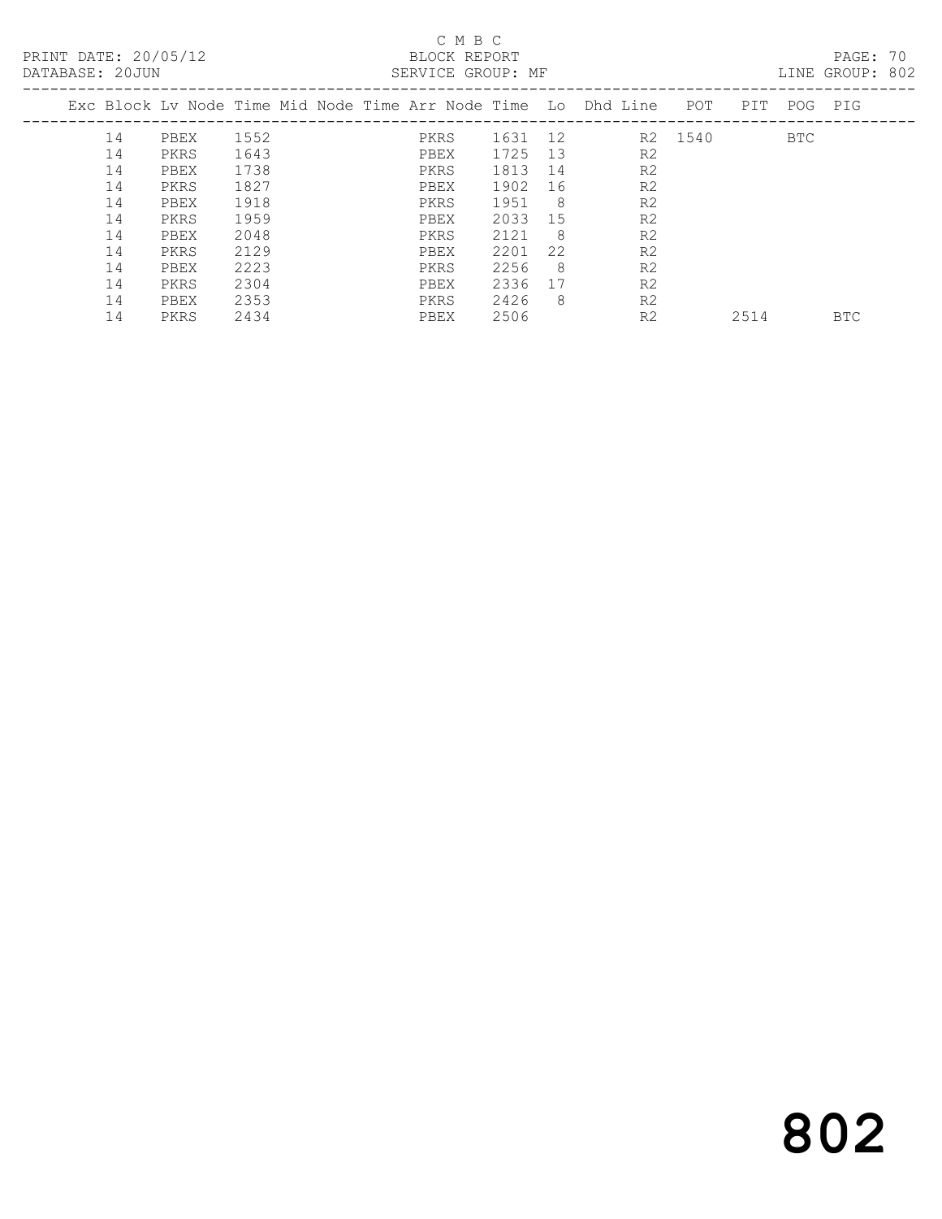C M B C

PRINT DATE: 20/05/12 BLOCK REPORT

DATABASE: 20JUN SERVICE GROUP: MF LINE GROUP: 802

| Exc | Block | Lv | Node | Time | Mid Node | Time | Arr Node | Time | Lo | Dhd Line | POT | PIT | POG | PIG |
|---|---|---|---|---|---|---|---|---|---|---|---|---|---|---|
| | 14 | | PBEX | 1552 | | | PKRS | 1631 | 12 | R2 | 1540 | | BTC | |
| | 14 | | PKRS | 1643 | | | PBEX | 1725 | 13 | R2 | | | | |
| | 14 | | PBEX | 1738 | | | PKRS | 1813 | 14 | R2 | | | | |
| | 14 | | PKRS | 1827 | | | PBEX | 1902 | 16 | R2 | | | | |
| | 14 | | PBEX | 1918 | | | PKRS | 1951 | 8 | R2 | | | | |
| | 14 | | PKRS | 1959 | | | PBEX | 2033 | 15 | R2 | | | | |
| | 14 | | PBEX | 2048 | | | PKRS | 2121 | 8 | R2 | | | | |
| | 14 | | PKRS | 2129 | | | PBEX | 2201 | 22 | R2 | | | | |
| | 14 | | PBEX | 2223 | | | PKRS | 2256 | 8 | R2 | | | | |
| | 14 | | PKRS | 2304 | | | PBEX | 2336 | 17 | R2 | | | | |
| | 14 | | PBEX | 2353 | | | PKRS | 2426 | 8 | R2 | | | | |
| | 14 | | PKRS | 2434 | | | PBEX | 2506 | | R2 | | 2514 | | BTC |

802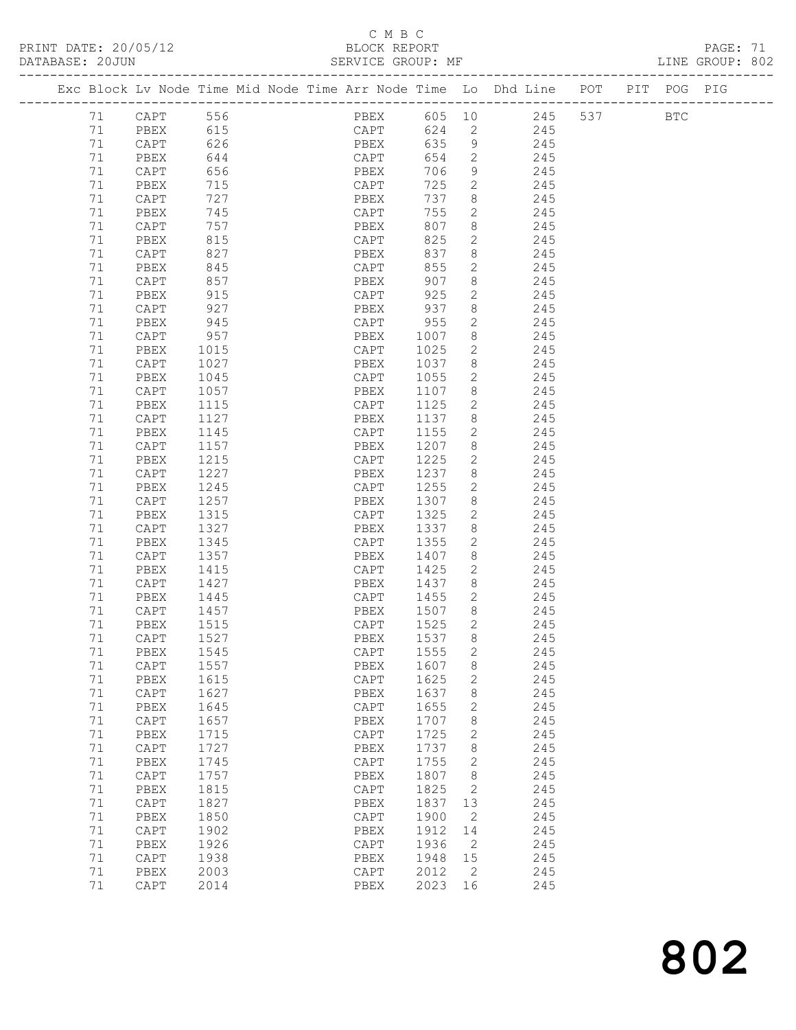C M B C

PRINT DATE: 20/05/12 BLOCK REPORT

DATABASE: 20JUN SERVICE GROUP: MF LINE GROUP: 802

| Exc | Block | Lv | Node | Time | Mid | Node | Time | Arr | Node | Time | Lo | Dhd | Line | POT | PIT | POG | PIG |
|---|---|---|---|---|---|---|---|---|---|---|---|---|---|---|---|---|---|
| | 71 | | CAPT | 556 | | | | | PBEX | 605 | 10 | | 245 | 537 | | BTC | |
| | 71 | | PBEX | 615 | | | | | CAPT | 624 | 2 | | 245 | | | | |
| | 71 | | CAPT | 626 | | | | | PBEX | 635 | 9 | | 245 | | | | |
| | 71 | | PBEX | 644 | | | | | CAPT | 654 | 2 | | 245 | | | | |
| | 71 | | CAPT | 656 | | | | | PBEX | 706 | 9 | | 245 | | | | |
| | 71 | | PBEX | 715 | | | | | CAPT | 725 | 2 | | 245 | | | | |
| | 71 | | CAPT | 727 | | | | | PBEX | 737 | 8 | | 245 | | | | |
| | 71 | | PBEX | 745 | | | | | CAPT | 755 | 2 | | 245 | | | | |
| | 71 | | CAPT | 757 | | | | | PBEX | 807 | 8 | | 245 | | | | |
| | 71 | | PBEX | 815 | | | | | CAPT | 825 | 2 | | 245 | | | | |
| | 71 | | CAPT | 827 | | | | | PBEX | 837 | 8 | | 245 | | | | |
| | 71 | | PBEX | 845 | | | | | CAPT | 855 | 2 | | 245 | | | | |
| | 71 | | CAPT | 857 | | | | | PBEX | 907 | 8 | | 245 | | | | |
| | 71 | | PBEX | 915 | | | | | CAPT | 925 | 2 | | 245 | | | | |
| | 71 | | CAPT | 927 | | | | | PBEX | 937 | 8 | | 245 | | | | |
| | 71 | | PBEX | 945 | | | | | CAPT | 955 | 2 | | 245 | | | | |
| | 71 | | CAPT | 957 | | | | | PBEX | 1007 | 8 | | 245 | | | | |
| | 71 | | PBEX | 1015 | | | | | CAPT | 1025 | 2 | | 245 | | | | |
| | 71 | | CAPT | 1027 | | | | | PBEX | 1037 | 8 | | 245 | | | | |
| | 71 | | PBEX | 1045 | | | | | CAPT | 1055 | 2 | | 245 | | | | |
| | 71 | | CAPT | 1057 | | | | | PBEX | 1107 | 8 | | 245 | | | | |
| | 71 | | PBEX | 1115 | | | | | CAPT | 1125 | 2 | | 245 | | | | |
| | 71 | | CAPT | 1127 | | | | | PBEX | 1137 | 8 | | 245 | | | | |
| | 71 | | PBEX | 1145 | | | | | CAPT | 1155 | 2 | | 245 | | | | |
| | 71 | | CAPT | 1157 | | | | | PBEX | 1207 | 8 | | 245 | | | | |
| | 71 | | PBEX | 1215 | | | | | CAPT | 1225 | 2 | | 245 | | | | |
| | 71 | | CAPT | 1227 | | | | | PBEX | 1237 | 8 | | 245 | | | | |
| | 71 | | PBEX | 1245 | | | | | CAPT | 1255 | 2 | | 245 | | | | |
| | 71 | | CAPT | 1257 | | | | | PBEX | 1307 | 8 | | 245 | | | | |
| | 71 | | PBEX | 1315 | | | | | CAPT | 1325 | 2 | | 245 | | | | |
| | 71 | | CAPT | 1327 | | | | | PBEX | 1337 | 8 | | 245 | | | | |
| | 71 | | PBEX | 1345 | | | | | CAPT | 1355 | 2 | | 245 | | | | |
| | 71 | | CAPT | 1357 | | | | | PBEX | 1407 | 8 | | 245 | | | | |
| | 71 | | PBEX | 1415 | | | | | CAPT | 1425 | 2 | | 245 | | | | |
| | 71 | | CAPT | 1427 | | | | | PBEX | 1437 | 8 | | 245 | | | | |
| | 71 | | PBEX | 1445 | | | | | CAPT | 1455 | 2 | | 245 | | | | |
| | 71 | | CAPT | 1457 | | | | | PBEX | 1507 | 8 | | 245 | | | | |
| | 71 | | PBEX | 1515 | | | | | CAPT | 1525 | 2 | | 245 | | | | |
| | 71 | | CAPT | 1527 | | | | | PBEX | 1537 | 8 | | 245 | | | | |
| | 71 | | PBEX | 1545 | | | | | CAPT | 1555 | 2 | | 245 | | | | |
| | 71 | | CAPT | 1557 | | | | | PBEX | 1607 | 8 | | 245 | | | | |
| | 71 | | PBEX | 1615 | | | | | CAPT | 1625 | 2 | | 245 | | | | |
| | 71 | | CAPT | 1627 | | | | | PBEX | 1637 | 8 | | 245 | | | | |
| | 71 | | PBEX | 1645 | | | | | CAPT | 1655 | 2 | | 245 | | | | |
| | 71 | | CAPT | 1657 | | | | | PBEX | 1707 | 8 | | 245 | | | | |
| | 71 | | PBEX | 1715 | | | | | CAPT | 1725 | 2 | | 245 | | | | |
| | 71 | | CAPT | 1727 | | | | | PBEX | 1737 | 8 | | 245 | | | | |
| | 71 | | PBEX | 1745 | | | | | CAPT | 1755 | 2 | | 245 | | | | |
| | 71 | | CAPT | 1757 | | | | | PBEX | 1807 | 8 | | 245 | | | | |
| | 71 | | PBEX | 1815 | | | | | CAPT | 1825 | 2 | | 245 | | | | |
| | 71 | | CAPT | 1827 | | | | | PBEX | 1837 | 13 | | 245 | | | | |
| | 71 | | PBEX | 1850 | | | | | CAPT | 1900 | 2 | | 245 | | | | |
| | 71 | | CAPT | 1902 | | | | | PBEX | 1912 | 14 | | 245 | | | | |
| | 71 | | PBEX | 1926 | | | | | CAPT | 1936 | 2 | | 245 | | | | |
| | 71 | | CAPT | 1938 | | | | | PBEX | 1948 | 15 | | 245 | | | | |
| | 71 | | PBEX | 2003 | | | | | CAPT | 2012 | 2 | | 245 | | | | |
| | 71 | | CAPT | 2014 | | | | | PBEX | 2023 | 16 | | 245 | | | | |

802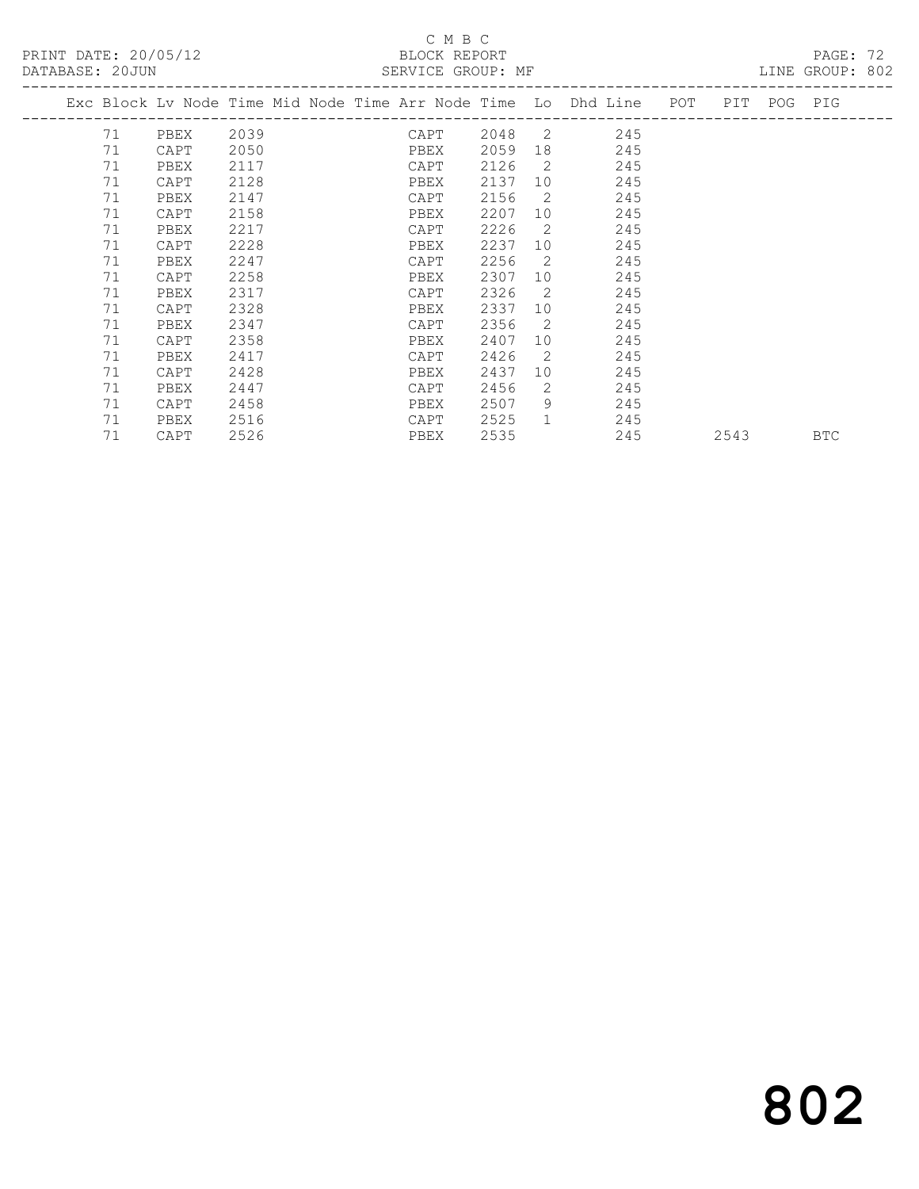C M B C

BLOCK REPORT

SERVICE GROUP: MF

PRINT DATE: 20/05/12

DATABASE: 20JUN

LINE GROUP: 802

| Exc | Block | Lv | Node | Time | Mid Node | Time | Arr Node | Time | Lo | Dhd Line | POT | PIT | POG | PIG |
|---|---|---|---|---|---|---|---|---|---|---|---|---|---|---|
| | 71 | | PBEX | 2039 | | | CAPT | 2048 | 2 | 245 | | | | |
| | 71 | | CAPT | 2050 | | | PBEX | 2059 | 18 | 245 | | | | |
| | 71 | | PBEX | 2117 | | | CAPT | 2126 | 2 | 245 | | | | |
| | 71 | | CAPT | 2128 | | | PBEX | 2137 | 10 | 245 | | | | |
| | 71 | | PBEX | 2147 | | | CAPT | 2156 | 2 | 245 | | | | |
| | 71 | | CAPT | 2158 | | | PBEX | 2207 | 10 | 245 | | | | |
| | 71 | | PBEX | 2217 | | | CAPT | 2226 | 2 | 245 | | | | |
| | 71 | | CAPT | 2228 | | | PBEX | 2237 | 10 | 245 | | | | |
| | 71 | | PBEX | 2247 | | | CAPT | 2256 | 2 | 245 | | | | |
| | 71 | | CAPT | 2258 | | | PBEX | 2307 | 10 | 245 | | | | |
| | 71 | | PBEX | 2317 | | | CAPT | 2326 | 2 | 245 | | | | |
| | 71 | | CAPT | 2328 | | | PBEX | 2337 | 10 | 245 | | | | |
| | 71 | | PBEX | 2347 | | | CAPT | 2356 | 2 | 245 | | | | |
| | 71 | | CAPT | 2358 | | | PBEX | 2407 | 10 | 245 | | | | |
| | 71 | | PBEX | 2417 | | | CAPT | 2426 | 2 | 245 | | | | |
| | 71 | | CAPT | 2428 | | | PBEX | 2437 | 10 | 245 | | | | |
| | 71 | | PBEX | 2447 | | | CAPT | 2456 | 2 | 245 | | | | |
| | 71 | | CAPT | 2458 | | | PBEX | 2507 | 9 | 245 | | | | |
| | 71 | | PBEX | 2516 | | | CAPT | 2525 | 1 | 245 | | | | |
| | 71 | | CAPT | 2526 | | | PBEX | 2535 | | 245 | | 2543 | | BTC |

802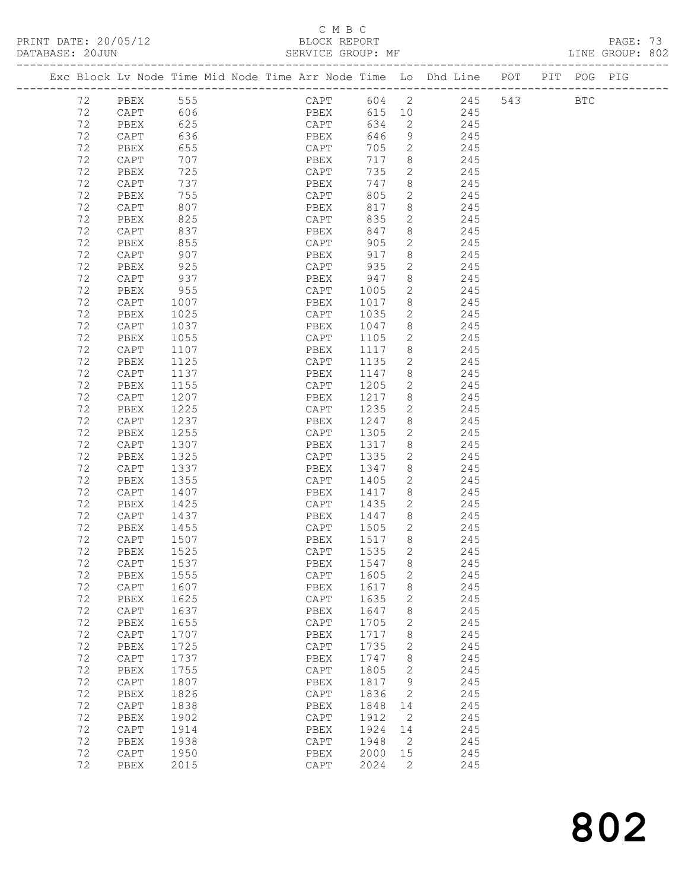C M B C
PRINT DATE: 20/05/12 BLOCK REPORT
DATABASE: 20JUN SERVICE GROUP: MF LINE GROUP: 802

| Exc | Block | Lv | Node | Time | Mid Node | Time | Arr Node | Time | Lo | Dhd Line | POT | PIT | POG | PIG |
|---|---|---|---|---|---|---|---|---|---|---|---|---|---|---|
| | 72 | | PBEX | 555 | | | CAPT | 604 | 2 | 245 | 543 | | BTC | |
| | 72 | | CAPT | 606 | | | PBEX | 615 | 10 | 245 | | | | |
| | 72 | | PBEX | 625 | | | CAPT | 634 | 2 | 245 | | | | |
| | 72 | | CAPT | 636 | | | PBEX | 646 | 9 | 245 | | | | |
| | 72 | | PBEX | 655 | | | CAPT | 705 | 2 | 245 | | | | |
| | 72 | | CAPT | 707 | | | PBEX | 717 | 8 | 245 | | | | |
| | 72 | | PBEX | 725 | | | CAPT | 735 | 2 | 245 | | | | |
| | 72 | | CAPT | 737 | | | PBEX | 747 | 8 | 245 | | | | |
| | 72 | | PBEX | 755 | | | CAPT | 805 | 2 | 245 | | | | |
| | 72 | | CAPT | 807 | | | PBEX | 817 | 8 | 245 | | | | |
| | 72 | | PBEX | 825 | | | CAPT | 835 | 2 | 245 | | | | |
| | 72 | | CAPT | 837 | | | PBEX | 847 | 8 | 245 | | | | |
| | 72 | | PBEX | 855 | | | CAPT | 905 | 2 | 245 | | | | |
| | 72 | | CAPT | 907 | | | PBEX | 917 | 8 | 245 | | | | |
| | 72 | | PBEX | 925 | | | CAPT | 935 | 2 | 245 | | | | |
| | 72 | | CAPT | 937 | | | PBEX | 947 | 8 | 245 | | | | |
| | 72 | | PBEX | 955 | | | CAPT | 1005 | 2 | 245 | | | | |
| | 72 | | CAPT | 1007 | | | PBEX | 1017 | 8 | 245 | | | | |
| | 72 | | PBEX | 1025 | | | CAPT | 1035 | 2 | 245 | | | | |
| | 72 | | CAPT | 1037 | | | PBEX | 1047 | 8 | 245 | | | | |
| | 72 | | PBEX | 1055 | | | CAPT | 1105 | 2 | 245 | | | | |
| | 72 | | CAPT | 1107 | | | PBEX | 1117 | 8 | 245 | | | | |
| | 72 | | PBEX | 1125 | | | CAPT | 1135 | 2 | 245 | | | | |
| | 72 | | CAPT | 1137 | | | PBEX | 1147 | 8 | 245 | | | | |
| | 72 | | PBEX | 1155 | | | CAPT | 1205 | 2 | 245 | | | | |
| | 72 | | CAPT | 1207 | | | PBEX | 1217 | 8 | 245 | | | | |
| | 72 | | PBEX | 1225 | | | CAPT | 1235 | 2 | 245 | | | | |
| | 72 | | CAPT | 1237 | | | PBEX | 1247 | 8 | 245 | | | | |
| | 72 | | PBEX | 1255 | | | CAPT | 1305 | 2 | 245 | | | | |
| | 72 | | CAPT | 1307 | | | PBEX | 1317 | 8 | 245 | | | | |
| | 72 | | PBEX | 1325 | | | CAPT | 1335 | 2 | 245 | | | | |
| | 72 | | CAPT | 1337 | | | PBEX | 1347 | 8 | 245 | | | | |
| | 72 | | PBEX | 1355 | | | CAPT | 1405 | 2 | 245 | | | | |
| | 72 | | CAPT | 1407 | | | PBEX | 1417 | 8 | 245 | | | | |
| | 72 | | PBEX | 1425 | | | CAPT | 1435 | 2 | 245 | | | | |
| | 72 | | CAPT | 1437 | | | PBEX | 1447 | 8 | 245 | | | | |
| | 72 | | PBEX | 1455 | | | CAPT | 1505 | 2 | 245 | | | | |
| | 72 | | CAPT | 1507 | | | PBEX | 1517 | 8 | 245 | | | | |
| | 72 | | PBEX | 1525 | | | CAPT | 1535 | 2 | 245 | | | | |
| | 72 | | CAPT | 1537 | | | PBEX | 1547 | 8 | 245 | | | | |
| | 72 | | PBEX | 1555 | | | CAPT | 1605 | 2 | 245 | | | | |
| | 72 | | CAPT | 1607 | | | PBEX | 1617 | 8 | 245 | | | | |
| | 72 | | PBEX | 1625 | | | CAPT | 1635 | 2 | 245 | | | | |
| | 72 | | CAPT | 1637 | | | PBEX | 1647 | 8 | 245 | | | | |
| | 72 | | PBEX | 1655 | | | CAPT | 1705 | 2 | 245 | | | | |
| | 72 | | CAPT | 1707 | | | PBEX | 1717 | 8 | 245 | | | | |
| | 72 | | PBEX | 1725 | | | CAPT | 1735 | 2 | 245 | | | | |
| | 72 | | CAPT | 1737 | | | PBEX | 1747 | 8 | 245 | | | | |
| | 72 | | PBEX | 1755 | | | CAPT | 1805 | 2 | 245 | | | | |
| | 72 | | CAPT | 1807 | | | PBEX | 1817 | 9 | 245 | | | | |
| | 72 | | PBEX | 1826 | | | CAPT | 1836 | 2 | 245 | | | | |
| | 72 | | CAPT | 1838 | | | PBEX | 1848 | 14 | 245 | | | | |
| | 72 | | PBEX | 1902 | | | CAPT | 1912 | 2 | 245 | | | | |
| | 72 | | CAPT | 1914 | | | PBEX | 1924 | 14 | 245 | | | | |
| | 72 | | PBEX | 1938 | | | CAPT | 1948 | 2 | 245 | | | | |
| | 72 | | CAPT | 1950 | | | PBEX | 2000 | 15 | 245 | | | | |
| | 72 | | PBEX | 2015 | | | CAPT | 2024 | 2 | 245 | | | | |

# 802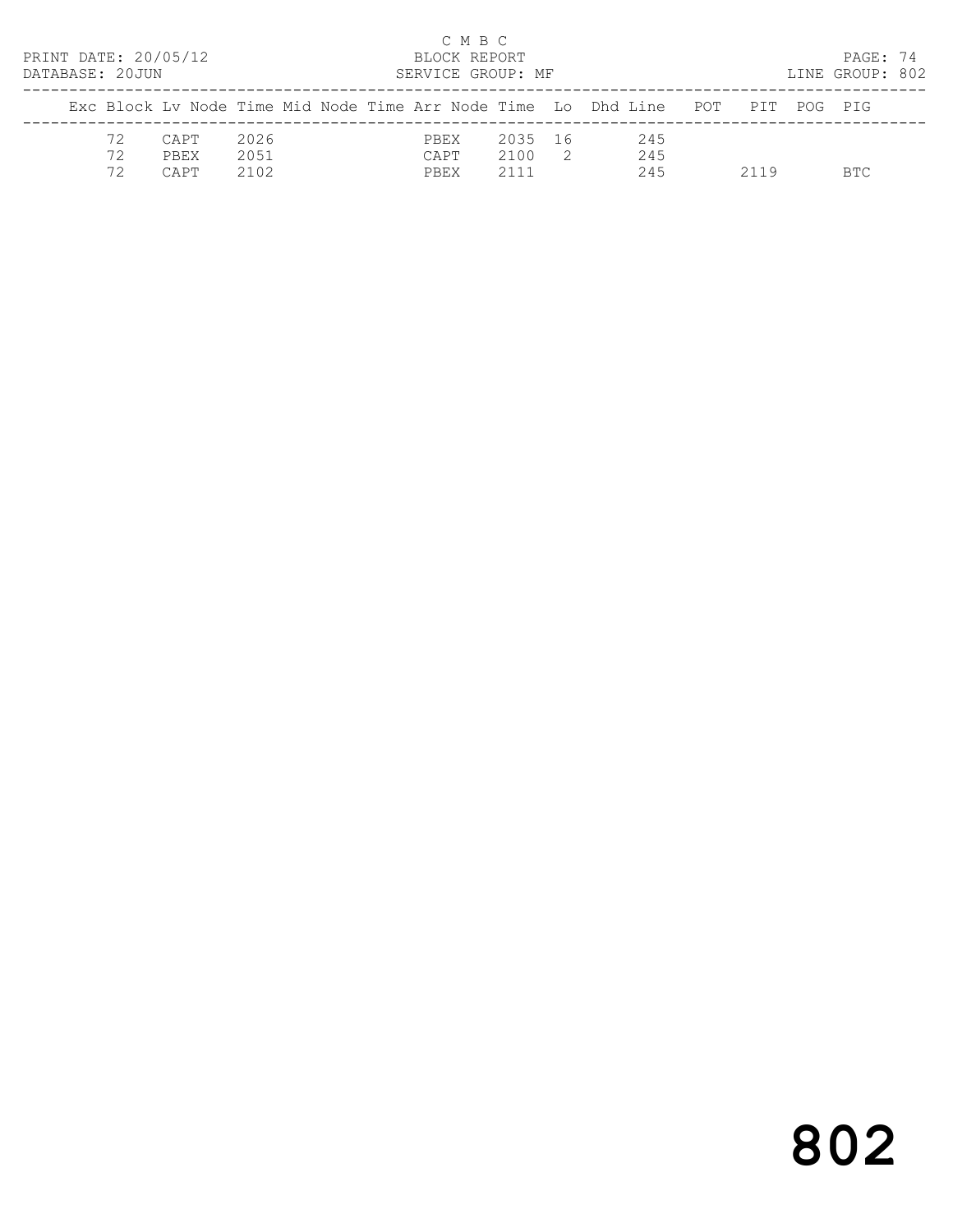C M B C

PRINT DATE: 20/05/12 BLOCK REPORT

DATABASE: 20JUN SERVICE GROUP: MF LINE GROUP: 802

| Exc | Block | Lv | Node | Time | Mid | Node | Time | Arr | Node | Time | Lo | Dhd | Line | POT | PIT | POG | PIG |
|---|---|---|---|---|---|---|---|---|---|---|---|---|---|---|---|---|---|
| | 72 | | CAPT | 2026 | | | | | PBEX | 2035 | 16 | | 245 | | | | |
| | 72 | | PBEX | 2051 | | | | | CAPT | 2100 | 2 | | 245 | | | | |
| | 72 | | CAPT | 2102 | | | | | PBEX | 2111 | | | 245 | | 2119 | | BTC |

# 802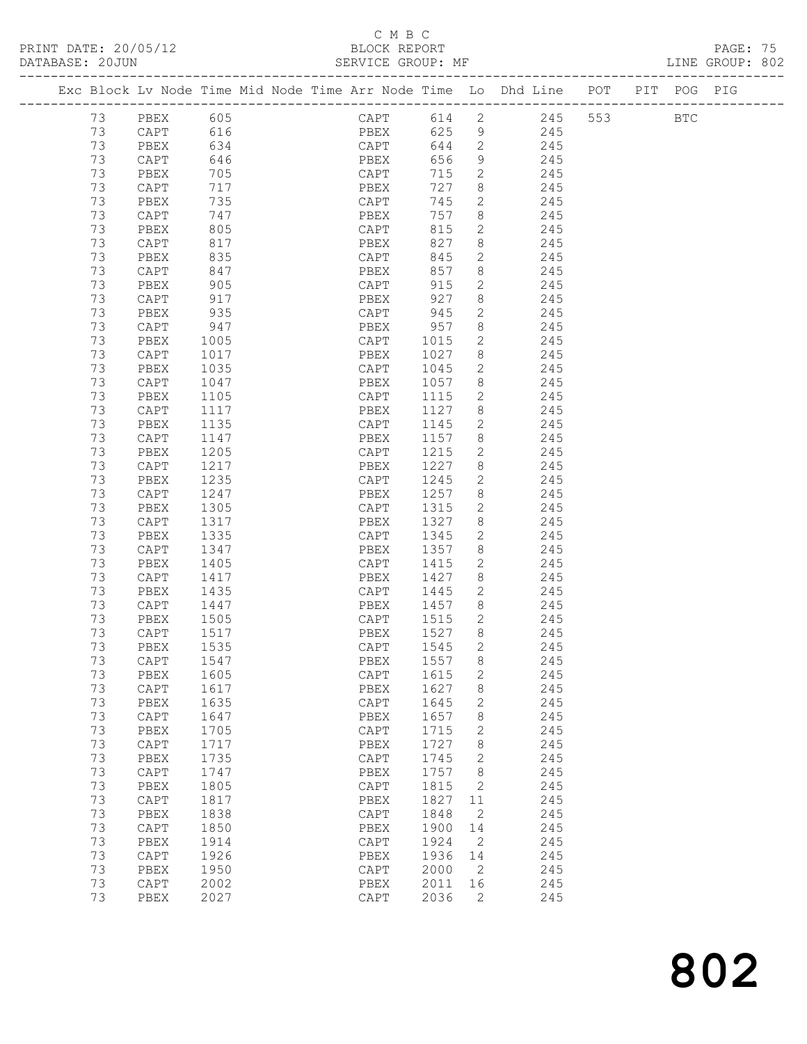C M B C

BLOCK REPORT

SERVICE GROUP: MF

PRINT DATE: 20/05/12

DATABASE: 20JUN

LINE GROUP: 802

| Exc | Block | Lv | Node | Time | Mid | Node | Time | Arr | Node | Time | Lo | Dhd | Line | POT | PIT | POG | PIG |
|---|---|---|---|---|---|---|---|---|---|---|---|---|---|---|---|---|---|
| | 73 | | PBEX | 605 | | | | | CAPT | 614 | 2 | | 245 | 553 | | BTC | |
| | 73 | | CAPT | 616 | | | | | PBEX | 625 | 9 | | 245 | | | | |
| | 73 | | PBEX | 634 | | | | | CAPT | 644 | 2 | | 245 | | | | |
| | 73 | | CAPT | 646 | | | | | PBEX | 656 | 9 | | 245 | | | | |
| | 73 | | PBEX | 705 | | | | | CAPT | 715 | 2 | | 245 | | | | |
| | 73 | | CAPT | 717 | | | | | PBEX | 727 | 8 | | 245 | | | | |
| | 73 | | PBEX | 735 | | | | | CAPT | 745 | 2 | | 245 | | | | |
| | 73 | | CAPT | 747 | | | | | PBEX | 757 | 8 | | 245 | | | | |
| | 73 | | PBEX | 805 | | | | | CAPT | 815 | 2 | | 245 | | | | |
| | 73 | | CAPT | 817 | | | | | PBEX | 827 | 8 | | 245 | | | | |
| | 73 | | PBEX | 835 | | | | | CAPT | 845 | 2 | | 245 | | | | |
| | 73 | | CAPT | 847 | | | | | PBEX | 857 | 8 | | 245 | | | | |
| | 73 | | PBEX | 905 | | | | | CAPT | 915 | 2 | | 245 | | | | |
| | 73 | | CAPT | 917 | | | | | PBEX | 927 | 8 | | 245 | | | | |
| | 73 | | PBEX | 935 | | | | | CAPT | 945 | 2 | | 245 | | | | |
| | 73 | | CAPT | 947 | | | | | PBEX | 957 | 8 | | 245 | | | | |
| | 73 | | PBEX | 1005 | | | | | CAPT | 1015 | 2 | | 245 | | | | |
| | 73 | | CAPT | 1017 | | | | | PBEX | 1027 | 8 | | 245 | | | | |
| | 73 | | PBEX | 1035 | | | | | CAPT | 1045 | 2 | | 245 | | | | |
| | 73 | | CAPT | 1047 | | | | | PBEX | 1057 | 8 | | 245 | | | | |
| | 73 | | PBEX | 1105 | | | | | CAPT | 1115 | 2 | | 245 | | | | |
| | 73 | | CAPT | 1117 | | | | | PBEX | 1127 | 8 | | 245 | | | | |
| | 73 | | PBEX | 1135 | | | | | CAPT | 1145 | 2 | | 245 | | | | |
| | 73 | | CAPT | 1147 | | | | | PBEX | 1157 | 8 | | 245 | | | | |
| | 73 | | PBEX | 1205 | | | | | CAPT | 1215 | 2 | | 245 | | | | |
| | 73 | | CAPT | 1217 | | | | | PBEX | 1227 | 8 | | 245 | | | | |
| | 73 | | PBEX | 1235 | | | | | CAPT | 1245 | 2 | | 245 | | | | |
| | 73 | | CAPT | 1247 | | | | | PBEX | 1257 | 8 | | 245 | | | | |
| | 73 | | PBEX | 1305 | | | | | CAPT | 1315 | 2 | | 245 | | | | |
| | 73 | | CAPT | 1317 | | | | | PBEX | 1327 | 8 | | 245 | | | | |
| | 73 | | PBEX | 1335 | | | | | CAPT | 1345 | 2 | | 245 | | | | |
| | 73 | | CAPT | 1347 | | | | | PBEX | 1357 | 8 | | 245 | | | | |
| | 73 | | PBEX | 1405 | | | | | CAPT | 1415 | 2 | | 245 | | | | |
| | 73 | | CAPT | 1417 | | | | | PBEX | 1427 | 8 | | 245 | | | | |
| | 73 | | PBEX | 1435 | | | | | CAPT | 1445 | 2 | | 245 | | | | |
| | 73 | | CAPT | 1447 | | | | | PBEX | 1457 | 8 | | 245 | | | | |
| | 73 | | PBEX | 1505 | | | | | CAPT | 1515 | 2 | | 245 | | | | |
| | 73 | | CAPT | 1517 | | | | | PBEX | 1527 | 8 | | 245 | | | | |
| | 73 | | PBEX | 1535 | | | | | CAPT | 1545 | 2 | | 245 | | | | |
| | 73 | | CAPT | 1547 | | | | | PBEX | 1557 | 8 | | 245 | | | | |
| | 73 | | PBEX | 1605 | | | | | CAPT | 1615 | 2 | | 245 | | | | |
| | 73 | | CAPT | 1617 | | | | | PBEX | 1627 | 8 | | 245 | | | | |
| | 73 | | PBEX | 1635 | | | | | CAPT | 1645 | 2 | | 245 | | | | |
| | 73 | | CAPT | 1647 | | | | | PBEX | 1657 | 8 | | 245 | | | | |
| | 73 | | PBEX | 1705 | | | | | CAPT | 1715 | 2 | | 245 | | | | |
| | 73 | | CAPT | 1717 | | | | | PBEX | 1727 | 8 | | 245 | | | | |
| | 73 | | PBEX | 1735 | | | | | CAPT | 1745 | 2 | | 245 | | | | |
| | 73 | | CAPT | 1747 | | | | | PBEX | 1757 | 8 | | 245 | | | | |
| | 73 | | PBEX | 1805 | | | | | CAPT | 1815 | 2 | | 245 | | | | |
| | 73 | | CAPT | 1817 | | | | | PBEX | 1827 | 11 | | 245 | | | | |
| | 73 | | PBEX | 1838 | | | | | CAPT | 1848 | 2 | | 245 | | | | |
| | 73 | | CAPT | 1850 | | | | | PBEX | 1900 | 14 | | 245 | | | | |
| | 73 | | PBEX | 1914 | | | | | CAPT | 1924 | 2 | | 245 | | | | |
| | 73 | | CAPT | 1926 | | | | | PBEX | 1936 | 14 | | 245 | | | | |
| | 73 | | PBEX | 1950 | | | | | CAPT | 2000 | 2 | | 245 | | | | |
| | 73 | | CAPT | 2002 | | | | | PBEX | 2011 | 16 | | 245 | | | | |
| | 73 | | PBEX | 2027 | | | | | CAPT | 2036 | 2 | | 245 | | | | |

802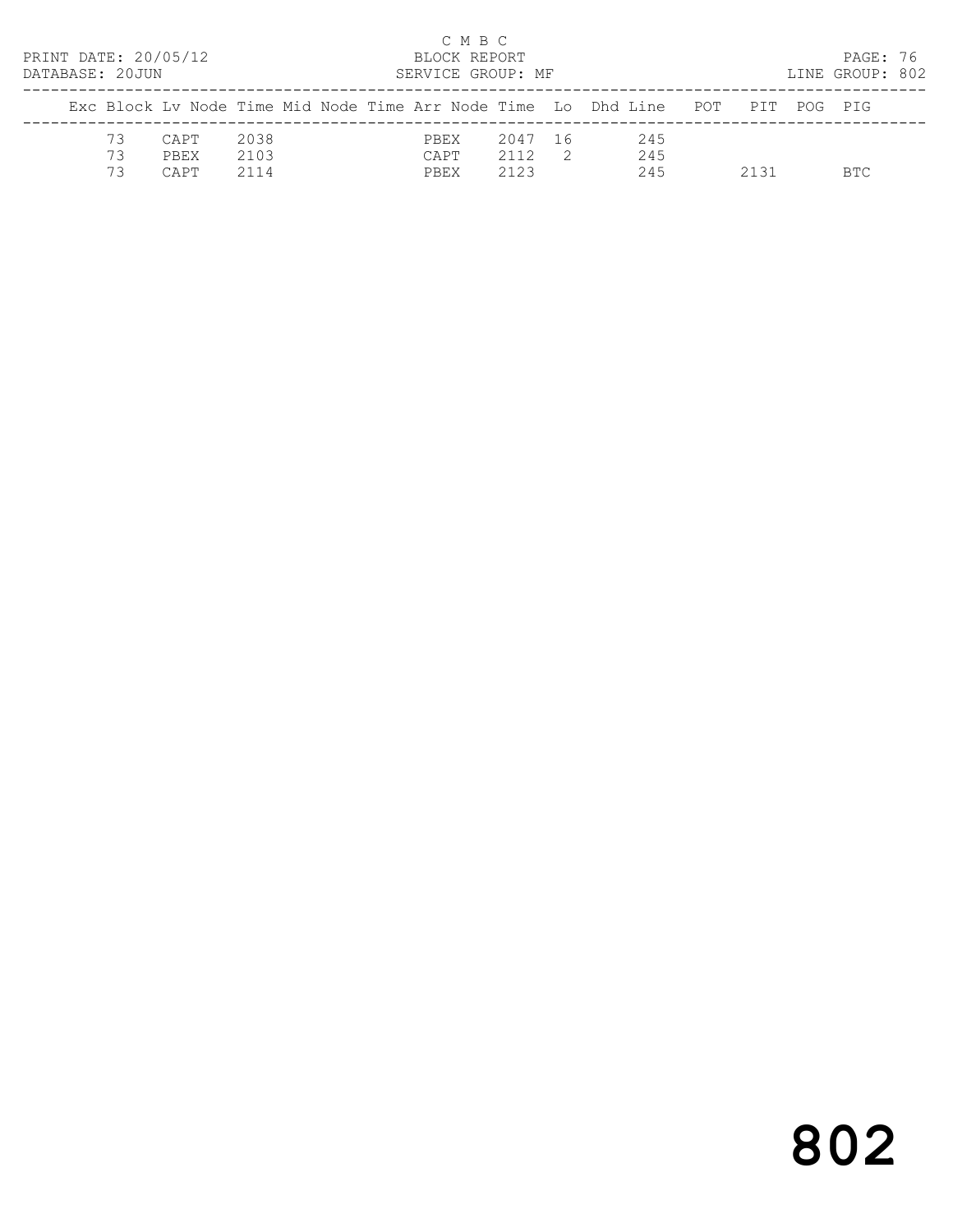C M B C
PRINT DATE: 20/05/12 BLOCK REPORT
DATABASE: 20JUN SERVICE GROUP: MF LINE GROUP: 802

| Exc | Block | Lv | Node | Time | Mid Node | Time | Arr Node | Time | Lo | Dhd Line | POT | PIT | POG | PIG |
|---|---|---|---|---|---|---|---|---|---|---|---|---|---|---|
| | 73 | | CAPT | 2038 | | | PBEX | 2047 | 16 | 245 | | | | |
| | 73 | | PBEX | 2103 | | | CAPT | 2112 | 2 | 245 | | | | |
| | 73 | | CAPT | 2114 | | | PBEX | 2123 | | 245 | | 2131 | | BTC |

# 802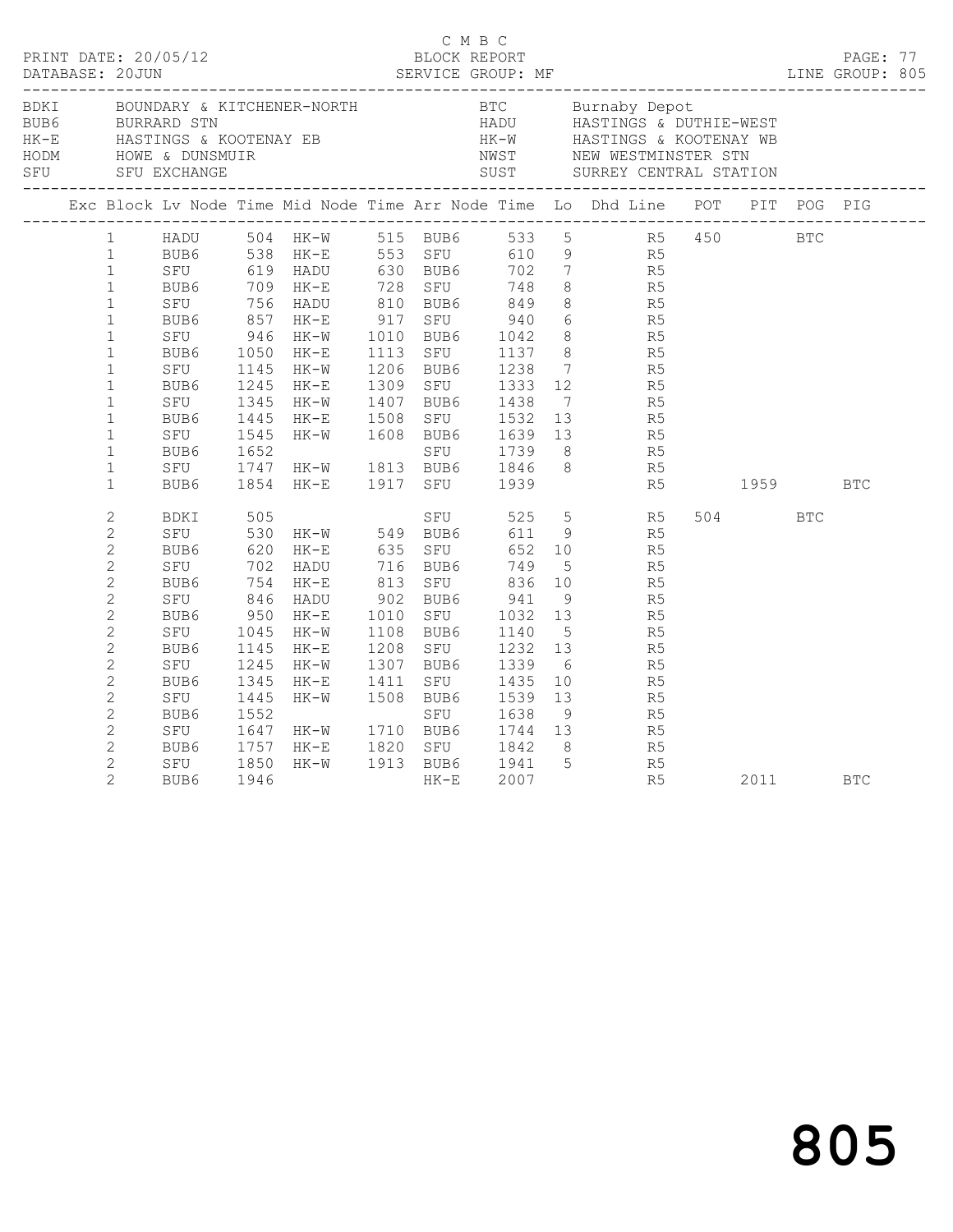C M B C

PRINT DATE: 20/05/12 BLOCK REPORT
DATABASE: 20JUN SERVICE GROUP: MF LINE GROUP: 805

| Code | Name | Code | Name |
|---|---|---|---|
| BDKI | BOUNDARY & KITCHENER-NORTH | BTC | Burnaby Depot |
| BUB6 | BURRARD STN | HADU | HASTINGS & DUTHIE-WEST |
| HK-E | HASTINGS & KOOTENAY EB | HK-W | HASTINGS & KOOTENAY WB |
| HODM | HOWE & DUNSMUIR | NWST | NEW WESTMINSTER STN |
| SFU | SFU EXCHANGE | SUST | SURREY CENTRAL STATION |

| Exc | Block | Lv Node | Time | Mid Node | Time | Arr Node | Time | Lo | Dhd | Line | POT | PIT | POG | PIG |
|---|---|---|---|---|---|---|---|---|---|---|---|---|---|---|
| | 1 | HADU | 504 | HK-W | 515 | BUB6 | 533 | 5 | | R5 | 450 | | BTC | |
| | 1 | BUB6 | 538 | HK-E | 553 | SFU | 610 | 9 | | R5 | | | | |
| | 1 | SFU | 619 | HADU | 630 | BUB6 | 702 | 7 | | R5 | | | | |
| | 1 | BUB6 | 709 | HK-E | 728 | SFU | 748 | 8 | | R5 | | | | |
| | 1 | SFU | 756 | HADU | 810 | BUB6 | 849 | 8 | | R5 | | | | |
| | 1 | BUB6 | 857 | HK-E | 917 | SFU | 940 | 6 | | R5 | | | | |
| | 1 | SFU | 946 | HK-W | 1010 | BUB6 | 1042 | 8 | | R5 | | | | |
| | 1 | BUB6 | 1050 | HK-E | 1113 | SFU | 1137 | 8 | | R5 | | | | |
| | 1 | SFU | 1145 | HK-W | 1206 | BUB6 | 1238 | 7 | | R5 | | | | |
| | 1 | BUB6 | 1245 | HK-E | 1309 | SFU | 1333 | 12 | | R5 | | | | |
| | 1 | SFU | 1345 | HK-W | 1407 | BUB6 | 1438 | 7 | | R5 | | | | |
| | 1 | BUB6 | 1445 | HK-E | 1508 | SFU | 1532 | 13 | | R5 | | | | |
| | 1 | SFU | 1545 | HK-W | 1608 | BUB6 | 1639 | 13 | | R5 | | | | |
| | 1 | BUB6 | 1652 | | | SFU | 1739 | 8 | | R5 | | | | |
| | 1 | SFU | 1747 | HK-W | 1813 | BUB6 | 1846 | 8 | | R5 | | | | |
| | 1 | BUB6 | 1854 | HK-E | 1917 | SFU | 1939 | | | R5 | | 1959 | | BTC |
| | 2 | BDKI | 505 | | | SFU | 525 | 5 | | R5 | 504 | | BTC | |
| | 2 | SFU | 530 | HK-W | 549 | BUB6 | 611 | 9 | | R5 | | | | |
| | 2 | BUB6 | 620 | HK-E | 635 | SFU | 652 | 10 | | R5 | | | | |
| | 2 | SFU | 702 | HADU | 716 | BUB6 | 749 | 5 | | R5 | | | | |
| | 2 | BUB6 | 754 | HK-E | 813 | SFU | 836 | 10 | | R5 | | | | |
| | 2 | SFU | 846 | HADU | 902 | BUB6 | 941 | 9 | | R5 | | | | |
| | 2 | BUB6 | 950 | HK-E | 1010 | SFU | 1032 | 13 | | R5 | | | | |
| | 2 | SFU | 1045 | HK-W | 1108 | BUB6 | 1140 | 5 | | R5 | | | | |
| | 2 | BUB6 | 1145 | HK-E | 1208 | SFU | 1232 | 13 | | R5 | | | | |
| | 2 | SFU | 1245 | HK-W | 1307 | BUB6 | 1339 | 6 | | R5 | | | | |
| | 2 | BUB6 | 1345 | HK-E | 1411 | SFU | 1435 | 10 | | R5 | | | | |
| | 2 | SFU | 1445 | HK-W | 1508 | BUB6 | 1539 | 13 | | R5 | | | | |
| | 2 | BUB6 | 1552 | | | SFU | 1638 | 9 | | R5 | | | | |
| | 2 | SFU | 1647 | HK-W | 1710 | BUB6 | 1744 | 13 | | R5 | | | | |
| | 2 | BUB6 | 1757 | HK-E | 1820 | SFU | 1842 | 8 | | R5 | | | | |
| | 2 | SFU | 1850 | HK-W | 1913 | BUB6 | 1941 | 5 | | R5 | | | | |
| | 2 | BUB6 | 1946 | | | HK-E | 2007 | | | R5 | | 2011 | | BTC |

# 805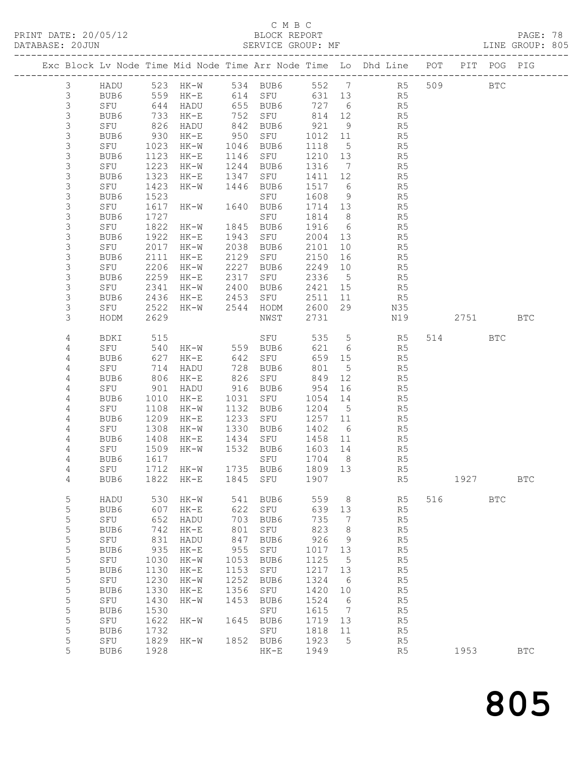C M B C

PRINT DATE: 20/05/12 BLOCK REPORT

DATABASE: 20JUN SERVICE GROUP: MF LINE GROUP: 805

| Exc | Block | Lv | Node | Time | Mid Node | Time | Arr Node | Time | Lo | Dhd Line | POT | PIT | POG | PIG |
|---|---|---|---|---|---|---|---|---|---|---|---|---|---|---|
| | 3 | | HADU | 523 | HK-W | 534 | BUB6 | 552 | 7 | R5 | 509 | | BTC | |
| | 3 | | BUB6 | 559 | HK-E | 614 | SFU | 631 | 13 | R5 | | | | |
| | 3 | | SFU | 644 | HADU | 655 | BUB6 | 727 | 6 | R5 | | | | |
| | 3 | | BUB6 | 733 | HK-E | 752 | SFU | 814 | 12 | R5 | | | | |
| | 3 | | SFU | 826 | HADU | 842 | BUB6 | 921 | 9 | R5 | | | | |
| | 3 | | BUB6 | 930 | HK-E | 950 | SFU | 1012 | 11 | R5 | | | | |
| | 3 | | SFU | 1023 | HK-W | 1046 | BUB6 | 1118 | 5 | R5 | | | | |
| | 3 | | BUB6 | 1123 | HK-E | 1146 | SFU | 1210 | 13 | R5 | | | | |
| | 3 | | SFU | 1223 | HK-W | 1244 | BUB6 | 1316 | 7 | R5 | | | | |
| | 3 | | BUB6 | 1323 | HK-E | 1347 | SFU | 1411 | 12 | R5 | | | | |
| | 3 | | SFU | 1423 | HK-W | 1446 | BUB6 | 1517 | 6 | R5 | | | | |
| | 3 | | BUB6 | 1523 | | | SFU | 1608 | 9 | R5 | | | | |
| | 3 | | SFU | 1617 | HK-W | 1640 | BUB6 | 1714 | 13 | R5 | | | | |
| | 3 | | BUB6 | 1727 | | | SFU | 1814 | 8 | R5 | | | | |
| | 3 | | SFU | 1822 | HK-W | 1845 | BUB6 | 1916 | 6 | R5 | | | | |
| | 3 | | BUB6 | 1922 | HK-E | 1943 | SFU | 2004 | 13 | R5 | | | | |
| | 3 | | SFU | 2017 | HK-W | 2038 | BUB6 | 2101 | 10 | R5 | | | | |
| | 3 | | BUB6 | 2111 | HK-E | 2129 | SFU | 2150 | 16 | R5 | | | | |
| | 3 | | SFU | 2206 | HK-W | 2227 | BUB6 | 2249 | 10 | R5 | | | | |
| | 3 | | BUB6 | 2259 | HK-E | 2317 | SFU | 2336 | 5 | R5 | | | | |
| | 3 | | SFU | 2341 | HK-W | 2400 | BUB6 | 2421 | 15 | R5 | | | | |
| | 3 | | BUB6 | 2436 | HK-E | 2453 | SFU | 2511 | 11 | R5 | | | | |
| | 3 | | SFU | 2522 | HK-W | 2544 | HODM | 2600 | 29 | N35 | | | | |
| | 3 | | HODM | 2629 | | | NWST | 2731 | | N19 | | 2751 | | BTC |
| | 4 | | BDKI | 515 | | | SFU | 535 | 5 | R5 | 514 | | BTC | |
| | 4 | | SFU | 540 | HK-W | 559 | BUB6 | 621 | 6 | R5 | | | | |
| | 4 | | BUB6 | 627 | HK-E | 642 | SFU | 659 | 15 | R5 | | | | |
| | 4 | | SFU | 714 | HADU | 728 | BUB6 | 801 | 5 | R5 | | | | |
| | 4 | | BUB6 | 806 | HK-E | 826 | SFU | 849 | 12 | R5 | | | | |
| | 4 | | SFU | 901 | HADU | 916 | BUB6 | 954 | 16 | R5 | | | | |
| | 4 | | BUB6 | 1010 | HK-E | 1031 | SFU | 1054 | 14 | R5 | | | | |
| | 4 | | SFU | 1108 | HK-W | 1132 | BUB6 | 1204 | 5 | R5 | | | | |
| | 4 | | BUB6 | 1209 | HK-E | 1233 | SFU | 1257 | 11 | R5 | | | | |
| | 4 | | SFU | 1308 | HK-W | 1330 | BUB6 | 1402 | 6 | R5 | | | | |
| | 4 | | BUB6 | 1408 | HK-E | 1434 | SFU | 1458 | 11 | R5 | | | | |
| | 4 | | SFU | 1509 | HK-W | 1532 | BUB6 | 1603 | 14 | R5 | | | | |
| | 4 | | BUB6 | 1617 | | | SFU | 1704 | 8 | R5 | | | | |
| | 4 | | SFU | 1712 | HK-W | 1735 | BUB6 | 1809 | 13 | R5 | | | | |
| | 4 | | BUB6 | 1822 | HK-E | 1845 | SFU | 1907 | | R5 | | 1927 | | BTC |
| | 5 | | HADU | 530 | HK-W | 541 | BUB6 | 559 | 8 | R5 | 516 | | BTC | |
| | 5 | | BUB6 | 607 | HK-E | 622 | SFU | 639 | 13 | R5 | | | | |
| | 5 | | SFU | 652 | HADU | 703 | BUB6 | 735 | 7 | R5 | | | | |
| | 5 | | BUB6 | 742 | HK-E | 801 | SFU | 823 | 8 | R5 | | | | |
| | 5 | | SFU | 831 | HADU | 847 | BUB6 | 926 | 9 | R5 | | | | |
| | 5 | | BUB6 | 935 | HK-E | 955 | SFU | 1017 | 13 | R5 | | | | |
| | 5 | | SFU | 1030 | HK-W | 1053 | BUB6 | 1125 | 5 | R5 | | | | |
| | 5 | | BUB6 | 1130 | HK-E | 1153 | SFU | 1217 | 13 | R5 | | | | |
| | 5 | | SFU | 1230 | HK-W | 1252 | BUB6 | 1324 | 6 | R5 | | | | |
| | 5 | | BUB6 | 1330 | HK-E | 1356 | SFU | 1420 | 10 | R5 | | | | |
| | 5 | | SFU | 1430 | HK-W | 1453 | BUB6 | 1524 | 6 | R5 | | | | |
| | 5 | | BUB6 | 1530 | | | SFU | 1615 | 7 | R5 | | | | |
| | 5 | | SFU | 1622 | HK-W | 1645 | BUB6 | 1719 | 13 | R5 | | | | |
| | 5 | | BUB6 | 1732 | | | SFU | 1818 | 11 | R5 | | | | |
| | 5 | | SFU | 1829 | HK-W | 1852 | BUB6 | 1923 | 5 | R5 | | | | |
| | 5 | | BUB6 | 1928 | | | HK-E | 1949 | | R5 | | 1953 | | BTC |

805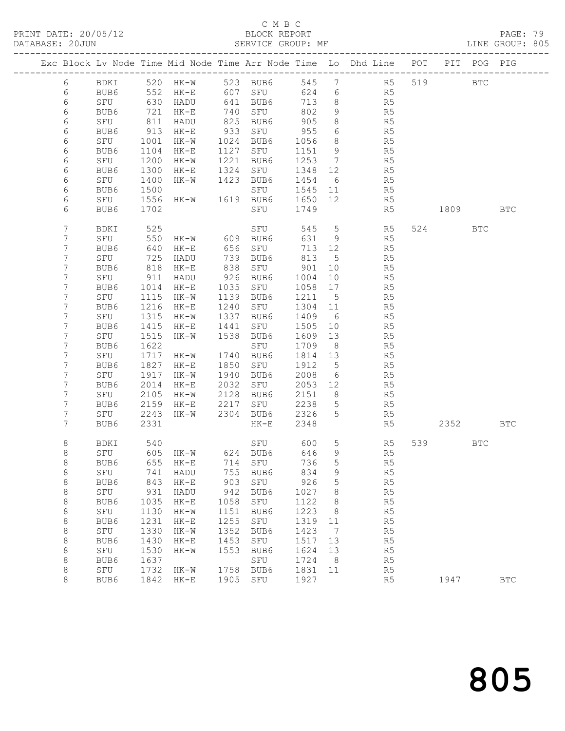C M B C

PRINT DATE: 20/05/12 BLOCK REPORT
DATABASE: 20JUN SERVICE GROUP: MF LINE GROUP: 805

| Exc | Block | Lv | Node | Time | Mid Node | Time | Arr Node | Time | Lo | Dhd Line | POT | PIT | POG | PIG |
|---|---|---|---|---|---|---|---|---|---|---|---|---|---|---|
| | 6 | | BDKI | 520 | HK-W | 523 | BUB6 | 545 | 7 | R5 | 519 | | BTC | |
| | 6 | | BUB6 | 552 | HK-E | 607 | SFU | 624 | 6 | R5 | | | | |
| | 6 | | SFU | 630 | HADU | 641 | BUB6 | 713 | 8 | R5 | | | | |
| | 6 | | BUB6 | 721 | HK-E | 740 | SFU | 802 | 9 | R5 | | | | |
| | 6 | | SFU | 811 | HADU | 825 | BUB6 | 905 | 8 | R5 | | | | |
| | 6 | | BUB6 | 913 | HK-E | 933 | SFU | 955 | 6 | R5 | | | | |
| | 6 | | SFU | 1001 | HK-W | 1024 | BUB6 | 1056 | 8 | R5 | | | | |
| | 6 | | BUB6 | 1104 | HK-E | 1127 | SFU | 1151 | 9 | R5 | | | | |
| | 6 | | SFU | 1200 | HK-W | 1221 | BUB6 | 1253 | 7 | R5 | | | | |
| | 6 | | BUB6 | 1300 | HK-E | 1324 | SFU | 1348 | 12 | R5 | | | | |
| | 6 | | SFU | 1400 | HK-W | 1423 | BUB6 | 1454 | 6 | R5 | | | | |
| | 6 | | BUB6 | 1500 | | | SFU | 1545 | 11 | R5 | | | | |
| | 6 | | SFU | 1556 | HK-W | 1619 | BUB6 | 1650 | 12 | R5 | | | | |
| | 6 | | BUB6 | 1702 | | | SFU | 1749 | | R5 | | 1809 | | BTC |
| | 7 | | BDKI | 525 | | | SFU | 545 | 5 | R5 | 524 | | BTC | |
| | 7 | | SFU | 550 | HK-W | 609 | BUB6 | 631 | 9 | R5 | | | | |
| | 7 | | BUB6 | 640 | HK-E | 656 | SFU | 713 | 12 | R5 | | | | |
| | 7 | | SFU | 725 | HADU | 739 | BUB6 | 813 | 5 | R5 | | | | |
| | 7 | | BUB6 | 818 | HK-E | 838 | SFU | 901 | 10 | R5 | | | | |
| | 7 | | SFU | 911 | HADU | 926 | BUB6 | 1004 | 10 | R5 | | | | |
| | 7 | | BUB6 | 1014 | HK-E | 1035 | SFU | 1058 | 17 | R5 | | | | |
| | 7 | | SFU | 1115 | HK-W | 1139 | BUB6 | 1211 | 5 | R5 | | | | |
| | 7 | | BUB6 | 1216 | HK-E | 1240 | SFU | 1304 | 11 | R5 | | | | |
| | 7 | | SFU | 1315 | HK-W | 1337 | BUB6 | 1409 | 6 | R5 | | | | |
| | 7 | | BUB6 | 1415 | HK-E | 1441 | SFU | 1505 | 10 | R5 | | | | |
| | 7 | | SFU | 1515 | HK-W | 1538 | BUB6 | 1609 | 13 | R5 | | | | |
| | 7 | | BUB6 | 1622 | | | SFU | 1709 | 8 | R5 | | | | |
| | 7 | | SFU | 1717 | HK-W | 1740 | BUB6 | 1814 | 13 | R5 | | | | |
| | 7 | | BUB6 | 1827 | HK-E | 1850 | SFU | 1912 | 5 | R5 | | | | |
| | 7 | | SFU | 1917 | HK-W | 1940 | BUB6 | 2008 | 6 | R5 | | | | |
| | 7 | | BUB6 | 2014 | HK-E | 2032 | SFU | 2053 | 12 | R5 | | | | |
| | 7 | | SFU | 2105 | HK-W | 2128 | BUB6 | 2151 | 8 | R5 | | | | |
| | 7 | | BUB6 | 2159 | HK-E | 2217 | SFU | 2238 | 5 | R5 | | | | |
| | 7 | | SFU | 2243 | HK-W | 2304 | BUB6 | 2326 | 5 | R5 | | | | |
| | 7 | | BUB6 | 2331 | | | HK-E | 2348 | | R5 | | 2352 | | BTC |
| | 8 | | BDKI | 540 | | | SFU | 600 | 5 | R5 | 539 | | BTC | |
| | 8 | | SFU | 605 | HK-W | 624 | BUB6 | 646 | 9 | R5 | | | | |
| | 8 | | BUB6 | 655 | HK-E | 714 | SFU | 736 | 5 | R5 | | | | |
| | 8 | | SFU | 741 | HADU | 755 | BUB6 | 834 | 9 | R5 | | | | |
| | 8 | | BUB6 | 843 | HK-E | 903 | SFU | 926 | 5 | R5 | | | | |
| | 8 | | SFU | 931 | HADU | 942 | BUB6 | 1027 | 8 | R5 | | | | |
| | 8 | | BUB6 | 1035 | HK-E | 1058 | SFU | 1122 | 8 | R5 | | | | |
| | 8 | | SFU | 1130 | HK-W | 1151 | BUB6 | 1223 | 8 | R5 | | | | |
| | 8 | | BUB6 | 1231 | HK-E | 1255 | SFU | 1319 | 11 | R5 | | | | |
| | 8 | | SFU | 1330 | HK-W | 1352 | BUB6 | 1423 | 7 | R5 | | | | |
| | 8 | | BUB6 | 1430 | HK-E | 1453 | SFU | 1517 | 13 | R5 | | | | |
| | 8 | | SFU | 1530 | HK-W | 1553 | BUB6 | 1624 | 13 | R5 | | | | |
| | 8 | | BUB6 | 1637 | | | SFU | 1724 | 8 | R5 | | | | |
| | 8 | | SFU | 1732 | HK-W | 1758 | BUB6 | 1831 | 11 | R5 | | | | |
| | 8 | | BUB6 | 1842 | HK-E | 1905 | SFU | 1927 | | R5 | | 1947 | | BTC |

805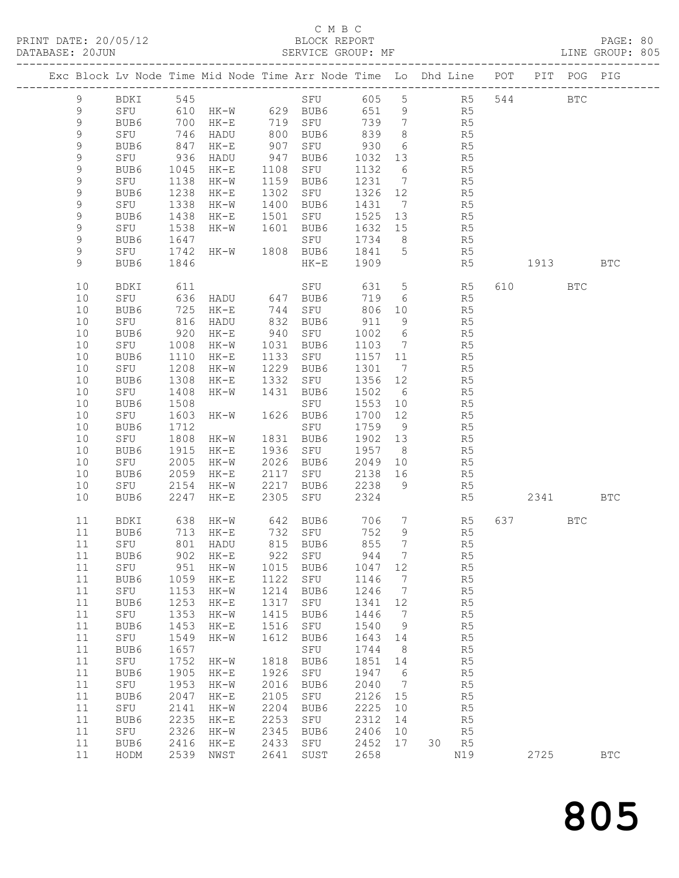C M B C

PRINT DATE: 20/05/12 BLOCK REPORT

DATABASE: 20JUN SERVICE GROUP: MF LINE GROUP: 805

| Exc | Block | Lv | Node | Time | Mid Node | Time | Arr Node | Time | Lo | Dhd Line | POT | PIT | POG | PIG |
|---|---|---|---|---|---|---|---|---|---|---|---|---|---|---|
| | 9 | | BDKI | 545 | | | SFU | 605 | 5 | R5 | 544 | | BTC | |
| | 9 | | SFU | 610 | HK-W | 629 | BUB6 | 651 | 9 | R5 | | | | |
| | 9 | | BUB6 | 700 | HK-E | 719 | SFU | 739 | 7 | R5 | | | | |
| | 9 | | SFU | 746 | HADU | 800 | BUB6 | 839 | 8 | R5 | | | | |
| | 9 | | BUB6 | 847 | HK-E | 907 | SFU | 930 | 6 | R5 | | | | |
| | 9 | | SFU | 936 | HADU | 947 | BUB6 | 1032 | 13 | R5 | | | | |
| | 9 | | BUB6 | 1045 | HK-E | 1108 | SFU | 1132 | 6 | R5 | | | | |
| | 9 | | SFU | 1138 | HK-W | 1159 | BUB6 | 1231 | 7 | R5 | | | | |
| | 9 | | BUB6 | 1238 | HK-E | 1302 | SFU | 1326 | 12 | R5 | | | | |
| | 9 | | SFU | 1338 | HK-W | 1400 | BUB6 | 1431 | 7 | R5 | | | | |
| | 9 | | BUB6 | 1438 | HK-E | 1501 | SFU | 1525 | 13 | R5 | | | | |
| | 9 | | SFU | 1538 | HK-W | 1601 | BUB6 | 1632 | 15 | R5 | | | | |
| | 9 | | BUB6 | 1647 | | | SFU | 1734 | 8 | R5 | | | | |
| | 9 | | SFU | 1742 | HK-W | 1808 | BUB6 | 1841 | 5 | R5 | | | | |
| | 9 | | BUB6 | 1846 | | | HK-E | 1909 | | R5 | | 1913 | | BTC |
| | 10 | | BDKI | 611 | | | SFU | 631 | 5 | R5 | 610 | | BTC | |
| | 10 | | SFU | 636 | HADU | 647 | BUB6 | 719 | 6 | R5 | | | | |
| | 10 | | BUB6 | 725 | HK-E | 744 | SFU | 806 | 10 | R5 | | | | |
| | 10 | | SFU | 816 | HADU | 832 | BUB6 | 911 | 9 | R5 | | | | |
| | 10 | | BUB6 | 920 | HK-E | 940 | SFU | 1002 | 6 | R5 | | | | |
| | 10 | | SFU | 1008 | HK-W | 1031 | BUB6 | 1103 | 7 | R5 | | | | |
| | 10 | | BUB6 | 1110 | HK-E | 1133 | SFU | 1157 | 11 | R5 | | | | |
| | 10 | | SFU | 1208 | HK-W | 1229 | BUB6 | 1301 | 7 | R5 | | | | |
| | 10 | | BUB6 | 1308 | HK-E | 1332 | SFU | 1356 | 12 | R5 | | | | |
| | 10 | | SFU | 1408 | HK-W | 1431 | BUB6 | 1502 | 6 | R5 | | | | |
| | 10 | | BUB6 | 1508 | | | SFU | 1553 | 10 | R5 | | | | |
| | 10 | | SFU | 1603 | HK-W | 1626 | BUB6 | 1700 | 12 | R5 | | | | |
| | 10 | | BUB6 | 1712 | | | SFU | 1759 | 9 | R5 | | | | |
| | 10 | | SFU | 1808 | HK-W | 1831 | BUB6 | 1902 | 13 | R5 | | | | |
| | 10 | | BUB6 | 1915 | HK-E | 1936 | SFU | 1957 | 8 | R5 | | | | |
| | 10 | | SFU | 2005 | HK-W | 2026 | BUB6 | 2049 | 10 | R5 | | | | |
| | 10 | | BUB6 | 2059 | HK-E | 2117 | SFU | 2138 | 16 | R5 | | | | |
| | 10 | | SFU | 2154 | HK-W | 2217 | BUB6 | 2238 | 9 | R5 | | | | |
| | 10 | | BUB6 | 2247 | HK-E | 2305 | SFU | 2324 | | R5 | | 2341 | | BTC |
| | 11 | | BDKI | 638 | HK-W | 642 | BUB6 | 706 | 7 | R5 | 637 | | BTC | |
| | 11 | | BUB6 | 713 | HK-E | 732 | SFU | 752 | 9 | R5 | | | | |
| | 11 | | SFU | 801 | HADU | 815 | BUB6 | 855 | 7 | R5 | | | | |
| | 11 | | BUB6 | 902 | HK-E | 922 | SFU | 944 | 7 | R5 | | | | |
| | 11 | | SFU | 951 | HK-W | 1015 | BUB6 | 1047 | 12 | R5 | | | | |
| | 11 | | BUB6 | 1059 | HK-E | 1122 | SFU | 1146 | 7 | R5 | | | | |
| | 11 | | SFU | 1153 | HK-W | 1214 | BUB6 | 1246 | 7 | R5 | | | | |
| | 11 | | BUB6 | 1253 | HK-E | 1317 | SFU | 1341 | 12 | R5 | | | | |
| | 11 | | SFU | 1353 | HK-W | 1415 | BUB6 | 1446 | 7 | R5 | | | | |
| | 11 | | BUB6 | 1453 | HK-E | 1516 | SFU | 1540 | 9 | R5 | | | | |
| | 11 | | SFU | 1549 | HK-W | 1612 | BUB6 | 1643 | 14 | R5 | | | | |
| | 11 | | BUB6 | 1657 | | | SFU | 1744 | 8 | R5 | | | | |
| | 11 | | SFU | 1752 | HK-W | 1818 | BUB6 | 1851 | 14 | R5 | | | | |
| | 11 | | BUB6 | 1905 | HK-E | 1926 | SFU | 1947 | 6 | R5 | | | | |
| | 11 | | SFU | 1953 | HK-W | 2016 | BUB6 | 2040 | 7 | R5 | | | | |
| | 11 | | BUB6 | 2047 | HK-E | 2105 | SFU | 2126 | 15 | R5 | | | | |
| | 11 | | SFU | 2141 | HK-W | 2204 | BUB6 | 2225 | 10 | R5 | | | | |
| | 11 | | BUB6 | 2235 | HK-E | 2253 | SFU | 2312 | 14 | R5 | | | | |
| | 11 | | SFU | 2326 | HK-W | 2345 | BUB6 | 2406 | 10 | R5 | | | | |
| | 11 | | BUB6 | 2416 | HK-E | 2433 | SFU | 2452 | 17 | 30 R5 | | | | |
| | 11 | | HODM | 2539 | NWST | 2641 | SUST | 2658 | | N19 | | 2725 | | BTC |

805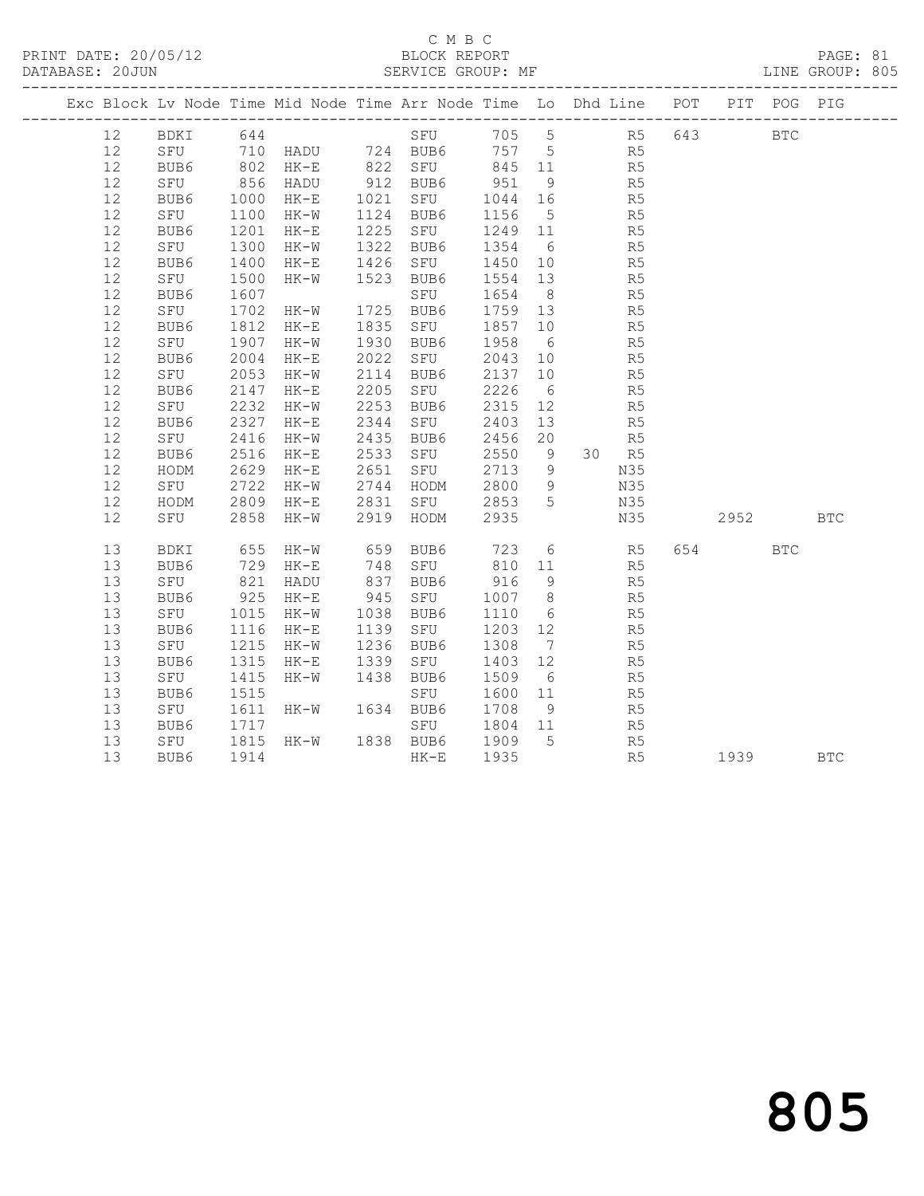C M B C

PRINT DATE: 20/05/12 BLOCK REPORT
DATABASE: 20JUN SERVICE GROUP: MF LINE GROUP: 805

| Exc | Block | Lv | Node | Time | Mid Node | Time | Arr Node | Time | Lo | Dhd Line | POT | PIT | POG | PIG |
|---|---|---|---|---|---|---|---|---|---|---|---|---|---|---|
| | 12 | | BDKI | 644 | | | SFU | 705 | 5 | R5 | 643 | | BTC | |
| | 12 | | SFU | 710 | HADU | 724 | BUB6 | 757 | 5 | R5 | | | | |
| | 12 | | BUB6 | 802 | HK-E | 822 | SFU | 845 | 11 | R5 | | | | |
| | 12 | | SFU | 856 | HADU | 912 | BUB6 | 951 | 9 | R5 | | | | |
| | 12 | | BUB6 | 1000 | HK-E | 1021 | SFU | 1044 | 16 | R5 | | | | |
| | 12 | | SFU | 1100 | HK-W | 1124 | BUB6 | 1156 | 5 | R5 | | | | |
| | 12 | | BUB6 | 1201 | HK-E | 1225 | SFU | 1249 | 11 | R5 | | | | |
| | 12 | | SFU | 1300 | HK-W | 1322 | BUB6 | 1354 | 6 | R5 | | | | |
| | 12 | | BUB6 | 1400 | HK-E | 1426 | SFU | 1450 | 10 | R5 | | | | |
| | 12 | | SFU | 1500 | HK-W | 1523 | BUB6 | 1554 | 13 | R5 | | | | |
| | 12 | | BUB6 | 1607 | | | SFU | 1654 | 8 | R5 | | | | |
| | 12 | | SFU | 1702 | HK-W | 1725 | BUB6 | 1759 | 13 | R5 | | | | |
| | 12 | | BUB6 | 1812 | HK-E | 1835 | SFU | 1857 | 10 | R5 | | | | |
| | 12 | | SFU | 1907 | HK-W | 1930 | BUB6 | 1958 | 6 | R5 | | | | |
| | 12 | | BUB6 | 2004 | HK-E | 2022 | SFU | 2043 | 10 | R5 | | | | |
| | 12 | | SFU | 2053 | HK-W | 2114 | BUB6 | 2137 | 10 | R5 | | | | |
| | 12 | | BUB6 | 2147 | HK-E | 2205 | SFU | 2226 | 6 | R5 | | | | |
| | 12 | | SFU | 2232 | HK-W | 2253 | BUB6 | 2315 | 12 | R5 | | | | |
| | 12 | | BUB6 | 2327 | HK-E | 2344 | SFU | 2403 | 13 | R5 | | | | |
| | 12 | | SFU | 2416 | HK-W | 2435 | BUB6 | 2456 | 20 | R5 | | | | |
| | 12 | | BUB6 | 2516 | HK-E | 2533 | SFU | 2550 | 9 | 30 R5 | | | | |
| | 12 | | HODM | 2629 | HK-E | 2651 | SFU | 2713 | 9 | N35 | | | | |
| | 12 | | SFU | 2722 | HK-W | 2744 | HODM | 2800 | 9 | N35 | | | | |
| | 12 | | HODM | 2809 | HK-E | 2831 | SFU | 2853 | 5 | N35 | | | | |
| | 12 | | SFU | 2858 | HK-W | 2919 | HODM | 2935 | | N35 | | 2952 | | BTC |
| | 13 | | BDKI | 655 | HK-W | 659 | BUB6 | 723 | 6 | R5 | 654 | | BTC | |
| | 13 | | BUB6 | 729 | HK-E | 748 | SFU | 810 | 11 | R5 | | | | |
| | 13 | | SFU | 821 | HADU | 837 | BUB6 | 916 | 9 | R5 | | | | |
| | 13 | | BUB6 | 925 | HK-E | 945 | SFU | 1007 | 8 | R5 | | | | |
| | 13 | | SFU | 1015 | HK-W | 1038 | BUB6 | 1110 | 6 | R5 | | | | |
| | 13 | | BUB6 | 1116 | HK-E | 1139 | SFU | 1203 | 12 | R5 | | | | |
| | 13 | | SFU | 1215 | HK-W | 1236 | BUB6 | 1308 | 7 | R5 | | | | |
| | 13 | | BUB6 | 1315 | HK-E | 1339 | SFU | 1403 | 12 | R5 | | | | |
| | 13 | | SFU | 1415 | HK-W | 1438 | BUB6 | 1509 | 6 | R5 | | | | |
| | 13 | | BUB6 | 1515 | | | SFU | 1600 | 11 | R5 | | | | |
| | 13 | | SFU | 1611 | HK-W | 1634 | BUB6 | 1708 | 9 | R5 | | | | |
| | 13 | | BUB6 | 1717 | | | SFU | 1804 | 11 | R5 | | | | |
| | 13 | | SFU | 1815 | HK-W | 1838 | BUB6 | 1909 | 5 | R5 | | | | |
| | 13 | | BUB6 | 1914 | | | HK-E | 1935 | | R5 | | 1939 | | BTC |

805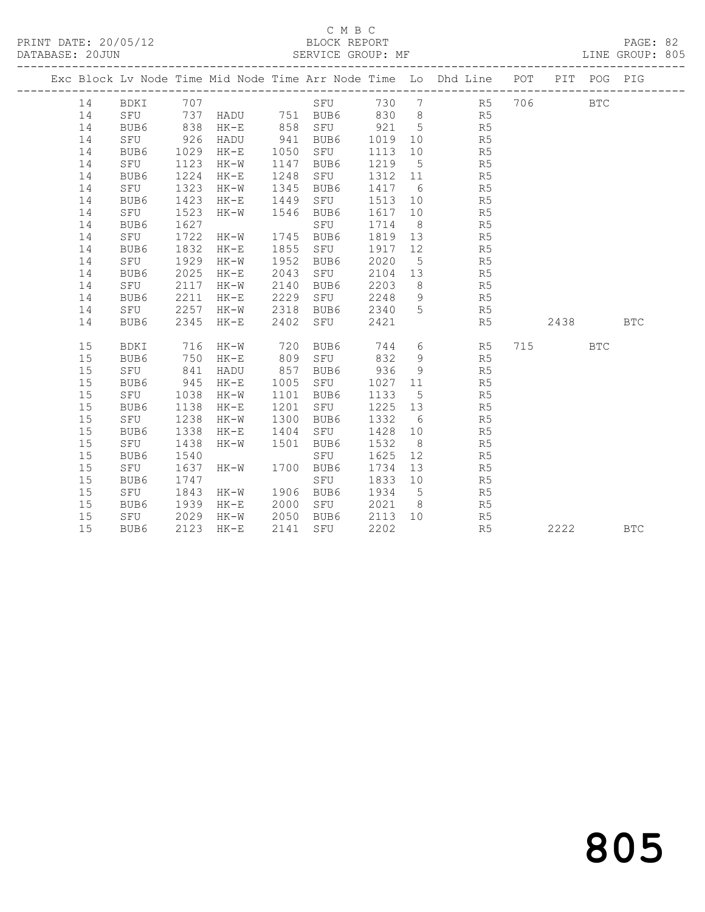# C M B C

PRINT DATE: 20/05/12 BLOCK REPORT
DATABASE: 20JUN SERVICE GROUP: MF LINE GROUP: 805

| Exc | Block | Lv | Node | Time | Mid Node | Time | Arr Node | Time | Lo | Dhd Line | POT | PIT | POG | PIG |
|---|---|---|---|---|---|---|---|---|---|---|---|---|---|---|
| | 14 | | BDKI | 707 | | | SFU | 730 | 7 | R5 | 706 | | BTC | |
| | 14 | | SFU | 737 | HADU | 751 | BUB6 | 830 | 8 | R5 | | | | |
| | 14 | | BUB6 | 838 | HK-E | 858 | SFU | 921 | 5 | R5 | | | | |
| | 14 | | SFU | 926 | HADU | 941 | BUB6 | 1019 | 10 | R5 | | | | |
| | 14 | | BUB6 | 1029 | HK-E | 1050 | SFU | 1113 | 10 | R5 | | | | |
| | 14 | | SFU | 1123 | HK-W | 1147 | BUB6 | 1219 | 5 | R5 | | | | |
| | 14 | | BUB6 | 1224 | HK-E | 1248 | SFU | 1312 | 11 | R5 | | | | |
| | 14 | | SFU | 1323 | HK-W | 1345 | BUB6 | 1417 | 6 | R5 | | | | |
| | 14 | | BUB6 | 1423 | HK-E | 1449 | SFU | 1513 | 10 | R5 | | | | |
| | 14 | | SFU | 1523 | HK-W | 1546 | BUB6 | 1617 | 10 | R5 | | | | |
| | 14 | | BUB6 | 1627 | | | SFU | 1714 | 8 | R5 | | | | |
| | 14 | | SFU | 1722 | HK-W | 1745 | BUB6 | 1819 | 13 | R5 | | | | |
| | 14 | | BUB6 | 1832 | HK-E | 1855 | SFU | 1917 | 12 | R5 | | | | |
| | 14 | | SFU | 1929 | HK-W | 1952 | BUB6 | 2020 | 5 | R5 | | | | |
| | 14 | | BUB6 | 2025 | HK-E | 2043 | SFU | 2104 | 13 | R5 | | | | |
| | 14 | | SFU | 2117 | HK-W | 2140 | BUB6 | 2203 | 8 | R5 | | | | |
| | 14 | | BUB6 | 2211 | HK-E | 2229 | SFU | 2248 | 9 | R5 | | | | |
| | 14 | | SFU | 2257 | HK-W | 2318 | BUB6 | 2340 | 5 | R5 | | | | |
| | 14 | | BUB6 | 2345 | HK-E | 2402 | SFU | 2421 | | R5 | | 2438 | | BTC |
| | 15 | | BDKI | 716 | HK-W | 720 | BUB6 | 744 | 6 | R5 | 715 | | BTC | |
| | 15 | | BUB6 | 750 | HK-E | 809 | SFU | 832 | 9 | R5 | | | | |
| | 15 | | SFU | 841 | HADU | 857 | BUB6 | 936 | 9 | R5 | | | | |
| | 15 | | BUB6 | 945 | HK-E | 1005 | SFU | 1027 | 11 | R5 | | | | |
| | 15 | | SFU | 1038 | HK-W | 1101 | BUB6 | 1133 | 5 | R5 | | | | |
| | 15 | | BUB6 | 1138 | HK-E | 1201 | SFU | 1225 | 13 | R5 | | | | |
| | 15 | | SFU | 1238 | HK-W | 1300 | BUB6 | 1332 | 6 | R5 | | | | |
| | 15 | | BUB6 | 1338 | HK-E | 1404 | SFU | 1428 | 10 | R5 | | | | |
| | 15 | | SFU | 1438 | HK-W | 1501 | BUB6 | 1532 | 8 | R5 | | | | |
| | 15 | | BUB6 | 1540 | | | SFU | 1625 | 12 | R5 | | | | |
| | 15 | | SFU | 1637 | HK-W | 1700 | BUB6 | 1734 | 13 | R5 | | | | |
| | 15 | | BUB6 | 1747 | | | SFU | 1833 | 10 | R5 | | | | |
| | 15 | | SFU | 1843 | HK-W | 1906 | BUB6 | 1934 | 5 | R5 | | | | |
| | 15 | | BUB6 | 1939 | HK-E | 2000 | SFU | 2021 | 8 | R5 | | | | |
| | 15 | | SFU | 2029 | HK-W | 2050 | BUB6 | 2113 | 10 | R5 | | | | |
| | 15 | | BUB6 | 2123 | HK-E | 2141 | SFU | 2202 | | R5 | | 2222 | | BTC |

805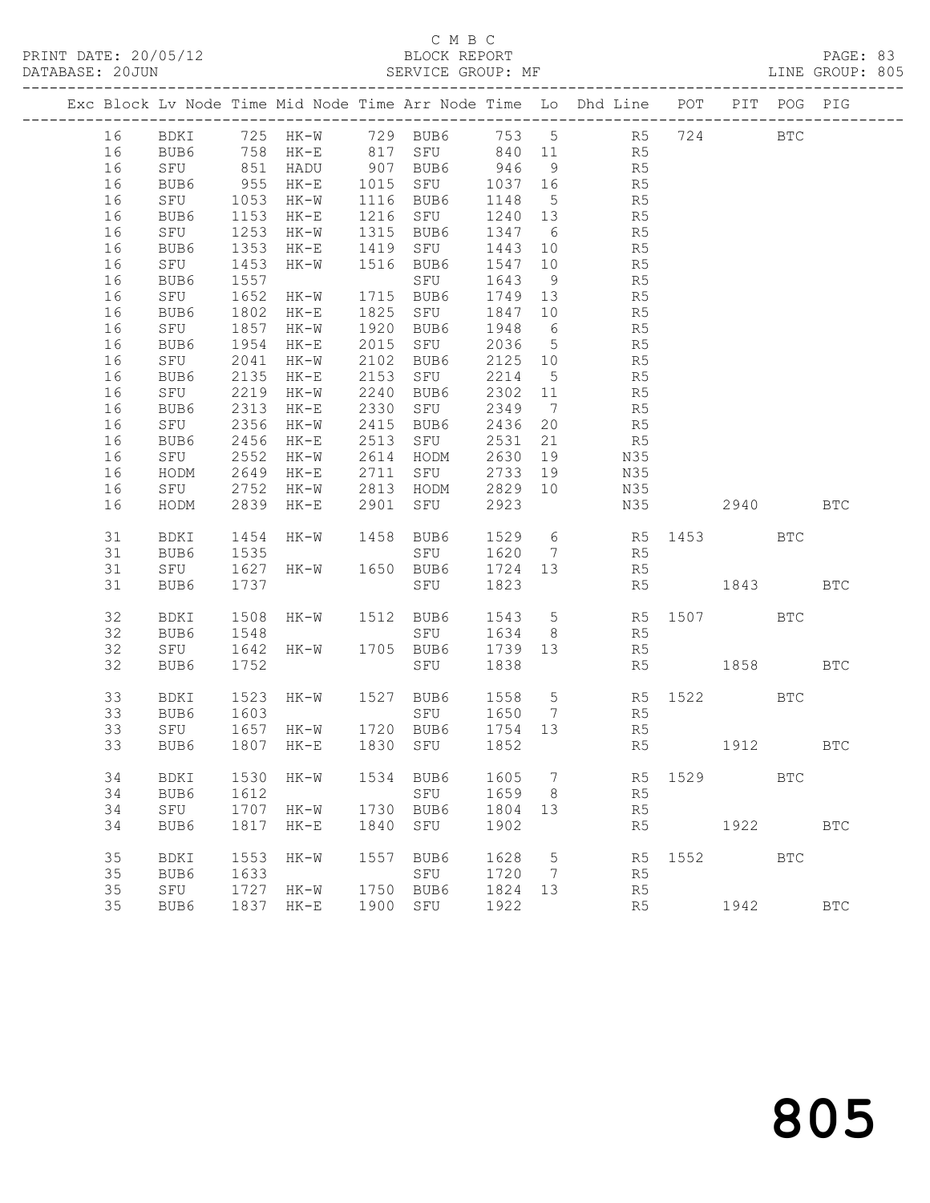C M B C
PRINT DATE: 20/05/12 BLOCK REPORT PAGE: 83
DATABASE: 20JUN SERVICE GROUP: MF LINE GROUP: 805

| Exc | Block | Lv | Node | Time | Mid Node | Time | Arr Node | Time | Lo | Dhd Line | POT | PIT | POG | PIG |
|---|---|---|---|---|---|---|---|---|---|---|---|---|---|---|
| | 16 | | BDKI | 725 | HK-W | 729 | BUB6 | 753 | 5 | R5 | 724 | | BTC | |
| | 16 | | BUB6 | 758 | HK-E | 817 | SFU | 840 | 11 | R5 | | | | |
| | 16 | | SFU | 851 | HADU | 907 | BUB6 | 946 | 9 | R5 | | | | |
| | 16 | | BUB6 | 955 | HK-E | 1015 | SFU | 1037 | 16 | R5 | | | | |
| | 16 | | SFU | 1053 | HK-W | 1116 | BUB6 | 1148 | 5 | R5 | | | | |
| | 16 | | BUB6 | 1153 | HK-E | 1216 | SFU | 1240 | 13 | R5 | | | | |
| | 16 | | SFU | 1253 | HK-W | 1315 | BUB6 | 1347 | 6 | R5 | | | | |
| | 16 | | BUB6 | 1353 | HK-E | 1419 | SFU | 1443 | 10 | R5 | | | | |
| | 16 | | SFU | 1453 | HK-W | 1516 | BUB6 | 1547 | 10 | R5 | | | | |
| | 16 | | BUB6 | 1557 | | | SFU | 1643 | 9 | R5 | | | | |
| | 16 | | SFU | 1652 | HK-W | 1715 | BUB6 | 1749 | 13 | R5 | | | | |
| | 16 | | BUB6 | 1802 | HK-E | 1825 | SFU | 1847 | 10 | R5 | | | | |
| | 16 | | SFU | 1857 | HK-W | 1920 | BUB6 | 1948 | 6 | R5 | | | | |
| | 16 | | BUB6 | 1954 | HK-E | 2015 | SFU | 2036 | 5 | R5 | | | | |
| | 16 | | SFU | 2041 | HK-W | 2102 | BUB6 | 2125 | 10 | R5 | | | | |
| | 16 | | BUB6 | 2135 | HK-E | 2153 | SFU | 2214 | 5 | R5 | | | | |
| | 16 | | SFU | 2219 | HK-W | 2240 | BUB6 | 2302 | 11 | R5 | | | | |
| | 16 | | BUB6 | 2313 | HK-E | 2330 | SFU | 2349 | 7 | R5 | | | | |
| | 16 | | SFU | 2356 | HK-W | 2415 | BUB6 | 2436 | 20 | R5 | | | | |
| | 16 | | BUB6 | 2456 | HK-E | 2513 | SFU | 2531 | 21 | R5 | | | | |
| | 16 | | SFU | 2552 | HK-W | 2614 | HODM | 2630 | 19 | N35 | | | | |
| | 16 | | HODM | 2649 | HK-E | 2711 | SFU | 2733 | 19 | N35 | | | | |
| | 16 | | SFU | 2752 | HK-W | 2813 | HODM | 2829 | 10 | N35 | | | | |
| | 16 | | HODM | 2839 | HK-E | 2901 | SFU | 2923 | | N35 | | 2940 | | BTC |
| | 31 | | BDKI | 1454 | HK-W | 1458 | BUB6 | 1529 | 6 | R5 | 1453 | | BTC | |
| | 31 | | BUB6 | 1535 | | | SFU | 1620 | 7 | R5 | | | | |
| | 31 | | SFU | 1627 | HK-W | 1650 | BUB6 | 1724 | 13 | R5 | | | | |
| | 31 | | BUB6 | 1737 | | | SFU | 1823 | | R5 | | 1843 | | BTC |
| | 32 | | BDKI | 1508 | HK-W | 1512 | BUB6 | 1543 | 5 | R5 | 1507 | | BTC | |
| | 32 | | BUB6 | 1548 | | | SFU | 1634 | 8 | R5 | | | | |
| | 32 | | SFU | 1642 | HK-W | 1705 | BUB6 | 1739 | 13 | R5 | | | | |
| | 32 | | BUB6 | 1752 | | | SFU | 1838 | | R5 | | 1858 | | BTC |
| | 33 | | BDKI | 1523 | HK-W | 1527 | BUB6 | 1558 | 5 | R5 | 1522 | | BTC | |
| | 33 | | BUB6 | 1603 | | | SFU | 1650 | 7 | R5 | | | | |
| | 33 | | SFU | 1657 | HK-W | 1720 | BUB6 | 1754 | 13 | R5 | | | | |
| | 33 | | BUB6 | 1807 | HK-E | 1830 | SFU | 1852 | | R5 | | 1912 | | BTC |
| | 34 | | BDKI | 1530 | HK-W | 1534 | BUB6 | 1605 | 7 | R5 | 1529 | | BTC | |
| | 34 | | BUB6 | 1612 | | | SFU | 1659 | 8 | R5 | | | | |
| | 34 | | SFU | 1707 | HK-W | 1730 | BUB6 | 1804 | 13 | R5 | | | | |
| | 34 | | BUB6 | 1817 | HK-E | 1840 | SFU | 1902 | | R5 | | 1922 | | BTC |
| | 35 | | BDKI | 1553 | HK-W | 1557 | BUB6 | 1628 | 5 | R5 | 1552 | | BTC | |
| | 35 | | BUB6 | 1633 | | | SFU | 1720 | 7 | R5 | | | | |
| | 35 | | SFU | 1727 | HK-W | 1750 | BUB6 | 1824 | 13 | R5 | | | | |
| | 35 | | BUB6 | 1837 | HK-E | 1900 | SFU | 1922 | | R5 | | 1942 | | BTC |

805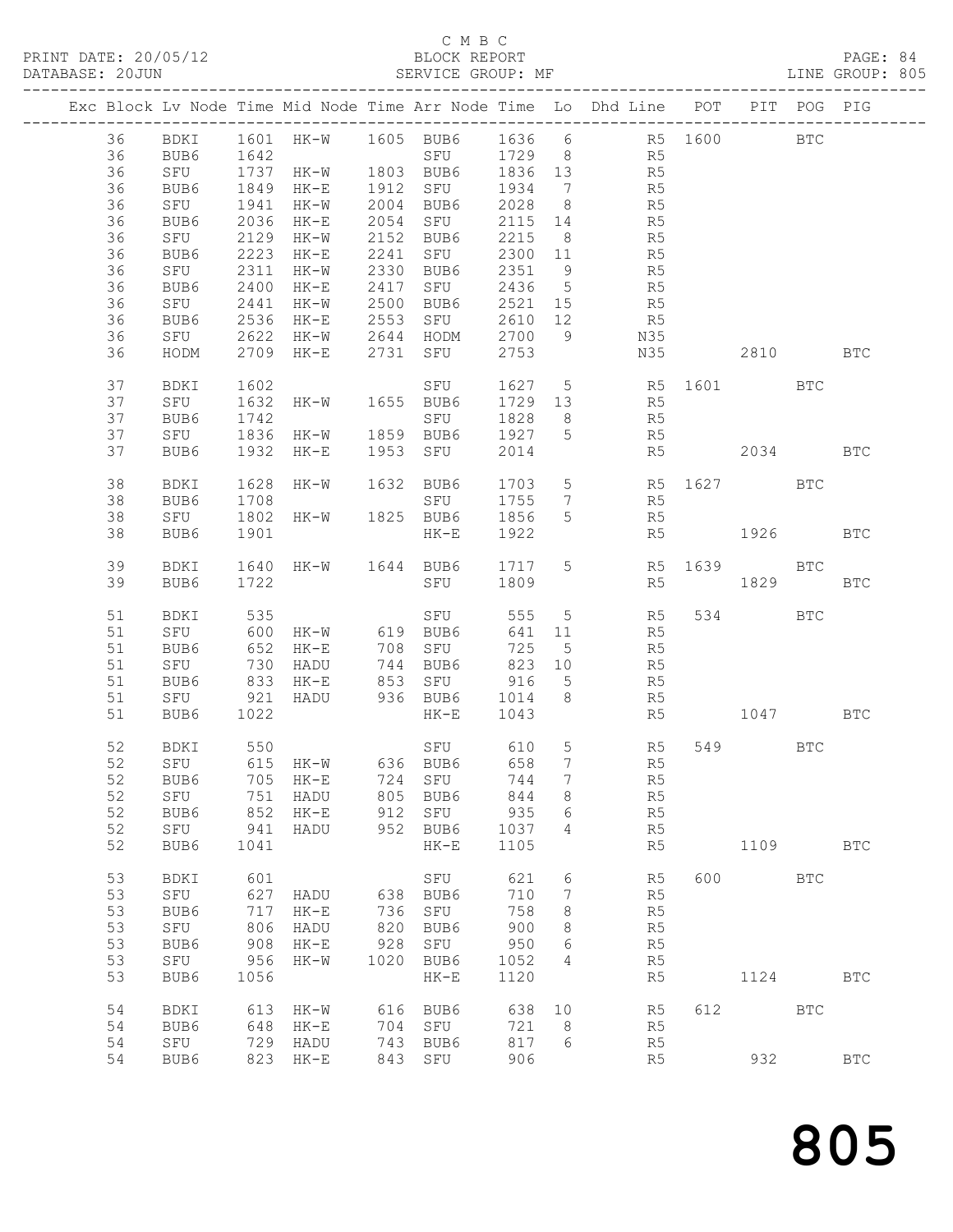C M B C

PRINT DATE: 20/05/12 BLOCK REPORT PAGE: 84
DATABASE: 20JUN SERVICE GROUP: MF LINE GROUP: 805

| Exc | Block | Lv | Node | Time | Mid Node | Time | Arr Node | Time | Lo | Dhd Line | POT | PIT | POG | PIG |
|---|---|---|---|---|---|---|---|---|---|---|---|---|---|---|
| | 36 | | BDKI | 1601 | HK-W | 1605 | BUB6 | 1636 | 6 | R5 | 1600 | | BTC | |
| | 36 | | BUB6 | 1642 | | | SFU | 1729 | 8 | R5 | | | | |
| | 36 | | SFU | 1737 | HK-W | 1803 | BUB6 | 1836 | 13 | R5 | | | | |
| | 36 | | BUB6 | 1849 | HK-E | 1912 | SFU | 1934 | 7 | R5 | | | | |
| | 36 | | SFU | 1941 | HK-W | 2004 | BUB6 | 2028 | 8 | R5 | | | | |
| | 36 | | BUB6 | 2036 | HK-E | 2054 | SFU | 2115 | 14 | R5 | | | | |
| | 36 | | SFU | 2129 | HK-W | 2152 | BUB6 | 2215 | 8 | R5 | | | | |
| | 36 | | BUB6 | 2223 | HK-E | 2241 | SFU | 2300 | 11 | R5 | | | | |
| | 36 | | SFU | 2311 | HK-W | 2330 | BUB6 | 2351 | 9 | R5 | | | | |
| | 36 | | BUB6 | 2400 | HK-E | 2417 | SFU | 2436 | 5 | R5 | | | | |
| | 36 | | SFU | 2441 | HK-W | 2500 | BUB6 | 2521 | 15 | R5 | | | | |
| | 36 | | BUB6 | 2536 | HK-E | 2553 | SFU | 2610 | 12 | R5 | | | | |
| | 36 | | SFU | 2622 | HK-W | 2644 | HODM | 2700 | 9 | N35 | | | | |
| | 36 | | HODM | 2709 | HK-E | 2731 | SFU | 2753 | | N35 | | 2810 | | BTC |
| | 37 | | BDKI | 1602 | | | SFU | 1627 | 5 | R5 | 1601 | | BTC | |
| | 37 | | SFU | 1632 | HK-W | 1655 | BUB6 | 1729 | 13 | R5 | | | | |
| | 37 | | BUB6 | 1742 | | | SFU | 1828 | 8 | R5 | | | | |
| | 37 | | SFU | 1836 | HK-W | 1859 | BUB6 | 1927 | 5 | R5 | | | | |
| | 37 | | BUB6 | 1932 | HK-E | 1953 | SFU | 2014 | | R5 | | 2034 | | BTC |
| | 38 | | BDKI | 1628 | HK-W | 1632 | BUB6 | 1703 | 5 | R5 | 1627 | | BTC | |
| | 38 | | BUB6 | 1708 | | | SFU | 1755 | 7 | R5 | | | | |
| | 38 | | SFU | 1802 | HK-W | 1825 | BUB6 | 1856 | 5 | R5 | | | | |
| | 38 | | BUB6 | 1901 | | | HK-E | 1922 | | R5 | | 1926 | | BTC |
| | 39 | | BDKI | 1640 | HK-W | 1644 | BUB6 | 1717 | 5 | R5 | 1639 | | BTC | |
| | 39 | | BUB6 | 1722 | | | SFU | 1809 | | R5 | | 1829 | | BTC |
| | 51 | | BDKI | 535 | | | SFU | 555 | 5 | R5 | 534 | | BTC | |
| | 51 | | SFU | 600 | HK-W | 619 | BUB6 | 641 | 11 | R5 | | | | |
| | 51 | | BUB6 | 652 | HK-E | 708 | SFU | 725 | 5 | R5 | | | | |
| | 51 | | SFU | 730 | HADU | 744 | BUB6 | 823 | 10 | R5 | | | | |
| | 51 | | BUB6 | 833 | HK-E | 853 | SFU | 916 | 5 | R5 | | | | |
| | 51 | | SFU | 921 | HADU | 936 | BUB6 | 1014 | 8 | R5 | | | | |
| | 51 | | BUB6 | 1022 | | | HK-E | 1043 | | R5 | | 1047 | | BTC |
| | 52 | | BDKI | 550 | | | SFU | 610 | 5 | R5 | 549 | | BTC | |
| | 52 | | SFU | 615 | HK-W | 636 | BUB6 | 658 | 7 | R5 | | | | |
| | 52 | | BUB6 | 705 | HK-E | 724 | SFU | 744 | 7 | R5 | | | | |
| | 52 | | SFU | 751 | HADU | 805 | BUB6 | 844 | 8 | R5 | | | | |
| | 52 | | BUB6 | 852 | HK-E | 912 | SFU | 935 | 6 | R5 | | | | |
| | 52 | | SFU | 941 | HADU | 952 | BUB6 | 1037 | 4 | R5 | | | | |
| | 52 | | BUB6 | 1041 | | | HK-E | 1105 | | R5 | | 1109 | | BTC |
| | 53 | | BDKI | 601 | | | SFU | 621 | 6 | R5 | 600 | | BTC | |
| | 53 | | SFU | 627 | HADU | 638 | BUB6 | 710 | 7 | R5 | | | | |
| | 53 | | BUB6 | 717 | HK-E | 736 | SFU | 758 | 8 | R5 | | | | |
| | 53 | | SFU | 806 | HADU | 820 | BUB6 | 900 | 8 | R5 | | | | |
| | 53 | | BUB6 | 908 | HK-E | 928 | SFU | 950 | 6 | R5 | | | | |
| | 53 | | SFU | 956 | HK-W | 1020 | BUB6 | 1052 | 4 | R5 | | | | |
| | 53 | | BUB6 | 1056 | | | HK-E | 1120 | | R5 | | 1124 | | BTC |
| | 54 | | BDKI | 613 | HK-W | 616 | BUB6 | 638 | 10 | R5 | 612 | | BTC | |
| | 54 | | BUB6 | 648 | HK-E | 704 | SFU | 721 | 8 | R5 | | | | |
| | 54 | | SFU | 729 | HADU | 743 | BUB6 | 817 | 6 | R5 | | | | |
| | 54 | | BUB6 | 823 | HK-E | 843 | SFU | 906 | | R5 | | 932 | | BTC |

805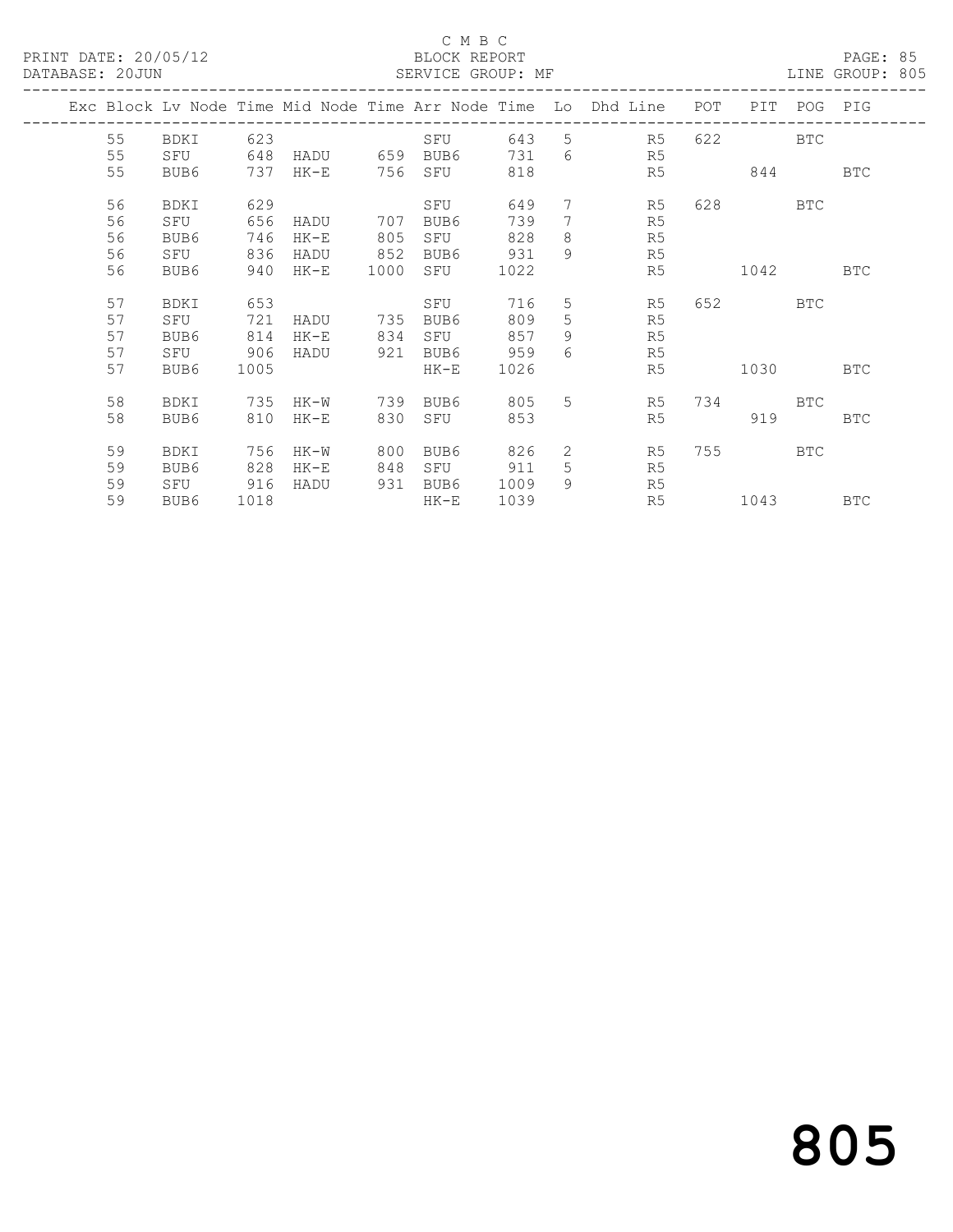C M B C

BLOCK REPORT

SERVICE GROUP: MF

LINE GROUP: 805

PRINT DATE: 20/05/12

DATABASE: 20JUN

| Exc | Block | Lv | Node | Time | Mid Node | Time | Arr Node | Time | Lo | Dhd Line | POT | PIT | POG | PIG |
|---|---|---|---|---|---|---|---|---|---|---|---|---|---|---|
| | 55 | | BDKI | 623 | | | SFU | 643 | 5 | R5 | 622 | | BTC | |
| | 55 | | SFU | 648 | HADU | 659 | BUB6 | 731 | 6 | R5 | | | | |
| | 55 | | BUB6 | 737 | HK-E | 756 | SFU | 818 | | R5 | | 844 | | BTC |
| | 56 | | BDKI | 629 | | | SFU | 649 | 7 | R5 | 628 | | BTC | |
| | 56 | | SFU | 656 | HADU | 707 | BUB6 | 739 | 7 | R5 | | | | |
| | 56 | | BUB6 | 746 | HK-E | 805 | SFU | 828 | 8 | R5 | | | | |
| | 56 | | SFU | 836 | HADU | 852 | BUB6 | 931 | 9 | R5 | | | | |
| | 56 | | BUB6 | 940 | HK-E | 1000 | SFU | 1022 | | R5 | | 1042 | | BTC |
| | 57 | | BDKI | 653 | | | SFU | 716 | 5 | R5 | 652 | | BTC | |
| | 57 | | SFU | 721 | HADU | 735 | BUB6 | 809 | 5 | R5 | | | | |
| | 57 | | BUB6 | 814 | HK-E | 834 | SFU | 857 | 9 | R5 | | | | |
| | 57 | | SFU | 906 | HADU | 921 | BUB6 | 959 | 6 | R5 | | | | |
| | 57 | | BUB6 | 1005 | | | HK-E | 1026 | | R5 | | 1030 | | BTC |
| | 58 | | BDKI | 735 | HK-W | 739 | BUB6 | 805 | 5 | R5 | 734 | | BTC | |
| | 58 | | BUB6 | 810 | HK-E | 830 | SFU | 853 | | R5 | | 919 | | BTC |
| | 59 | | BDKI | 756 | HK-W | 800 | BUB6 | 826 | 2 | R5 | 755 | | BTC | |
| | 59 | | BUB6 | 828 | HK-E | 848 | SFU | 911 | 5 | R5 | | | | |
| | 59 | | SFU | 916 | HADU | 931 | BUB6 | 1009 | 9 | R5 | | | | |
| | 59 | | BUB6 | 1018 | | | HK-E | 1039 | | R5 | | 1043 | | BTC |

805